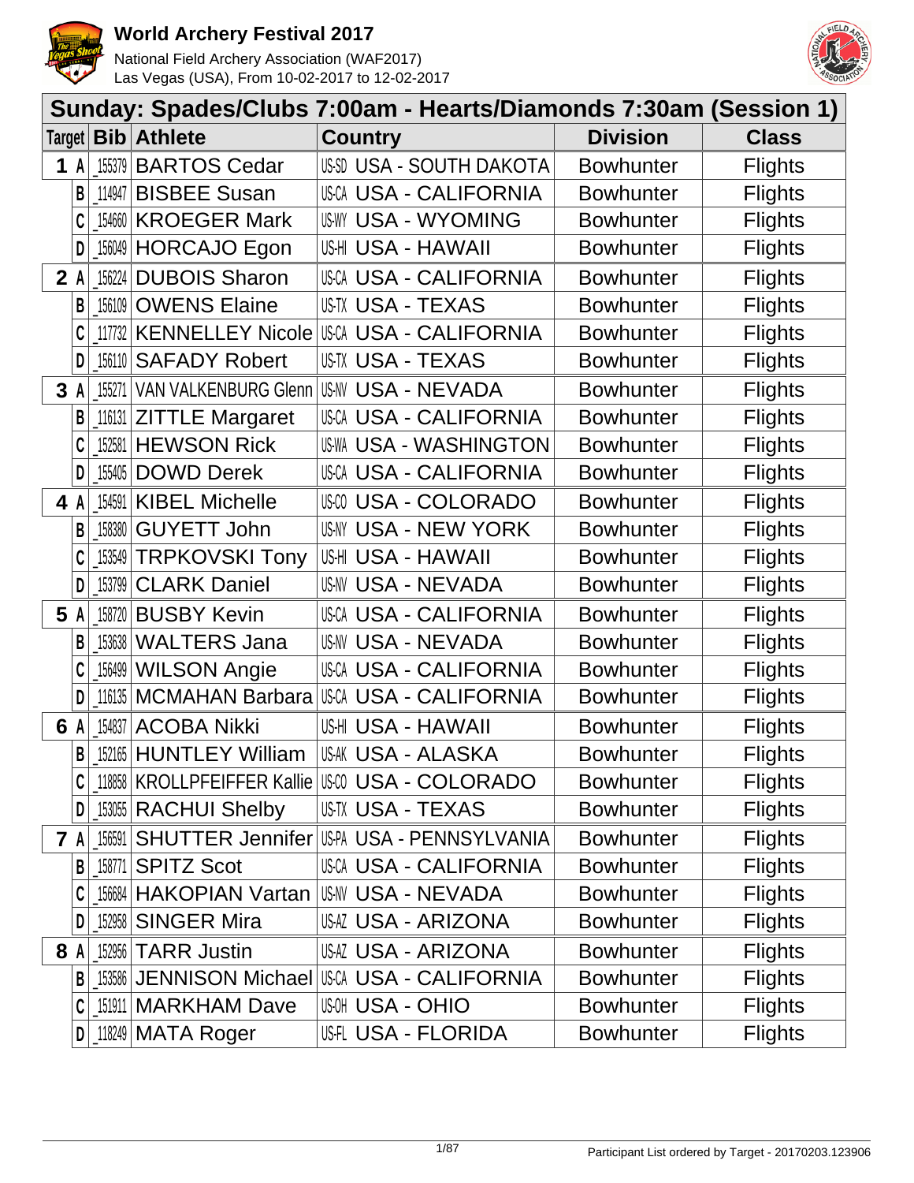# World Archery Festival 2017

National Field Archery Association (WAF2017)
Las Vegas (USA), From 10-02-2017 to 12-02-2017

## Sunday: Spades/Clubs 7:00am - Hearts/Diamonds 7:30am (Session 1)

| Target | | Bib | Athlete | Country | | Division | Class |
|---|---|---|---|---|---|---|---|
| 1 | A | 155379 | BARTOS Cedar | US-SD | USA - SOUTH DAKOTA | Bowhunter | Flights |
| | B | 114947 | BISBEE Susan | US-CA | USA - CALIFORNIA | Bowhunter | Flights |
| | C | 154660 | KROEGER Mark | US-WY | USA - WYOMING | Bowhunter | Flights |
| | D | 156049 | HORCAJO Egon | US-HI | USA - HAWAII | Bowhunter | Flights |
| 2 | A | 156224 | DUBOIS Sharon | US-CA | USA - CALIFORNIA | Bowhunter | Flights |
| | B | 156109 | OWENS Elaine | US-TX | USA - TEXAS | Bowhunter | Flights |
| | C | 117732 | KENNELLEY Nicole | US-CA | USA - CALIFORNIA | Bowhunter | Flights |
| | D | 156110 | SAFADY Robert | US-TX | USA - TEXAS | Bowhunter | Flights |
| 3 | A | 155271 | VAN VALKENBURG Glenn | US-NV | USA - NEVADA | Bowhunter | Flights |
| | B | 116131 | ZITTLE Margaret | US-CA | USA - CALIFORNIA | Bowhunter | Flights |
| | C | 152581 | HEWSON Rick | US-WA | USA - WASHINGTON | Bowhunter | Flights |
| | D | 155405 | DOWD Derek | US-CA | USA - CALIFORNIA | Bowhunter | Flights |
| 4 | A | 154591 | KIBEL Michelle | US-CO | USA - COLORADO | Bowhunter | Flights |
| | B | 158380 | GUYETT John | US-NY | USA - NEW YORK | Bowhunter | Flights |
| | C | 153549 | TRPKOVSKI Tony | US-HI | USA - HAWAII | Bowhunter | Flights |
| | D | 153799 | CLARK Daniel | US-NV | USA - NEVADA | Bowhunter | Flights |
| 5 | A | 158720 | BUSBY Kevin | US-CA | USA - CALIFORNIA | Bowhunter | Flights |
| | B | 153638 | WALTERS Jana | US-NV | USA - NEVADA | Bowhunter | Flights |
| | C | 156499 | WILSON Angie | US-CA | USA - CALIFORNIA | Bowhunter | Flights |
| | D | 116135 | MCMAHAN Barbara | US-CA | USA - CALIFORNIA | Bowhunter | Flights |
| 6 | A | 154837 | ACOBA Nikki | US-HI | USA - HAWAII | Bowhunter | Flights |
| | B | 152165 | HUNTLEY William | US-AK | USA - ALASKA | Bowhunter | Flights |
| | C | 118858 | KROLLPFEIFFER Kallie | US-CO | USA - COLORADO | Bowhunter | Flights |
| | D | 153055 | RACHUI Shelby | US-TX | USA - TEXAS | Bowhunter | Flights |
| 7 | A | 156591 | SHUTTER Jennifer | US-PA | USA - PENNSYLVANIA | Bowhunter | Flights |
| | B | 158771 | SPITZ Scot | US-CA | USA - CALIFORNIA | Bowhunter | Flights |
| | C | 156684 | HAKOPIAN Vartan | US-NV | USA - NEVADA | Bowhunter | Flights |
| | D | 152958 | SINGER Mira | US-AZ | USA - ARIZONA | Bowhunter | Flights |
| 8 | A | 152956 | TARR Justin | US-AZ | USA - ARIZONA | Bowhunter | Flights |
| | B | 153586 | JENNISON Michael | US-CA | USA - CALIFORNIA | Bowhunter | Flights |
| | C | 151911 | MARKHAM Dave | US-OH | USA - OHIO | Bowhunter | Flights |
| | D | 118249 | MATA Roger | US-FL | USA - FLORIDA | Bowhunter | Flights |

Participant List ordered by Target - 20170203.123906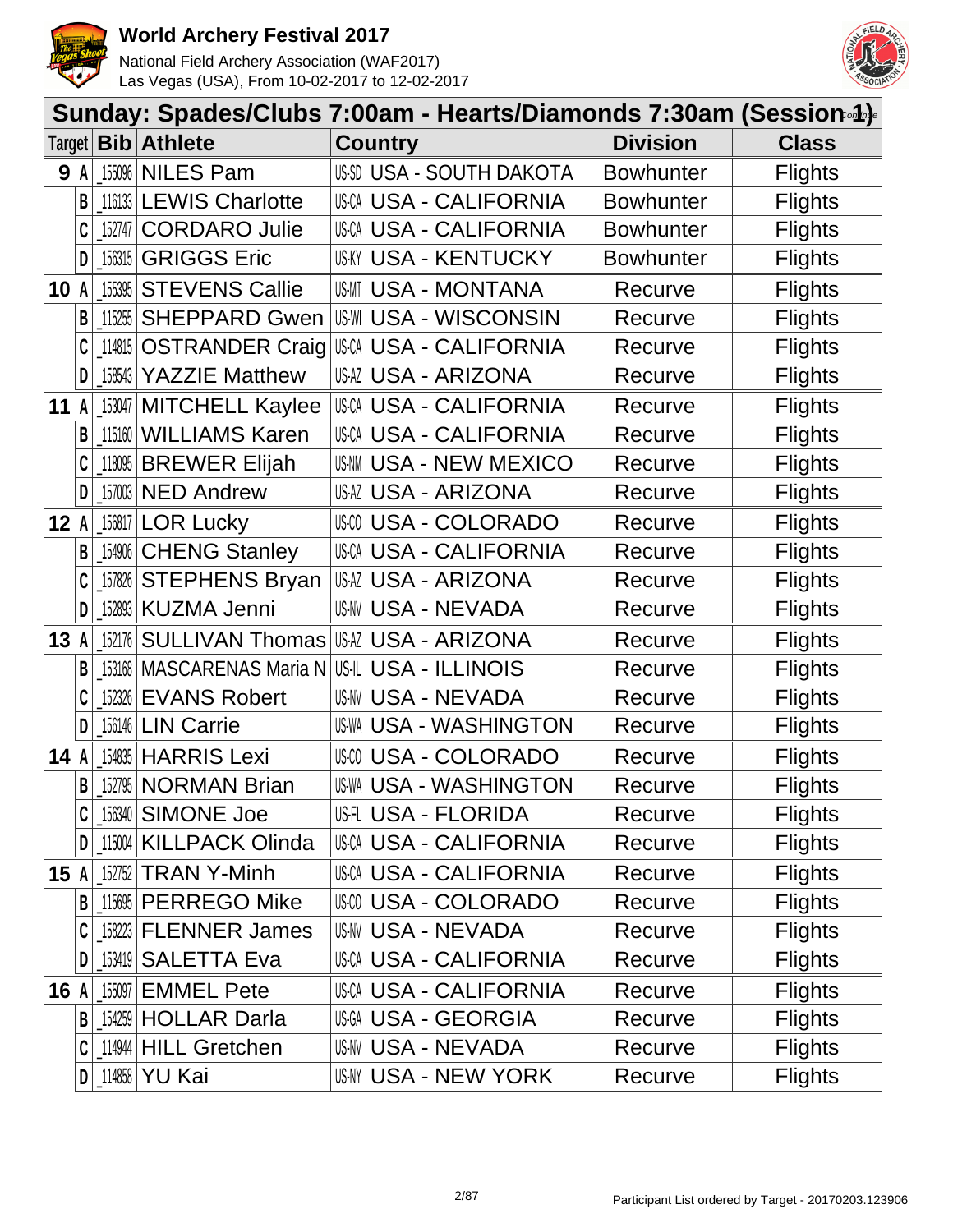## Sunday: Spades/Clubs 7:00am - Hearts/Diamonds 7:30am (Session 1) *Continue*

| Target | Bib | Athlete | Country | Division | Class |
|---|---|---|---|---|---|
| 9 A | _155096 | NILES Pam | US-SD USA - SOUTH DAKOTA | Bowhunter | Flights |
| B | _116133 | LEWIS Charlotte | US-CA USA - CALIFORNIA | Bowhunter | Flights |
| C | _152747 | CORDARO Julie | US-CA USA - CALIFORNIA | Bowhunter | Flights |
| D | _156315 | GRIGGS Eric | US-KY USA - KENTUCKY | Bowhunter | Flights |
| 10 A | _155395 | STEVENS Callie | US-MT USA - MONTANA | Recurve | Flights |
| B | _115255 | SHEPPARD Gwen | US-WI USA - WISCONSIN | Recurve | Flights |
| C | _114815 | OSTRANDER Craig | US-CA USA - CALIFORNIA | Recurve | Flights |
| D | _158543 | YAZZIE Matthew | US-AZ USA - ARIZONA | Recurve | Flights |
| 11 A | _153047 | MITCHELL Kaylee | US-CA USA - CALIFORNIA | Recurve | Flights |
| B | _115160 | WILLIAMS Karen | US-CA USA - CALIFORNIA | Recurve | Flights |
| C | _118095 | BREWER Elijah | US-NM USA - NEW MEXICO | Recurve | Flights |
| D | _157003 | NED Andrew | US-AZ USA - ARIZONA | Recurve | Flights |
| 12 A | _156817 | LOR Lucky | US-CO USA - COLORADO | Recurve | Flights |
| B | _154906 | CHENG Stanley | US-CA USA - CALIFORNIA | Recurve | Flights |
| C | _157826 | STEPHENS Bryan | US-AZ USA - ARIZONA | Recurve | Flights |
| D | _152893 | KUZMA Jenni | US-NV USA - NEVADA | Recurve | Flights |
| 13 A | _152176 | SULLIVAN Thomas | US-AZ USA - ARIZONA | Recurve | Flights |
| B | _153168 | MASCARENAS Maria N | US-IL USA - ILLINOIS | Recurve | Flights |
| C | _152326 | EVANS Robert | US-NV USA - NEVADA | Recurve | Flights |
| D | _156146 | LIN Carrie | US-WA USA - WASHINGTON | Recurve | Flights |
| 14 A | _154835 | HARRIS Lexi | US-CO USA - COLORADO | Recurve | Flights |
| B | _152795 | NORMAN Brian | US-WA USA - WASHINGTON | Recurve | Flights |
| C | _156340 | SIMONE Joe | US-FL USA - FLORIDA | Recurve | Flights |
| D | _115004 | KILLPACK Olinda | US-CA USA - CALIFORNIA | Recurve | Flights |
| 15 A | _152752 | TRAN Y-Minh | US-CA USA - CALIFORNIA | Recurve | Flights |
| B | _115695 | PERREGO Mike | US-CO USA - COLORADO | Recurve | Flights |
| C | _158223 | FLENNER James | US-NV USA - NEVADA | Recurve | Flights |
| D | _153419 | SALETTA Eva | US-CA USA - CALIFORNIA | Recurve | Flights |
| 16 A | _155097 | EMMEL Pete | US-CA USA - CALIFORNIA | Recurve | Flights |
| B | _154259 | HOLLAR Darla | US-GA USA - GEORGIA | Recurve | Flights |
| C | _114944 | HILL Gretchen | US-NV USA - NEVADA | Recurve | Flights |
| D | _114858 | YU Kai | US-NY USA - NEW YORK | Recurve | Flights |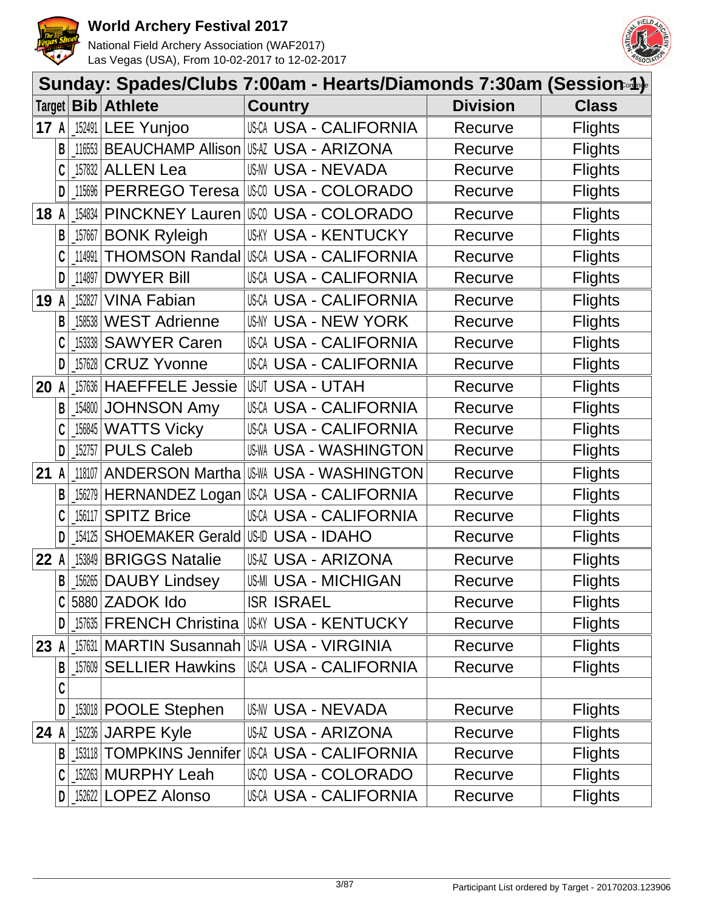# World Archery Festival 2017

National Field Archery Association (WAF2017)
Las Vegas (USA), From 10-02-2017 to 12-02-2017

## Sunday: Spades/Clubs 7:00am - Hearts/Diamonds 7:30am (Session 1) *Continue*

| Target | | Bib | Athlete | Country | | Division | Class |
|---|---|---|---|---|---|---|---|
| 17 | A | _152491 | LEE Yunjoo | US-CA | USA - CALIFORNIA | Recurve | Flights |
| | B | _116553 | BEAUCHAMP Allison | US-AZ | USA - ARIZONA | Recurve | Flights |
| | C | _157832 | ALLEN Lea | US-NV | USA - NEVADA | Recurve | Flights |
| | D | _115696 | PERREGO Teresa | US-CO | USA - COLORADO | Recurve | Flights |
| 18 | A | _154834 | PINCKNEY Lauren | US-CO | USA - COLORADO | Recurve | Flights |
| | B | _157667 | BONK Ryleigh | US-KY | USA - KENTUCKY | Recurve | Flights |
| | C | _114991 | THOMSON Randal | US-CA | USA - CALIFORNIA | Recurve | Flights |
| | D | _114897 | DWYER Bill | US-CA | USA - CALIFORNIA | Recurve | Flights |
| 19 | A | _152827 | VINA Fabian | US-CA | USA - CALIFORNIA | Recurve | Flights |
| | B | _158538 | WEST Adrienne | US-NY | USA - NEW YORK | Recurve | Flights |
| | C | _153338 | SAWYER Caren | US-CA | USA - CALIFORNIA | Recurve | Flights |
| | D | _157628 | CRUZ Yvonne | US-CA | USA - CALIFORNIA | Recurve | Flights |
| 20 | A | _157636 | HAEFFELE Jessie | US-UT | USA - UTAH | Recurve | Flights |
| | B | _154800 | JOHNSON Amy | US-CA | USA - CALIFORNIA | Recurve | Flights |
| | C | _156845 | WATTS Vicky | US-CA | USA - CALIFORNIA | Recurve | Flights |
| | D | _152757 | PULS Caleb | US-WA | USA - WASHINGTON | Recurve | Flights |
| 21 | A | _118107 | ANDERSON Martha | US-WA | USA - WASHINGTON | Recurve | Flights |
| | B | _156279 | HERNANDEZ Logan | US-CA | USA - CALIFORNIA | Recurve | Flights |
| | C | _156117 | SPITZ Brice | US-CA | USA - CALIFORNIA | Recurve | Flights |
| | D | _154125 | SHOEMAKER Gerald | US-ID | USA - IDAHO | Recurve | Flights |
| 22 | A | _153849 | BRIGGS Natalie | US-AZ | USA - ARIZONA | Recurve | Flights |
| | B | _156265 | DAUBY Lindsey | US-MI | USA - MICHIGAN | Recurve | Flights |
| | C | 5880 | ZADOK Ido | ISR | ISRAEL | Recurve | Flights |
| | D | _157635 | FRENCH Christina | US-KY | USA - KENTUCKY | Recurve | Flights |
| 23 | A | _157631 | MARTIN Susannah | US-VA | USA - VIRGINIA | Recurve | Flights |
| | B | _157609 | SELLIER Hawkins | US-CA | USA - CALIFORNIA | Recurve | Flights |
| | C | | | | | | |
| | D | _153018 | POOLE Stephen | US-NV | USA - NEVADA | Recurve | Flights |
| 24 | A | _152236 | JARPE Kyle | US-AZ | USA - ARIZONA | Recurve | Flights |
| | B | _153118 | TOMPKINS Jennifer | US-CA | USA - CALIFORNIA | Recurve | Flights |
| | C | _152263 | MURPHY Leah | US-CO | USA - COLORADO | Recurve | Flights |
| | D | _152622 | LOPEZ Alonso | US-CA | USA - CALIFORNIA | Recurve | Flights |

Participant List ordered by Target - 20170203.123906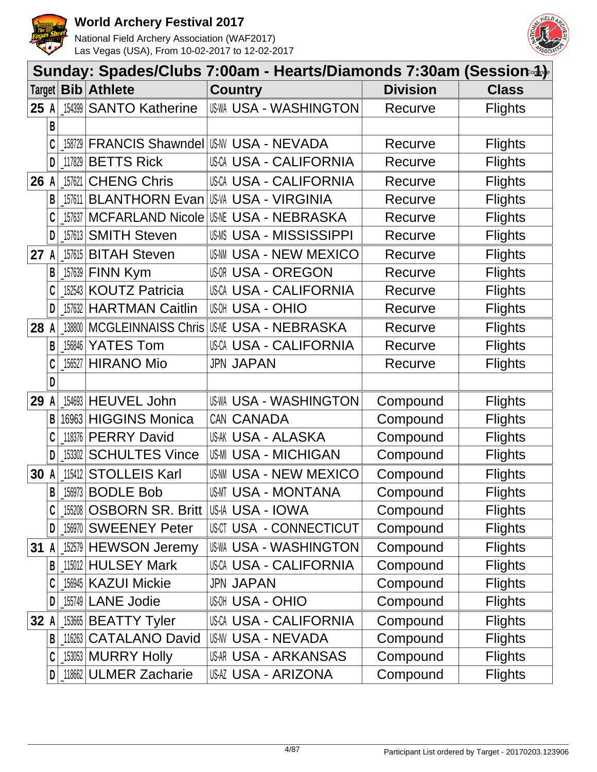# World Archery Festival 2017

National Field Archery Association (WAF2017)
Las Vegas (USA), From 10-02-2017 to 12-02-2017

## Sunday: Spades/Clubs 7:00am - Hearts/Diamonds 7:30am (Session 1)

*Continue*

| Target | | Bib | Athlete | Country | Division | Class |
|---|---|---|---|---|---|---|
| 25 | A | 154399 | SANTO Katherine | US-WA USA - WASHINGTON | Recurve | Flights |
| | B | | | | | |
| | C | 158729 | FRANCIS Shawndel | US-NV USA - NEVADA | Recurve | Flights |
| | D | 117829 | BETTS Rick | US-CA USA - CALIFORNIA | Recurve | Flights |
| 26 | A | 157621 | CHENG Chris | US-CA USA - CALIFORNIA | Recurve | Flights |
| | B | 157611 | BLANTHORN Evan | US-VA USA - VIRGINIA | Recurve | Flights |
| | C | 157637 | MCFARLAND Nicole | US-NE USA - NEBRASKA | Recurve | Flights |
| | D | 157613 | SMITH Steven | US-MS USA - MISSISSIPPI | Recurve | Flights |
| 27 | A | 157615 | BITAH Steven | US-NM USA - NEW MEXICO | Recurve | Flights |
| | B | 157639 | FINN Kym | US-OR USA - OREGON | Recurve | Flights |
| | C | 152543 | KOUTZ Patricia | US-CA USA - CALIFORNIA | Recurve | Flights |
| | D | 157632 | HARTMAN Caitlin | US-OH USA - OHIO | Recurve | Flights |
| 28 | A | 138800 | MCGLEINNAISS Chris | US-NE USA - NEBRASKA | Recurve | Flights |
| | B | 156846 | YATES Tom | US-CA USA - CALIFORNIA | Recurve | Flights |
| | C | 156527 | HIRANO Mio | JPN JAPAN | Recurve | Flights |
| | D | | | | | |
| 29 | A | 154693 | HEUVEL John | US-WA USA - WASHINGTON | Compound | Flights |
| | B | 16963 | HIGGINS Monica | CAN CANADA | Compound | Flights |
| | C | 118376 | PERRY David | US-AK USA - ALASKA | Compound | Flights |
| | D | 153302 | SCHULTES Vince | US-MI USA - MICHIGAN | Compound | Flights |
| 30 | A | 115412 | STOLLEIS Karl | US-NM USA - NEW MEXICO | Compound | Flights |
| | B | 156973 | BODLE Bob | US-MT USA - MONTANA | Compound | Flights |
| | C | 155208 | OSBORN SR. Britt | US-IA USA - IOWA | Compound | Flights |
| | D | 156970 | SWEENEY Peter | US-CT USA - CONNECTICUT | Compound | Flights |
| 31 | A | 152579 | HEWSON Jeremy | US-WA USA - WASHINGTON | Compound | Flights |
| | B | 115012 | HULSEY Mark | US-CA USA - CALIFORNIA | Compound | Flights |
| | C | 156945 | KAZUI Mickie | JPN JAPAN | Compound | Flights |
| | D | 155749 | LANE Jodie | US-OH USA - OHIO | Compound | Flights |
| 32 | A | 153665 | BEATTY Tyler | US-CA USA - CALIFORNIA | Compound | Flights |
| | B | 116263 | CATALANO David | US-NV USA - NEVADA | Compound | Flights |
| | C | 153053 | MURRY Holly | US-AR USA - ARKANSAS | Compound | Flights |
| | D | 118662 | ULMER Zacharie | US-AZ USA - ARIZONA | Compound | Flights |

Participant List ordered by Target - 20170203.123906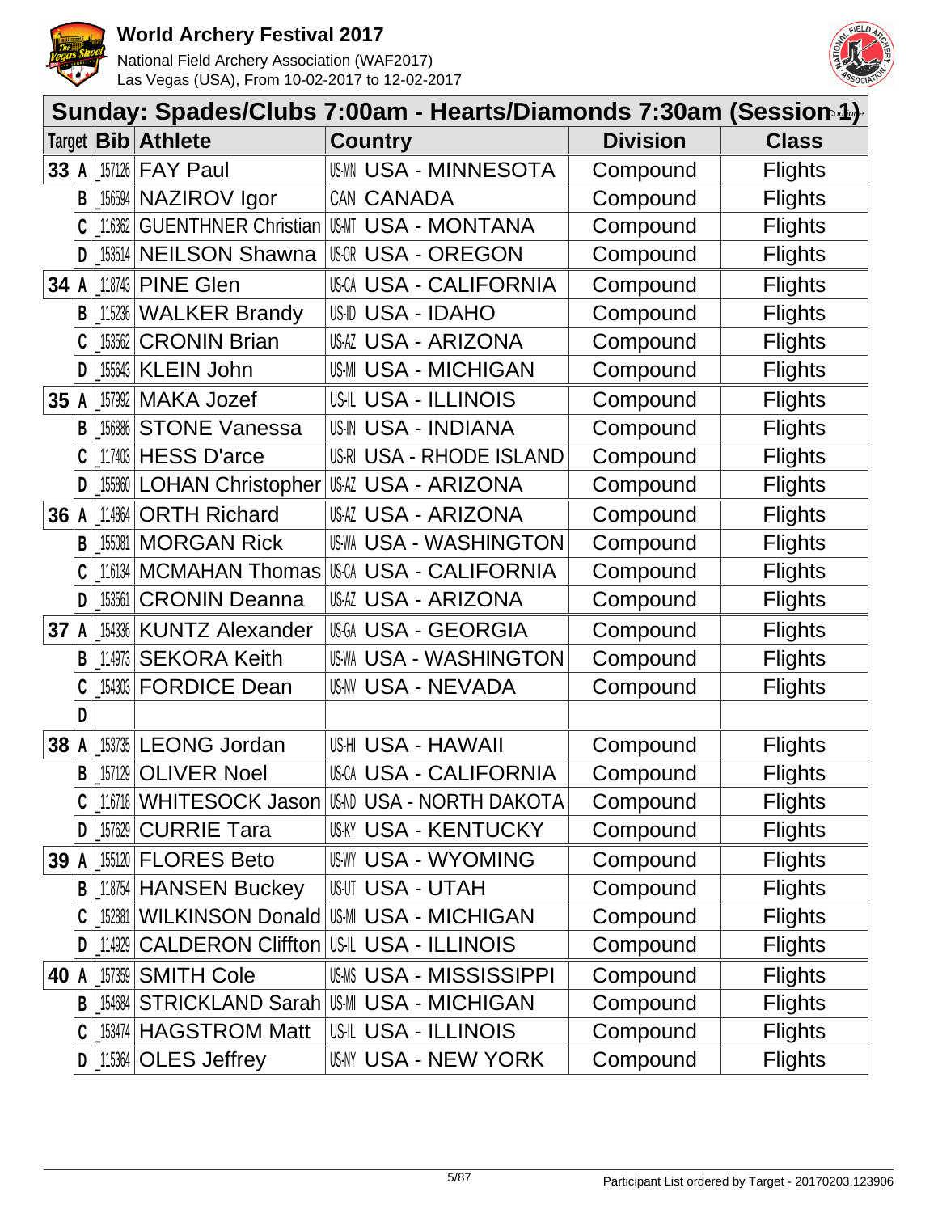# World Archery Festival 2017

National Field Archery Association (WAF2017)
Las Vegas (USA), From 10-02-2017 to 12-02-2017

## Sunday: Spades/Clubs 7:00am - Hearts/Diamonds 7:30am (Session 1) Continue

| Target | Bib | Athlete | Country | Division | Class |
|---|---|---|---|---|---|
| 33 A | _157126 | FAY Paul | US-MN USA - MINNESOTA | Compound | Flights |
| B | _156594 | NAZIROV Igor | CAN CANADA | Compound | Flights |
| C | _116362 | GUENTHNER Christian | US-MT USA - MONTANA | Compound | Flights |
| D | _153514 | NEILSON Shawna | US-OR USA - OREGON | Compound | Flights |
| 34 A | _118743 | PINE Glen | US-CA USA - CALIFORNIA | Compound | Flights |
| B | _115236 | WALKER Brandy | US-ID USA - IDAHO | Compound | Flights |
| C | _153562 | CRONIN Brian | US-AZ USA - ARIZONA | Compound | Flights |
| D | _155643 | KLEIN John | US-MI USA - MICHIGAN | Compound | Flights |
| 35 A | _157992 | MAKA Jozef | US-IL USA - ILLINOIS | Compound | Flights |
| B | _156886 | STONE Vanessa | US-IN USA - INDIANA | Compound | Flights |
| C | _117403 | HESS D'arce | US-RI USA - RHODE ISLAND | Compound | Flights |
| D | _155860 | LOHAN Christopher | US-AZ USA - ARIZONA | Compound | Flights |
| 36 A | _114864 | ORTH Richard | US-AZ USA - ARIZONA | Compound | Flights |
| B | _155081 | MORGAN Rick | US-WA USA - WASHINGTON | Compound | Flights |
| C | _116134 | MCMAHAN Thomas | US-CA USA - CALIFORNIA | Compound | Flights |
| D | _153561 | CRONIN Deanna | US-AZ USA - ARIZONA | Compound | Flights |
| 37 A | _154336 | KUNTZ Alexander | US-GA USA - GEORGIA | Compound | Flights |
| B | _114973 | SEKORA Keith | US-WA USA - WASHINGTON | Compound | Flights |
| C | _154303 | FORDICE Dean | US-NV USA - NEVADA | Compound | Flights |
| D | | | | | |
| 38 A | _153735 | LEONG Jordan | US-HI USA - HAWAII | Compound | Flights |
| B | _157129 | OLIVER Noel | US-CA USA - CALIFORNIA | Compound | Flights |
| C | _116718 | WHITESOCK Jason | US-ND USA - NORTH DAKOTA | Compound | Flights |
| D | _157629 | CURRIE Tara | US-KY USA - KENTUCKY | Compound | Flights |
| 39 A | _155120 | FLORES Beto | US-WY USA - WYOMING | Compound | Flights |
| B | _118754 | HANSEN Buckey | US-UT USA - UTAH | Compound | Flights |
| C | _152881 | WILKINSON Donald | US-MI USA - MICHIGAN | Compound | Flights |
| D | _114929 | CALDERON Cliffton | US-IL USA - ILLINOIS | Compound | Flights |
| 40 A | _157359 | SMITH Cole | US-MS USA - MISSISSIPPI | Compound | Flights |
| B | _154684 | STRICKLAND Sarah | US-MI USA - MICHIGAN | Compound | Flights |
| C | _153474 | HAGSTROM Matt | US-IL USA - ILLINOIS | Compound | Flights |
| D | _115364 | OLES Jeffrey | US-NY USA - NEW YORK | Compound | Flights |

Participant List ordered by Target - 20170203.123906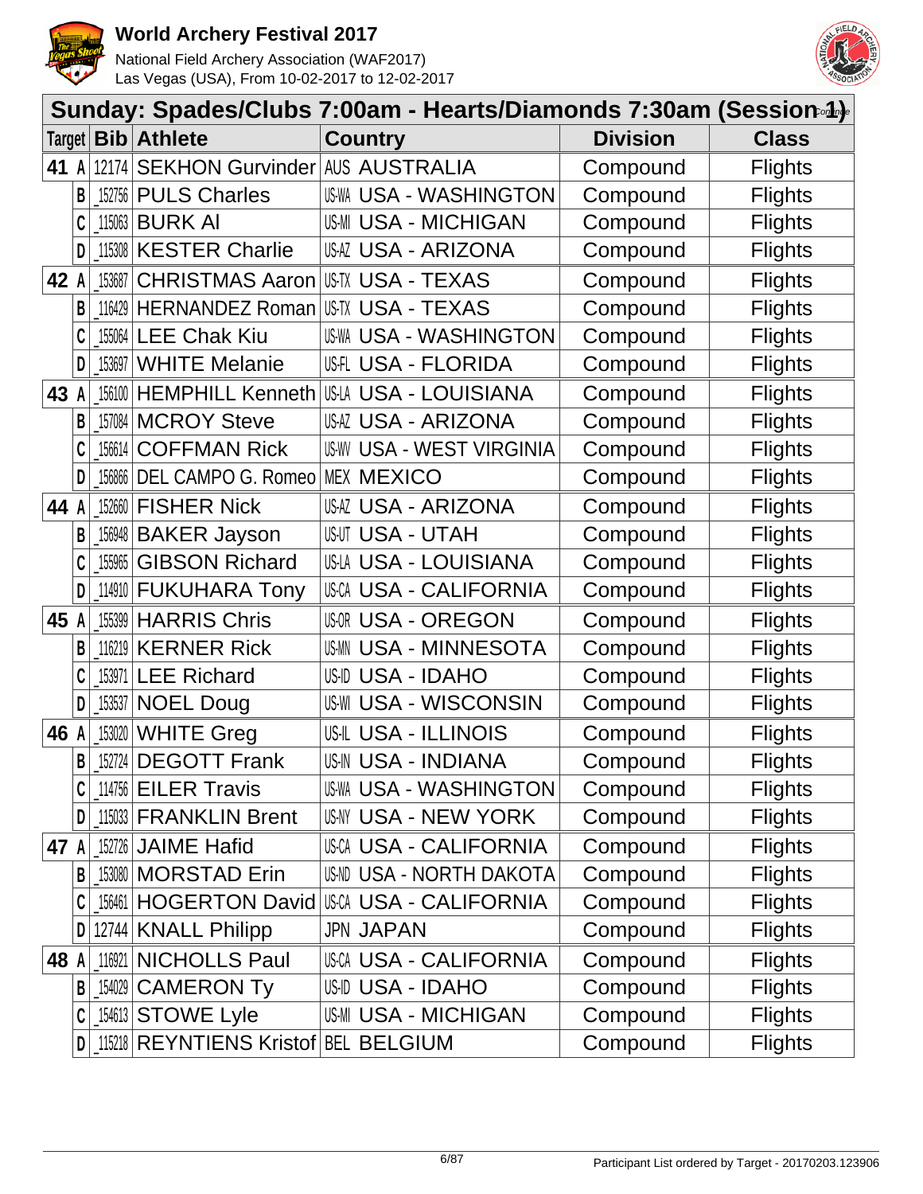## Sunday: Spades/Clubs 7:00am - Hearts/Diamonds 7:30am (Session 1) *Continue*

| Target | Bib | Athlete | Country | Division | Class |
|---|---|---|---|---|---|
| 41 A | 12174 | SEKHON Gurvinder | AUS AUSTRALIA | Compound | Flights |
| B | _152756 | PULS Charles | US-WA USA - WASHINGTON | Compound | Flights |
| C | _115063 | BURK Al | US-MI USA - MICHIGAN | Compound | Flights |
| D | _115308 | KESTER Charlie | US-AZ USA - ARIZONA | Compound | Flights |
| 42 A | _153687 | CHRISTMAS Aaron | US-TX USA - TEXAS | Compound | Flights |
| B | _116429 | HERNANDEZ Roman | US-TX USA - TEXAS | Compound | Flights |
| C | _155064 | LEE Chak Kiu | US-WA USA - WASHINGTON | Compound | Flights |
| D | _153697 | WHITE Melanie | US-FL USA - FLORIDA | Compound | Flights |
| 43 A | _156100 | HEMPHILL Kenneth | US-LA USA - LOUISIANA | Compound | Flights |
| B | _157084 | MCROY Steve | US-AZ USA - ARIZONA | Compound | Flights |
| C | _156614 | COFFMAN Rick | US-WV USA - WEST VIRGINIA | Compound | Flights |
| D | _156866 | DEL CAMPO G. Romeo | MEX MEXICO | Compound | Flights |
| 44 A | _152660 | FISHER Nick | US-AZ USA - ARIZONA | Compound | Flights |
| B | _156948 | BAKER Jayson | US-UT USA - UTAH | Compound | Flights |
| C | _155965 | GIBSON Richard | US-LA USA - LOUISIANA | Compound | Flights |
| D | _114910 | FUKUHARA Tony | US-CA USA - CALIFORNIA | Compound | Flights |
| 45 A | _155399 | HARRIS Chris | US-OR USA - OREGON | Compound | Flights |
| B | _116219 | KERNER Rick | US-MN USA - MINNESOTA | Compound | Flights |
| C | _153971 | LEE Richard | US-ID USA - IDAHO | Compound | Flights |
| D | _153537 | NOEL Doug | US-WI USA - WISCONSIN | Compound | Flights |
| 46 A | _153020 | WHITE Greg | US-IL USA - ILLINOIS | Compound | Flights |
| B | _152724 | DEGOTT Frank | US-IN USA - INDIANA | Compound | Flights |
| C | _114756 | EILER Travis | US-WA USA - WASHINGTON | Compound | Flights |
| D | _115033 | FRANKLIN Brent | US-NY USA - NEW YORK | Compound | Flights |
| 47 A | _152726 | JAIME Hafid | US-CA USA - CALIFORNIA | Compound | Flights |
| B | _153080 | MORSTAD Erin | US-ND USA - NORTH DAKOTA | Compound | Flights |
| C | _156461 | HOGERTON David | US-CA USA - CALIFORNIA | Compound | Flights |
| D | 12744 | KNALL Philipp | JPN JAPAN | Compound | Flights |
| 48 A | _116921 | NICHOLLS Paul | US-CA USA - CALIFORNIA | Compound | Flights |
| B | _154029 | CAMERON Ty | US-ID USA - IDAHO | Compound | Flights |
| C | _154613 | STOWE Lyle | US-MI USA - MICHIGAN | Compound | Flights |
| D | _115218 | REYNTIENS Kristof | BEL BELGIUM | Compound | Flights |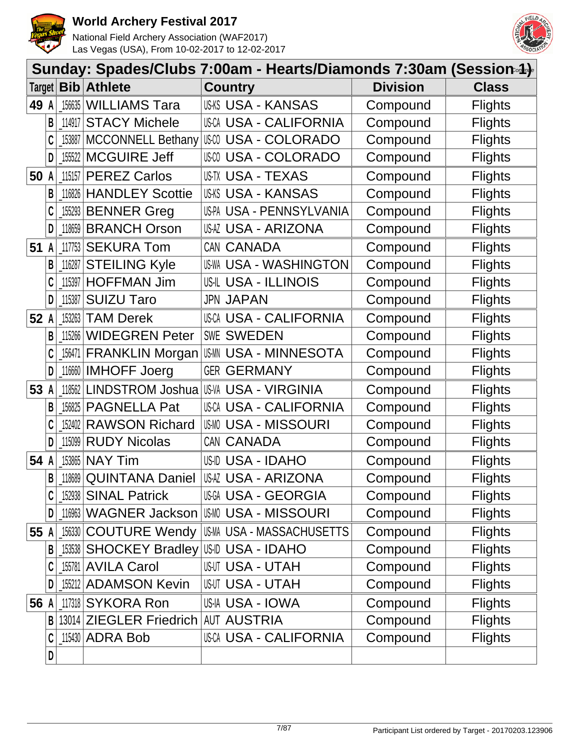# World Archery Festival 2017

National Field Archery Association (WAF2017)
Las Vegas (USA), From 10-02-2017 to 12-02-2017

## Sunday: Spades/Clubs 7:00am - Hearts/Diamonds 7:30am (Session 1) *Continue*

| Target | | Bib | Athlete | Country | | Division | Class |
|---|---|---|---|---|---|---|---|
| 49 | A | _156635 | WILLIAMS Tara | US-KS | USA - KANSAS | Compound | Flights |
| | B | _114917 | STACY Michele | US-CA | USA - CALIFORNIA | Compound | Flights |
| | C | _153887 | MCCONNELL Bethany | US-CO | USA - COLORADO | Compound | Flights |
| | D | _155522 | MCGUIRE Jeff | US-CO | USA - COLORADO | Compound | Flights |
| 50 | A | _115157 | PEREZ Carlos | US-TX | USA - TEXAS | Compound | Flights |
| | B | _116826 | HANDLEY Scottie | US-KS | USA - KANSAS | Compound | Flights |
| | C | _155293 | BENNER Greg | US-PA | USA - PENNSYLVANIA | Compound | Flights |
| | D | _118659 | BRANCH Orson | US-AZ | USA - ARIZONA | Compound | Flights |
| 51 | A | _117753 | SEKURA Tom | CAN | CANADA | Compound | Flights |
| | B | _116287 | STEILING Kyle | US-WA | USA - WASHINGTON | Compound | Flights |
| | C | _115397 | HOFFMAN Jim | US-IL | USA - ILLINOIS | Compound | Flights |
| | D | _115387 | SUIZU Taro | JPN | JAPAN | Compound | Flights |
| 52 | A | _153263 | TAM Derek | US-CA | USA - CALIFORNIA | Compound | Flights |
| | B | _115266 | WIDEGREN Peter | SWE | SWEDEN | Compound | Flights |
| | C | _156471 | FRANKLIN Morgan | US-MN | USA - MINNESOTA | Compound | Flights |
| | D | _116660 | IMHOFF Joerg | GER | GERMANY | Compound | Flights |
| 53 | A | _118562 | LINDSTROM Joshua | US-VA | USA - VIRGINIA | Compound | Flights |
| | B | _156825 | PAGNELLA Pat | US-CA | USA - CALIFORNIA | Compound | Flights |
| | C | _152402 | RAWSON Richard | US-MO | USA - MISSOURI | Compound | Flights |
| | D | _115099 | RUDY Nicolas | CAN | CANADA | Compound | Flights |
| 54 | A | _153865 | NAY Tim | US-ID | USA - IDAHO | Compound | Flights |
| | B | _118689 | QUINTANA Daniel | US-AZ | USA - ARIZONA | Compound | Flights |
| | C | _152938 | SINAL Patrick | US-GA | USA - GEORGIA | Compound | Flights |
| | D | _116963 | WAGNER Jackson | US-MO | USA - MISSOURI | Compound | Flights |
| 55 | A | _156330 | COUTURE Wendy | US-MA | USA - MASSACHUSETTS | Compound | Flights |
| | B | _153538 | SHOCKEY Bradley | US-ID | USA - IDAHO | Compound | Flights |
| | C | _155781 | AVILA Carol | US-UT | USA - UTAH | Compound | Flights |
| | D | _155212 | ADAMSON Kevin | US-UT | USA - UTAH | Compound | Flights |
| 56 | A | _117318 | SYKORA Ron | US-IA | USA - IOWA | Compound | Flights |
| | B | 13014 | ZIEGLER Friedrich | AUT | AUSTRIA | Compound | Flights |
| | C | _115430 | ADRA Bob | US-CA | USA - CALIFORNIA | Compound | Flights |
| | D | | | | | | |

Participant List ordered by Target - 20170203.123906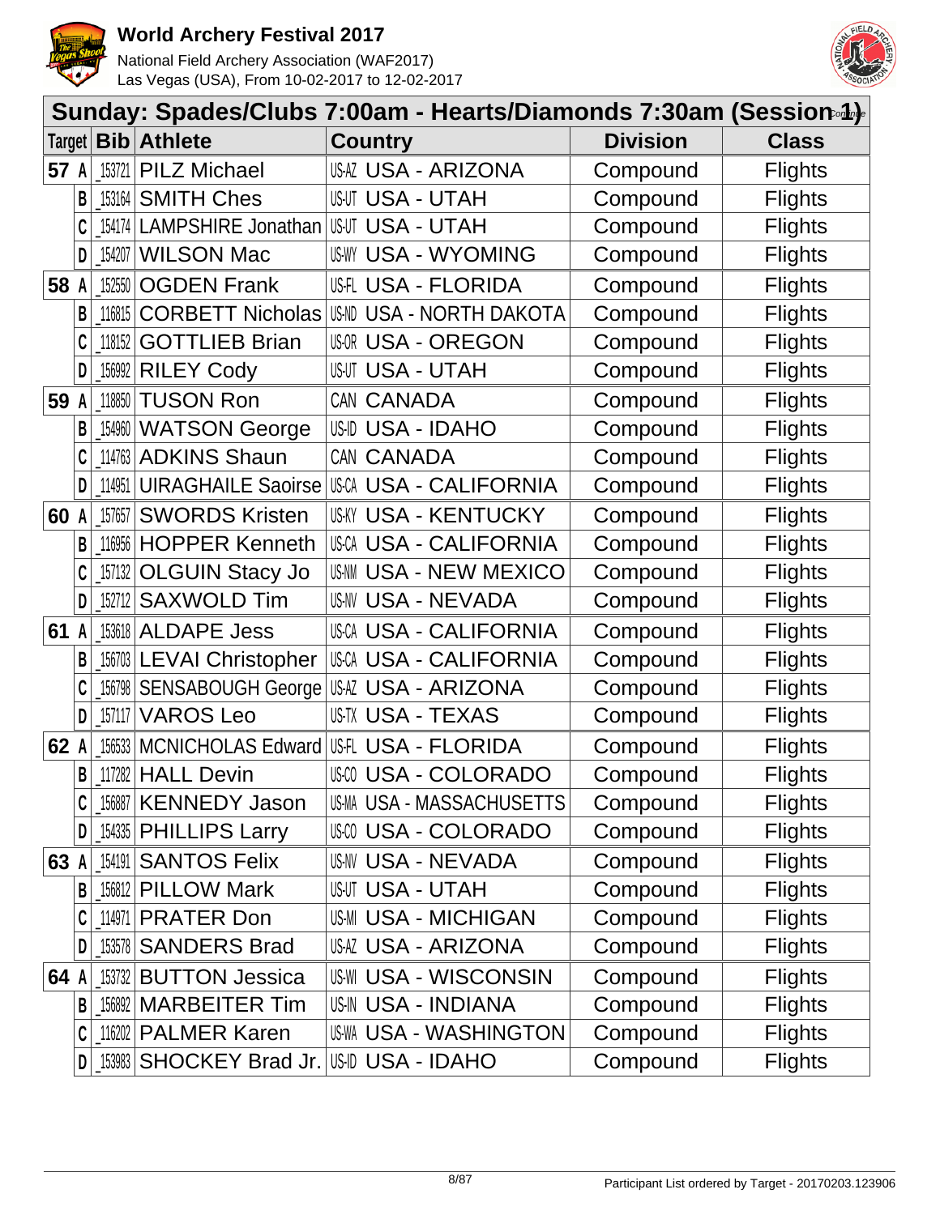# World Archery Festival 2017

National Field Archery Association (WAF2017)
Las Vegas (USA), From 10-02-2017 to 12-02-2017

## Sunday: Spades/Clubs 7:00am - Hearts/Diamonds 7:30am (Session 1) *Continue*

| Target | | Bib | Athlete | Country | | Division | Class |
|---|---|---|---|---|---|---|---|
| 57 | A | _153721 | PILZ Michael | US-AZ | USA - ARIZONA | Compound | Flights |
| | B | _153164 | SMITH Ches | US-UT | USA - UTAH | Compound | Flights |
| | C | _154174 | LAMPSHIRE Jonathan | US-UT | USA - UTAH | Compound | Flights |
| | D | _154207 | WILSON Mac | US-WY | USA - WYOMING | Compound | Flights |
| 58 | A | _152550 | OGDEN Frank | US-FL | USA - FLORIDA | Compound | Flights |
| | B | _116815 | CORBETT Nicholas | US-ND | USA - NORTH DAKOTA | Compound | Flights |
| | C | _118152 | GOTTLIEB Brian | US-OR | USA - OREGON | Compound | Flights |
| | D | _156992 | RILEY Cody | US-UT | USA - UTAH | Compound | Flights |
| 59 | A | _118850 | TUSON Ron | CAN | CANADA | Compound | Flights |
| | B | _154960 | WATSON George | US-ID | USA - IDAHO | Compound | Flights |
| | C | _114763 | ADKINS Shaun | CAN | CANADA | Compound | Flights |
| | D | _114951 | UIRAGHAILE Saoirse | US-CA | USA - CALIFORNIA | Compound | Flights |
| 60 | A | _157657 | SWORDS Kristen | US-KY | USA - KENTUCKY | Compound | Flights |
| | B | _116956 | HOPPER Kenneth | US-CA | USA - CALIFORNIA | Compound | Flights |
| | C | _157132 | OLGUIN Stacy Jo | US-NM | USA - NEW MEXICO | Compound | Flights |
| | D | _152712 | SAXWOLD Tim | US-NV | USA - NEVADA | Compound | Flights |
| 61 | A | _153618 | ALDAPE Jess | US-CA | USA - CALIFORNIA | Compound | Flights |
| | B | _156703 | LEVAI Christopher | US-CA | USA - CALIFORNIA | Compound | Flights |
| | C | _156798 | SENSABOUGH George | US-AZ | USA - ARIZONA | Compound | Flights |
| | D | _157117 | VAROS Leo | US-TX | USA - TEXAS | Compound | Flights |
| 62 | A | _156533 | MCNICHOLAS Edward | US-FL | USA - FLORIDA | Compound | Flights |
| | B | _117282 | HALL Devin | US-CO | USA - COLORADO | Compound | Flights |
| | C | _156887 | KENNEDY Jason | US-MA | USA - MASSACHUSETTS | Compound | Flights |
| | D | _154335 | PHILLIPS Larry | US-CO | USA - COLORADO | Compound | Flights |
| 63 | A | _154191 | SANTOS Felix | US-NV | USA - NEVADA | Compound | Flights |
| | B | _156812 | PILLOW Mark | US-UT | USA - UTAH | Compound | Flights |
| | C | _114971 | PRATER Don | US-MI | USA - MICHIGAN | Compound | Flights |
| | D | _153578 | SANDERS Brad | US-AZ | USA - ARIZONA | Compound | Flights |
| 64 | A | _153732 | BUTTON Jessica | US-WI | USA - WISCONSIN | Compound | Flights |
| | B | _156892 | MARBEITER Tim | US-IN | USA - INDIANA | Compound | Flights |
| | C | _116202 | PALMER Karen | US-WA | USA - WASHINGTON | Compound | Flights |
| | D | _153983 | SHOCKEY Brad Jr. | US-ID | USA - IDAHO | Compound | Flights |

Participant List ordered by Target - 20170203.123906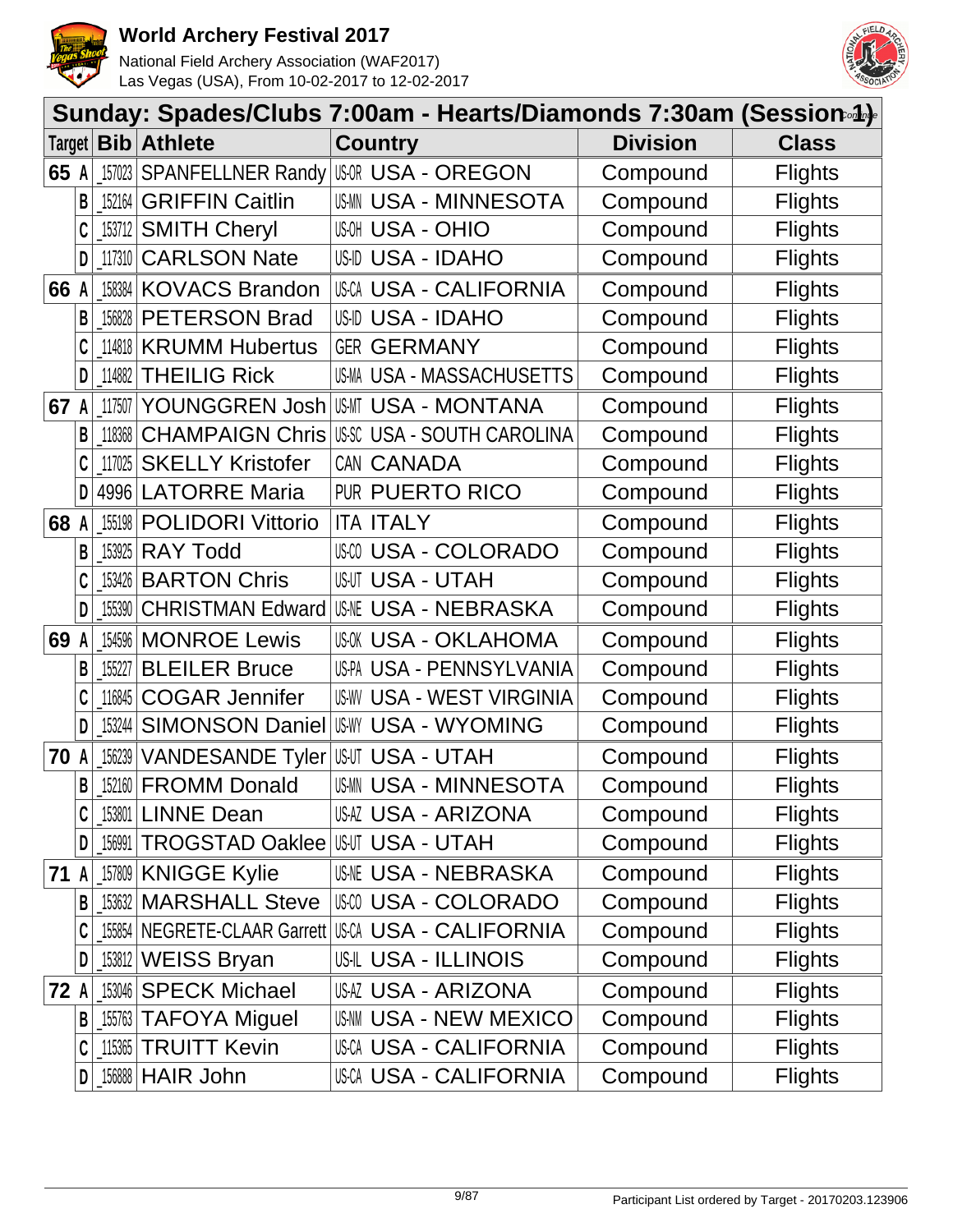# World Archery Festival 2017

National Field Archery Association (WAF2017)
Las Vegas (USA), From 10-02-2017 to 12-02-2017

## Sunday: Spades/Clubs 7:00am - Hearts/Diamonds 7:30am (Session 1)

*Continue*

| Target | | Bib | Athlete | Country | | Division | Class |
|---|---|---|---|---|---|---|---|
| 65 | A | _157023 | SPANFELLNER Randy | US-OR | USA - OREGON | Compound | Flights |
| | B | _152164 | GRIFFIN Caitlin | US-MN | USA - MINNESOTA | Compound | Flights |
| | C | _153712 | SMITH Cheryl | US-OH | USA - OHIO | Compound | Flights |
| | D | _117310 | CARLSON Nate | US-ID | USA - IDAHO | Compound | Flights |
| 66 | A | _158384 | KOVACS Brandon | US-CA | USA - CALIFORNIA | Compound | Flights |
| | B | _156828 | PETERSON Brad | US-ID | USA - IDAHO | Compound | Flights |
| | C | _114818 | KRUMM Hubertus | GER | GERMANY | Compound | Flights |
| | D | _114882 | THEILIG Rick | US-MA | USA - MASSACHUSETTS | Compound | Flights |
| 67 | A | _117507 | YOUNGGREN Josh | US-MT | USA - MONTANA | Compound | Flights |
| | B | _118368 | CHAMPAIGN Chris | US-SC | USA - SOUTH CAROLINA | Compound | Flights |
| | C | _117025 | SKELLY Kristofer | CAN | CANADA | Compound | Flights |
| | D | 4996 | LATORRE Maria | PUR | PUERTO RICO | Compound | Flights |
| 68 | A | _155198 | POLIDORI Vittorio | ITA | ITALY | Compound | Flights |
| | B | _153925 | RAY Todd | US-CO | USA - COLORADO | Compound | Flights |
| | C | _153426 | BARTON Chris | US-UT | USA - UTAH | Compound | Flights |
| | D | _155390 | CHRISTMAN Edward | US-NE | USA - NEBRASKA | Compound | Flights |
| 69 | A | _154596 | MONROE Lewis | US-OK | USA - OKLAHOMA | Compound | Flights |
| | B | _155227 | BLEILER Bruce | US-PA | USA - PENNSYLVANIA | Compound | Flights |
| | C | _116845 | COGAR Jennifer | US-WV | USA - WEST VIRGINIA | Compound | Flights |
| | D | _153244 | SIMONSON Daniel | US-WY | USA - WYOMING | Compound | Flights |
| 70 | A | _156239 | VANDESANDE Tyler | US-UT | USA - UTAH | Compound | Flights |
| | B | _152160 | FROMM Donald | US-MN | USA - MINNESOTA | Compound | Flights |
| | C | _153801 | LINNE Dean | US-AZ | USA - ARIZONA | Compound | Flights |
| | D | _156991 | TROGSTAD Oaklee | US-UT | USA - UTAH | Compound | Flights |
| 71 | A | _157809 | KNIGGE Kylie | US-NE | USA - NEBRASKA | Compound | Flights |
| | B | _153632 | MARSHALL Steve | US-CO | USA - COLORADO | Compound | Flights |
| | C | _155854 | NEGRETE-CLAAR Garrett | US-CA | USA - CALIFORNIA | Compound | Flights |
| | D | _153812 | WEISS Bryan | US-IL | USA - ILLINOIS | Compound | Flights |
| 72 | A | _153046 | SPECK Michael | US-AZ | USA - ARIZONA | Compound | Flights |
| | B | _155763 | TAFOYA Miguel | US-NM | USA - NEW MEXICO | Compound | Flights |
| | C | _115365 | TRUITT Kevin | US-CA | USA - CALIFORNIA | Compound | Flights |
| | D | _156888 | HAIR John | US-CA | USA - CALIFORNIA | Compound | Flights |

Participant List ordered by Target - 20170203.123906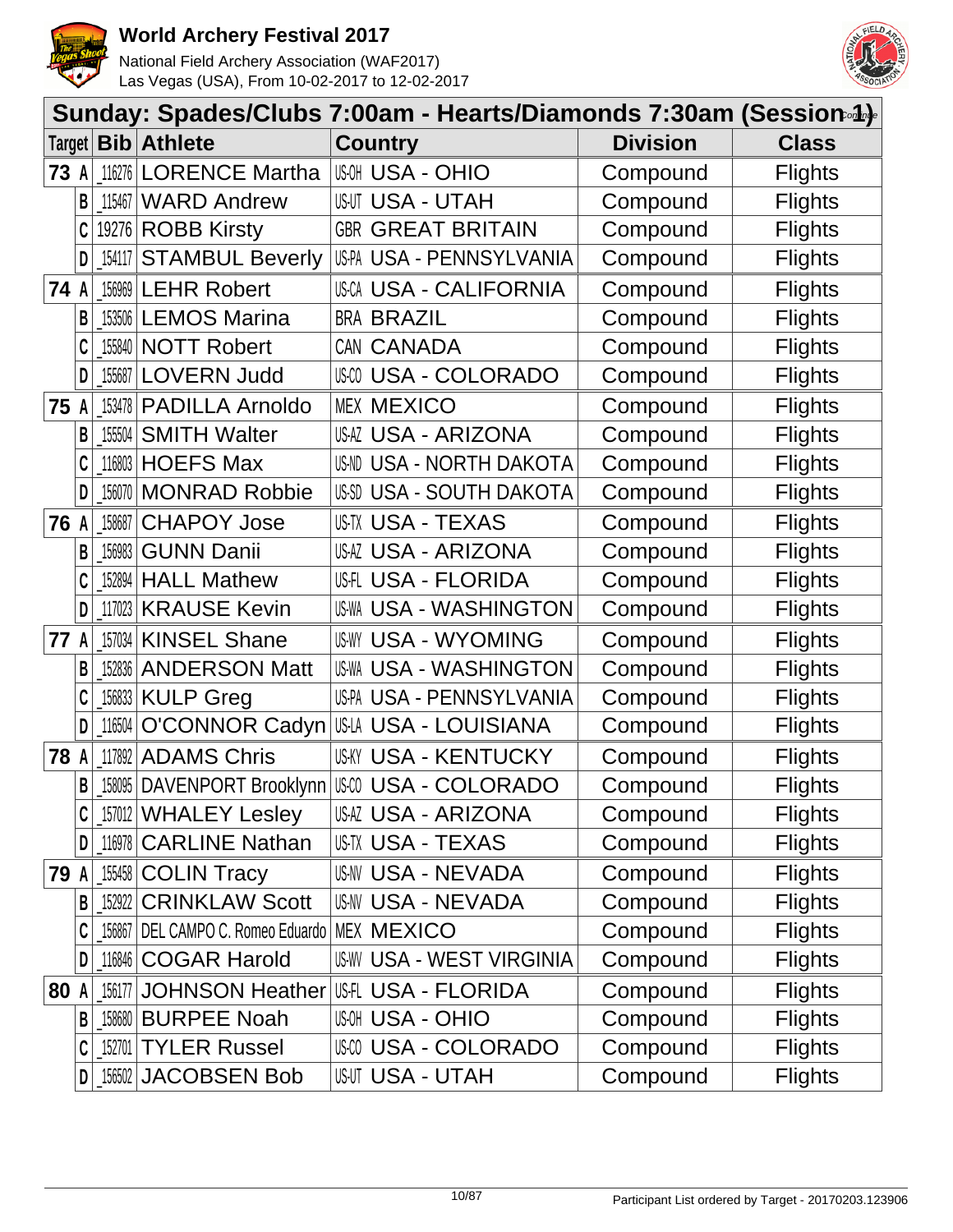## Sunday: Spades/Clubs 7:00am - Hearts/Diamonds 7:30am (Session 1)

| Target | | Bib | Athlete | Country | | Division | Class |
|---|---|---|---|---|---|---|---|
| 73 | A | 116276 | LORENCE Martha | US-OH | USA - OHIO | Compound | Flights |
| | B | 115467 | WARD Andrew | US-UT | USA - UTAH | Compound | Flights |
| | C | 19276 | ROBB Kirsty | GBR | GREAT BRITAIN | Compound | Flights |
| | D | 154117 | STAMBUL Beverly | US-PA | USA - PENNSYLVANIA | Compound | Flights |
| 74 | A | 156969 | LEHR Robert | US-CA | USA - CALIFORNIA | Compound | Flights |
| | B | 153506 | LEMOS Marina | BRA | BRAZIL | Compound | Flights |
| | C | 155840 | NOTT Robert | CAN | CANADA | Compound | Flights |
| | D | 155687 | LOVERN Judd | US-CO | USA - COLORADO | Compound | Flights |
| 75 | A | 153478 | PADILLA Arnoldo | MEX | MEXICO | Compound | Flights |
| | B | 155504 | SMITH Walter | US-AZ | USA - ARIZONA | Compound | Flights |
| | C | 116803 | HOEFS Max | US-ND | USA - NORTH DAKOTA | Compound | Flights |
| | D | 156070 | MONRAD Robbie | US-SD | USA - SOUTH DAKOTA | Compound | Flights |
| 76 | A | 158687 | CHAPOY Jose | US-TX | USA - TEXAS | Compound | Flights |
| | B | 156983 | GUNN Danii | US-AZ | USA - ARIZONA | Compound | Flights |
| | C | 152894 | HALL Mathew | US-FL | USA - FLORIDA | Compound | Flights |
| | D | 117023 | KRAUSE Kevin | US-WA | USA - WASHINGTON | Compound | Flights |
| 77 | A | 157034 | KINSEL Shane | US-WY | USA - WYOMING | Compound | Flights |
| | B | 152836 | ANDERSON Matt | US-WA | USA - WASHINGTON | Compound | Flights |
| | C | 156833 | KULP Greg | US-PA | USA - PENNSYLVANIA | Compound | Flights |
| | D | 116504 | O'CONNOR Cadyn | US-LA | USA - LOUISIANA | Compound | Flights |
| 78 | A | 117892 | ADAMS Chris | US-KY | USA - KENTUCKY | Compound | Flights |
| | B | 158095 | DAVENPORT Brooklynn | US-CO | USA - COLORADO | Compound | Flights |
| | C | 157012 | WHALEY Lesley | US-AZ | USA - ARIZONA | Compound | Flights |
| | D | 116978 | CARLINE Nathan | US-TX | USA - TEXAS | Compound | Flights |
| 79 | A | 155458 | COLIN Tracy | US-NV | USA - NEVADA | Compound | Flights |
| | B | 152922 | CRINKLAW Scott | US-NV | USA - NEVADA | Compound | Flights |
| | C | 156867 | DEL CAMPO C. Romeo Eduardo | MEX | MEXICO | Compound | Flights |
| | D | 116846 | COGAR Harold | US-WV | USA - WEST VIRGINIA | Compound | Flights |
| 80 | A | 156177 | JOHNSON Heather | US-FL | USA - FLORIDA | Compound | Flights |
| | B | 158680 | BURPEE Noah | US-OH | USA - OHIO | Compound | Flights |
| | C | 152701 | TYLER Russel | US-CO | USA - COLORADO | Compound | Flights |
| | D | 156502 | JACOBSEN Bob | US-UT | USA - UTAH | Compound | Flights |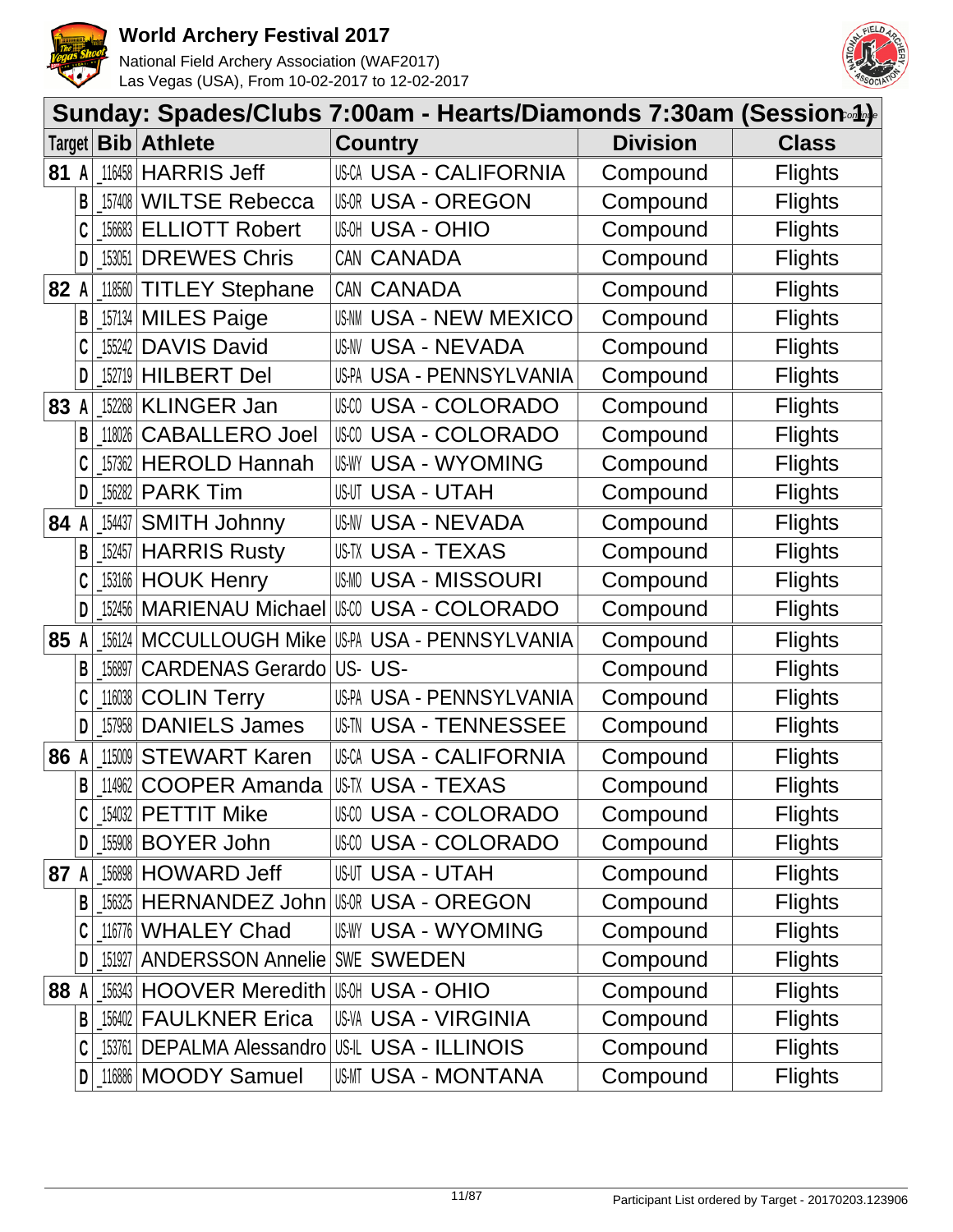# World Archery Festival 2017

National Field Archery Association (WAF2017)
Las Vegas (USA), From 10-02-2017 to 12-02-2017

## Sunday: Spades/Clubs 7:00am - Hearts/Diamonds 7:30am (Session 1)

Continue

| Target | Bib | Athlete | Country | Division | Class |
|---|---|---|---|---|---|
| 81 A | 116458 | HARRIS Jeff | US-CA USA - CALIFORNIA | Compound | Flights |
| B | 157408 | WILTSE Rebecca | US-OR USA - OREGON | Compound | Flights |
| C | 156683 | ELLIOTT Robert | US-OH USA - OHIO | Compound | Flights |
| D | 153051 | DREWES Chris | CAN CANADA | Compound | Flights |
| 82 A | 118560 | TITLEY Stephane | CAN CANADA | Compound | Flights |
| B | 157134 | MILES Paige | US-NM USA - NEW MEXICO | Compound | Flights |
| C | 155242 | DAVIS David | US-NV USA - NEVADA | Compound | Flights |
| D | 152719 | HILBERT Del | US-PA USA - PENNSYLVANIA | Compound | Flights |
| 83 A | 152268 | KLINGER Jan | US-CO USA - COLORADO | Compound | Flights |
| B | 118026 | CABALLERO Joel | US-CO USA - COLORADO | Compound | Flights |
| C | 157362 | HEROLD Hannah | US-WY USA - WYOMING | Compound | Flights |
| D | 156282 | PARK Tim | US-UT USA - UTAH | Compound | Flights |
| 84 A | 154437 | SMITH Johnny | US-NV USA - NEVADA | Compound | Flights |
| B | 152457 | HARRIS Rusty | US-TX USA - TEXAS | Compound | Flights |
| C | 153166 | HOUK Henry | US-MO USA - MISSOURI | Compound | Flights |
| D | 152456 | MARIENAU Michael | US-CO USA - COLORADO | Compound | Flights |
| 85 A | 156124 | MCCULLOUGH Mike | US-PA USA - PENNSYLVANIA | Compound | Flights |
| B | 156897 | CARDENAS Gerardo | US- US- | Compound | Flights |
| C | 116038 | COLIN Terry | US-PA USA - PENNSYLVANIA | Compound | Flights |
| D | 157958 | DANIELS James | US-TN USA - TENNESSEE | Compound | Flights |
| 86 A | 115009 | STEWART Karen | US-CA USA - CALIFORNIA | Compound | Flights |
| B | 114962 | COOPER Amanda | US-TX USA - TEXAS | Compound | Flights |
| C | 154032 | PETTIT Mike | US-CO USA - COLORADO | Compound | Flights |
| D | 155908 | BOYER John | US-CO USA - COLORADO | Compound | Flights |
| 87 A | 156898 | HOWARD Jeff | US-UT USA - UTAH | Compound | Flights |
| B | 156325 | HERNANDEZ John | US-OR USA - OREGON | Compound | Flights |
| C | 116776 | WHALEY Chad | US-WY USA - WYOMING | Compound | Flights |
| D | 151927 | ANDERSSON Annelie | SWE SWEDEN | Compound | Flights |
| 88 A | 156343 | HOOVER Meredith | US-OH USA - OHIO | Compound | Flights |
| B | 156402 | FAULKNER Erica | US-VA USA - VIRGINIA | Compound | Flights |
| C | 153761 | DEPALMA Alessandro | US-IL USA - ILLINOIS | Compound | Flights |
| D | 116886 | MOODY Samuel | US-MT USA - MONTANA | Compound | Flights |

Participant List ordered by Target - 20170203.123906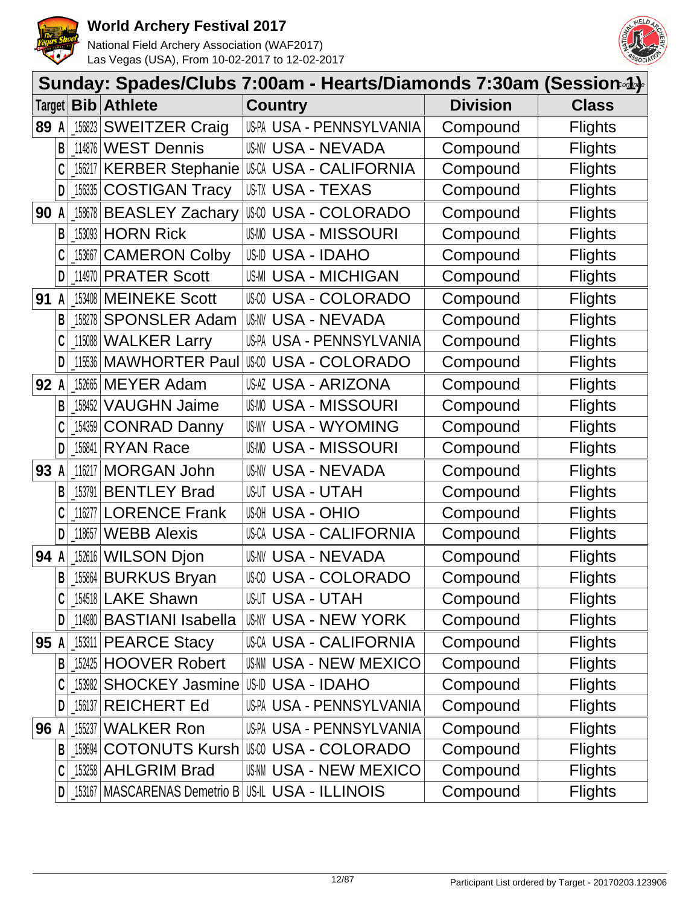# World Archery Festival 2017

National Field Archery Association (WAF2017)
Las Vegas (USA), From 10-02-2017 to 12-02-2017

## Sunday: Spades/Clubs 7:00am - Hearts/Diamonds 7:30am (Session 1)

*Continue*

| Target | Bib | Athlete | Country | Division | Class |
|---|---|---|---|---|---|
| 89 A | 156823 | SWEITZER Craig | US-PA USA - PENNSYLVANIA | Compound | Flights |
| B | 114876 | WEST Dennis | US-NV USA - NEVADA | Compound | Flights |
| C | 156217 | KERBER Stephanie | US-CA USA - CALIFORNIA | Compound | Flights |
| D | 156335 | COSTIGAN Tracy | US-TX USA - TEXAS | Compound | Flights |
| 90 A | 158678 | BEASLEY Zachary | US-CO USA - COLORADO | Compound | Flights |
| B | 153093 | HORN Rick | US-MO USA - MISSOURI | Compound | Flights |
| C | 153667 | CAMERON Colby | US-ID USA - IDAHO | Compound | Flights |
| D | 114970 | PRATER Scott | US-MI USA - MICHIGAN | Compound | Flights |
| 91 A | 153408 | MEINEKE Scott | US-CO USA - COLORADO | Compound | Flights |
| B | 158278 | SPONSLER Adam | US-NV USA - NEVADA | Compound | Flights |
| C | 115088 | WALKER Larry | US-PA USA - PENNSYLVANIA | Compound | Flights |
| D | 115536 | MAWHORTER Paul | US-CO USA - COLORADO | Compound | Flights |
| 92 A | 152665 | MEYER Adam | US-AZ USA - ARIZONA | Compound | Flights |
| B | 158452 | VAUGHN Jaime | US-MO USA - MISSOURI | Compound | Flights |
| C | 154359 | CONRAD Danny | US-WY USA - WYOMING | Compound | Flights |
| D | 156841 | RYAN Race | US-MO USA - MISSOURI | Compound | Flights |
| 93 A | 116217 | MORGAN John | US-NV USA - NEVADA | Compound | Flights |
| B | 153791 | BENTLEY Brad | US-UT USA - UTAH | Compound | Flights |
| C | 116277 | LORENCE Frank | US-OH USA - OHIO | Compound | Flights |
| D | 118657 | WEBB Alexis | US-CA USA - CALIFORNIA | Compound | Flights |
| 94 A | 152616 | WILSON Djon | US-NV USA - NEVADA | Compound | Flights |
| B | 155864 | BURKUS Bryan | US-CO USA - COLORADO | Compound | Flights |
| C | 154518 | LAKE Shawn | US-UT USA - UTAH | Compound | Flights |
| D | 114980 | BASTIANI Isabella | US-NY USA - NEW YORK | Compound | Flights |
| 95 A | 153311 | PEARCE Stacy | US-CA USA - CALIFORNIA | Compound | Flights |
| B | 152425 | HOOVER Robert | US-NM USA - NEW MEXICO | Compound | Flights |
| C | 153982 | SHOCKEY Jasmine | US-ID USA - IDAHO | Compound | Flights |
| D | 156137 | REICHERT Ed | US-PA USA - PENNSYLVANIA | Compound | Flights |
| 96 A | 155237 | WALKER Ron | US-PA USA - PENNSYLVANIA | Compound | Flights |
| B | 158694 | COTONUTS Kursh | US-CO USA - COLORADO | Compound | Flights |
| C | 153258 | AHLGRIM Brad | US-NM USA - NEW MEXICO | Compound | Flights |
| D | 153167 | MASCARENAS Demetrio B | US-IL USA - ILLINOIS | Compound | Flights |

Participant List ordered by Target - 20170203.123906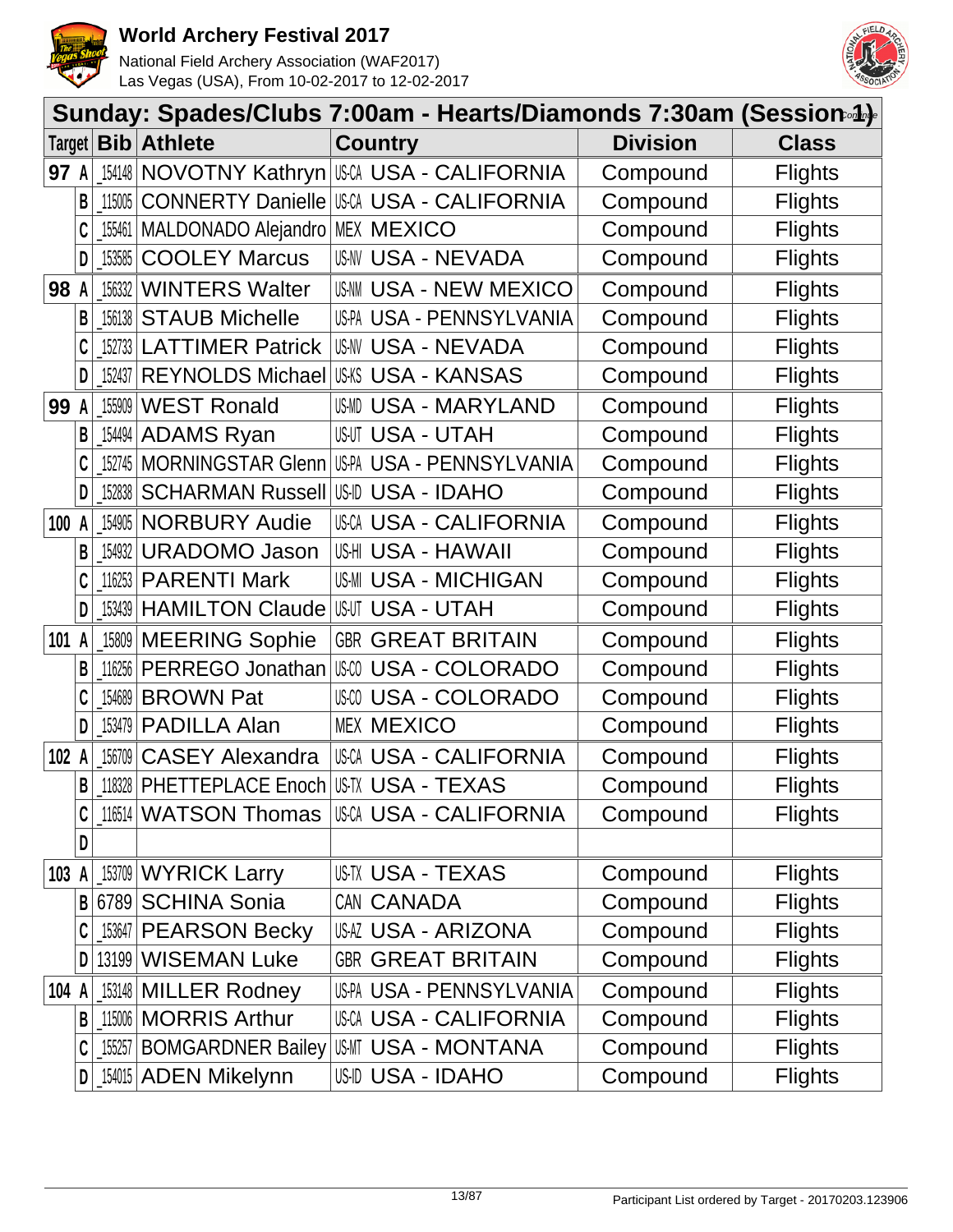# World Archery Festival 2017

National Field Archery Association (WAF2017)
Las Vegas (USA), From 10-02-2017 to 12-02-2017

## Sunday: Spades/Clubs 7:00am - Hearts/Diamonds 7:30am (Session 1)

*Continue*

| Target | | Bib | Athlete | Country | | Division | Class |
|---|---|---|---|---|---|---|---|
| 97 | A | _154148 | NOVOTNY Kathryn | US-CA | USA - CALIFORNIA | Compound | Flights |
| | B | _115005 | CONNERTY Danielle | US-CA | USA - CALIFORNIA | Compound | Flights |
| | C | _155461 | MALDONADO Alejandro | MEX | MEXICO | Compound | Flights |
| | D | _153585 | COOLEY Marcus | US-NV | USA - NEVADA | Compound | Flights |
| 98 | A | _156332 | WINTERS Walter | US-NM | USA - NEW MEXICO | Compound | Flights |
| | B | _156138 | STAUB Michelle | US-PA | USA - PENNSYLVANIA | Compound | Flights |
| | C | _152733 | LATTIMER Patrick | US-NV | USA - NEVADA | Compound | Flights |
| | D | _152437 | REYNOLDS Michael | US-KS | USA - KANSAS | Compound | Flights |
| 99 | A | _155909 | WEST Ronald | US-MD | USA - MARYLAND | Compound | Flights |
| | B | _154494 | ADAMS Ryan | US-UT | USA - UTAH | Compound | Flights |
| | C | _152745 | MORNINGSTAR Glenn | US-PA | USA - PENNSYLVANIA | Compound | Flights |
| | D | _152838 | SCHARMAN Russell | US-ID | USA - IDAHO | Compound | Flights |
| 100 | A | _154905 | NORBURY Audie | US-CA | USA - CALIFORNIA | Compound | Flights |
| | B | _154932 | URADOMO Jason | US-HI | USA - HAWAII | Compound | Flights |
| | C | _116253 | PARENTI Mark | US-MI | USA - MICHIGAN | Compound | Flights |
| | D | _153439 | HAMILTON Claude | US-UT | USA - UTAH | Compound | Flights |
| 101 | A | _15809 | MEERING Sophie | GBR | GREAT BRITAIN | Compound | Flights |
| | B | _116256 | PERREGO Jonathan | US-CO | USA - COLORADO | Compound | Flights |
| | C | _154689 | BROWN Pat | US-CO | USA - COLORADO | Compound | Flights |
| | D | _153479 | PADILLA Alan | MEX | MEXICO | Compound | Flights |
| 102 | A | _156709 | CASEY Alexandra | US-CA | USA - CALIFORNIA | Compound | Flights |
| | B | _118328 | PHETTEPLACE Enoch | US-TX | USA - TEXAS | Compound | Flights |
| | C | _116514 | WATSON Thomas | US-CA | USA - CALIFORNIA | Compound | Flights |
| | D | | | | | | |
| 103 | A | _153709 | WYRICK Larry | US-TX | USA - TEXAS | Compound | Flights |
| | B | 6789 | SCHINA Sonia | CAN | CANADA | Compound | Flights |
| | C | _153647 | PEARSON Becky | US-AZ | USA - ARIZONA | Compound | Flights |
| | D | 13199 | WISEMAN Luke | GBR | GREAT BRITAIN | Compound | Flights |
| 104 | A | _153148 | MILLER Rodney | US-PA | USA - PENNSYLVANIA | Compound | Flights |
| | B | _115006 | MORRIS Arthur | US-CA | USA - CALIFORNIA | Compound | Flights |
| | C | _155257 | BOMGARDNER Bailey | US-MT | USA - MONTANA | Compound | Flights |
| | D | _154015 | ADEN Mikelynn | US-ID | USA - IDAHO | Compound | Flights |

Participant List ordered by Target - 20170203.123906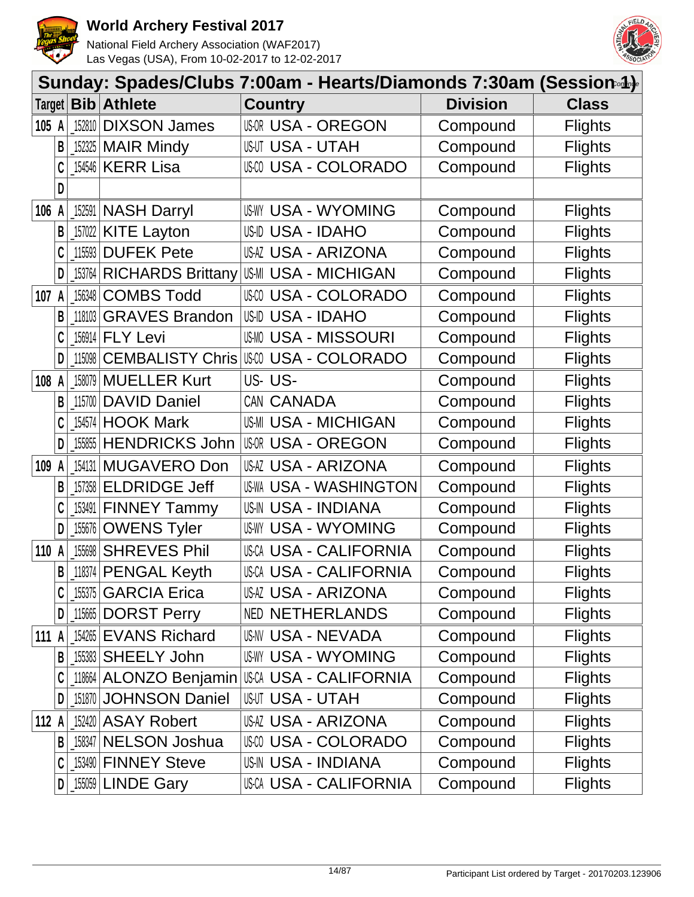# World Archery Festival 2017

National Field Archery Association (WAF2017)
Las Vegas (USA), From 10-02-2017 to 12-02-2017

## Sunday: Spades/Clubs 7:00am - Hearts/Diamonds 7:30am (Session 1)

Continue

| Target | | Bib | Athlete | Country | | Division | Class |
|---|---|---|---|---|---|---|---|
| 105 | A | _152810 | DIXSON James | US-OR | USA - OREGON | Compound | Flights |
| | B | _152325 | MAIR Mindy | US-UT | USA - UTAH | Compound | Flights |
| | C | _154546 | KERR Lisa | US-CO | USA - COLORADO | Compound | Flights |
| | D | | | | | | |
| 106 | A | _152591 | NASH Darryl | US-WY | USA - WYOMING | Compound | Flights |
| | B | _157022 | KITE Layton | US-ID | USA - IDAHO | Compound | Flights |
| | C | _115593 | DUFEK Pete | US-AZ | USA - ARIZONA | Compound | Flights |
| | D | _153764 | RICHARDS Brittany | US-MI | USA - MICHIGAN | Compound | Flights |
| 107 | A | _156348 | COMBS Todd | US-CO | USA - COLORADO | Compound | Flights |
| | B | _118103 | GRAVES Brandon | US-ID | USA - IDAHO | Compound | Flights |
| | C | _156914 | FLY Levi | US-MO | USA - MISSOURI | Compound | Flights |
| | D | _115098 | CEMBALISTY Chris | US-CO | USA - COLORADO | Compound | Flights |
| 108 | A | _158079 | MUELLER Kurt | US- | US- | Compound | Flights |
| | B | _115700 | DAVID Daniel | CAN | CANADA | Compound | Flights |
| | C | _154574 | HOOK Mark | US-MI | USA - MICHIGAN | Compound | Flights |
| | D | _155855 | HENDRICKS John | US-OR | USA - OREGON | Compound | Flights |
| 109 | A | _154131 | MUGAVERO Don | US-AZ | USA - ARIZONA | Compound | Flights |
| | B | _157358 | ELDRIDGE Jeff | US-WA | USA - WASHINGTON | Compound | Flights |
| | C | _153491 | FINNEY Tammy | US-IN | USA - INDIANA | Compound | Flights |
| | D | _155676 | OWENS Tyler | US-WY | USA - WYOMING | Compound | Flights |
| 110 | A | _155698 | SHREVES Phil | US-CA | USA - CALIFORNIA | Compound | Flights |
| | B | _118374 | PENGAL Keyth | US-CA | USA - CALIFORNIA | Compound | Flights |
| | C | _155375 | GARCIA Erica | US-AZ | USA - ARIZONA | Compound | Flights |
| | D | _115665 | DORST Perry | NED | NETHERLANDS | Compound | Flights |
| 111 | A | _154265 | EVANS Richard | US-NV | USA - NEVADA | Compound | Flights |
| | B | _155383 | SHEELY John | US-WY | USA - WYOMING | Compound | Flights |
| | C | _118664 | ALONZO Benjamin | US-CA | USA - CALIFORNIA | Compound | Flights |
| | D | _151870 | JOHNSON Daniel | US-UT | USA - UTAH | Compound | Flights |
| 112 | A | _152420 | ASAY Robert | US-AZ | USA - ARIZONA | Compound | Flights |
| | B | _158347 | NELSON Joshua | US-CO | USA - COLORADO | Compound | Flights |
| | C | _153490 | FINNEY Steve | US-IN | USA - INDIANA | Compound | Flights |
| | D | _155059 | LINDE Gary | US-CA | USA - CALIFORNIA | Compound | Flights |

Participant List ordered by Target - 20170203.123906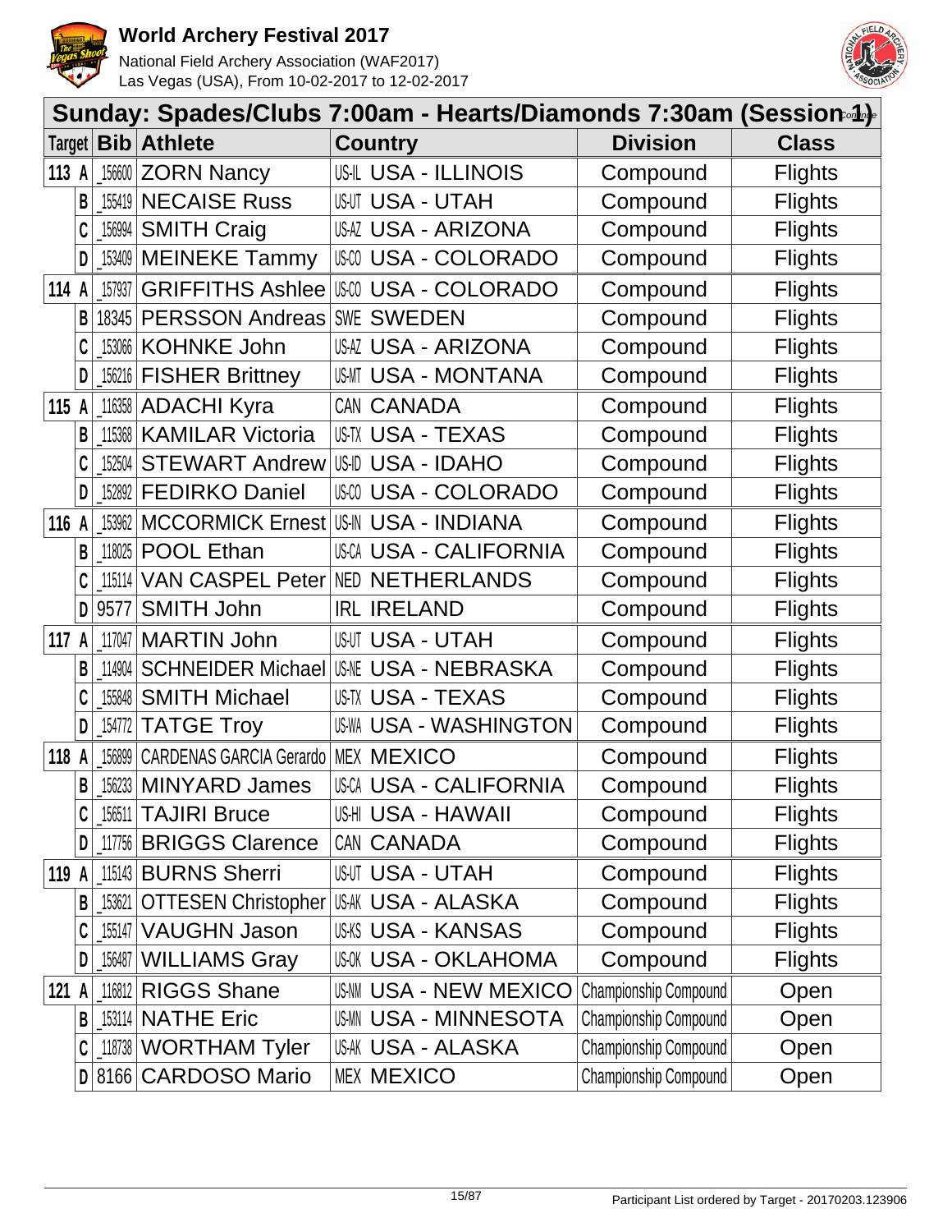## Sunday: Spades/Clubs 7:00am - Hearts/Diamonds 7:30am (Session 1) *Continue*

| Target | | Bib | Athlete | Country | | Division | Class |
|---|---|---|---|---|---|---|---|
| 113 | A | _156600 | ZORN Nancy | US-IL | USA - ILLINOIS | Compound | Flights |
| | B | _155419 | NECAISE Russ | US-UT | USA - UTAH | Compound | Flights |
| | C | _156994 | SMITH Craig | US-AZ | USA - ARIZONA | Compound | Flights |
| | D | _153409 | MEINEKE Tammy | US-CO | USA - COLORADO | Compound | Flights |
| 114 | A | _157937 | GRIFFITHS Ashlee | US-CO | USA - COLORADO | Compound | Flights |
| | B | 18345 | PERSSON Andreas | SWE | SWEDEN | Compound | Flights |
| | C | _153066 | KOHNKE John | US-AZ | USA - ARIZONA | Compound | Flights |
| | D | _156216 | FISHER Brittney | US-MT | USA - MONTANA | Compound | Flights |
| 115 | A | _116358 | ADACHI Kyra | CAN | CANADA | Compound | Flights |
| | B | _115368 | KAMILAR Victoria | US-TX | USA - TEXAS | Compound | Flights |
| | C | _152504 | STEWART Andrew | US-ID | USA - IDAHO | Compound | Flights |
| | D | _152892 | FEDIRKO Daniel | US-CO | USA - COLORADO | Compound | Flights |
| 116 | A | _153962 | MCCORMICK Ernest | US-IN | USA - INDIANA | Compound | Flights |
| | B | _118025 | POOL Ethan | US-CA | USA - CALIFORNIA | Compound | Flights |
| | C | _115114 | VAN CASPEL Peter | NED | NETHERLANDS | Compound | Flights |
| | D | 9577 | SMITH John | IRL | IRELAND | Compound | Flights |
| 117 | A | _117047 | MARTIN John | US-UT | USA - UTAH | Compound | Flights |
| | B | _114904 | SCHNEIDER Michael | US-NE | USA - NEBRASKA | Compound | Flights |
| | C | _155848 | SMITH Michael | US-TX | USA - TEXAS | Compound | Flights |
| | D | _154772 | TATGE Troy | US-WA | USA - WASHINGTON | Compound | Flights |
| 118 | A | _156899 | CARDENAS GARCIA Gerardo | MEX | MEXICO | Compound | Flights |
| | B | _156233 | MINYARD James | US-CA | USA - CALIFORNIA | Compound | Flights |
| | C | _156511 | TAJIRI Bruce | US-HI | USA - HAWAII | Compound | Flights |
| | D | _117756 | BRIGGS Clarence | CAN | CANADA | Compound | Flights |
| 119 | A | _115143 | BURNS Sherri | US-UT | USA - UTAH | Compound | Flights |
| | B | _153621 | OTTESEN Christopher | US-AK | USA - ALASKA | Compound | Flights |
| | C | _155147 | VAUGHN Jason | US-KS | USA - KANSAS | Compound | Flights |
| | D | _156487 | WILLIAMS Gray | US-OK | USA - OKLAHOMA | Compound | Flights |
| 121 | A | _116812 | RIGGS Shane | US-NM | USA - NEW MEXICO | Championship Compound | Open |
| | B | _153114 | NATHE Eric | US-MN | USA - MINNESOTA | Championship Compound | Open |
| | C | _118738 | WORTHAM Tyler | US-AK | USA - ALASKA | Championship Compound | Open |
| | D | 8166 | CARDOSO Mario | MEX | MEXICO | Championship Compound | Open |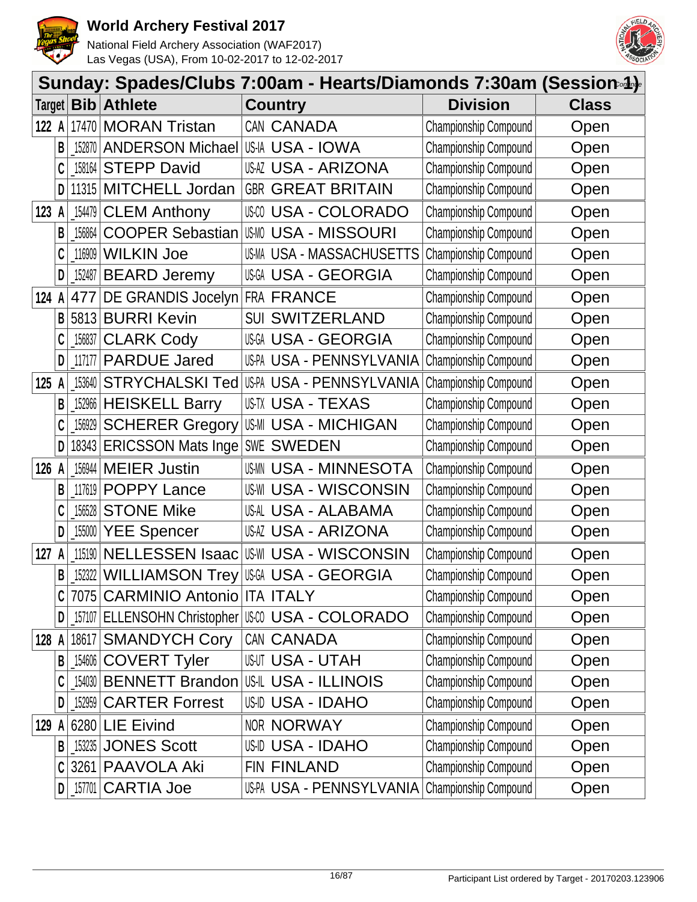# World Archery Festival 2017

National Field Archery Association (WAF2017)
Las Vegas (USA), From 10-02-2017 to 12-02-2017

## Sunday: Spades/Clubs 7:00am - Hearts/Diamonds 7:30am (Session 1)

| Target | Bib | Athlete | Country | Division | Class |
|---|---|---|---|---|---|
| 122 A | 17470 | MORAN Tristan | CAN CANADA | Championship Compound | Open |
| B | _152870 | ANDERSON Michael | US-IA USA - IOWA | Championship Compound | Open |
| C | _158164 | STEPP David | US-AZ USA - ARIZONA | Championship Compound | Open |
| D | 11315 | MITCHELL Jordan | GBR GREAT BRITAIN | Championship Compound | Open |
| 123 A | _154479 | CLEM Anthony | US-CO USA - COLORADO | Championship Compound | Open |
| B | _156864 | COOPER Sebastian | US-MO USA - MISSOURI | Championship Compound | Open |
| C | _116909 | WILKIN Joe | US-MA USA - MASSACHUSETTS | Championship Compound | Open |
| D | _152487 | BEARD Jeremy | US-GA USA - GEORGIA | Championship Compound | Open |
| 124 A | 477 | DE GRANDIS Jocelyn | FRA FRANCE | Championship Compound | Open |
| B | 5813 | BURRI Kevin | SUI SWITZERLAND | Championship Compound | Open |
| C | _156837 | CLARK Cody | US-GA USA - GEORGIA | Championship Compound | Open |
| D | _117177 | PARDUE Jared | US-PA USA - PENNSYLVANIA | Championship Compound | Open |
| 125 A | _153640 | STRYCHALSKI Ted | US-PA USA - PENNSYLVANIA | Championship Compound | Open |
| B | _152966 | HEISKELL Barry | US-TX USA - TEXAS | Championship Compound | Open |
| C | _156929 | SCHERER Gregory | US-MI USA - MICHIGAN | Championship Compound | Open |
| D | 18343 | ERICSSON Mats Inge | SWE SWEDEN | Championship Compound | Open |
| 126 A | _156944 | MEIER Justin | US-MN USA - MINNESOTA | Championship Compound | Open |
| B | _117619 | POPPY Lance | US-WI USA - WISCONSIN | Championship Compound | Open |
| C | _156528 | STONE Mike | US-AL USA - ALABAMA | Championship Compound | Open |
| D | _155000 | YEE Spencer | US-AZ USA - ARIZONA | Championship Compound | Open |
| 127 A | _115190 | NELLESSEN Isaac | US-WI USA - WISCONSIN | Championship Compound | Open |
| B | _152322 | WILLIAMSON Trey | US-GA USA - GEORGIA | Championship Compound | Open |
| C | 7075 | CARMINIO Antonio | ITA ITALY | Championship Compound | Open |
| D | _157107 | ELLENSOHN Christopher | US-CO USA - COLORADO | Championship Compound | Open |
| 128 A | 18617 | SMANDYCH Cory | CAN CANADA | Championship Compound | Open |
| B | _154606 | COVERT Tyler | US-UT USA - UTAH | Championship Compound | Open |
| C | _154030 | BENNETT Brandon | US-IL USA - ILLINOIS | Championship Compound | Open |
| D | _152959 | CARTER Forrest | US-ID USA - IDAHO | Championship Compound | Open |
| 129 A | 6280 | LIE Eivind | NOR NORWAY | Championship Compound | Open |
| B | _153235 | JONES Scott | US-ID USA - IDAHO | Championship Compound | Open |
| C | 3261 | PAAVOLA Aki | FIN FINLAND | Championship Compound | Open |
| D | _157701 | CARTIA Joe | US-PA USA - PENNSYLVANIA | Championship Compound | Open |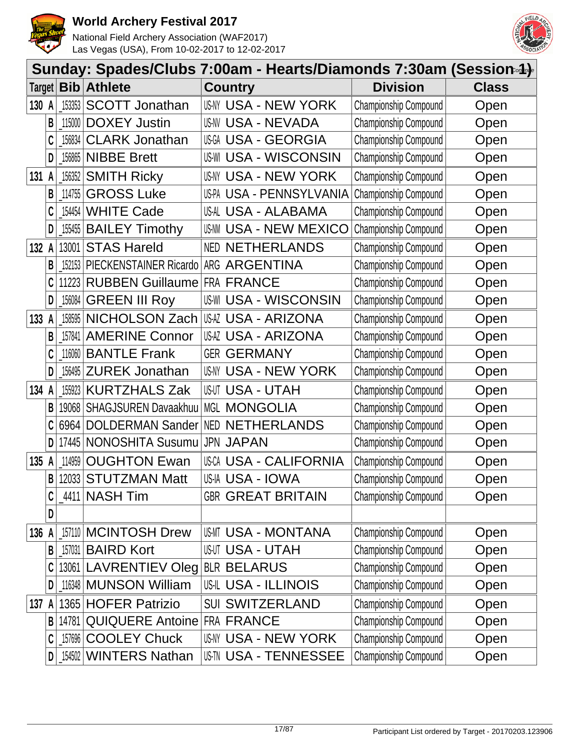# World Archery Festival 2017

National Field Archery Association (WAF2017)
Las Vegas (USA), From 10-02-2017 to 12-02-2017

## Sunday: Spades/Clubs 7:00am - Hearts/Diamonds 7:30am (Session 1)

*Continue*

| Target | | Bib | Athlete | Country | Division | Class |
|---|---|---|---|---|---|---|
| 130 | A | _153353 | SCOTT Jonathan | US-NY USA - NEW YORK | Championship Compound | Open |
| | B | _115000 | DOXEY Justin | US-NV USA - NEVADA | Championship Compound | Open |
| | C | _156834 | CLARK Jonathan | US-GA USA - GEORGIA | Championship Compound | Open |
| | D | _156865 | NIBBE Brett | US-WI USA - WISCONSIN | Championship Compound | Open |
| 131 | A | _156352 | SMITH Ricky | US-NY USA - NEW YORK | Championship Compound | Open |
| | B | _114755 | GROSS Luke | US-PA USA - PENNSYLVANIA | Championship Compound | Open |
| | C | _154454 | WHITE Cade | US-AL USA - ALABAMA | Championship Compound | Open |
| | D | _155455 | BAILEY Timothy | US-NM USA - NEW MEXICO | Championship Compound | Open |
| 132 | A | 13001 | STAS Hareld | NED NETHERLANDS | Championship Compound | Open |
| | B | _152153 | PIECKENSTAINER Ricardo | ARG ARGENTINA | Championship Compound | Open |
| | C | 11223 | RUBBEN Guillaume | FRA FRANCE | Championship Compound | Open |
| | D | _156084 | GREEN III Roy | US-WI USA - WISCONSIN | Championship Compound | Open |
| 133 | A | _158595 | NICHOLSON Zach | US-AZ USA - ARIZONA | Championship Compound | Open |
| | B | _157841 | AMERINE Connor | US-AZ USA - ARIZONA | Championship Compound | Open |
| | C | _116060 | BANTLE Frank | GER GERMANY | Championship Compound | Open |
| | D | _156495 | ZUREK Jonathan | US-NY USA - NEW YORK | Championship Compound | Open |
| 134 | A | _155923 | KURTZHALS Zak | US-UT USA - UTAH | Championship Compound | Open |
| | B | 19068 | SHAGJSUREN Davaakhuu | MGL MONGOLIA | Championship Compound | Open |
| | C | 6964 | DOLDERMAN Sander | NED NETHERLANDS | Championship Compound | Open |
| | D | 17445 | NONOSHITA Susumu | JPN JAPAN | Championship Compound | Open |
| 135 | A | _114959 | OUGHTON Ewan | US-CA USA - CALIFORNIA | Championship Compound | Open |
| | B | 12033 | STUTZMAN Matt | US-IA USA - IOWA | Championship Compound | Open |
| | C | _4411 | NASH Tim | GBR GREAT BRITAIN | Championship Compound | Open |
| | D | | | | | |
| 136 | A | _157110 | MCINTOSH Drew | US-MT USA - MONTANA | Championship Compound | Open |
| | B | _157031 | BAIRD Kort | US-UT USA - UTAH | Championship Compound | Open |
| | C | 13061 | LAVRENTIEV Oleg | BLR BELARUS | Championship Compound | Open |
| | D | _116348 | MUNSON William | US-IL USA - ILLINOIS | Championship Compound | Open |
| 137 | A | 1365 | HOFER Patrizio | SUI SWITZERLAND | Championship Compound | Open |
| | B | 14781 | QUIQUERE Antoine | FRA FRANCE | Championship Compound | Open |
| | C | _157696 | COOLEY Chuck | US-NY USA - NEW YORK | Championship Compound | Open |
| | D | _154502 | WINTERS Nathan | US-TN USA - TENNESSEE | Championship Compound | Open |

Participant List ordered by Target - 20170203.123906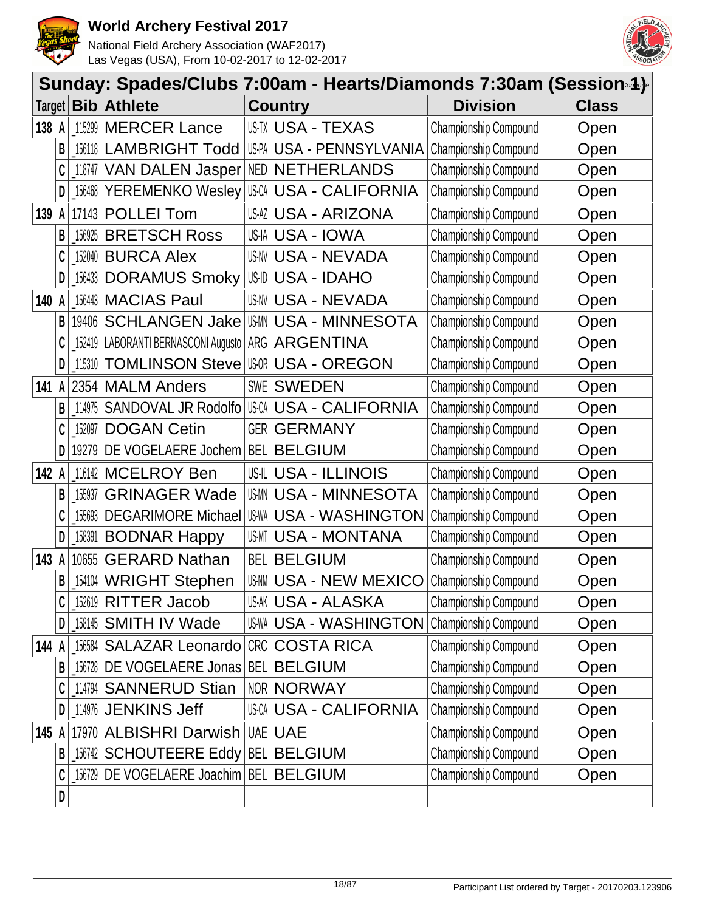# World Archery Festival 2017

National Field Archery Association (WAF2017)
Las Vegas (USA), From 10-02-2017 to 12-02-2017

## Sunday: Spades/Clubs 7:00am - Hearts/Diamonds 7:30am (Session 1)

*Continue*

| Target | | Bib | Athlete | Country | | Division | Class |
|---|---|---|---|---|---|---|---|
| 138 | A | 115299 | MERCER Lance | US-TX | USA - TEXAS | Championship Compound | Open |
| | B | 156118 | LAMBRIGHT Todd | US-PA | USA - PENNSYLVANIA | Championship Compound | Open |
| | C | 118747 | VAN DALEN Jasper | NED | NETHERLANDS | Championship Compound | Open |
| | D | 156468 | YEREMENKO Wesley | US-CA | USA - CALIFORNIA | Championship Compound | Open |
| 139 | A | 17143 | POLLEI Tom | US-AZ | USA - ARIZONA | Championship Compound | Open |
| | B | 156925 | BRETSCH Ross | US-IA | USA - IOWA | Championship Compound | Open |
| | C | 152040 | BURCA Alex | US-NV | USA - NEVADA | Championship Compound | Open |
| | D | 156433 | DORAMUS Smoky | US-ID | USA - IDAHO | Championship Compound | Open |
| 140 | A | 156443 | MACIAS Paul | US-NV | USA - NEVADA | Championship Compound | Open |
| | B | 19406 | SCHLANGEN Jake | US-MN | USA - MINNESOTA | Championship Compound | Open |
| | C | 152419 | LABORANTI BERNASCONI Augusto | ARG | ARGENTINA | Championship Compound | Open |
| | D | 115310 | TOMLINSON Steve | US-OR | USA - OREGON | Championship Compound | Open |
| 141 | A | 2354 | MALM Anders | SWE | SWEDEN | Championship Compound | Open |
| | B | 114975 | SANDOVAL JR Rodolfo | US-CA | USA - CALIFORNIA | Championship Compound | Open |
| | C | 152097 | DOGAN Cetin | GER | GERMANY | Championship Compound | Open |
| | D | 19279 | DE VOGELAERE Jochem | BEL | BELGIUM | Championship Compound | Open |
| 142 | A | 116142 | MCELROY Ben | US-IL | USA - ILLINOIS | Championship Compound | Open |
| | B | 155937 | GRINAGER Wade | US-MN | USA - MINNESOTA | Championship Compound | Open |
| | C | 155693 | DEGARIMORE Michael | US-WA | USA - WASHINGTON | Championship Compound | Open |
| | D | 158391 | BODNAR Happy | US-MT | USA - MONTANA | Championship Compound | Open |
| 143 | A | 10655 | GERARD Nathan | BEL | BELGIUM | Championship Compound | Open |
| | B | 154104 | WRIGHT Stephen | US-NM | USA - NEW MEXICO | Championship Compound | Open |
| | C | 152619 | RITTER Jacob | US-AK | USA - ALASKA | Championship Compound | Open |
| | D | 158145 | SMITH IV Wade | US-WA | USA - WASHINGTON | Championship Compound | Open |
| 144 | A | 156584 | SALAZAR Leonardo | CRC | COSTA RICA | Championship Compound | Open |
| | B | 156728 | DE VOGELAERE Jonas | BEL | BELGIUM | Championship Compound | Open |
| | C | 114794 | SANNERUD Stian | NOR | NORWAY | Championship Compound | Open |
| | D | 114976 | JENKINS Jeff | US-CA | USA - CALIFORNIA | Championship Compound | Open |
| 145 | A | 17970 | ALBISHRI Darwish | UAE | UAE | Championship Compound | Open |
| | B | 156742 | SCHOUTEERE Eddy | BEL | BELGIUM | Championship Compound | Open |
| | C | 156729 | DE VOGELAERE Joachim | BEL | BELGIUM | Championship Compound | Open |
| | D | | | | | | |

Participant List ordered by Target - 20170203.123906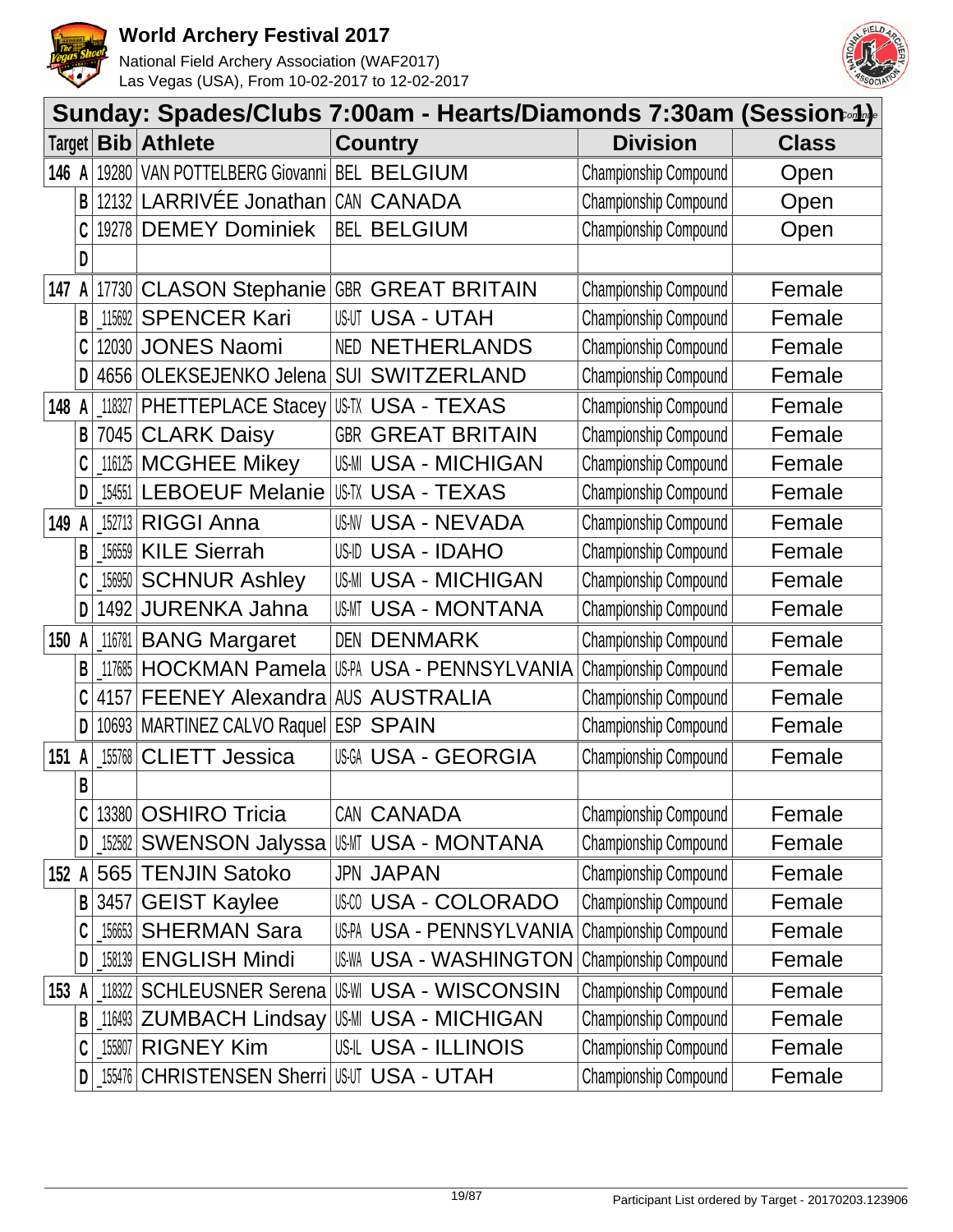# Sunday: Spades/Clubs 7:00am - Hearts/Diamonds 7:30am (Session 1)

| Target | | Bib | Athlete | Country | Division | Class |
|---|---|---|---|---|---|---|
| 146 | A | 19280 | VAN POTTELBERG Giovanni | BEL BELGIUM | Championship Compound | Open |
| | B | 12132 | LARRIVÉE Jonathan | CAN CANADA | Championship Compound | Open |
| | C | 19278 | DEMEY Dominiek | BEL BELGIUM | Championship Compound | Open |
| | D | | | | | |
| 147 | A | 17730 | CLASON Stephanie | GBR GREAT BRITAIN | Championship Compound | Female |
| | B | 115692 | SPENCER Kari | US-UT USA - UTAH | Championship Compound | Female |
| | C | 12030 | JONES Naomi | NED NETHERLANDS | Championship Compound | Female |
| | D | 4656 | OLEKSEJENKO Jelena | SUI SWITZERLAND | Championship Compound | Female |
| 148 | A | 118327 | PHETTEPLACE Stacey | US-TX USA - TEXAS | Championship Compound | Female |
| | B | 7045 | CLARK Daisy | GBR GREAT BRITAIN | Championship Compound | Female |
| | C | 116125 | MCGHEE Mikey | US-MI USA - MICHIGAN | Championship Compound | Female |
| | D | 154551 | LEBOEUF Melanie | US-TX USA - TEXAS | Championship Compound | Female |
| 149 | A | 152713 | RIGGI Anna | US-NV USA - NEVADA | Championship Compound | Female |
| | B | 156559 | KILE Sierrah | US-ID USA - IDAHO | Championship Compound | Female |
| | C | 156950 | SCHNUR Ashley | US-MI USA - MICHIGAN | Championship Compound | Female |
| | D | 1492 | JURENKA Jahna | US-MT USA - MONTANA | Championship Compound | Female |
| 150 | A | 116781 | BANG Margaret | DEN DENMARK | Championship Compound | Female |
| | B | 117685 | HOCKMAN Pamela | US-PA USA - PENNSYLVANIA | Championship Compound | Female |
| | C | 4157 | FEENEY Alexandra | AUS AUSTRALIA | Championship Compound | Female |
| | D | 10693 | MARTINEZ CALVO Raquel | ESP SPAIN | Championship Compound | Female |
| 151 | A | 155768 | CLIETT Jessica | US-GA USA - GEORGIA | Championship Compound | Female |
| | B | | | | | |
| | C | 13380 | OSHIRO Tricia | CAN CANADA | Championship Compound | Female |
| | D | 152582 | SWENSON Jalyssa | US-MT USA - MONTANA | Championship Compound | Female |
| 152 | A | 565 | TENJIN Satoko | JPN JAPAN | Championship Compound | Female |
| | B | 3457 | GEIST Kaylee | US-CO USA - COLORADO | Championship Compound | Female |
| | C | 156653 | SHERMAN Sara | US-PA USA - PENNSYLVANIA | Championship Compound | Female |
| | D | 158139 | ENGLISH Mindi | US-WA USA - WASHINGTON | Championship Compound | Female |
| 153 | A | 118322 | SCHLEUSNER Serena | US-WI USA - WISCONSIN | Championship Compound | Female |
| | B | 116493 | ZUMBACH Lindsay | US-MI USA - MICHIGAN | Championship Compound | Female |
| | C | 155807 | RIGNEY Kim | US-IL USA - ILLINOIS | Championship Compound | Female |
| | D | 155476 | CHRISTENSEN Sherri | US-UT USA - UTAH | Championship Compound | Female |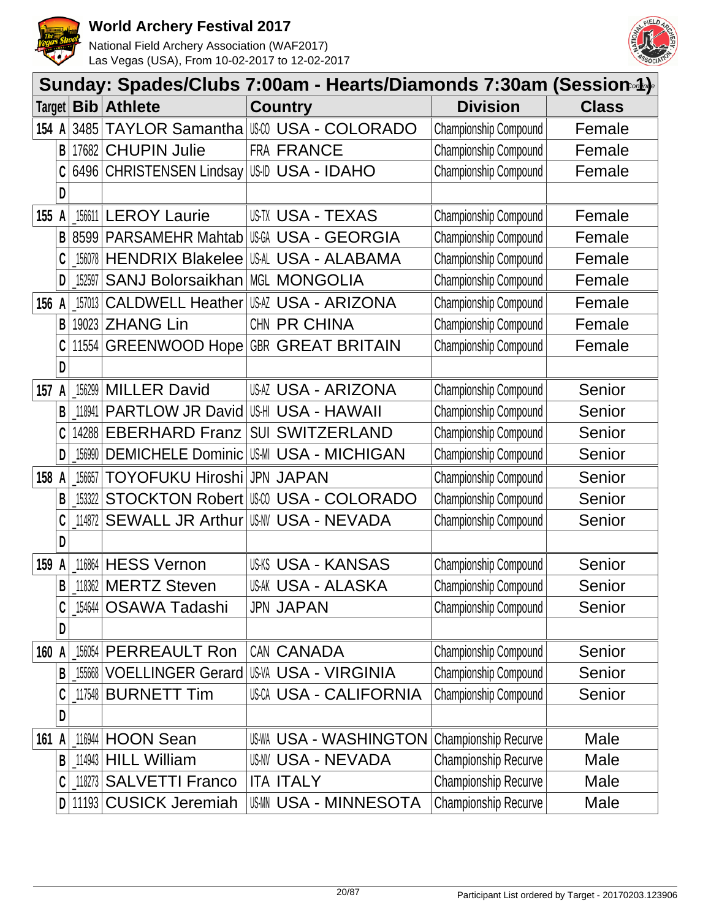## Sunday: Spades/Clubs 7:00am - Hearts/Diamonds 7:30am (Session 1)

| Target | | Bib | Athlete | Country | | Division | Class |
|---|---|---|---|---|---|---|---|
| 154 | A | 3485 | TAYLOR Samantha | US-CO | USA - COLORADO | Championship Compound | Female |
| | B | 17682 | CHUPIN Julie | FRA | FRANCE | Championship Compound | Female |
| | C | 6496 | CHRISTENSEN Lindsay | US-ID | USA - IDAHO | Championship Compound | Female |
| | D | | | | | | |
| 155 | A | 156611 | LEROY Laurie | US-TX | USA - TEXAS | Championship Compound | Female |
| | B | 8599 | PARSAMEHR Mahtab | US-GA | USA - GEORGIA | Championship Compound | Female |
| | C | 156078 | HENDRIX Blakelee | US-AL | USA - ALABAMA | Championship Compound | Female |
| | D | 152597 | SANJ Bolorsaikhan | MGL | MONGOLIA | Championship Compound | Female |
| 156 | A | 157013 | CALDWELL Heather | US-AZ | USA - ARIZONA | Championship Compound | Female |
| | B | 19023 | ZHANG Lin | CHN | PR CHINA | Championship Compound | Female |
| | C | 11554 | GREENWOOD Hope | GBR | GREAT BRITAIN | Championship Compound | Female |
| | D | | | | | | |
| 157 | A | 156299 | MILLER David | US-AZ | USA - ARIZONA | Championship Compound | Senior |
| | B | 118941 | PARTLOW JR David | US-HI | USA - HAWAII | Championship Compound | Senior |
| | C | 14288 | EBERHARD Franz | SUI | SWITZERLAND | Championship Compound | Senior |
| | D | 156990 | DEMICHELE Dominic | US-MI | USA - MICHIGAN | Championship Compound | Senior |
| 158 | A | 156657 | TOYOFUKU Hiroshi | JPN | JAPAN | Championship Compound | Senior |
| | B | 153322 | STOCKTON Robert | US-CO | USA - COLORADO | Championship Compound | Senior |
| | C | 114872 | SEWALL JR Arthur | US-NV | USA - NEVADA | Championship Compound | Senior |
| | D | | | | | | |
| 159 | A | 116864 | HESS Vernon | US-KS | USA - KANSAS | Championship Compound | Senior |
| | B | 118362 | MERTZ Steven | US-AK | USA - ALASKA | Championship Compound | Senior |
| | C | 154644 | OSAWA Tadashi | JPN | JAPAN | Championship Compound | Senior |
| | D | | | | | | |
| 160 | A | 156054 | PERREAULT Ron | CAN | CANADA | Championship Compound | Senior |
| | B | 155668 | VOELLINGER Gerard | US-VA | USA - VIRGINIA | Championship Compound | Senior |
| | C | 117548 | BURNETT Tim | US-CA | USA - CALIFORNIA | Championship Compound | Senior |
| | D | | | | | | |
| 161 | A | 116944 | HOON Sean | US-WA | USA - WASHINGTON | Championship Recurve | Male |
| | B | 114943 | HILL William | US-NV | USA - NEVADA | Championship Recurve | Male |
| | C | 118273 | SALVETTI Franco | ITA | ITALY | Championship Recurve | Male |
| | D | 11193 | CUSICK Jeremiah | US-MN | USA - MINNESOTA | Championship Recurve | Male |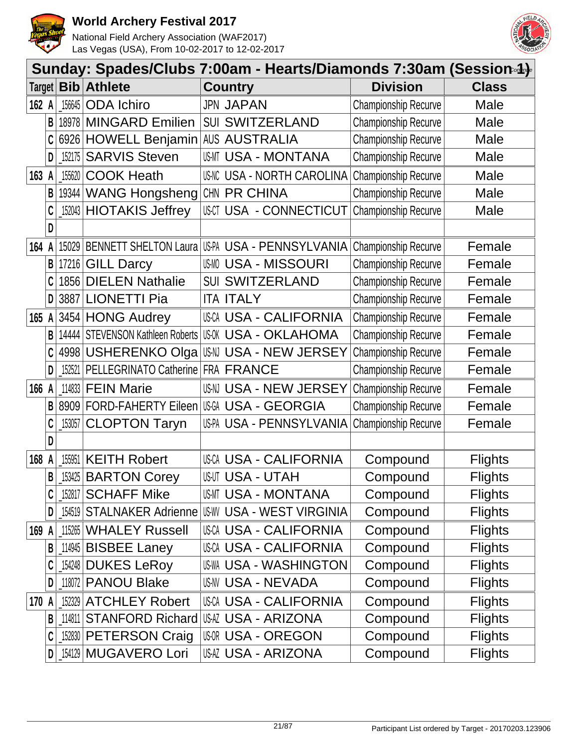# World Archery Festival 2017

National Field Archery Association (WAF2017)
Las Vegas (USA), From 10-02-2017 to 12-02-2017

## Sunday: Spades/Clubs 7:00am - Hearts/Diamonds 7:30am (Session 1)

| Target | | Bib | Athlete | Country | | Division | Class |
|---|---|---|---|---|---|---|---|
| 162 | A | _156645 | ODA Ichiro | JPN | JAPAN | Championship Recurve | Male |
| | B | 18978 | MINGARD Emilien | SUI | SWITZERLAND | Championship Recurve | Male |
| | C | 6926 | HOWELL Benjamin | AUS | AUSTRALIA | Championship Recurve | Male |
| | D | _152175 | SARVIS Steven | US-MT | USA - MONTANA | Championship Recurve | Male |
| 163 | A | _155620 | COOK Heath | US-NC | USA - NORTH CAROLINA | Championship Recurve | Male |
| | B | 19344 | WANG Hongsheng | CHN | PR CHINA | Championship Recurve | Male |
| | C | _152043 | HIOTAKIS Jeffrey | US-CT | USA - CONNECTICUT | Championship Recurve | Male |
| | D | | | | | | |
| 164 | A | 15029 | BENNETT SHELTON Laura | US-PA | USA - PENNSYLVANIA | Championship Recurve | Female |
| | B | 17216 | GILL Darcy | US-MO | USA - MISSOURI | Championship Recurve | Female |
| | C | 1856 | DIELEN Nathalie | SUI | SWITZERLAND | Championship Recurve | Female |
| | D | 3887 | LIONETTI Pia | ITA | ITALY | Championship Recurve | Female |
| 165 | A | 3454 | HONG Audrey | US-CA | USA - CALIFORNIA | Championship Recurve | Female |
| | B | 14444 | STEVENSON Kathleen Roberts | US-OK | USA - OKLAHOMA | Championship Recurve | Female |
| | C | 4998 | USHERENKO Olga | US-NJ | USA - NEW JERSEY | Championship Recurve | Female |
| | D | _152521 | PELLEGRINATO Catherine | FRA | FRANCE | Championship Recurve | Female |
| 166 | A | _114833 | FEIN Marie | US-NJ | USA - NEW JERSEY | Championship Recurve | Female |
| | B | 8909 | FORD-FAHERTY Eileen | US-GA | USA - GEORGIA | Championship Recurve | Female |
| | C | _153057 | CLOPTON Taryn | US-PA | USA - PENNSYLVANIA | Championship Recurve | Female |
| | D | | | | | | |
| 168 | A | _155951 | KEITH Robert | US-CA | USA - CALIFORNIA | Compound | Flights |
| | B | _153425 | BARTON Corey | US-UT | USA - UTAH | Compound | Flights |
| | C | _152817 | SCHAFF Mike | US-MT | USA - MONTANA | Compound | Flights |
| | D | _154519 | STALNAKER Adrienne | US-WV | USA - WEST VIRGINIA | Compound | Flights |
| 169 | A | _115265 | WHALEY Russell | US-CA | USA - CALIFORNIA | Compound | Flights |
| | B | _114945 | BISBEE Laney | US-CA | USA - CALIFORNIA | Compound | Flights |
| | C | _154248 | DUKES LeRoy | US-WA | USA - WASHINGTON | Compound | Flights |
| | D | _118072 | PANOU Blake | US-NV | USA - NEVADA | Compound | Flights |
| 170 | A | _152329 | ATCHLEY Robert | US-CA | USA - CALIFORNIA | Compound | Flights |
| | B | _114811 | STANFORD Richard | US-AZ | USA - ARIZONA | Compound | Flights |
| | C | _152830 | PETERSON Craig | US-OR | USA - OREGON | Compound | Flights |
| | D | _154129 | MUGAVERO Lori | US-AZ | USA - ARIZONA | Compound | Flights |

Participant List ordered by Target - 20170203.123906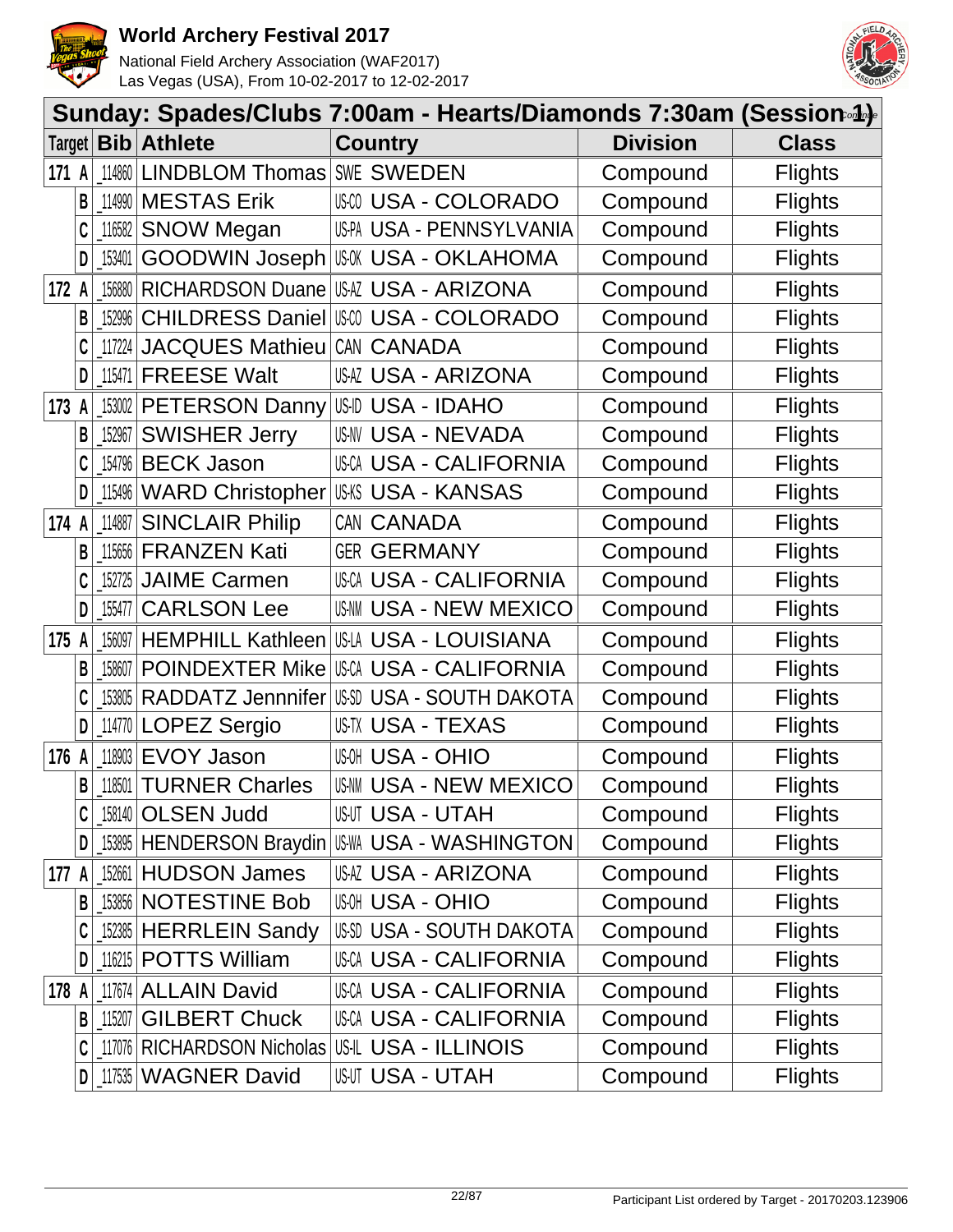# World Archery Festival 2017

National Field Archery Association (WAF2017)
Las Vegas (USA), From 10-02-2017 to 12-02-2017

## Sunday: Spades/Clubs 7:00am - Hearts/Diamonds 7:30am (Session 1) *Continue*

| Target | Bib | Athlete | Country | Division | Class |
|---|---|---|---|---|---|
| 171 A | _114860 | LINDBLOM Thomas | SWE SWEDEN | Compound | Flights |
| B | _114990 | MESTAS Erik | US-CO USA - COLORADO | Compound | Flights |
| C | _116582 | SNOW Megan | US-PA USA - PENNSYLVANIA | Compound | Flights |
| D | _153401 | GOODWIN Joseph | US-OK USA - OKLAHOMA | Compound | Flights |
| 172 A | _156880 | RICHARDSON Duane | US-AZ USA - ARIZONA | Compound | Flights |
| B | _152996 | CHILDRESS Daniel | US-CO USA - COLORADO | Compound | Flights |
| C | _117224 | JACQUES Mathieu | CAN CANADA | Compound | Flights |
| D | _115471 | FREESE Walt | US-AZ USA - ARIZONA | Compound | Flights |
| 173 A | _153002 | PETERSON Danny | US-ID USA - IDAHO | Compound | Flights |
| B | _152967 | SWISHER Jerry | US-NV USA - NEVADA | Compound | Flights |
| C | _154796 | BECK Jason | US-CA USA - CALIFORNIA | Compound | Flights |
| D | _115496 | WARD Christopher | US-KS USA - KANSAS | Compound | Flights |
| 174 A | _114887 | SINCLAIR Philip | CAN CANADA | Compound | Flights |
| B | _115656 | FRANZEN Kati | GER GERMANY | Compound | Flights |
| C | _152725 | JAIME Carmen | US-CA USA - CALIFORNIA | Compound | Flights |
| D | _155477 | CARLSON Lee | US-NM USA - NEW MEXICO | Compound | Flights |
| 175 A | _156097 | HEMPHILL Kathleen | US-LA USA - LOUISIANA | Compound | Flights |
| B | _158607 | POINDEXTER Mike | US-CA USA - CALIFORNIA | Compound | Flights |
| C | _153805 | RADDATZ Jennnifer | US-SD USA - SOUTH DAKOTA | Compound | Flights |
| D | _114770 | LOPEZ Sergio | US-TX USA - TEXAS | Compound | Flights |
| 176 A | _118903 | EVOY Jason | US-OH USA - OHIO | Compound | Flights |
| B | _118501 | TURNER Charles | US-NM USA - NEW MEXICO | Compound | Flights |
| C | _158140 | OLSEN Judd | US-UT USA - UTAH | Compound | Flights |
| D | _153895 | HENDERSON Braydin | US-WA USA - WASHINGTON | Compound | Flights |
| 177 A | _152661 | HUDSON James | US-AZ USA - ARIZONA | Compound | Flights |
| B | _153856 | NOTESTINE Bob | US-OH USA - OHIO | Compound | Flights |
| C | _152385 | HERRLEIN Sandy | US-SD USA - SOUTH DAKOTA | Compound | Flights |
| D | _116215 | POTTS William | US-CA USA - CALIFORNIA | Compound | Flights |
| 178 A | _117674 | ALLAIN David | US-CA USA - CALIFORNIA | Compound | Flights |
| B | _115207 | GILBERT Chuck | US-CA USA - CALIFORNIA | Compound | Flights |
| C | _117076 | RICHARDSON Nicholas | US-IL USA - ILLINOIS | Compound | Flights |
| D | _117535 | WAGNER David | US-UT USA - UTAH | Compound | Flights |

Participant List ordered by Target - 20170203.123906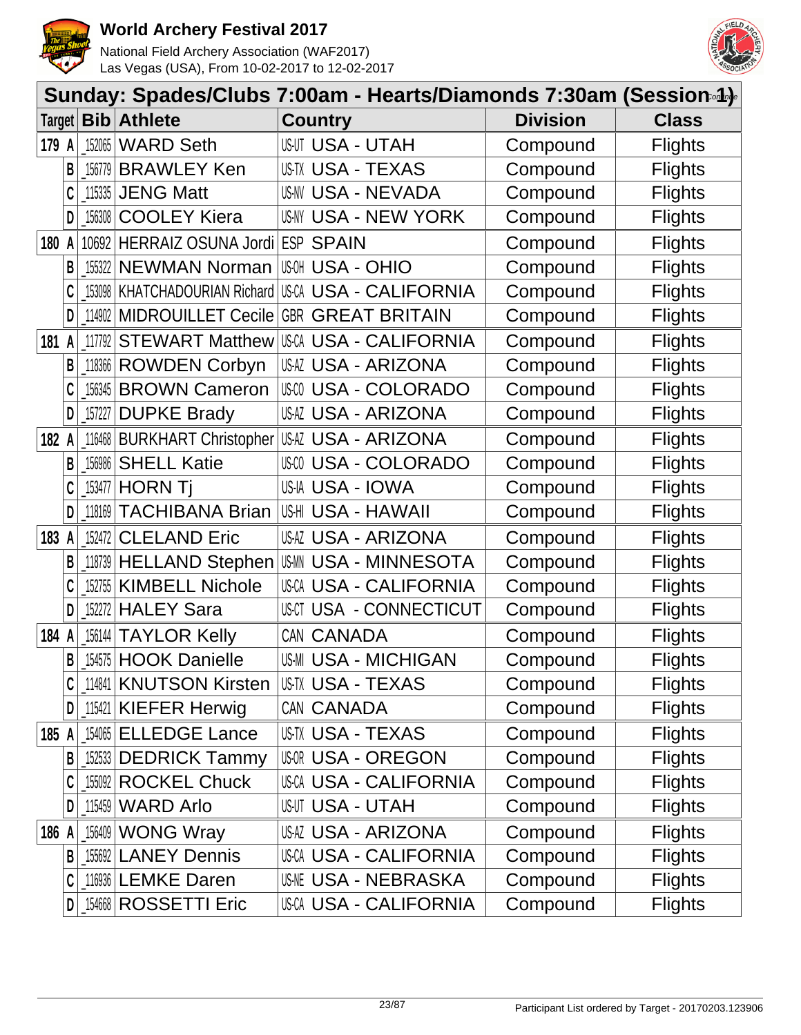# World Archery Festival 2017

National Field Archery Association (WAF2017)
Las Vegas (USA), From 10-02-2017 to 12-02-2017

## Sunday: Spades/Clubs 7:00am - Hearts/Diamonds 7:30am (Session 1)

Continue

| Target | | Bib | Athlete | Country | Division | Class |
|---|---|---|---|---|---|---|
| 179 | A | _152065 | WARD Seth | US-UT USA - UTAH | Compound | Flights |
| | B | _156779 | BRAWLEY Ken | US-TX USA - TEXAS | Compound | Flights |
| | C | _115335 | JENG Matt | US-NV USA - NEVADA | Compound | Flights |
| | D | _156308 | COOLEY Kiera | US-NY USA - NEW YORK | Compound | Flights |
| 180 | A | 10692 | HERRAIZ OSUNA Jordi | ESP SPAIN | Compound | Flights |
| | B | _155322 | NEWMAN Norman | US-OH USA - OHIO | Compound | Flights |
| | C | _153098 | KHATCHADOURIAN Richard | US-CA USA - CALIFORNIA | Compound | Flights |
| | D | _114902 | MIDROUILLET Cecile | GBR GREAT BRITAIN | Compound | Flights |
| 181 | A | _117792 | STEWART Matthew | US-CA USA - CALIFORNIA | Compound | Flights |
| | B | _118366 | ROWDEN Corbyn | US-AZ USA - ARIZONA | Compound | Flights |
| | C | _156345 | BROWN Cameron | US-CO USA - COLORADO | Compound | Flights |
| | D | _157227 | DUPKE Brady | US-AZ USA - ARIZONA | Compound | Flights |
| 182 | A | _116468 | BURKHART Christopher | US-AZ USA - ARIZONA | Compound | Flights |
| | B | _156986 | SHELL Katie | US-CO USA - COLORADO | Compound | Flights |
| | C | _153477 | HORN Tj | US-IA USA - IOWA | Compound | Flights |
| | D | _118169 | TACHIBANA Brian | US-HI USA - HAWAII | Compound | Flights |
| 183 | A | _152472 | CLELAND Eric | US-AZ USA - ARIZONA | Compound | Flights |
| | B | _118739 | HELLAND Stephen | US-MN USA - MINNESOTA | Compound | Flights |
| | C | _152755 | KIMBELL Nichole | US-CA USA - CALIFORNIA | Compound | Flights |
| | D | _152272 | HALEY Sara | US-CT USA - CONNECTICUT | Compound | Flights |
| 184 | A | _156144 | TAYLOR Kelly | CAN CANADA | Compound | Flights |
| | B | _154575 | HOOK Danielle | US-MI USA - MICHIGAN | Compound | Flights |
| | C | _114841 | KNUTSON Kirsten | US-TX USA - TEXAS | Compound | Flights |
| | D | _115421 | KIEFER Herwig | CAN CANADA | Compound | Flights |
| 185 | A | _154065 | ELLEDGE Lance | US-TX USA - TEXAS | Compound | Flights |
| | B | _152533 | DEDRICK Tammy | US-OR USA - OREGON | Compound | Flights |
| | C | _155092 | ROCKEL Chuck | US-CA USA - CALIFORNIA | Compound | Flights |
| | D | _115459 | WARD Arlo | US-UT USA - UTAH | Compound | Flights |
| 186 | A | _156409 | WONG Wray | US-AZ USA - ARIZONA | Compound | Flights |
| | B | _155692 | LANEY Dennis | US-CA USA - CALIFORNIA | Compound | Flights |
| | C | _116936 | LEMKE Daren | US-NE USA - NEBRASKA | Compound | Flights |
| | D | _154668 | ROSSETTI Eric | US-CA USA - CALIFORNIA | Compound | Flights |

Participant List ordered by Target - 20170203.123906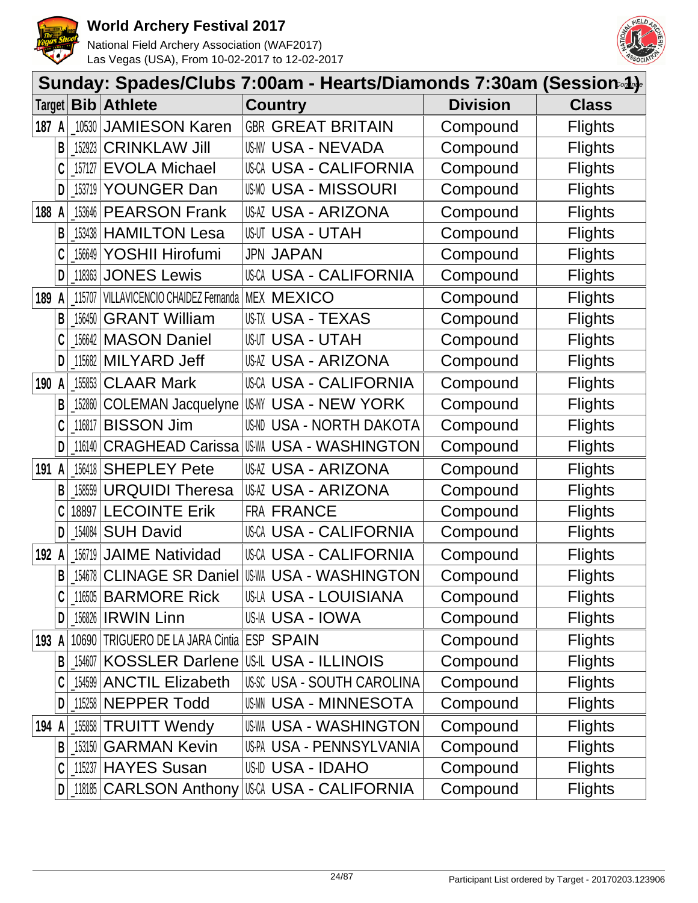# World Archery Festival 2017

National Field Archery Association (WAF2017)
Las Vegas (USA), From 10-02-2017 to 12-02-2017

## Sunday: Spades/Clubs 7:00am - Hearts/Diamonds 7:30am (Session 1)

| Target | | Bib | Athlete | Country | Division | Class |
|---|---|---|---|---|---|---|
| 187 | A | _10530 | JAMIESON Karen | GBR GREAT BRITAIN | Compound | Flights |
| | B | _152923 | CRINKLAW Jill | US-NV USA - NEVADA | Compound | Flights |
| | C | _157127 | EVOLA Michael | US-CA USA - CALIFORNIA | Compound | Flights |
| | D | _153719 | YOUNGER Dan | US-MO USA - MISSOURI | Compound | Flights |
| 188 | A | _153646 | PEARSON Frank | US-AZ USA - ARIZONA | Compound | Flights |
| | B | _153438 | HAMILTON Lesa | US-UT USA - UTAH | Compound | Flights |
| | C | _156649 | YOSHII Hirofumi | JPN JAPAN | Compound | Flights |
| | D | _118363 | JONES Lewis | US-CA USA - CALIFORNIA | Compound | Flights |
| 189 | A | _115707 | VILLAVICENCIO CHAIDEZ Fernanda | MEX MEXICO | Compound | Flights |
| | B | _156450 | GRANT William | US-TX USA - TEXAS | Compound | Flights |
| | C | _156642 | MASON Daniel | US-UT USA - UTAH | Compound | Flights |
| | D | _115682 | MILYARD Jeff | US-AZ USA - ARIZONA | Compound | Flights |
| 190 | A | _155853 | CLAAR Mark | US-CA USA - CALIFORNIA | Compound | Flights |
| | B | _152860 | COLEMAN Jacquelyne | US-NY USA - NEW YORK | Compound | Flights |
| | C | _116817 | BISSON Jim | US-ND USA - NORTH DAKOTA | Compound | Flights |
| | D | _116140 | CRAGHEAD Carissa | US-WA USA - WASHINGTON | Compound | Flights |
| 191 | A | _156418 | SHEPLEY Pete | US-AZ USA - ARIZONA | Compound | Flights |
| | B | _158559 | URQUIDI Theresa | US-AZ USA - ARIZONA | Compound | Flights |
| | C | 18897 | LECOINTE Erik | FRA FRANCE | Compound | Flights |
| | D | _154084 | SUH David | US-CA USA - CALIFORNIA | Compound | Flights |
| 192 | A | _156719 | JAIME Natividad | US-CA USA - CALIFORNIA | Compound | Flights |
| | B | _154678 | CLINAGE SR Daniel | US-WA USA - WASHINGTON | Compound | Flights |
| | C | _116505 | BARMORE Rick | US-LA USA - LOUISIANA | Compound | Flights |
| | D | _156826 | IRWIN Linn | US-IA USA - IOWA | Compound | Flights |
| 193 | A | 10690 | TRIGUERO DE LA JARA Cintia | ESP SPAIN | Compound | Flights |
| | B | _154607 | KOSSLER Darlene | US-IL USA - ILLINOIS | Compound | Flights |
| | C | _154599 | ANCTIL Elizabeth | US-SC USA - SOUTH CAROLINA | Compound | Flights |
| | D | _115258 | NEPPER Todd | US-MN USA - MINNESOTA | Compound | Flights |
| 194 | A | _155858 | TRUITT Wendy | US-WA USA - WASHINGTON | Compound | Flights |
| | B | _153150 | GARMAN Kevin | US-PA USA - PENNSYLVANIA | Compound | Flights |
| | C | _115237 | HAYES Susan | US-ID USA - IDAHO | Compound | Flights |
| | D | _118185 | CARLSON Anthony | US-CA USA - CALIFORNIA | Compound | Flights |

Participant List ordered by Target - 20170203.123906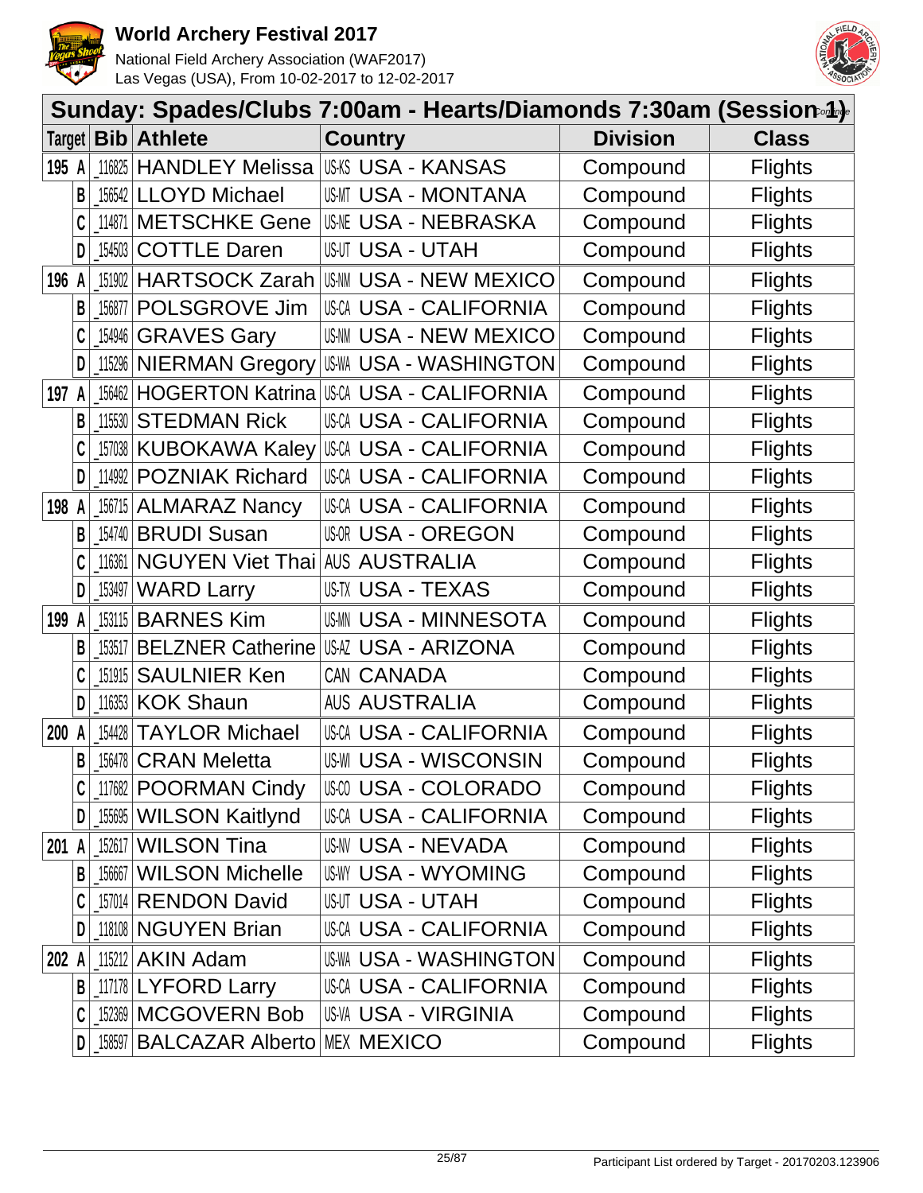# World Archery Festival 2017

National Field Archery Association (WAF2017)
Las Vegas (USA), From 10-02-2017 to 12-02-2017

## Sunday: Spades/Clubs 7:00am - Hearts/Diamonds 7:30am (Session 1)

| Target | | Bib | Athlete | Country | | Division | Class |
|---|---|---|---|---|---|---|---|
| 195 | A | 116825 | HANDLEY Melissa | US-KS | USA - KANSAS | Compound | Flights |
| | B | 156542 | LLOYD Michael | US-MT | USA - MONTANA | Compound | Flights |
| | C | 114871 | METSCHKE Gene | US-NE | USA - NEBRASKA | Compound | Flights |
| | D | 154503 | COTTLE Daren | US-UT | USA - UTAH | Compound | Flights |
| 196 | A | 151902 | HARTSOCK Zarah | US-NM | USA - NEW MEXICO | Compound | Flights |
| | B | 156877 | POLSGROVE Jim | US-CA | USA - CALIFORNIA | Compound | Flights |
| | C | 154946 | GRAVES Gary | US-NM | USA - NEW MEXICO | Compound | Flights |
| | D | 115296 | NIERMAN Gregory | US-WA | USA - WASHINGTON | Compound | Flights |
| 197 | A | 156462 | HOGERTON Katrina | US-CA | USA - CALIFORNIA | Compound | Flights |
| | B | 115530 | STEDMAN Rick | US-CA | USA - CALIFORNIA | Compound | Flights |
| | C | 157038 | KUBOKAWA Kaley | US-CA | USA - CALIFORNIA | Compound | Flights |
| | D | 114992 | POZNIAK Richard | US-CA | USA - CALIFORNIA | Compound | Flights |
| 198 | A | 156715 | ALMARAZ Nancy | US-CA | USA - CALIFORNIA | Compound | Flights |
| | B | 154740 | BRUDI Susan | US-OR | USA - OREGON | Compound | Flights |
| | C | 116361 | NGUYEN Viet Thai | AUS | AUSTRALIA | Compound | Flights |
| | D | 153497 | WARD Larry | US-TX | USA - TEXAS | Compound | Flights |
| 199 | A | 153115 | BARNES Kim | US-MN | USA - MINNESOTA | Compound | Flights |
| | B | 153517 | BELZNER Catherine | US-AZ | USA - ARIZONA | Compound | Flights |
| | C | 151915 | SAULNIER Ken | CAN | CANADA | Compound | Flights |
| | D | 116353 | KOK Shaun | AUS | AUSTRALIA | Compound | Flights |
| 200 | A | 154428 | TAYLOR Michael | US-CA | USA - CALIFORNIA | Compound | Flights |
| | B | 156478 | CRAN Meletta | US-WI | USA - WISCONSIN | Compound | Flights |
| | C | 117682 | POORMAN Cindy | US-CO | USA - COLORADO | Compound | Flights |
| | D | 155695 | WILSON Kaitlynd | US-CA | USA - CALIFORNIA | Compound | Flights |
| 201 | A | 152617 | WILSON Tina | US-NV | USA - NEVADA | Compound | Flights |
| | B | 156667 | WILSON Michelle | US-WY | USA - WYOMING | Compound | Flights |
| | C | 157014 | RENDON David | US-UT | USA - UTAH | Compound | Flights |
| | D | 118108 | NGUYEN Brian | US-CA | USA - CALIFORNIA | Compound | Flights |
| 202 | A | 115212 | AKIN Adam | US-WA | USA - WASHINGTON | Compound | Flights |
| | B | 117178 | LYFORD Larry | US-CA | USA - CALIFORNIA | Compound | Flights |
| | C | 152369 | MCGOVERN Bob | US-VA | USA - VIRGINIA | Compound | Flights |
| | D | 158597 | BALCAZAR Alberto | MEX | MEXICO | Compound | Flights |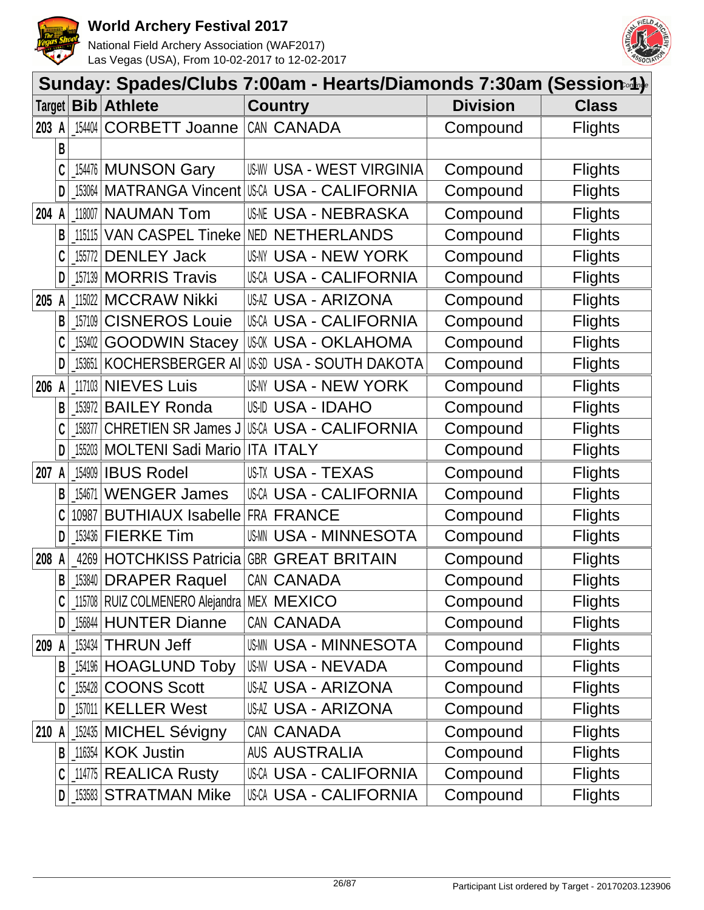# World Archery Festival 2017

National Field Archery Association (WAF2017)
Las Vegas (USA), From 10-02-2017 to 12-02-2017

## Sunday: Spades/Clubs 7:00am - Hearts/Diamonds 7:30am (Session 1)

*Continue*

| Target | | Bib | Athlete | Country | | Division | Class |
|---|---|---|---|---|---|---|---|
| 203 | A | _154404 | CORBETT Joanne | CAN | CANADA | Compound | Flights |
| | B | | | | | | |
| | C | _154476 | MUNSON Gary | US-WV | USA - WEST VIRGINIA | Compound | Flights |
| | D | _153064 | MATRANGA Vincent | US-CA | USA - CALIFORNIA | Compound | Flights |
| 204 | A | _118007 | NAUMAN Tom | US-NE | USA - NEBRASKA | Compound | Flights |
| | B | _115115 | VAN CASPEL Tineke | NED | NETHERLANDS | Compound | Flights |
| | C | _155772 | DENLEY Jack | US-NY | USA - NEW YORK | Compound | Flights |
| | D | _157139 | MORRIS Travis | US-CA | USA - CALIFORNIA | Compound | Flights |
| 205 | A | _115022 | MCCRAW Nikki | US-AZ | USA - ARIZONA | Compound | Flights |
| | B | _157109 | CISNEROS Louie | US-CA | USA - CALIFORNIA | Compound | Flights |
| | C | _153402 | GOODWIN Stacey | US-OK | USA - OKLAHOMA | Compound | Flights |
| | D | _153651 | KOCHERSBERGER Al | US-SD | USA - SOUTH DAKOTA | Compound | Flights |
| 206 | A | _117103 | NIEVES Luis | US-NY | USA - NEW YORK | Compound | Flights |
| | B | _153972 | BAILEY Ronda | US-ID | USA - IDAHO | Compound | Flights |
| | C | _158377 | CHRETIEN SR James J | US-CA | USA - CALIFORNIA | Compound | Flights |
| | D | _155203 | MOLTENI Sadi Mario | ITA | ITALY | Compound | Flights |
| 207 | A | _154909 | IBUS Rodel | US-TX | USA - TEXAS | Compound | Flights |
| | B | _154671 | WENGER James | US-CA | USA - CALIFORNIA | Compound | Flights |
| | C | 10987 | BUTHIAUX Isabelle | FRA | FRANCE | Compound | Flights |
| | D | _153436 | FIERKE Tim | US-MN | USA - MINNESOTA | Compound | Flights |
| 208 | A | _4269 | HOTCHKISS Patricia | GBR | GREAT BRITAIN | Compound | Flights |
| | B | _153840 | DRAPER Raquel | CAN | CANADA | Compound | Flights |
| | C | _115708 | RUIZ COLMENERO Alejandra | MEX | MEXICO | Compound | Flights |
| | D | _156844 | HUNTER Dianne | CAN | CANADA | Compound | Flights |
| 209 | A | _153434 | THRUN Jeff | US-MN | USA - MINNESOTA | Compound | Flights |
| | B | _154196 | HOAGLUND Toby | US-NV | USA - NEVADA | Compound | Flights |
| | C | _155428 | COONS Scott | US-AZ | USA - ARIZONA | Compound | Flights |
| | D | _157011 | KELLER West | US-AZ | USA - ARIZONA | Compound | Flights |
| 210 | A | _152435 | MICHEL Sévigny | CAN | CANADA | Compound | Flights |
| | B | _116354 | KOK Justin | AUS | AUSTRALIA | Compound | Flights |
| | C | _114775 | REALICA Rusty | US-CA | USA - CALIFORNIA | Compound | Flights |
| | D | _153583 | STRATMAN Mike | US-CA | USA - CALIFORNIA | Compound | Flights |

Participant List ordered by Target - 20170203.123906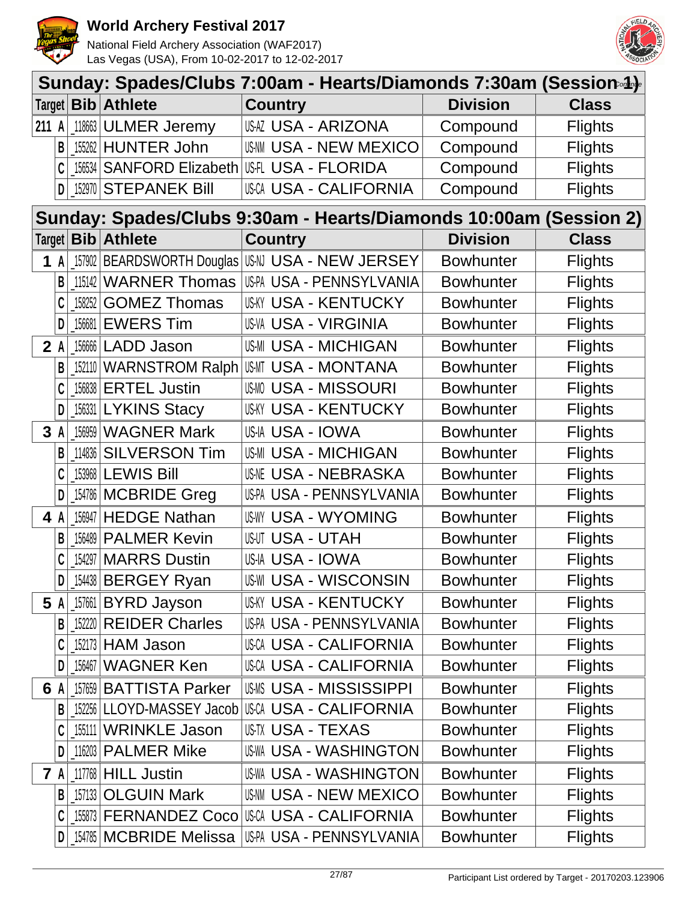# World Archery Festival 2017

National Field Archery Association (WAF2017)
Las Vegas (USA), From 10-02-2017 to 12-02-2017

## Sunday: Spades/Clubs 7:00am - Hearts/Diamonds 7:30am (Session 1) *Continue*

| Target | Bib | Athlete | Country | Division | Class |
|---|---|---|---|---|---|
| 211 A | _118663 | ULMER Jeremy | US-AZ USA - ARIZONA | Compound | Flights |
| B | _155262 | HUNTER John | US-NM USA - NEW MEXICO | Compound | Flights |
| C | _156534 | SANFORD Elizabeth | US-FL USA - FLORIDA | Compound | Flights |
| D | _152970 | STEPANEK Bill | US-CA USA - CALIFORNIA | Compound | Flights |

## Sunday: Spades/Clubs 9:30am - Hearts/Diamonds 10:00am (Session 2)

| Target | Bib | Athlete | Country | Division | Class |
|---|---|---|---|---|---|
| 1 A | _157902 | BEARDSWORTH Douglas | US-NJ USA - NEW JERSEY | Bowhunter | Flights |
| B | _115142 | WARNER Thomas | US-PA USA - PENNSYLVANIA | Bowhunter | Flights |
| C | _158252 | GOMEZ Thomas | US-KY USA - KENTUCKY | Bowhunter | Flights |
| D | _156681 | EWERS Tim | US-VA USA - VIRGINIA | Bowhunter | Flights |
| 2 A | _156666 | LADD Jason | US-MI USA - MICHIGAN | Bowhunter | Flights |
| B | _152110 | WARNSTROM Ralph | US-MT USA - MONTANA | Bowhunter | Flights |
| C | _156838 | ERTEL Justin | US-MO USA - MISSOURI | Bowhunter | Flights |
| D | _156331 | LYKINS Stacy | US-KY USA - KENTUCKY | Bowhunter | Flights |
| 3 A | _156959 | WAGNER Mark | US-IA USA - IOWA | Bowhunter | Flights |
| B | _114836 | SILVERSON Tim | US-MI USA - MICHIGAN | Bowhunter | Flights |
| C | _153968 | LEWIS Bill | US-NE USA - NEBRASKA | Bowhunter | Flights |
| D | _154786 | MCBRIDE Greg | US-PA USA - PENNSYLVANIA | Bowhunter | Flights |
| 4 A | _156947 | HEDGE Nathan | US-WY USA - WYOMING | Bowhunter | Flights |
| B | _156489 | PALMER Kevin | US-UT USA - UTAH | Bowhunter | Flights |
| C | _154297 | MARRS Dustin | US-IA USA - IOWA | Bowhunter | Flights |
| D | _154438 | BERGEY Ryan | US-WI USA - WISCONSIN | Bowhunter | Flights |
| 5 A | _157661 | BYRD Jayson | US-KY USA - KENTUCKY | Bowhunter | Flights |
| B | _152220 | REIDER Charles | US-PA USA - PENNSYLVANIA | Bowhunter | Flights |
| C | _152173 | HAM Jason | US-CA USA - CALIFORNIA | Bowhunter | Flights |
| D | _156467 | WAGNER Ken | US-CA USA - CALIFORNIA | Bowhunter | Flights |
| 6 A | _157659 | BATTISTA Parker | US-MS USA - MISSISSIPPI | Bowhunter | Flights |
| B | _152256 | LLOYD-MASSEY Jacob | US-CA USA - CALIFORNIA | Bowhunter | Flights |
| C | _155111 | WRINKLE Jason | US-TX USA - TEXAS | Bowhunter | Flights |
| D | _116203 | PALMER Mike | US-WA USA - WASHINGTON | Bowhunter | Flights |
| 7 A | _117768 | HILL Justin | US-WA USA - WASHINGTON | Bowhunter | Flights |
| B | _157133 | OLGUIN Mark | US-NM USA - NEW MEXICO | Bowhunter | Flights |
| C | _155873 | FERNANDEZ Coco | US-CA USA - CALIFORNIA | Bowhunter | Flights |
| D | _154785 | MCBRIDE Melissa | US-PA USA - PENNSYLVANIA | Bowhunter | Flights |

Participant List ordered by Target - 20170203.123906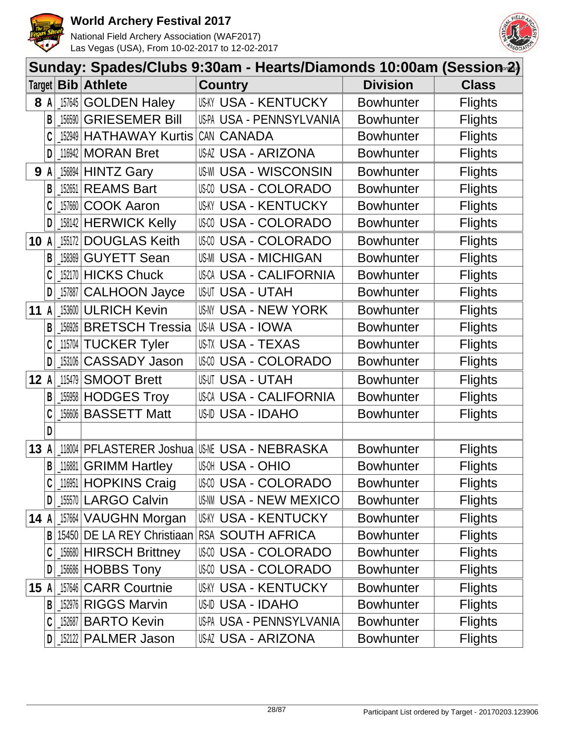# World Archery Festival 2017

National Field Archery Association (WAF2017)
Las Vegas (USA), From 10-02-2017 to 12-02-2017

## Sunday: Spades/Clubs 9:30am - Hearts/Diamonds 10:00am (Session 2)

| Target | Bib | Athlete | Country | Division | Class |
|---|---|---|---|---|---|
| 8 A | _157645 | GOLDEN Haley | US-KY USA - KENTUCKY | Bowhunter | Flights |
| B | _156590 | GRIESEMER Bill | US-PA USA - PENNSYLVANIA | Bowhunter | Flights |
| C | _152949 | HATHAWAY Kurtis | CAN CANADA | Bowhunter | Flights |
| D | _116942 | MORAN Bret | US-AZ USA - ARIZONA | Bowhunter | Flights |
| 9 A | _156894 | HINTZ Gary | US-WI USA - WISCONSIN | Bowhunter | Flights |
| B | _152651 | REAMS Bart | US-CO USA - COLORADO | Bowhunter | Flights |
| C | _157660 | COOK Aaron | US-KY USA - KENTUCKY | Bowhunter | Flights |
| D | _158142 | HERWICK Kelly | US-CO USA - COLORADO | Bowhunter | Flights |
| 10 A | _155172 | DOUGLAS Keith | US-CO USA - COLORADO | Bowhunter | Flights |
| B | _158369 | GUYETT Sean | US-MI USA - MICHIGAN | Bowhunter | Flights |
| C | _152170 | HICKS Chuck | US-CA USA - CALIFORNIA | Bowhunter | Flights |
| D | _157887 | CALHOON Jayce | US-UT USA - UTAH | Bowhunter | Flights |
| 11 A | _153600 | ULRICH Kevin | US-NY USA - NEW YORK | Bowhunter | Flights |
| B | _156926 | BRETSCH Tressia | US-IA USA - IOWA | Bowhunter | Flights |
| C | _115704 | TUCKER Tyler | US-TX USA - TEXAS | Bowhunter | Flights |
| D | _153106 | CASSADY Jason | US-CO USA - COLORADO | Bowhunter | Flights |
| 12 A | _115479 | SMOOT Brett | US-UT USA - UTAH | Bowhunter | Flights |
| B | _155958 | HODGES Troy | US-CA USA - CALIFORNIA | Bowhunter | Flights |
| C | _156606 | BASSETT Matt | US-ID USA - IDAHO | Bowhunter | Flights |
| D | | | | | |
| 13 A | _118004 | PFLASTERER Joshua | US-NE USA - NEBRASKA | Bowhunter | Flights |
| B | _116881 | GRIMM Hartley | US-OH USA - OHIO | Bowhunter | Flights |
| C | _116951 | HOPKINS Craig | US-CO USA - COLORADO | Bowhunter | Flights |
| D | _155570 | LARGO Calvin | US-NM USA - NEW MEXICO | Bowhunter | Flights |
| 14 A | _157664 | VAUGHN Morgan | US-KY USA - KENTUCKY | Bowhunter | Flights |
| B | 15450 | DE LA REY Christiaan | RSA SOUTH AFRICA | Bowhunter | Flights |
| C | _156680 | HIRSCH Brittney | US-CO USA - COLORADO | Bowhunter | Flights |
| D | _156686 | HOBBS Tony | US-CO USA - COLORADO | Bowhunter | Flights |
| 15 A | _157646 | CARR Courtnie | US-KY USA - KENTUCKY | Bowhunter | Flights |
| B | _152976 | RIGGS Marvin | US-ID USA - IDAHO | Bowhunter | Flights |
| C | _152687 | BARTO Kevin | US-PA USA - PENNSYLVANIA | Bowhunter | Flights |
| D | _152122 | PALMER Jason | US-AZ USA - ARIZONA | Bowhunter | Flights |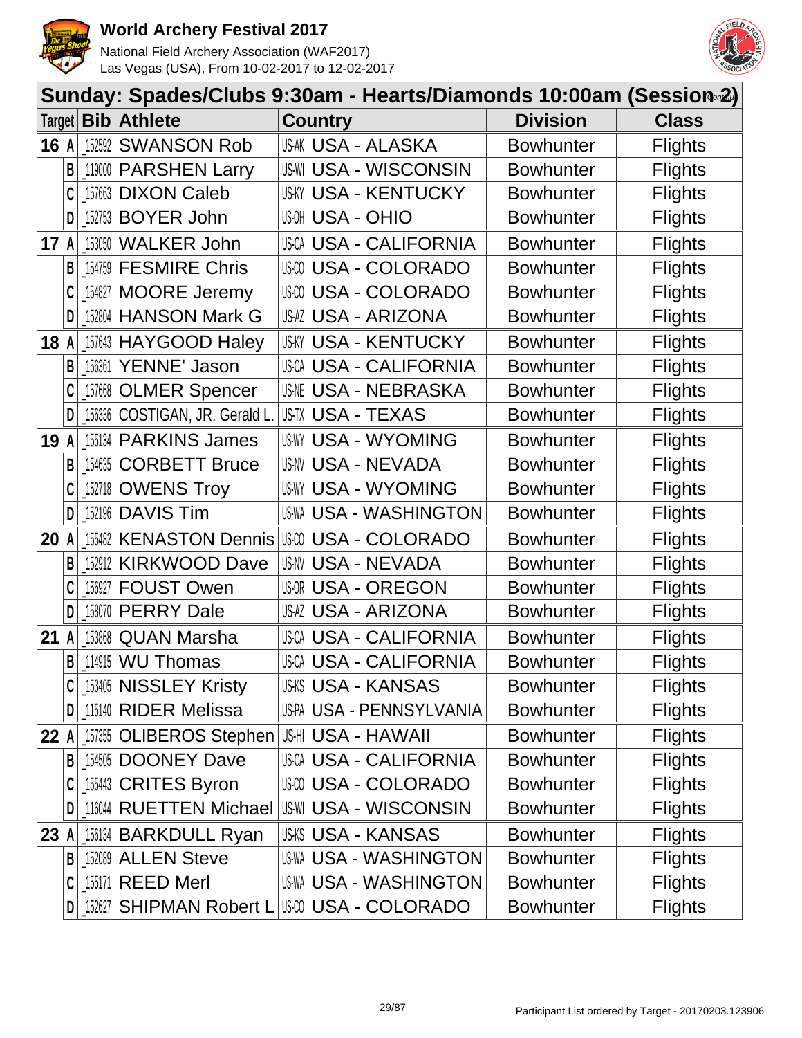# World Archery Festival 2017

National Field Archery Association (WAF2017)
Las Vegas (USA), From 10-02-2017 to 12-02-2017

## Sunday: Spades/Clubs 9:30am - Hearts/Diamonds 10:00am (Session 2)

| Target | Bib | Athlete | Country | Division | Class |
|---|---|---|---|---|---|
| 16 A | 152592 | SWANSON Rob | US-AK USA - ALASKA | Bowhunter | Flights |
| B | 119000 | PARSHEN Larry | US-WI USA - WISCONSIN | Bowhunter | Flights |
| C | 157663 | DIXON Caleb | US-KY USA - KENTUCKY | Bowhunter | Flights |
| D | 152753 | BOYER John | US-OH USA - OHIO | Bowhunter | Flights |
| 17 A | 153050 | WALKER John | US-CA USA - CALIFORNIA | Bowhunter | Flights |
| B | 154759 | FESMIRE Chris | US-CO USA - COLORADO | Bowhunter | Flights |
| C | 154827 | MOORE Jeremy | US-CO USA - COLORADO | Bowhunter | Flights |
| D | 152804 | HANSON Mark G | US-AZ USA - ARIZONA | Bowhunter | Flights |
| 18 A | 157643 | HAYGOOD Haley | US-KY USA - KENTUCKY | Bowhunter | Flights |
| B | 156361 | YENNE' Jason | US-CA USA - CALIFORNIA | Bowhunter | Flights |
| C | 157668 | OLMER Spencer | US-NE USA - NEBRASKA | Bowhunter | Flights |
| D | 156336 | COSTIGAN, JR. Gerald L. | US-TX USA - TEXAS | Bowhunter | Flights |
| 19 A | 155134 | PARKINS James | US-WY USA - WYOMING | Bowhunter | Flights |
| B | 154635 | CORBETT Bruce | US-NV USA - NEVADA | Bowhunter | Flights |
| C | 152718 | OWENS Troy | US-WY USA - WYOMING | Bowhunter | Flights |
| D | 152196 | DAVIS Tim | US-WA USA - WASHINGTON | Bowhunter | Flights |
| 20 A | 155482 | KENASTON Dennis | US-CO USA - COLORADO | Bowhunter | Flights |
| B | 152912 | KIRKWOOD Dave | US-NV USA - NEVADA | Bowhunter | Flights |
| C | 156927 | FOUST Owen | US-OR USA - OREGON | Bowhunter | Flights |
| D | 158070 | PERRY Dale | US-AZ USA - ARIZONA | Bowhunter | Flights |
| 21 A | 153868 | QUAN Marsha | US-CA USA - CALIFORNIA | Bowhunter | Flights |
| B | 114915 | WU Thomas | US-CA USA - CALIFORNIA | Bowhunter | Flights |
| C | 153405 | NISSLEY Kristy | US-KS USA - KANSAS | Bowhunter | Flights |
| D | 115140 | RIDER Melissa | US-PA USA - PENNSYLVANIA | Bowhunter | Flights |
| 22 A | 157355 | OLIBEROS Stephen | US-HI USA - HAWAII | Bowhunter | Flights |
| B | 154505 | DOONEY Dave | US-CA USA - CALIFORNIA | Bowhunter | Flights |
| C | 155443 | CRITES Byron | US-CO USA - COLORADO | Bowhunter | Flights |
| D | 116044 | RUETTEN Michael | US-WI USA - WISCONSIN | Bowhunter | Flights |
| 23 A | 156134 | BARKDULL Ryan | US-KS USA - KANSAS | Bowhunter | Flights |
| B | 152089 | ALLEN Steve | US-WA USA - WASHINGTON | Bowhunter | Flights |
| C | 155171 | REED Merl | US-WA USA - WASHINGTON | Bowhunter | Flights |
| D | 152627 | SHIPMAN Robert L | US-CO USA - COLORADO | Bowhunter | Flights |

Participant List ordered by Target - 20170203.123906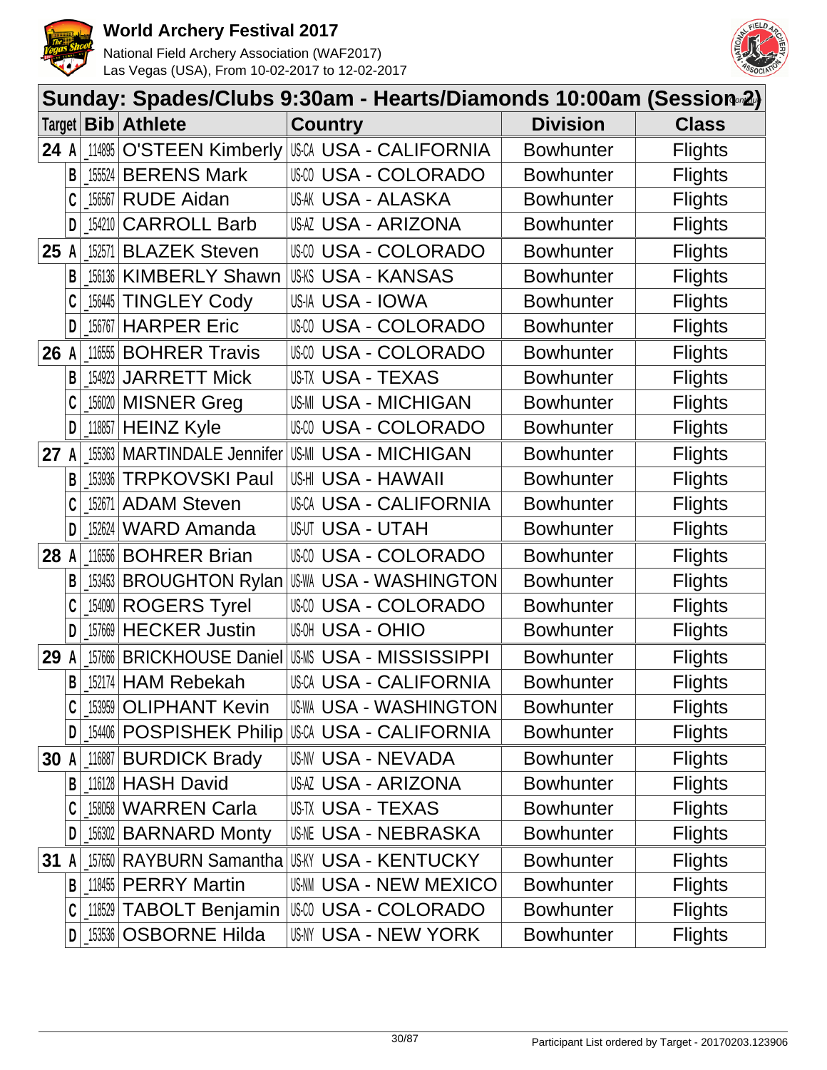# World Archery Festival 2017

National Field Archery Association (WAF2017)
Las Vegas (USA), From 10-02-2017 to 12-02-2017

## Sunday: Spades/Clubs 9:30am - Hearts/Diamonds 10:00am (Session 2)

| Target | | Bib | Athlete | Country | Division | Class |
|---|---|---|---|---|---|---|
| 24 | A | 114895 | O'STEEN Kimberly | US-CA USA - CALIFORNIA | Bowhunter | Flights |
| | B | 155524 | BERENS Mark | US-CO USA - COLORADO | Bowhunter | Flights |
| | C | 156567 | RUDE Aidan | US-AK USA - ALASKA | Bowhunter | Flights |
| | D | 154210 | CARROLL Barb | US-AZ USA - ARIZONA | Bowhunter | Flights |
| 25 | A | 152571 | BLAZEK Steven | US-CO USA - COLORADO | Bowhunter | Flights |
| | B | 156136 | KIMBERLY Shawn | US-KS USA - KANSAS | Bowhunter | Flights |
| | C | 156445 | TINGLEY Cody | US-IA USA - IOWA | Bowhunter | Flights |
| | D | 156767 | HARPER Eric | US-CO USA - COLORADO | Bowhunter | Flights |
| 26 | A | 116555 | BOHRER Travis | US-CO USA - COLORADO | Bowhunter | Flights |
| | B | 154923 | JARRETT Mick | US-TX USA - TEXAS | Bowhunter | Flights |
| | C | 156020 | MISNER Greg | US-MI USA - MICHIGAN | Bowhunter | Flights |
| | D | 118857 | HEINZ Kyle | US-CO USA - COLORADO | Bowhunter | Flights |
| 27 | A | 155363 | MARTINDALE Jennifer | US-MI USA - MICHIGAN | Bowhunter | Flights |
| | B | 153936 | TRPKOVSKI Paul | US-HI USA - HAWAII | Bowhunter | Flights |
| | C | 152671 | ADAM Steven | US-CA USA - CALIFORNIA | Bowhunter | Flights |
| | D | 152624 | WARD Amanda | US-UT USA - UTAH | Bowhunter | Flights |
| 28 | A | 116556 | BOHRER Brian | US-CO USA - COLORADO | Bowhunter | Flights |
| | B | 153453 | BROUGHTON Rylan | US-WA USA - WASHINGTON | Bowhunter | Flights |
| | C | 154090 | ROGERS Tyrel | US-CO USA - COLORADO | Bowhunter | Flights |
| | D | 157669 | HECKER Justin | US-OH USA - OHIO | Bowhunter | Flights |
| 29 | A | 157666 | BRICKHOUSE Daniel | US-MS USA - MISSISSIPPI | Bowhunter | Flights |
| | B | 152174 | HAM Rebekah | US-CA USA - CALIFORNIA | Bowhunter | Flights |
| | C | 153959 | OLIPHANT Kevin | US-WA USA - WASHINGTON | Bowhunter | Flights |
| | D | 154406 | POSPISHEK Philip | US-CA USA - CALIFORNIA | Bowhunter | Flights |
| 30 | A | 116887 | BURDICK Brady | US-NV USA - NEVADA | Bowhunter | Flights |
| | B | 116128 | HASH David | US-AZ USA - ARIZONA | Bowhunter | Flights |
| | C | 158058 | WARREN Carla | US-TX USA - TEXAS | Bowhunter | Flights |
| | D | 156302 | BARNARD Monty | US-NE USA - NEBRASKA | Bowhunter | Flights |
| 31 | A | 157650 | RAYBURN Samantha | US-KY USA - KENTUCKY | Bowhunter | Flights |
| | B | 118455 | PERRY Martin | US-NM USA - NEW MEXICO | Bowhunter | Flights |
| | C | 118529 | TABOLT Benjamin | US-CO USA - COLORADO | Bowhunter | Flights |
| | D | 153536 | OSBORNE Hilda | US-NY USA - NEW YORK | Bowhunter | Flights |

Participant List ordered by Target - 20170203.123906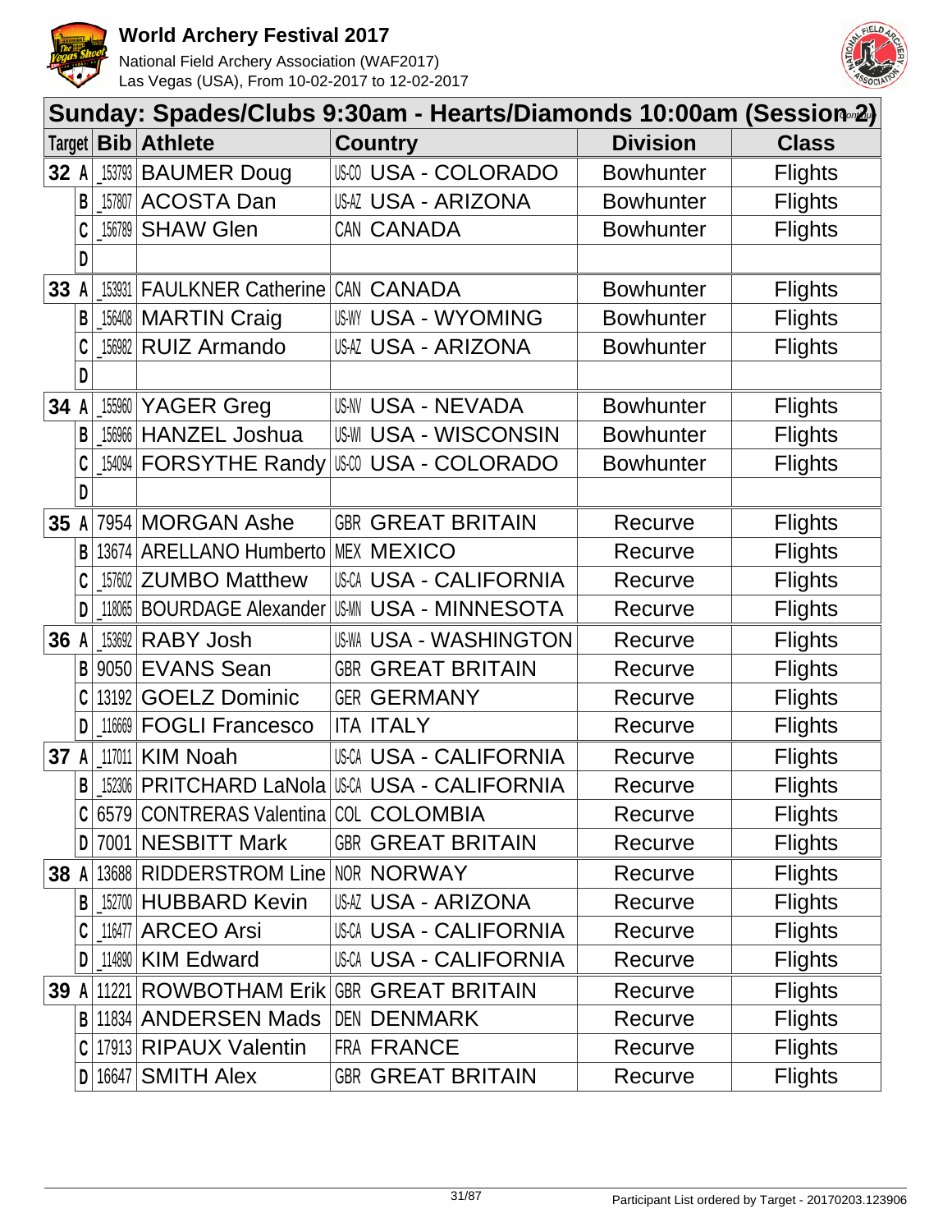# Sunday: Spades/Clubs 9:30am - Hearts/Diamonds 10:00am (Session 2)

| Target | | Bib | Athlete | Country | | Division | Class |
|---|---|---|---|---|---|---|---|
| 32 | A | _153793 | BAUMER Doug | US-CO | USA - COLORADO | Bowhunter | Flights |
| | B | _157807 | ACOSTA Dan | US-AZ | USA - ARIZONA | Bowhunter | Flights |
| | C | _156789 | SHAW Glen | CAN | CANADA | Bowhunter | Flights |
| | D | | | | | | |
| 33 | A | _153931 | FAULKNER Catherine | CAN | CANADA | Bowhunter | Flights |
| | B | _156408 | MARTIN Craig | US-WY | USA - WYOMING | Bowhunter | Flights |
| | C | _156982 | RUIZ Armando | US-AZ | USA - ARIZONA | Bowhunter | Flights |
| | D | | | | | | |
| 34 | A | _155960 | YAGER Greg | US-NV | USA - NEVADA | Bowhunter | Flights |
| | B | _156966 | HANZEL Joshua | US-WI | USA - WISCONSIN | Bowhunter | Flights |
| | C | _154094 | FORSYTHE Randy | US-CO | USA - COLORADO | Bowhunter | Flights |
| | D | | | | | | |
| 35 | A | 7954 | MORGAN Ashe | GBR | GREAT BRITAIN | Recurve | Flights |
| | B | 13674 | ARELLANO Humberto | MEX | MEXICO | Recurve | Flights |
| | C | _157602 | ZUMBO Matthew | US-CA | USA - CALIFORNIA | Recurve | Flights |
| | D | _118065 | BOURDAGE Alexander | US-MN | USA - MINNESOTA | Recurve | Flights |
| 36 | A | _153692 | RABY Josh | US-WA | USA - WASHINGTON | Recurve | Flights |
| | B | 9050 | EVANS Sean | GBR | GREAT BRITAIN | Recurve | Flights |
| | C | 13192 | GOELZ Dominic | GER | GERMANY | Recurve | Flights |
| | D | _116669 | FOGLI Francesco | ITA | ITALY | Recurve | Flights |
| 37 | A | _117011 | KIM Noah | US-CA | USA - CALIFORNIA | Recurve | Flights |
| | B | _152306 | PRITCHARD LaNola | US-CA | USA - CALIFORNIA | Recurve | Flights |
| | C | 6579 | CONTRERAS Valentina | COL | COLOMBIA | Recurve | Flights |
| | D | 7001 | NESBITT Mark | GBR | GREAT BRITAIN | Recurve | Flights |
| 38 | A | 13688 | RIDDERSTROM Line | NOR | NORWAY | Recurve | Flights |
| | B | _152700 | HUBBARD Kevin | US-AZ | USA - ARIZONA | Recurve | Flights |
| | C | _116477 | ARCEO Arsi | US-CA | USA - CALIFORNIA | Recurve | Flights |
| | D | _114890 | KIM Edward | US-CA | USA - CALIFORNIA | Recurve | Flights |
| 39 | A | 11221 | ROWBOTHAM Erik | GBR | GREAT BRITAIN | Recurve | Flights |
| | B | 11834 | ANDERSEN Mads | DEN | DENMARK | Recurve | Flights |
| | C | 17913 | RIPAUX Valentin | FRA | FRANCE | Recurve | Flights |
| | D | 16647 | SMITH Alex | GBR | GREAT BRITAIN | Recurve | Flights |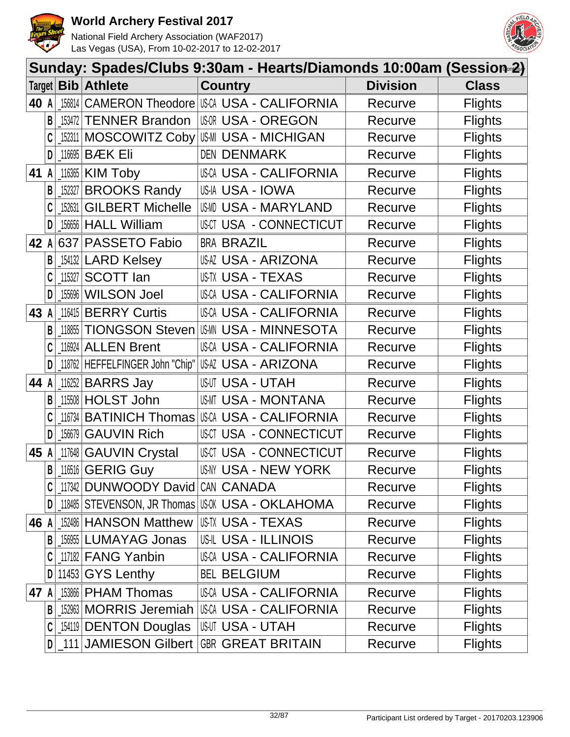# World Archery Festival 2017

National Field Archery Association (WAF2017)
Las Vegas (USA), From 10-02-2017 to 12-02-2017

## Sunday: Spades/Clubs 9:30am - Hearts/Diamonds 10:00am (Session 2)

| Target | Bib | Athlete | Country | Division | Class |
|---|---|---|---|---|---|
| 40 A | _156814 | CAMERON Theodore | US-CA USA - CALIFORNIA | Recurve | Flights |
| B | _153472 | TENNER Brandon | US-OR USA - OREGON | Recurve | Flights |
| C | _152311 | MOSCOWITZ Coby | US-MI USA - MICHIGAN | Recurve | Flights |
| D | _116695 | BÆK Eli | DEN DENMARK | Recurve | Flights |
| 41 A | _116365 | KIM Toby | US-CA USA - CALIFORNIA | Recurve | Flights |
| B | _152327 | BROOKS Randy | US-IA USA - IOWA | Recurve | Flights |
| C | _152631 | GILBERT Michelle | US-MD USA - MARYLAND | Recurve | Flights |
| D | _156656 | HALL William | US-CT USA - CONNECTICUT | Recurve | Flights |
| 42 A | 637 | PASSETO Fabio | BRA BRAZIL | Recurve | Flights |
| B | _154132 | LARD Kelsey | US-AZ USA - ARIZONA | Recurve | Flights |
| C | _115327 | SCOTT Ian | US-TX USA - TEXAS | Recurve | Flights |
| D | _155696 | WILSON Joel | US-CA USA - CALIFORNIA | Recurve | Flights |
| 43 A | _116415 | BERRY Curtis | US-CA USA - CALIFORNIA | Recurve | Flights |
| B | _118855 | TIONGSON Steven | US-MN USA - MINNESOTA | Recurve | Flights |
| C | _116924 | ALLEN Brent | US-CA USA - CALIFORNIA | Recurve | Flights |
| D | _118762 | HEFFELFINGER John "Chip" | US-AZ USA - ARIZONA | Recurve | Flights |
| 44 A | _116252 | BARRS Jay | US-UT USA - UTAH | Recurve | Flights |
| B | _115508 | HOLST John | US-MT USA - MONTANA | Recurve | Flights |
| C | _116734 | BATINICH Thomas | US-CA USA - CALIFORNIA | Recurve | Flights |
| D | _156679 | GAUVIN Rich | US-CT USA - CONNECTICUT | Recurve | Flights |
| 45 A | _117648 | GAUVIN Crystal | US-CT USA - CONNECTICUT | Recurve | Flights |
| B | _116516 | GERIG Guy | US-NY USA - NEW YORK | Recurve | Flights |
| C | _117342 | DUNWOODY David | CAN CANADA | Recurve | Flights |
| D | _118485 | STEVENSON, JR Thomas | US-OK USA - OKLAHOMA | Recurve | Flights |
| 46 A | _152486 | HANSON Matthew | US-TX USA - TEXAS | Recurve | Flights |
| B | _156955 | LUMAYAG Jonas | US-IL USA - ILLINOIS | Recurve | Flights |
| C | _117182 | FANG Yanbin | US-CA USA - CALIFORNIA | Recurve | Flights |
| D | 11453 | GYS Lenthy | BEL BELGIUM | Recurve | Flights |
| 47 A | _153866 | PHAM Thomas | US-CA USA - CALIFORNIA | Recurve | Flights |
| B | _152963 | MORRIS Jeremiah | US-CA USA - CALIFORNIA | Recurve | Flights |
| C | _154119 | DENTON Douglas | US-UT USA - UTAH | Recurve | Flights |
| D | _111 | JAMIESON Gilbert | GBR GREAT BRITAIN | Recurve | Flights |

Participant List ordered by Target - 20170203.123906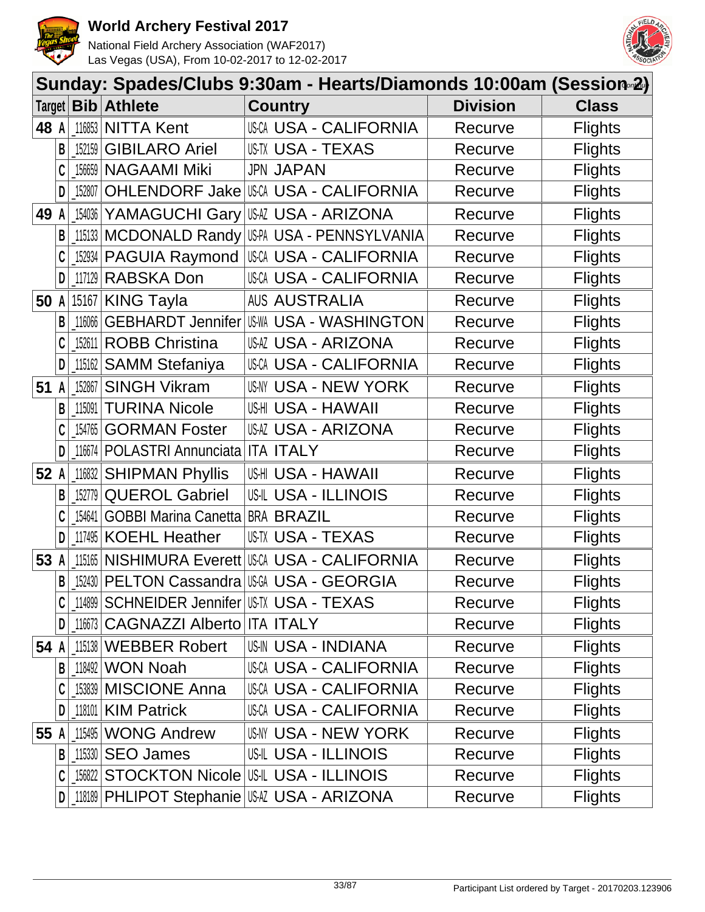# World Archery Festival 2017

National Field Archery Association (WAF2017)
Las Vegas (USA), From 10-02-2017 to 12-02-2017

## Sunday: Spades/Clubs 9:30am - Hearts/Diamonds 10:00am (Session 2)

| Target | Bib | Athlete | Country | Division | Class |
|---|---|---|---|---|---|
| 48 A | 116853 | NITTA Kent | US-CA USA - CALIFORNIA | Recurve | Flights |
| B | 152159 | GIBILARO Ariel | US-TX USA - TEXAS | Recurve | Flights |
| C | 156659 | NAGAAMI Miki | JPN JAPAN | Recurve | Flights |
| D | 152807 | OHLENDORF Jake | US-CA USA - CALIFORNIA | Recurve | Flights |
| 49 A | 154036 | YAMAGUCHI Gary | US-AZ USA - ARIZONA | Recurve | Flights |
| B | 115133 | MCDONALD Randy | US-PA USA - PENNSYLVANIA | Recurve | Flights |
| C | 152934 | PAGUIA Raymond | US-CA USA - CALIFORNIA | Recurve | Flights |
| D | 117129 | RABSKA Don | US-CA USA - CALIFORNIA | Recurve | Flights |
| 50 A | 15167 | KING Tayla | AUS AUSTRALIA | Recurve | Flights |
| B | 116066 | GEBHARDT Jennifer | US-WA USA - WASHINGTON | Recurve | Flights |
| C | 152611 | ROBB Christina | US-AZ USA - ARIZONA | Recurve | Flights |
| D | 115162 | SAMM Stefaniya | US-CA USA - CALIFORNIA | Recurve | Flights |
| 51 A | 152867 | SINGH Vikram | US-NY USA - NEW YORK | Recurve | Flights |
| B | 115091 | TURINA Nicole | US-HI USA - HAWAII | Recurve | Flights |
| C | 154765 | GORMAN Foster | US-AZ USA - ARIZONA | Recurve | Flights |
| D | 116674 | POLASTRI Annunciata | ITA ITALY | Recurve | Flights |
| 52 A | 116832 | SHIPMAN Phyllis | US-HI USA - HAWAII | Recurve | Flights |
| B | 152779 | QUEROL Gabriel | US-IL USA - ILLINOIS | Recurve | Flights |
| C | 154641 | GOBBI Marina Canetta | BRA BRAZIL | Recurve | Flights |
| D | 117495 | KOEHL Heather | US-TX USA - TEXAS | Recurve | Flights |
| 53 A | 115165 | NISHIMURA Everett | US-CA USA - CALIFORNIA | Recurve | Flights |
| B | 152430 | PELTON Cassandra | US-GA USA - GEORGIA | Recurve | Flights |
| C | 114899 | SCHNEIDER Jennifer | US-TX USA - TEXAS | Recurve | Flights |
| D | 116673 | CAGNAZZI Alberto | ITA ITALY | Recurve | Flights |
| 54 A | 115138 | WEBBER Robert | US-IN USA - INDIANA | Recurve | Flights |
| B | 118492 | WON Noah | US-CA USA - CALIFORNIA | Recurve | Flights |
| C | 153839 | MISCIONE Anna | US-CA USA - CALIFORNIA | Recurve | Flights |
| D | 118101 | KIM Patrick | US-CA USA - CALIFORNIA | Recurve | Flights |
| 55 A | 115495 | WONG Andrew | US-NY USA - NEW YORK | Recurve | Flights |
| B | 115330 | SEO James | US-IL USA - ILLINOIS | Recurve | Flights |
| C | 156822 | STOCKTON Nicole | US-IL USA - ILLINOIS | Recurve | Flights |
| D | 118189 | PHLIPOT Stephanie | US-AZ USA - ARIZONA | Recurve | Flights |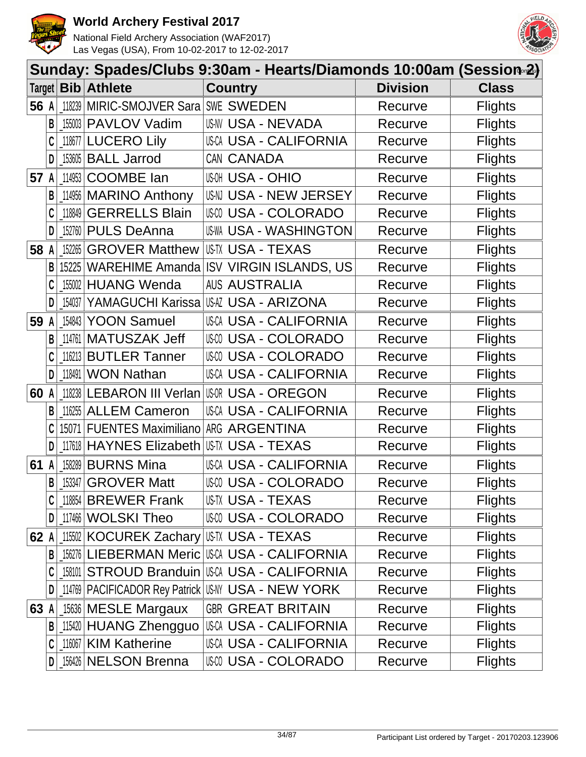# World Archery Festival 2017

National Field Archery Association (WAF2017)
Las Vegas (USA), From 10-02-2017 to 12-02-2017

## Sunday: Spades/Clubs 9:30am - Hearts/Diamonds 10:00am (Session 2)

| Target | Bib | Athlete | Country | | Division | Class |
|---|---|---|---|---|---|---|
| 56 A | _118239 | MIRIC-SMOJVER Sara | SWE | SWEDEN | Recurve | Flights |
| B | _155003 | PAVLOV Vadim | US-NV | USA - NEVADA | Recurve | Flights |
| C | _118677 | LUCERO Lily | US-CA | USA - CALIFORNIA | Recurve | Flights |
| D | _153605 | BALL Jarrod | CAN | CANADA | Recurve | Flights |
| 57 A | _114953 | COOMBE Ian | US-OH | USA - OHIO | Recurve | Flights |
| B | _114956 | MARINO Anthony | US-NJ | USA - NEW JERSEY | Recurve | Flights |
| C | _118849 | GERRELLS Blain | US-CO | USA - COLORADO | Recurve | Flights |
| D | _152760 | PULS DeAnna | US-WA | USA - WASHINGTON | Recurve | Flights |
| 58 A | _152265 | GROVER Matthew | US-TX | USA - TEXAS | Recurve | Flights |
| B | 15225 | WAREHIME Amanda | ISV | VIRGIN ISLANDS, US | Recurve | Flights |
| C | _155002 | HUANG Wenda | AUS | AUSTRALIA | Recurve | Flights |
| D | _154037 | YAMAGUCHI Karissa | US-AZ | USA - ARIZONA | Recurve | Flights |
| 59 A | _154843 | YOON Samuel | US-CA | USA - CALIFORNIA | Recurve | Flights |
| B | _114761 | MATUSZAK Jeff | US-CO | USA - COLORADO | Recurve | Flights |
| C | _116213 | BUTLER Tanner | US-CO | USA - COLORADO | Recurve | Flights |
| D | _118491 | WON Nathan | US-CA | USA - CALIFORNIA | Recurve | Flights |
| 60 A | _118238 | LEBARON III Verlan | US-OR | USA - OREGON | Recurve | Flights |
| B | _116255 | ALLEM Cameron | US-CA | USA - CALIFORNIA | Recurve | Flights |
| C | 15071 | FUENTES Maximiliano | ARG | ARGENTINA | Recurve | Flights |
| D | _117618 | HAYNES Elizabeth | US-TX | USA - TEXAS | Recurve | Flights |
| 61 A | _158289 | BURNS Mina | US-CA | USA - CALIFORNIA | Recurve | Flights |
| B | _153347 | GROVER Matt | US-CO | USA - COLORADO | Recurve | Flights |
| C | _118854 | BREWER Frank | US-TX | USA - TEXAS | Recurve | Flights |
| D | _117466 | WOLSKI Theo | US-CO | USA - COLORADO | Recurve | Flights |
| 62 A | _115502 | KOCUREK Zachary | US-TX | USA - TEXAS | Recurve | Flights |
| B | _156276 | LIEBERMAN Meric | US-CA | USA - CALIFORNIA | Recurve | Flights |
| C | _158101 | STROUD Branduin | US-CA | USA - CALIFORNIA | Recurve | Flights |
| D | _114769 | PACIFICADOR Rey Patrick | US-NY | USA - NEW YORK | Recurve | Flights |
| 63 A | _15636 | MESLE Margaux | GBR | GREAT BRITAIN | Recurve | Flights |
| B | _115420 | HUANG Zhengguo | US-CA | USA - CALIFORNIA | Recurve | Flights |
| C | _116067 | KIM Katherine | US-CA | USA - CALIFORNIA | Recurve | Flights |
| D | _156426 | NELSON Brenna | US-CO | USA - COLORADO | Recurve | Flights |

Participant List ordered by Target - 20170203.123906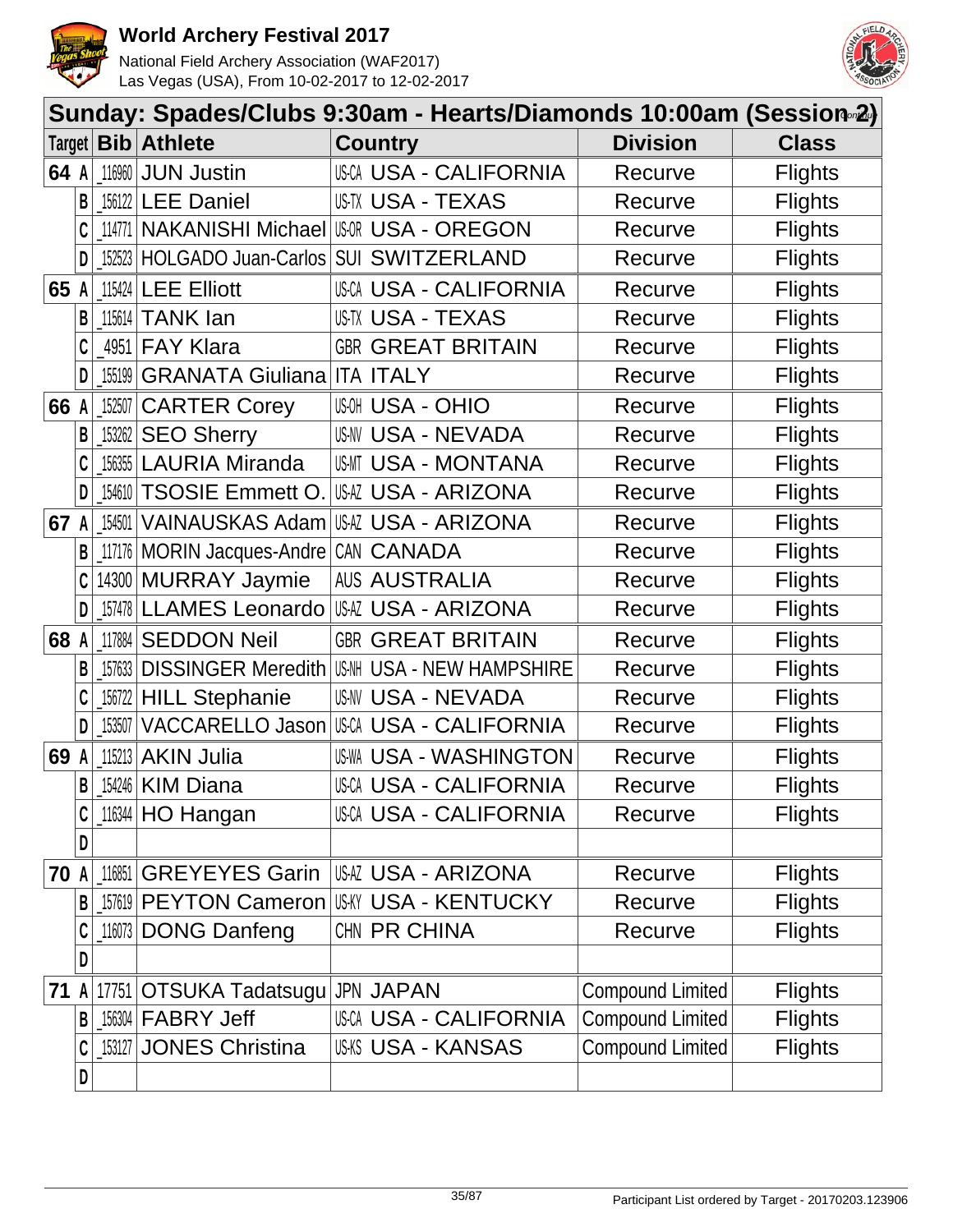# World Archery Festival 2017

National Field Archery Association (WAF2017)
Las Vegas (USA), From 10-02-2017 to 12-02-2017

## Sunday: Spades/Clubs 9:30am - Hearts/Diamonds 10:00am (Session 2)

| Target | Bib | Athlete | Country | Division | Class |
|---|---|---|---|---|---|
| 64 A | 116960 | JUN Justin | US-CA USA - CALIFORNIA | Recurve | Flights |
| B | 156122 | LEE Daniel | US-TX USA - TEXAS | Recurve | Flights |
| C | 114771 | NAKANISHI Michael | US-OR USA - OREGON | Recurve | Flights |
| D | 152523 | HOLGADO Juan-Carlos | SUI SWITZERLAND | Recurve | Flights |
| 65 A | 115424 | LEE Elliott | US-CA USA - CALIFORNIA | Recurve | Flights |
| B | 115614 | TANK Ian | US-TX USA - TEXAS | Recurve | Flights |
| C | 4951 | FAY Klara | GBR GREAT BRITAIN | Recurve | Flights |
| D | 155199 | GRANATA Giuliana | ITA ITALY | Recurve | Flights |
| 66 A | 152507 | CARTER Corey | US-OH USA - OHIO | Recurve | Flights |
| B | 153262 | SEO Sherry | US-NV USA - NEVADA | Recurve | Flights |
| C | 156355 | LAURIA Miranda | US-MT USA - MONTANA | Recurve | Flights |
| D | 154610 | TSOSIE Emmett O. | US-AZ USA - ARIZONA | Recurve | Flights |
| 67 A | 154501 | VAINAUSKAS Adam | US-AZ USA - ARIZONA | Recurve | Flights |
| B | 117176 | MORIN Jacques-Andre | CAN CANADA | Recurve | Flights |
| C | 14300 | MURRAY Jaymie | AUS AUSTRALIA | Recurve | Flights |
| D | 157478 | LLAMES Leonardo | US-AZ USA - ARIZONA | Recurve | Flights |
| 68 A | 117884 | SEDDON Neil | GBR GREAT BRITAIN | Recurve | Flights |
| B | 157633 | DISSINGER Meredith | US-NH USA - NEW HAMPSHIRE | Recurve | Flights |
| C | 156722 | HILL Stephanie | US-NV USA - NEVADA | Recurve | Flights |
| D | 153507 | VACCARELLO Jason | US-CA USA - CALIFORNIA | Recurve | Flights |
| 69 A | 115213 | AKIN Julia | US-WA USA - WASHINGTON | Recurve | Flights |
| B | 154246 | KIM Diana | US-CA USA - CALIFORNIA | Recurve | Flights |
| C | 116344 | HO Hangan | US-CA USA - CALIFORNIA | Recurve | Flights |
| D | | | | | |
| 70 A | 116851 | GREYEYES Garin | US-AZ USA - ARIZONA | Recurve | Flights |
| B | 157619 | PEYTON Cameron | US-KY USA - KENTUCKY | Recurve | Flights |
| C | 116073 | DONG Danfeng | CHN PR CHINA | Recurve | Flights |
| D | | | | | |
| 71 A | 17751 | OTSUKA Tadatsugu | JPN JAPAN | Compound Limited | Flights |
| B | 156304 | FABRY Jeff | US-CA USA - CALIFORNIA | Compound Limited | Flights |
| C | 153127 | JONES Christina | US-KS USA - KANSAS | Compound Limited | Flights |
| D | | | | | |

Participant List ordered by Target - 20170203.123906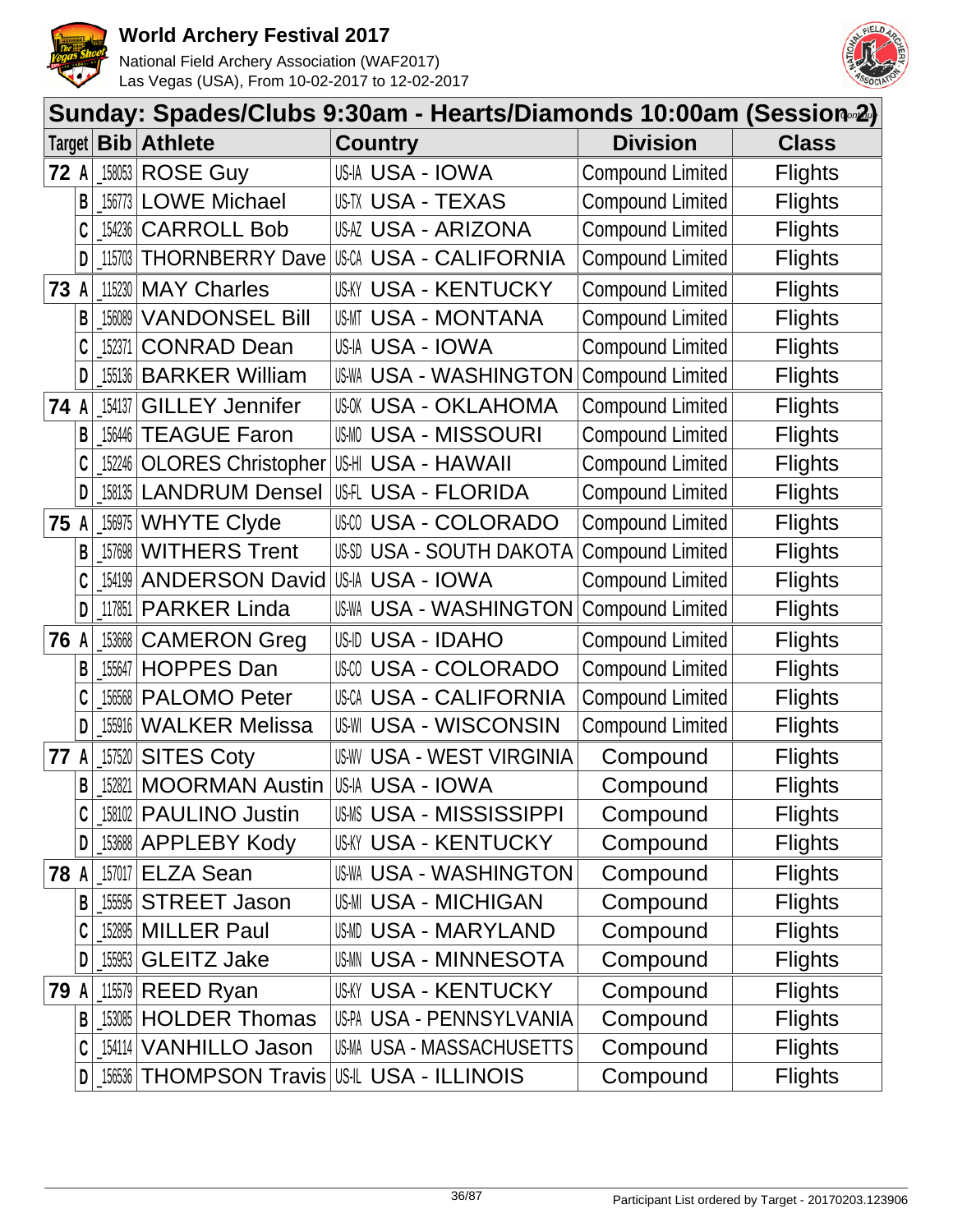# World Archery Festival 2017

National Field Archery Association (WAF2017)
Las Vegas (USA), From 10-02-2017 to 12-02-2017

## Sunday: Spades/Clubs 9:30am - Hearts/Diamonds 10:00am (Session 2)

| Target | | Bib | Athlete | Country | | Division | Class |
|---|---|---|---|---|---|---|---|
| 72 | A | 158053 | ROSE Guy | US-IA | USA - IOWA | Compound Limited | Flights |
| | B | 156773 | LOWE Michael | US-TX | USA - TEXAS | Compound Limited | Flights |
| | C | 154236 | CARROLL Bob | US-AZ | USA - ARIZONA | Compound Limited | Flights |
| | D | 115703 | THORNBERRY Dave | US-CA | USA - CALIFORNIA | Compound Limited | Flights |
| 73 | A | 115230 | MAY Charles | US-KY | USA - KENTUCKY | Compound Limited | Flights |
| | B | 156089 | VANDONSEL Bill | US-MT | USA - MONTANA | Compound Limited | Flights |
| | C | 152371 | CONRAD Dean | US-IA | USA - IOWA | Compound Limited | Flights |
| | D | 155136 | BARKER William | US-WA | USA - WASHINGTON | Compound Limited | Flights |
| 74 | A | 154137 | GILLEY Jennifer | US-OK | USA - OKLAHOMA | Compound Limited | Flights |
| | B | 156446 | TEAGUE Faron | US-MO | USA - MISSOURI | Compound Limited | Flights |
| | C | 152246 | OLORES Christopher | US-HI | USA - HAWAII | Compound Limited | Flights |
| | D | 158135 | LANDRUM Densel | US-FL | USA - FLORIDA | Compound Limited | Flights |
| 75 | A | 156975 | WHYTE Clyde | US-CO | USA - COLORADO | Compound Limited | Flights |
| | B | 157698 | WITHERS Trent | US-SD | USA - SOUTH DAKOTA | Compound Limited | Flights |
| | C | 154199 | ANDERSON David | US-IA | USA - IOWA | Compound Limited | Flights |
| | D | 117851 | PARKER Linda | US-WA | USA - WASHINGTON | Compound Limited | Flights |
| 76 | A | 153668 | CAMERON Greg | US-ID | USA - IDAHO | Compound Limited | Flights |
| | B | 155647 | HOPPES Dan | US-CO | USA - COLORADO | Compound Limited | Flights |
| | C | 156568 | PALOMO Peter | US-CA | USA - CALIFORNIA | Compound Limited | Flights |
| | D | 155916 | WALKER Melissa | US-WI | USA - WISCONSIN | Compound Limited | Flights |
| 77 | A | 157520 | SITES Coty | US-WV | USA - WEST VIRGINIA | Compound | Flights |
| | B | 152821 | MOORMAN Austin | US-IA | USA - IOWA | Compound | Flights |
| | C | 158102 | PAULINO Justin | US-MS | USA - MISSISSIPPI | Compound | Flights |
| | D | 153688 | APPLEBY Kody | US-KY | USA - KENTUCKY | Compound | Flights |
| 78 | A | 157017 | ELZA Sean | US-WA | USA - WASHINGTON | Compound | Flights |
| | B | 155595 | STREET Jason | US-MI | USA - MICHIGAN | Compound | Flights |
| | C | 152895 | MILLER Paul | US-MD | USA - MARYLAND | Compound | Flights |
| | D | 155953 | GLEITZ Jake | US-MN | USA - MINNESOTA | Compound | Flights |
| 79 | A | 115579 | REED Ryan | US-KY | USA - KENTUCKY | Compound | Flights |
| | B | 153085 | HOLDER Thomas | US-PA | USA - PENNSYLVANIA | Compound | Flights |
| | C | 154114 | VANHILLO Jason | US-MA | USA - MASSACHUSETTS | Compound | Flights |
| | D | 156536 | THOMPSON Travis | US-IL | USA - ILLINOIS | Compound | Flights |

Participant List ordered by Target - 20170203.123906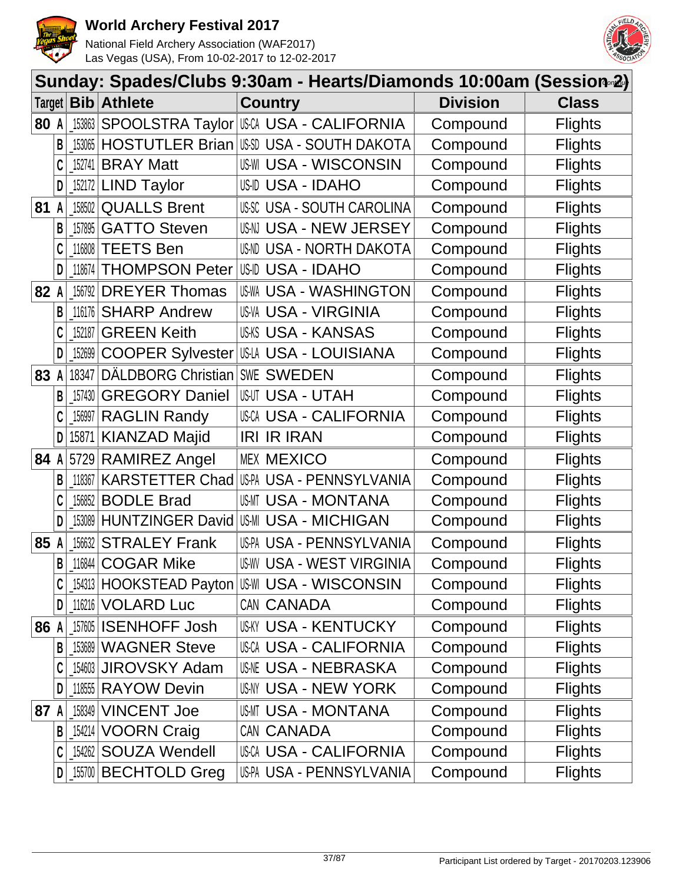# World Archery Festival 2017

National Field Archery Association (WAF2017)
Las Vegas (USA), From 10-02-2017 to 12-02-2017

## Sunday: Spades/Clubs 9:30am - Hearts/Diamonds 10:00am (Session 2)

| Target | Bib | Athlete | Country | Division | Class |
|---|---|---|---|---|---|
| 80 A | _153863 | SPOOLSTRA Taylor | US-CA USA - CALIFORNIA | Compound | Flights |
| B | _153065 | HOSTUTLER Brian | US-SD USA - SOUTH DAKOTA | Compound | Flights |
| C | _152741 | BRAY Matt | US-WI USA - WISCONSIN | Compound | Flights |
| D | _152172 | LIND Taylor | US-ID USA - IDAHO | Compound | Flights |
| 81 A | _158502 | QUALLS Brent | US-SC USA - SOUTH CAROLINA | Compound | Flights |
| B | _157895 | GATTO Steven | US-NJ USA - NEW JERSEY | Compound | Flights |
| C | _116808 | TEETS Ben | US-ND USA - NORTH DAKOTA | Compound | Flights |
| D | _118674 | THOMPSON Peter | US-ID USA - IDAHO | Compound | Flights |
| 82 A | _156792 | DREYER Thomas | US-WA USA - WASHINGTON | Compound | Flights |
| B | _116176 | SHARP Andrew | US-VA USA - VIRGINIA | Compound | Flights |
| C | _152187 | GREEN Keith | US-KS USA - KANSAS | Compound | Flights |
| D | _152699 | COOPER Sylvester | US-LA USA - LOUISIANA | Compound | Flights |
| 83 A | 18347 | DÄLDBORG Christian | SWE SWEDEN | Compound | Flights |
| B | _157430 | GREGORY Daniel | US-UT USA - UTAH | Compound | Flights |
| C | _156997 | RAGLIN Randy | US-CA USA - CALIFORNIA | Compound | Flights |
| D | 15871 | KIANZAD Majid | IRI IR IRAN | Compound | Flights |
| 84 A | 5729 | RAMIREZ Angel | MEX MEXICO | Compound | Flights |
| B | _118367 | KARSTETTER Chad | US-PA USA - PENNSYLVANIA | Compound | Flights |
| C | _156852 | BODLE Brad | US-MT USA - MONTANA | Compound | Flights |
| D | _153089 | HUNTZINGER David | US-MI USA - MICHIGAN | Compound | Flights |
| 85 A | _156632 | STRALEY Frank | US-PA USA - PENNSYLVANIA | Compound | Flights |
| B | _116844 | COGAR Mike | US-WV USA - WEST VIRGINIA | Compound | Flights |
| C | _154313 | HOOKSTEAD Payton | US-WI USA - WISCONSIN | Compound | Flights |
| D | _116216 | VOLARD Luc | CAN CANADA | Compound | Flights |
| 86 A | _157605 | ISENHOFF Josh | US-KY USA - KENTUCKY | Compound | Flights |
| B | _153689 | WAGNER Steve | US-CA USA - CALIFORNIA | Compound | Flights |
| C | _154603 | JIROVSKY Adam | US-NE USA - NEBRASKA | Compound | Flights |
| D | _118555 | RAYOW Devin | US-NY USA - NEW YORK | Compound | Flights |
| 87 A | _158349 | VINCENT Joe | US-MT USA - MONTANA | Compound | Flights |
| B | _154214 | VOORN Craig | CAN CANADA | Compound | Flights |
| C | _154262 | SOUZA Wendell | US-CA USA - CALIFORNIA | Compound | Flights |
| D | _155700 | BECHTOLD Greg | US-PA USA - PENNSYLVANIA | Compound | Flights |

Participant List ordered by Target - 20170203.123906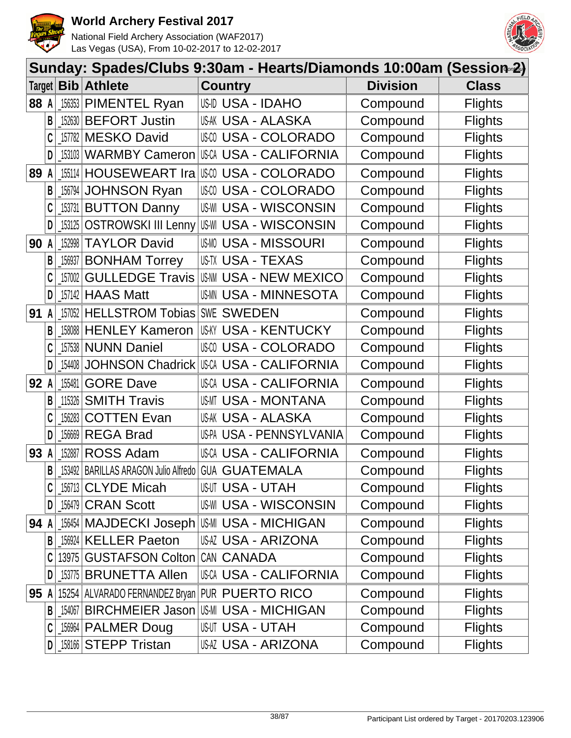# World Archery Festival 2017

National Field Archery Association (WAF2017)
Las Vegas (USA), From 10-02-2017 to 12-02-2017

## Sunday: Spades/Clubs 9:30am - Hearts/Diamonds 10:00am (Session 2)

| Target | Bib | Athlete | Country | Division | Class |
|---|---|---|---|---|---|
| 88 A | _156353 | PIMENTEL Ryan | US-ID USA - IDAHO | Compound | Flights |
| B | _152630 | BEFORT Justin | US-AK USA - ALASKA | Compound | Flights |
| C | _157782 | MESKO David | US-CO USA - COLORADO | Compound | Flights |
| D | _153103 | WARMBY Cameron | US-CA USA - CALIFORNIA | Compound | Flights |
| 89 A | _155114 | HOUSEWEART Ira | US-CO USA - COLORADO | Compound | Flights |
| B | _156794 | JOHNSON Ryan | US-CO USA - COLORADO | Compound | Flights |
| C | _153731 | BUTTON Danny | US-WI USA - WISCONSIN | Compound | Flights |
| D | _153125 | OSTROWSKI III Lenny | US-WI USA - WISCONSIN | Compound | Flights |
| 90 A | _152998 | TAYLOR David | US-MO USA - MISSOURI | Compound | Flights |
| B | _156937 | BONHAM Torrey | US-TX USA - TEXAS | Compound | Flights |
| C | _157002 | GULLEDGE Travis | US-NM USA - NEW MEXICO | Compound | Flights |
| D | _157142 | HAAS Matt | US-MN USA - MINNESOTA | Compound | Flights |
| 91 A | _157052 | HELLSTROM Tobias | SWE SWEDEN | Compound | Flights |
| B | _158088 | HENLEY Kameron | US-KY USA - KENTUCKY | Compound | Flights |
| C | _157538 | NUNN Daniel | US-CO USA - COLORADO | Compound | Flights |
| D | _154408 | JOHNSON Chadrick | US-CA USA - CALIFORNIA | Compound | Flights |
| 92 A | _155481 | GORE Dave | US-CA USA - CALIFORNIA | Compound | Flights |
| B | _115326 | SMITH Travis | US-MT USA - MONTANA | Compound | Flights |
| C | _156283 | COTTEN Evan | US-AK USA - ALASKA | Compound | Flights |
| D | _156669 | REGA Brad | US-PA USA - PENNSYLVANIA | Compound | Flights |
| 93 A | _152887 | ROSS Adam | US-CA USA - CALIFORNIA | Compound | Flights |
| B | _153492 | BARILLAS ARAGON Julio Alfredo | GUA GUATEMALA | Compound | Flights |
| C | _156713 | CLYDE Micah | US-UT USA - UTAH | Compound | Flights |
| D | _156479 | CRAN Scott | US-WI USA - WISCONSIN | Compound | Flights |
| 94 A | _156454 | MAJDECKI Joseph | US-MI USA - MICHIGAN | Compound | Flights |
| B | _156924 | KELLER Paeton | US-AZ USA - ARIZONA | Compound | Flights |
| C | 13975 | GUSTAFSON Colton | CAN CANADA | Compound | Flights |
| D | _153775 | BRUNETTA Allen | US-CA USA - CALIFORNIA | Compound | Flights |
| 95 A | 15254 | ALVARADO FERNANDEZ Bryan | PUR PUERTO RICO | Compound | Flights |
| B | _154067 | BIRCHMEIER Jason | US-MI USA - MICHIGAN | Compound | Flights |
| C | _156964 | PALMER Doug | US-UT USA - UTAH | Compound | Flights |
| D | _158166 | STEPP Tristan | US-AZ USA - ARIZONA | Compound | Flights |

Participant List ordered by Target - 20170203.123906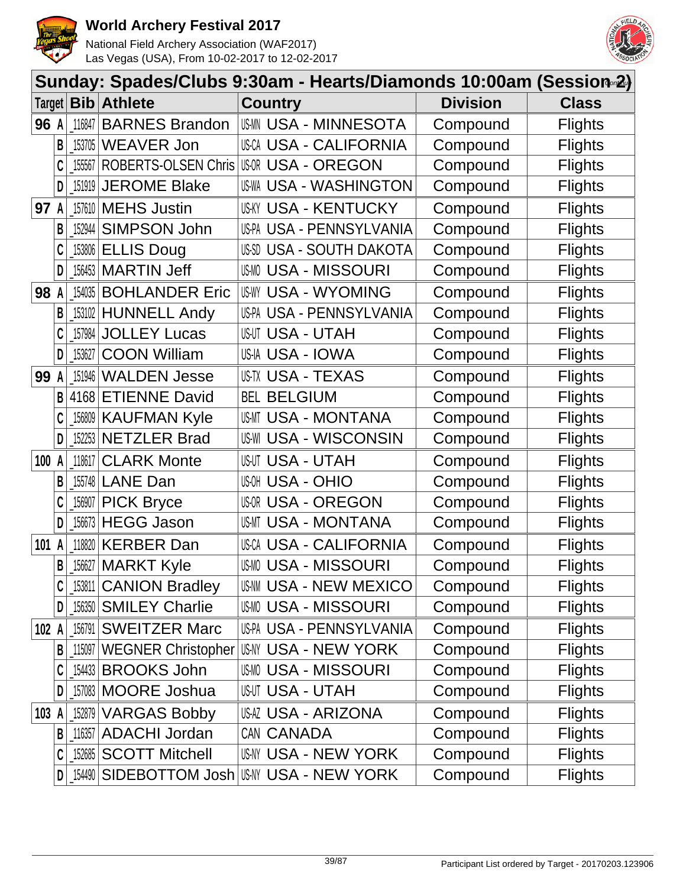## Sunday: Spades/Clubs 9:30am - Hearts/Diamonds 10:00am (Session 2)

| Target | | Bib | Athlete | Country | Division | Class |
|---|---|---|---|---|---|---|
| 96 | A | _116847 | BARNES Brandon | US-MN USA - MINNESOTA | Compound | Flights |
| | B | _153705 | WEAVER Jon | US-CA USA - CALIFORNIA | Compound | Flights |
| | C | _155567 | ROBERTS-OLSEN Chris | US-OR USA - OREGON | Compound | Flights |
| | D | _151919 | JEROME Blake | US-WA USA - WASHINGTON | Compound | Flights |
| 97 | A | _157610 | MEHS Justin | US-KY USA - KENTUCKY | Compound | Flights |
| | B | _152944 | SIMPSON John | US-PA USA - PENNSYLVANIA | Compound | Flights |
| | C | _153806 | ELLIS Doug | US-SD USA - SOUTH DAKOTA | Compound | Flights |
| | D | _156453 | MARTIN Jeff | US-MO USA - MISSOURI | Compound | Flights |
| 98 | A | _154035 | BOHLANDER Eric | US-WY USA - WYOMING | Compound | Flights |
| | B | _153102 | HUNNELL Andy | US-PA USA - PENNSYLVANIA | Compound | Flights |
| | C | _157984 | JOLLEY Lucas | US-UT USA - UTAH | Compound | Flights |
| | D | _153627 | COON William | US-IA USA - IOWA | Compound | Flights |
| 99 | A | _151946 | WALDEN Jesse | US-TX USA - TEXAS | Compound | Flights |
| | B | 4168 | ETIENNE David | BEL BELGIUM | Compound | Flights |
| | C | _156809 | KAUFMAN Kyle | US-MT USA - MONTANA | Compound | Flights |
| | D | _152253 | NETZLER Brad | US-WI USA - WISCONSIN | Compound | Flights |
| 100 | A | _118617 | CLARK Monte | US-UT USA - UTAH | Compound | Flights |
| | B | _155748 | LANE Dan | US-OH USA - OHIO | Compound | Flights |
| | C | _156907 | PICK Bryce | US-OR USA - OREGON | Compound | Flights |
| | D | _156673 | HEGG Jason | US-MT USA - MONTANA | Compound | Flights |
| 101 | A | _118820 | KERBER Dan | US-CA USA - CALIFORNIA | Compound | Flights |
| | B | _156627 | MARKT Kyle | US-MO USA - MISSOURI | Compound | Flights |
| | C | _153811 | CANION Bradley | US-NM USA - NEW MEXICO | Compound | Flights |
| | D | _156350 | SMILEY Charlie | US-MO USA - MISSOURI | Compound | Flights |
| 102 | A | _156791 | SWEITZER Marc | US-PA USA - PENNSYLVANIA | Compound | Flights |
| | B | _115097 | WEGNER Christopher | US-NY USA - NEW YORK | Compound | Flights |
| | C | _154433 | BROOKS John | US-MO USA - MISSOURI | Compound | Flights |
| | D | _157083 | MOORE Joshua | US-UT USA - UTAH | Compound | Flights |
| 103 | A | _152879 | VARGAS Bobby | US-AZ USA - ARIZONA | Compound | Flights |
| | B | _116357 | ADACHI Jordan | CAN CANADA | Compound | Flights |
| | C | _152685 | SCOTT Mitchell | US-NY USA - NEW YORK | Compound | Flights |
| | D | _154490 | SIDEBOTTOM Josh | US-NY USA - NEW YORK | Compound | Flights |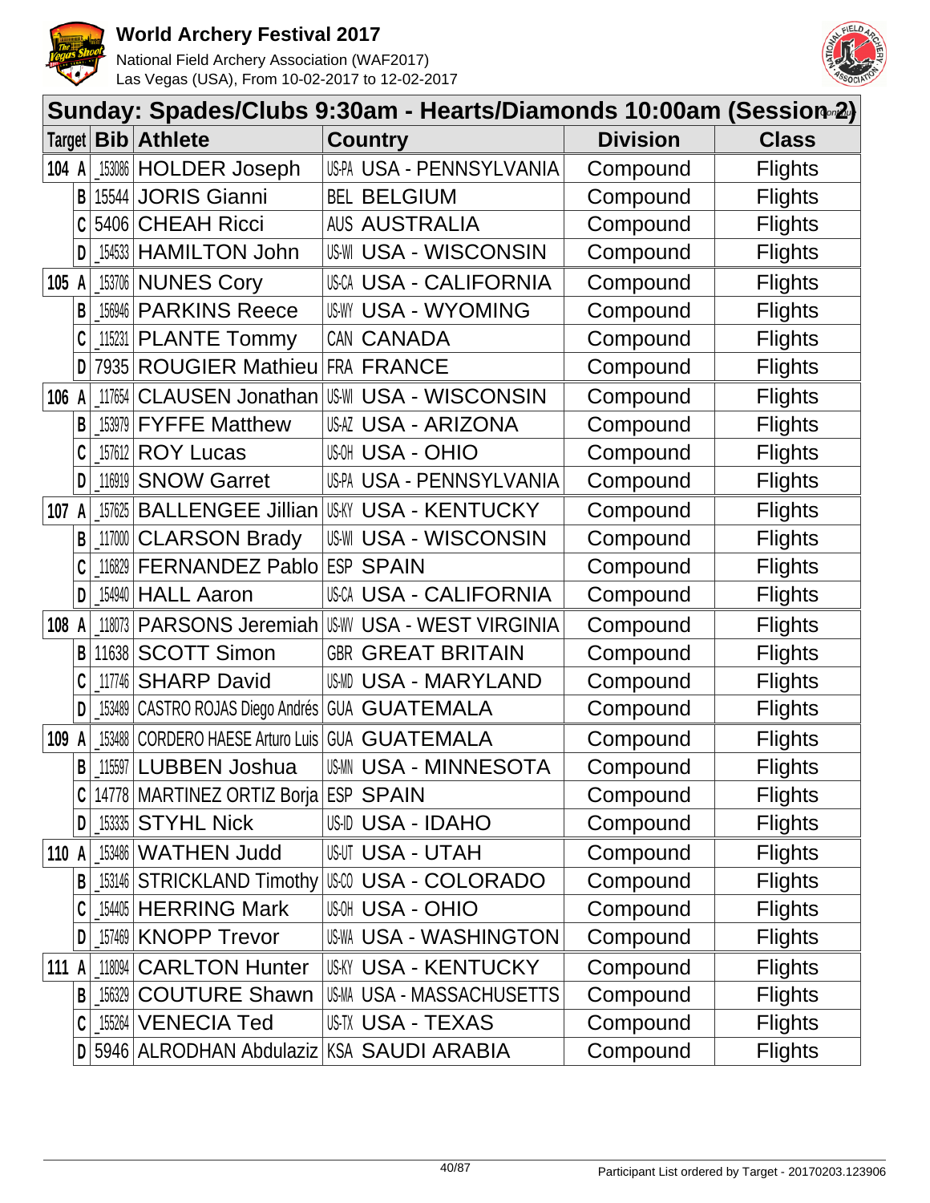# World Archery Festival 2017

National Field Archery Association (WAF2017)
Las Vegas (USA), From 10-02-2017 to 12-02-2017

## Sunday: Spades/Clubs 9:30am - Hearts/Diamonds 10:00am (Session 2)

| Target | | Bib | Athlete | Country | | Division | Class |
|---|---|---|---|---|---|---|---|
| 104 | A | 153086 | HOLDER Joseph | US-PA | USA - PENNSYLVANIA | Compound | Flights |
| | B | 15544 | JORIS Gianni | BEL | BELGIUM | Compound | Flights |
| | C | 5406 | CHEAH Ricci | AUS | AUSTRALIA | Compound | Flights |
| | D | 154533 | HAMILTON John | US-WI | USA - WISCONSIN | Compound | Flights |
| 105 | A | 153706 | NUNES Cory | US-CA | USA - CALIFORNIA | Compound | Flights |
| | B | 156946 | PARKINS Reece | US-WY | USA - WYOMING | Compound | Flights |
| | C | 115231 | PLANTE Tommy | CAN | CANADA | Compound | Flights |
| | D | 7935 | ROUGIER Mathieu | FRA | FRANCE | Compound | Flights |
| 106 | A | 117654 | CLAUSEN Jonathan | US-WI | USA - WISCONSIN | Compound | Flights |
| | B | 153979 | FYFFE Matthew | US-AZ | USA - ARIZONA | Compound | Flights |
| | C | 157612 | ROY Lucas | US-OH | USA - OHIO | Compound | Flights |
| | D | 116919 | SNOW Garret | US-PA | USA - PENNSYLVANIA | Compound | Flights |
| 107 | A | 157625 | BALLENGEE Jillian | US-KY | USA - KENTUCKY | Compound | Flights |
| | B | 117000 | CLARSON Brady | US-WI | USA - WISCONSIN | Compound | Flights |
| | C | 116829 | FERNANDEZ Pablo | ESP | SPAIN | Compound | Flights |
| | D | 154940 | HALL Aaron | US-CA | USA - CALIFORNIA | Compound | Flights |
| 108 | A | 118073 | PARSONS Jeremiah | US-WV | USA - WEST VIRGINIA | Compound | Flights |
| | B | 11638 | SCOTT Simon | GBR | GREAT BRITAIN | Compound | Flights |
| | C | 117746 | SHARP David | US-MD | USA - MARYLAND | Compound | Flights |
| | D | 153489 | CASTRO ROJAS Diego Andrés | GUA | GUATEMALA | Compound | Flights |
| 109 | A | 153488 | CORDERO HAESE Arturo Luis | GUA | GUATEMALA | Compound | Flights |
| | B | 115597 | LUBBEN Joshua | US-MN | USA - MINNESOTA | Compound | Flights |
| | C | 14778 | MARTINEZ ORTIZ Borja | ESP | SPAIN | Compound | Flights |
| | D | 153335 | STYHL Nick | US-ID | USA - IDAHO | Compound | Flights |
| 110 | A | 153486 | WATHEN Judd | US-UT | USA - UTAH | Compound | Flights |
| | B | 153146 | STRICKLAND Timothy | US-CO | USA - COLORADO | Compound | Flights |
| | C | 154405 | HERRING Mark | US-OH | USA - OHIO | Compound | Flights |
| | D | 157469 | KNOPP Trevor | US-WA | USA - WASHINGTON | Compound | Flights |
| 111 | A | 118094 | CARLTON Hunter | US-KY | USA - KENTUCKY | Compound | Flights |
| | B | 156329 | COUTURE Shawn | US-MA | USA - MASSACHUSETTS | Compound | Flights |
| | C | 155264 | VENECIA Ted | US-TX | USA - TEXAS | Compound | Flights |
| | D | 5946 | ALRODHAN Abdulaziz | KSA | SAUDI ARABIA | Compound | Flights |

Participant List ordered by Target - 20170203.123906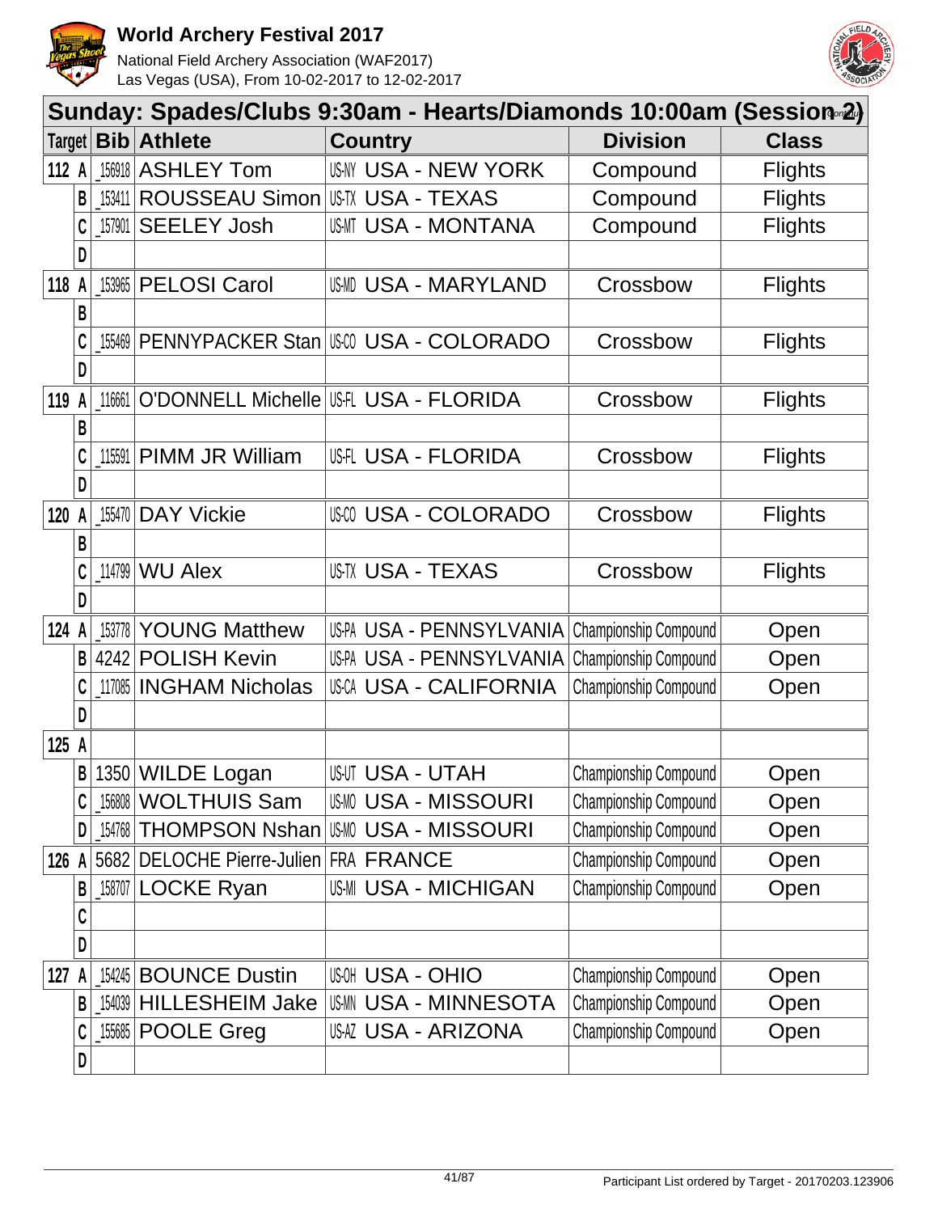# World Archery Festival 2017

National Field Archery Association (WAF2017)
Las Vegas (USA), From 10-02-2017 to 12-02-2017

## Sunday: Spades/Clubs 9:30am - Hearts/Diamonds 10:00am (Session 2)

| Target | | Bib | Athlete | Country | Division | Class |
|---|---|---|---|---|---|---|
| 112 | A | _156918 | ASHLEY Tom | US-NY USA - NEW YORK | Compound | Flights |
| | B | _153411 | ROUSSEAU Simon | US-TX USA - TEXAS | Compound | Flights |
| | C | _157901 | SEELEY Josh | US-MT USA - MONTANA | Compound | Flights |
| | D | | | | | |
| 118 | A | _153965 | PELOSI Carol | US-MD USA - MARYLAND | Crossbow | Flights |
| | B | | | | | |
| | C | _155469 | PENNYPACKER Stan | US-CO USA - COLORADO | Crossbow | Flights |
| | D | | | | | |
| 119 | A | _116661 | O'DONNELL Michelle | US-FL USA - FLORIDA | Crossbow | Flights |
| | B | | | | | |
| | C | _115591 | PIMM JR William | US-FL USA - FLORIDA | Crossbow | Flights |
| | D | | | | | |
| 120 | A | _155470 | DAY Vickie | US-CO USA - COLORADO | Crossbow | Flights |
| | B | | | | | |
| | C | _114799 | WU Alex | US-TX USA - TEXAS | Crossbow | Flights |
| | D | | | | | |
| 124 | A | _153778 | YOUNG Matthew | US-PA USA - PENNSYLVANIA | Championship Compound | Open |
| | B | 4242 | POLISH Kevin | US-PA USA - PENNSYLVANIA | Championship Compound | Open |
| | C | _117085 | INGHAM Nicholas | US-CA USA - CALIFORNIA | Championship Compound | Open |
| | D | | | | | |
| 125 | A | | | | | |
| | B | 1350 | WILDE Logan | US-UT USA - UTAH | Championship Compound | Open |
| | C | _156808 | WOLTHUIS Sam | US-MO USA - MISSOURI | Championship Compound | Open |
| | D | _154768 | THOMPSON Nshan | US-MO USA - MISSOURI | Championship Compound | Open |
| 126 | A | 5682 | DELOCHE Pierre-Julien | FRA FRANCE | Championship Compound | Open |
| | B | _158707 | LOCKE Ryan | US-MI USA - MICHIGAN | Championship Compound | Open |
| | C | | | | | |
| | D | | | | | |
| 127 | A | _154245 | BOUNCE Dustin | US-OH USA - OHIO | Championship Compound | Open |
| | B | _154039 | HILLESHEIM Jake | US-MN USA - MINNESOTA | Championship Compound | Open |
| | C | _155685 | POOLE Greg | US-AZ USA - ARIZONA | Championship Compound | Open |
| | D | | | | | |

Participant List ordered by Target - 20170203.123906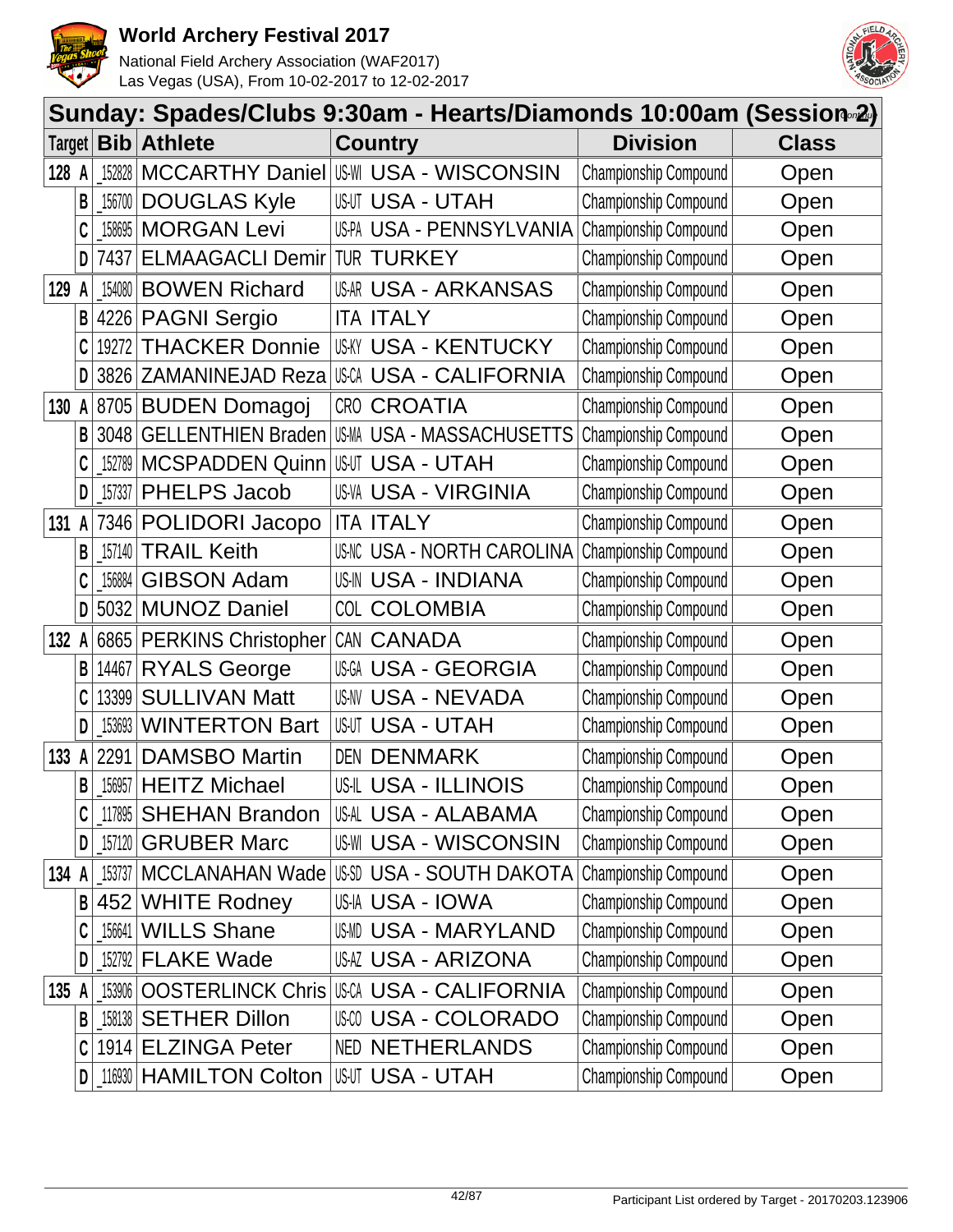## Sunday: Spades/Clubs 9:30am - Hearts/Diamonds 10:00am (Session 2)

| Target | | Bib | Athlete | Country | | Division | Class |
|---|---|---|---|---|---|---|---|
| 128 | A | _152828 | MCCARTHY Daniel | US-WI | USA - WISCONSIN | Championship Compound | Open |
| | B | _156700 | DOUGLAS Kyle | US-UT | USA - UTAH | Championship Compound | Open |
| | C | _158695 | MORGAN Levi | US-PA | USA - PENNSYLVANIA | Championship Compound | Open |
| | D | 7437 | ELMAAGACLI Demir | TUR | TURKEY | Championship Compound | Open |
| 129 | A | _154080 | BOWEN Richard | US-AR | USA - ARKANSAS | Championship Compound | Open |
| | B | 4226 | PAGNI Sergio | ITA | ITALY | Championship Compound | Open |
| | C | 19272 | THACKER Donnie | US-KY | USA - KENTUCKY | Championship Compound | Open |
| | D | 3826 | ZAMANINEJAD Reza | US-CA | USA - CALIFORNIA | Championship Compound | Open |
| 130 | A | 8705 | BUDEN Domagoj | CRO | CROATIA | Championship Compound | Open |
| | B | 3048 | GELLENTHIEN Braden | US-MA | USA - MASSACHUSETTS | Championship Compound | Open |
| | C | _152789 | MCSPADDEN Quinn | US-UT | USA - UTAH | Championship Compound | Open |
| | D | _157337 | PHELPS Jacob | US-VA | USA - VIRGINIA | Championship Compound | Open |
| 131 | A | 7346 | POLIDORI Jacopo | ITA | ITALY | Championship Compound | Open |
| | B | _157140 | TRAIL Keith | US-NC | USA - NORTH CAROLINA | Championship Compound | Open |
| | C | _156884 | GIBSON Adam | US-IN | USA - INDIANA | Championship Compound | Open |
| | D | 5032 | MUNOZ Daniel | COL | COLOMBIA | Championship Compound | Open |
| 132 | A | 6865 | PERKINS Christopher | CAN | CANADA | Championship Compound | Open |
| | B | 14467 | RYALS George | US-GA | USA - GEORGIA | Championship Compound | Open |
| | C | 13399 | SULLIVAN Matt | US-NV | USA - NEVADA | Championship Compound | Open |
| | D | _153693 | WINTERTON Bart | US-UT | USA - UTAH | Championship Compound | Open |
| 133 | A | 2291 | DAMSBO Martin | DEN | DENMARK | Championship Compound | Open |
| | B | _156957 | HEITZ Michael | US-IL | USA - ILLINOIS | Championship Compound | Open |
| | C | _117895 | SHEHAN Brandon | US-AL | USA - ALABAMA | Championship Compound | Open |
| | D | _157120 | GRUBER Marc | US-WI | USA - WISCONSIN | Championship Compound | Open |
| 134 | A | _153737 | MCCLANAHAN Wade | US-SD | USA - SOUTH DAKOTA | Championship Compound | Open |
| | B | 452 | WHITE Rodney | US-IA | USA - IOWA | Championship Compound | Open |
| | C | _156641 | WILLS Shane | US-MD | USA - MARYLAND | Championship Compound | Open |
| | D | _152792 | FLAKE Wade | US-AZ | USA - ARIZONA | Championship Compound | Open |
| 135 | A | _153906 | OOSTERLINCK Chris | US-CA | USA - CALIFORNIA | Championship Compound | Open |
| | B | _158138 | SETHER Dillon | US-CO | USA - COLORADO | Championship Compound | Open |
| | C | 1914 | ELZINGA Peter | NED | NETHERLANDS | Championship Compound | Open |
| | D | _116930 | HAMILTON Colton | US-UT | USA - UTAH | Championship Compound | Open |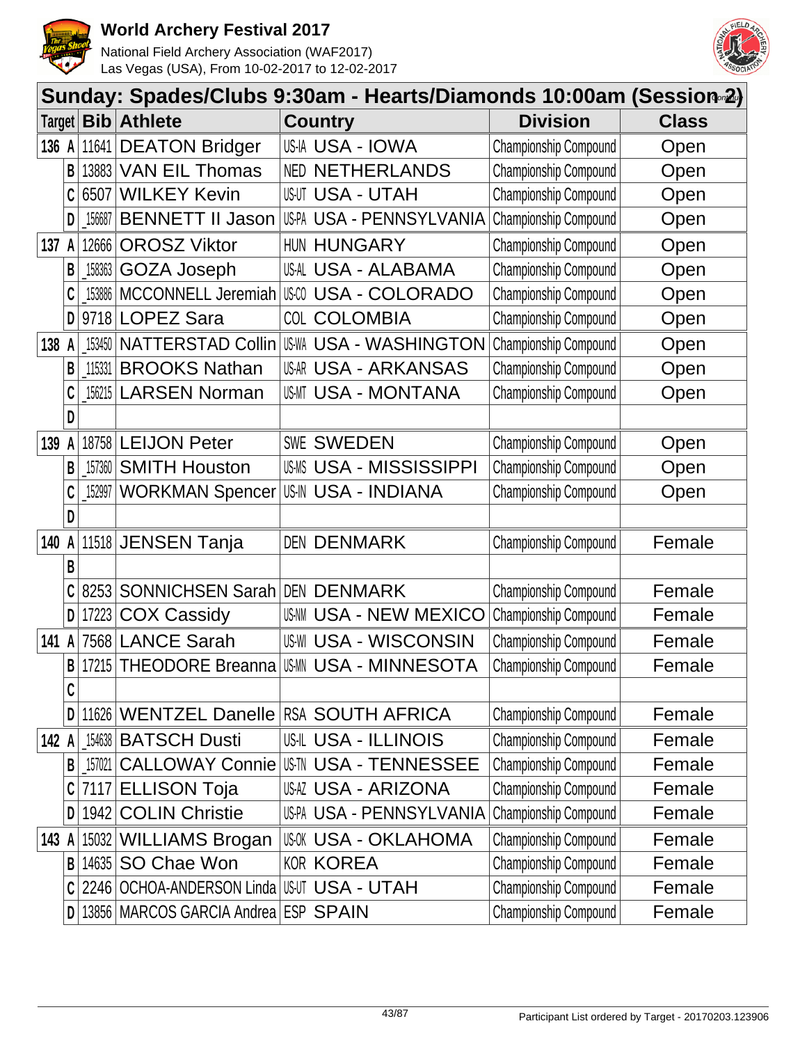# World Archery Festival 2017

National Field Archery Association (WAF2017)
Las Vegas (USA), From 10-02-2017 to 12-02-2017

## Sunday: Spades/Clubs 9:30am - Hearts/Diamonds 10:00am (Session 2)

| Target | | Bib | Athlete | Country | | Division | Class |
|---|---|---|---|---|---|---|---|
| 136 | A | 11641 | DEATON Bridger | US-IA | USA - IOWA | Championship Compound | Open |
| | B | 13883 | VAN EIL Thomas | NED | NETHERLANDS | Championship Compound | Open |
| | C | 6507 | WILKEY Kevin | US-UT | USA - UTAH | Championship Compound | Open |
| | D | _156687 | BENNETT II Jason | US-PA | USA - PENNSYLVANIA | Championship Compound | Open |
| 137 | A | 12666 | OROSZ Viktor | HUN | HUNGARY | Championship Compound | Open |
| | B | _158363 | GOZA Joseph | US-AL | USA - ALABAMA | Championship Compound | Open |
| | C | _153886 | MCCONNELL Jeremiah | US-CO | USA - COLORADO | Championship Compound | Open |
| | D | 9718 | LOPEZ Sara | COL | COLOMBIA | Championship Compound | Open |
| 138 | A | _153450 | NATTERSTAD Collin | US-WA | USA - WASHINGTON | Championship Compound | Open |
| | B | _115331 | BROOKS Nathan | US-AR | USA - ARKANSAS | Championship Compound | Open |
| | C | _156215 | LARSEN Norman | US-MT | USA - MONTANA | Championship Compound | Open |
| | D | | | | | | |
| 139 | A | 18758 | LEIJON Peter | SWE | SWEDEN | Championship Compound | Open |
| | B | _157360 | SMITH Houston | US-MS | USA - MISSISSIPPI | Championship Compound | Open |
| | C | _152997 | WORKMAN Spencer | US-IN | USA - INDIANA | Championship Compound | Open |
| | D | | | | | | |
| 140 | A | 11518 | JENSEN Tanja | DEN | DENMARK | Championship Compound | Female |
| | B | | | | | | |
| | C | 8253 | SONNICHSEN Sarah | DEN | DENMARK | Championship Compound | Female |
| | D | 17223 | COX Cassidy | US-NM | USA - NEW MEXICO | Championship Compound | Female |
| 141 | A | 7568 | LANCE Sarah | US-WI | USA - WISCONSIN | Championship Compound | Female |
| | B | 17215 | THEODORE Breanna | US-MN | USA - MINNESOTA | Championship Compound | Female |
| | C | | | | | | |
| | D | 11626 | WENTZEL Danelle | RSA | SOUTH AFRICA | Championship Compound | Female |
| 142 | A | _154638 | BATSCH Dusti | US-IL | USA - ILLINOIS | Championship Compound | Female |
| | B | _157021 | CALLOWAY Connie | US-TN | USA - TENNESSEE | Championship Compound | Female |
| | C | 7117 | ELLISON Toja | US-AZ | USA - ARIZONA | Championship Compound | Female |
| | D | 1942 | COLIN Christie | US-PA | USA - PENNSYLVANIA | Championship Compound | Female |
| 143 | A | 15032 | WILLIAMS Brogan | US-OK | USA - OKLAHOMA | Championship Compound | Female |
| | B | 14635 | SO Chae Won | KOR | KOREA | Championship Compound | Female |
| | C | 2246 | OCHOA-ANDERSON Linda | US-UT | USA - UTAH | Championship Compound | Female |
| | D | 13856 | MARCOS GARCIA Andrea | ESP | SPAIN | Championship Compound | Female |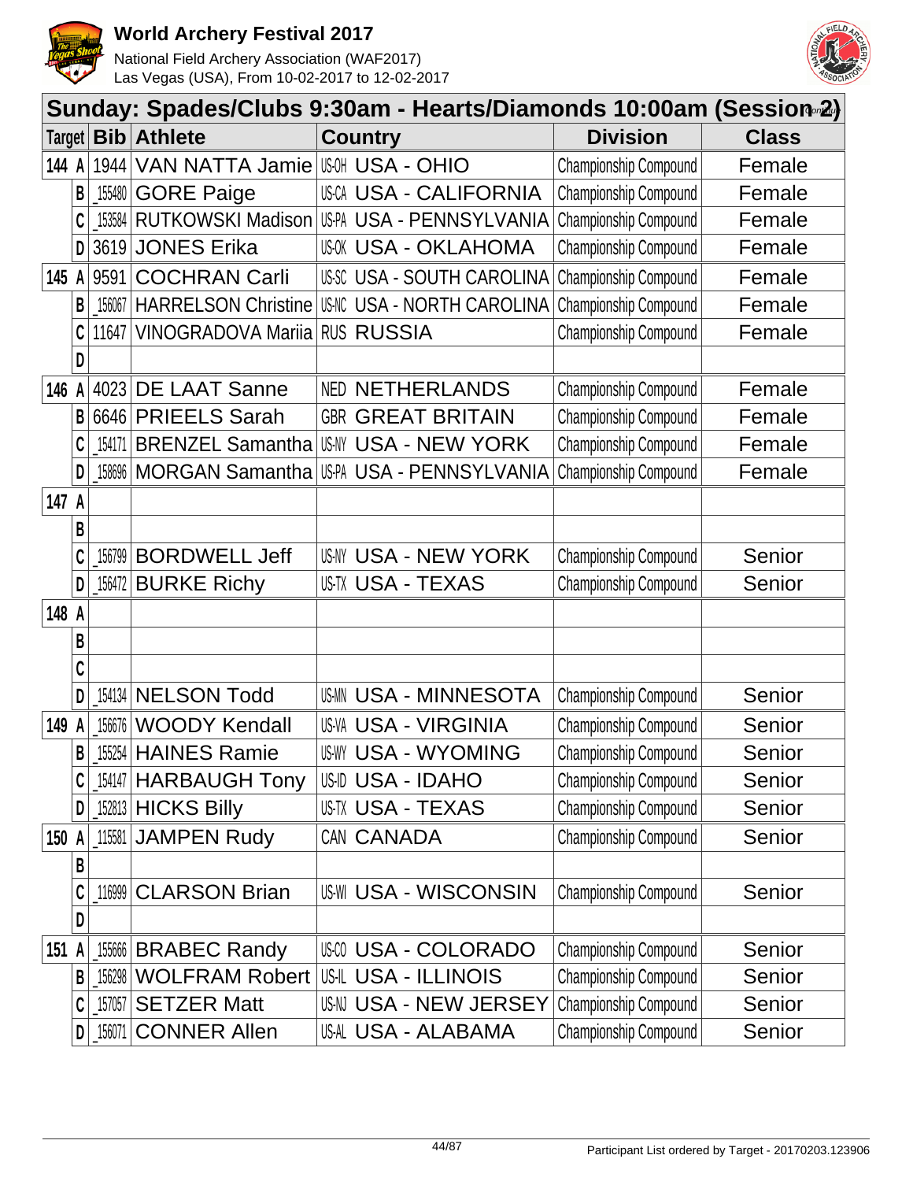# World Archery Festival 2017

National Field Archery Association (WAF2017)
Las Vegas (USA), From 10-02-2017 to 12-02-2017

## Sunday: Spades/Clubs 9:30am - Hearts/Diamonds 10:00am (Session 2)

| Target | | Bib | Athlete | Country | | Division | Class |
|---|---|---|---|---|---|---|---|
| 144 | A | 1944 | VAN NATTA Jamie | US-OH | USA - OHIO | Championship Compound | Female |
| | B | _155480 | GORE Paige | US-CA | USA - CALIFORNIA | Championship Compound | Female |
| | C | _153584 | RUTKOWSKI Madison | US-PA | USA - PENNSYLVANIA | Championship Compound | Female |
| | D | 3619 | JONES Erika | US-OK | USA - OKLAHOMA | Championship Compound | Female |
| 145 | A | 9591 | COCHRAN Carli | US-SC | USA - SOUTH CAROLINA | Championship Compound | Female |
| | B | _156067 | HARRELSON Christine | US-NC | USA - NORTH CAROLINA | Championship Compound | Female |
| | C | 11647 | VINOGRADOVA Mariia | RUS | RUSSIA | Championship Compound | Female |
| | D | | | | | | |
| 146 | A | 4023 | DE LAAT Sanne | NED | NETHERLANDS | Championship Compound | Female |
| | B | 6646 | PRIEELS Sarah | GBR | GREAT BRITAIN | Championship Compound | Female |
| | C | _154171 | BRENZEL Samantha | US-NY | USA - NEW YORK | Championship Compound | Female |
| | D | _158696 | MORGAN Samantha | US-PA | USA - PENNSYLVANIA | Championship Compound | Female |
| 147 | A | | | | | | |
| | B | | | | | | |
| | C | _156799 | BORDWELL Jeff | US-NY | USA - NEW YORK | Championship Compound | Senior |
| | D | _156472 | BURKE Richy | US-TX | USA - TEXAS | Championship Compound | Senior |
| 148 | A | | | | | | |
| | B | | | | | | |
| | C | | | | | | |
| | D | _154134 | NELSON Todd | US-MN | USA - MINNESOTA | Championship Compound | Senior |
| 149 | A | _156676 | WOODY Kendall | US-VA | USA - VIRGINIA | Championship Compound | Senior |
| | B | _155254 | HAINES Ramie | US-WY | USA - WYOMING | Championship Compound | Senior |
| | C | _154147 | HARBAUGH Tony | US-ID | USA - IDAHO | Championship Compound | Senior |
| | D | _152813 | HICKS Billy | US-TX | USA - TEXAS | Championship Compound | Senior |
| 150 | A | _115581 | JAMPEN Rudy | CAN | CANADA | Championship Compound | Senior |
| | B | | | | | | |
| | C | _116999 | CLARSON Brian | US-WI | USA - WISCONSIN | Championship Compound | Senior |
| | D | | | | | | |
| 151 | A | _155666 | BRABEC Randy | US-CO | USA - COLORADO | Championship Compound | Senior |
| | B | _156298 | WOLFRAM Robert | US-IL | USA - ILLINOIS | Championship Compound | Senior |
| | C | _157057 | SETZER Matt | US-NJ | USA - NEW JERSEY | Championship Compound | Senior |
| | D | _156071 | CONNER Allen | US-AL | USA - ALABAMA | Championship Compound | Senior |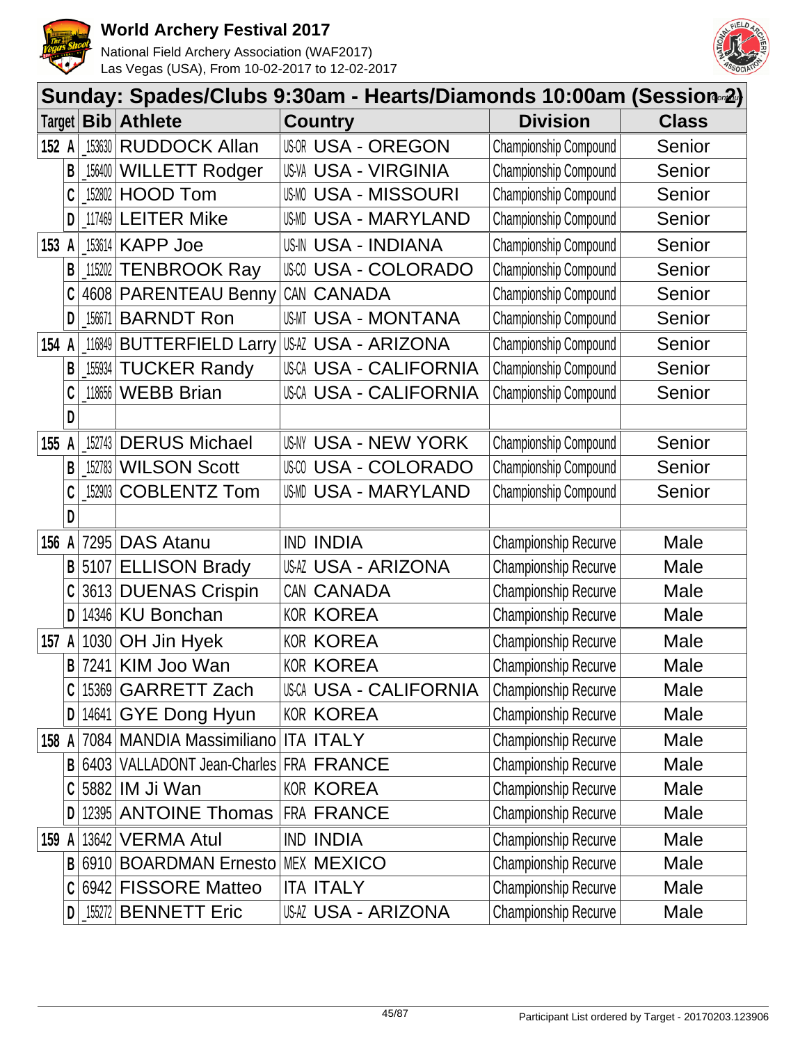# World Archery Festival 2017

National Field Archery Association (WAF2017)
Las Vegas (USA), From 10-02-2017 to 12-02-2017

## Sunday: Spades/Clubs 9:30am - Hearts/Diamonds 10:00am (Session 2)

| Target | Bib | Athlete | Country | Division | Class |
|---|---|---|---|---|---|
| 152 A | 153630 | RUDDOCK Allan | US-OR USA - OREGON | Championship Compound | Senior |
| B | 156400 | WILLETT Rodger | US-VA USA - VIRGINIA | Championship Compound | Senior |
| C | 152802 | HOOD Tom | US-MO USA - MISSOURI | Championship Compound | Senior |
| D | 117469 | LEITER Mike | US-MD USA - MARYLAND | Championship Compound | Senior |
| 153 A | 153614 | KAPP Joe | US-IN USA - INDIANA | Championship Compound | Senior |
| B | 115202 | TENBROOK Ray | US-CO USA - COLORADO | Championship Compound | Senior |
| C | 4608 | PARENTEAU Benny | CAN CANADA | Championship Compound | Senior |
| D | 156671 | BARNDT Ron | US-MT USA - MONTANA | Championship Compound | Senior |
| 154 A | 116849 | BUTTERFIELD Larry | US-AZ USA - ARIZONA | Championship Compound | Senior |
| B | 155934 | TUCKER Randy | US-CA USA - CALIFORNIA | Championship Compound | Senior |
| C | 118656 | WEBB Brian | US-CA USA - CALIFORNIA | Championship Compound | Senior |
| D | | | | | |
| 155 A | 152743 | DERUS Michael | US-NY USA - NEW YORK | Championship Compound | Senior |
| B | 152783 | WILSON Scott | US-CO USA - COLORADO | Championship Compound | Senior |
| C | 152903 | COBLENTZ Tom | US-MD USA - MARYLAND | Championship Compound | Senior |
| D | | | | | |
| 156 A | 7295 | DAS Atanu | IND INDIA | Championship Recurve | Male |
| B | 5107 | ELLISON Brady | US-AZ USA - ARIZONA | Championship Recurve | Male |
| C | 3613 | DUENAS Crispin | CAN CANADA | Championship Recurve | Male |
| D | 14346 | KU Bonchan | KOR KOREA | Championship Recurve | Male |
| 157 A | 1030 | OH Jin Hyek | KOR KOREA | Championship Recurve | Male |
| B | 7241 | KIM Joo Wan | KOR KOREA | Championship Recurve | Male |
| C | 15369 | GARRETT Zach | US-CA USA - CALIFORNIA | Championship Recurve | Male |
| D | 14641 | GYE Dong Hyun | KOR KOREA | Championship Recurve | Male |
| 158 A | 7084 | MANDIA Massimiliano | ITA ITALY | Championship Recurve | Male |
| B | 6403 | VALLADONT Jean-Charles | FRA FRANCE | Championship Recurve | Male |
| C | 5882 | IM Ji Wan | KOR KOREA | Championship Recurve | Male |
| D | 12395 | ANTOINE Thomas | FRA FRANCE | Championship Recurve | Male |
| 159 A | 13642 | VERMA Atul | IND INDIA | Championship Recurve | Male |
| B | 6910 | BOARDMAN Ernesto | MEX MEXICO | Championship Recurve | Male |
| C | 6942 | FISSORE Matteo | ITA ITALY | Championship Recurve | Male |
| D | 155272 | BENNETT Eric | US-AZ USA - ARIZONA | Championship Recurve | Male |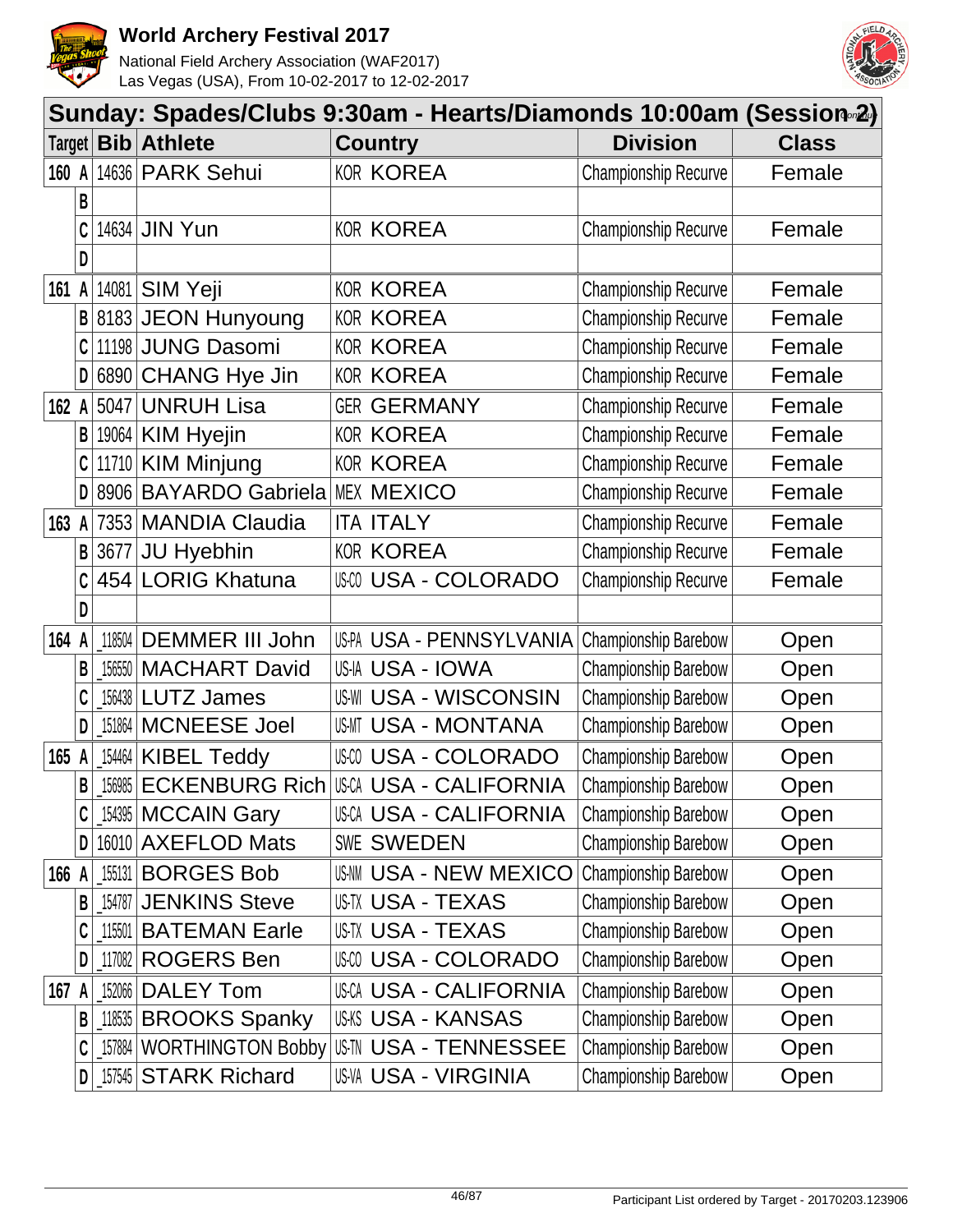# World Archery Festival 2017

National Field Archery Association (WAF2017)
Las Vegas (USA), From 10-02-2017 to 12-02-2017

## Sunday: Spades/Clubs 9:30am - Hearts/Diamonds 10:00am (Session 2)

| Target | | Bib | Athlete | Country | | Division | Class |
|---|---|---|---|---|---|---|---|
| 160 | A | 14636 | PARK Sehui | KOR | KOREA | Championship Recurve | Female |
| | B | | | | | | |
| | C | 14634 | JIN Yun | KOR | KOREA | Championship Recurve | Female |
| | D | | | | | | |
| 161 | A | 14081 | SIM Yeji | KOR | KOREA | Championship Recurve | Female |
| | B | 8183 | JEON Hunyoung | KOR | KOREA | Championship Recurve | Female |
| | C | 11198 | JUNG Dasomi | KOR | KOREA | Championship Recurve | Female |
| | D | 6890 | CHANG Hye Jin | KOR | KOREA | Championship Recurve | Female |
| 162 | A | 5047 | UNRUH Lisa | GER | GERMANY | Championship Recurve | Female |
| | B | 19064 | KIM Hyejin | KOR | KOREA | Championship Recurve | Female |
| | C | 11710 | KIM Minjung | KOR | KOREA | Championship Recurve | Female |
| | D | 8906 | BAYARDO Gabriela | MEX | MEXICO | Championship Recurve | Female |
| 163 | A | 7353 | MANDIA Claudia | ITA | ITALY | Championship Recurve | Female |
| | B | 3677 | JU Hyebhin | KOR | KOREA | Championship Recurve | Female |
| | C | 454 | LORIG Khatuna | US-CO | USA - COLORADO | Championship Recurve | Female |
| | D | | | | | | |
| 164 | A | _118504 | DEMMER III John | US-PA | USA - PENNSYLVANIA | Championship Barebow | Open |
| | B | _156550 | MACHART David | US-IA | USA - IOWA | Championship Barebow | Open |
| | C | _156438 | LUTZ James | US-WI | USA - WISCONSIN | Championship Barebow | Open |
| | D | _151864 | MCNEESE Joel | US-MT | USA - MONTANA | Championship Barebow | Open |
| 165 | A | _154464 | KIBEL Teddy | US-CO | USA - COLORADO | Championship Barebow | Open |
| | B | _156985 | ECKENBURG Rich | US-CA | USA - CALIFORNIA | Championship Barebow | Open |
| | C | _154395 | MCCAIN Gary | US-CA | USA - CALIFORNIA | Championship Barebow | Open |
| | D | 16010 | AXEFLOD Mats | SWE | SWEDEN | Championship Barebow | Open |
| 166 | A | _155131 | BORGES Bob | US-NM | USA - NEW MEXICO | Championship Barebow | Open |
| | B | _154787 | JENKINS Steve | US-TX | USA - TEXAS | Championship Barebow | Open |
| | C | _115501 | BATEMAN Earle | US-TX | USA - TEXAS | Championship Barebow | Open |
| | D | _117082 | ROGERS Ben | US-CO | USA - COLORADO | Championship Barebow | Open |
| 167 | A | _152066 | DALEY Tom | US-CA | USA - CALIFORNIA | Championship Barebow | Open |
| | B | _118535 | BROOKS Spanky | US-KS | USA - KANSAS | Championship Barebow | Open |
| | C | _157884 | WORTHINGTON Bobby | US-TN | USA - TENNESSEE | Championship Barebow | Open |
| | D | _157545 | STARK Richard | US-VA | USA - VIRGINIA | Championship Barebow | Open |

Participant List ordered by Target - 20170203.123906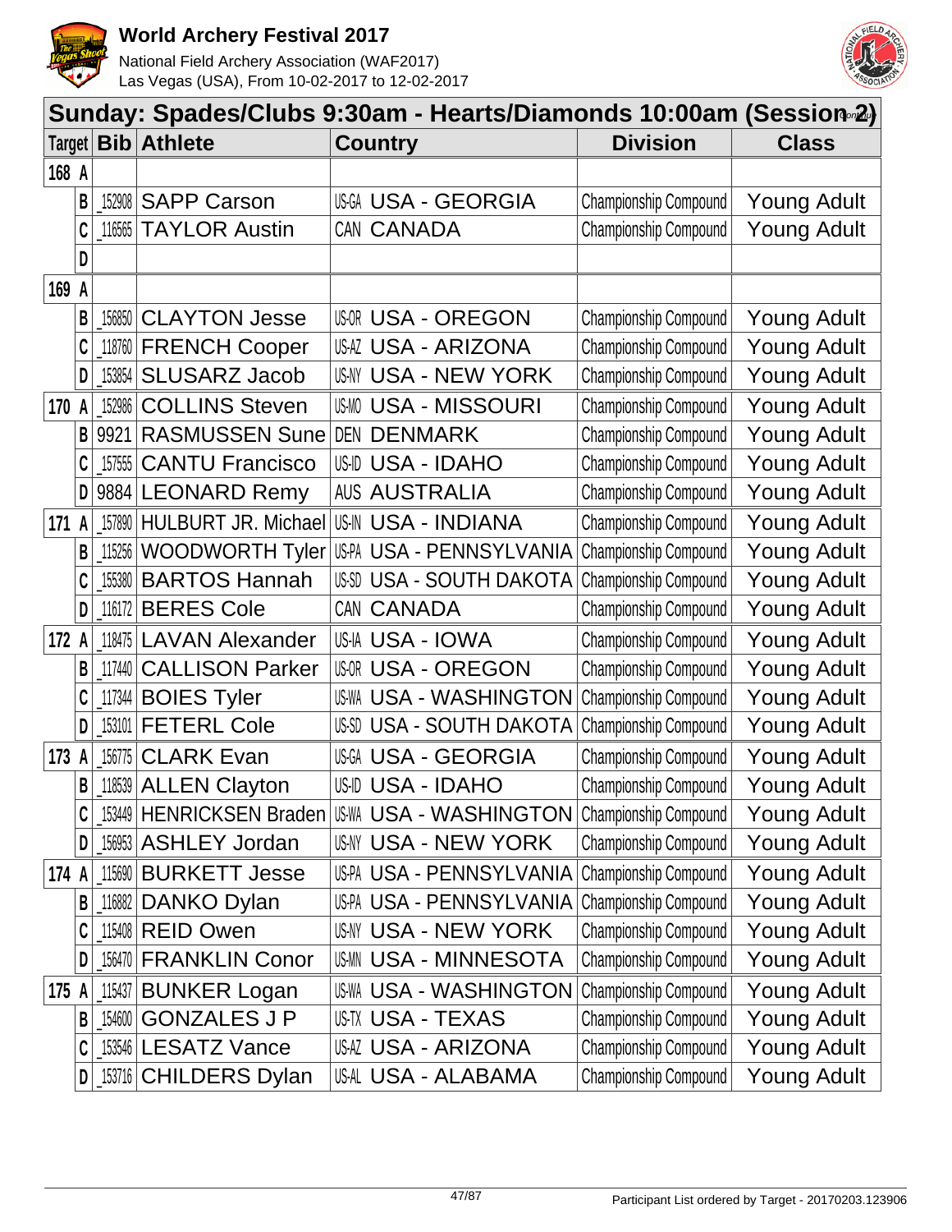# World Archery Festival 2017

National Field Archery Association (WAF2017)
Las Vegas (USA), From 10-02-2017 to 12-02-2017

## Sunday: Spades/Clubs 9:30am - Hearts/Diamonds 10:00am (Session 2)

| Target | | Bib | Athlete | Country | | Division | Class |
|---|---|---|---|---|---|---|---|
| 168 | A | | | | | | |
| | B | 152908 | SAPP Carson | US-GA | USA - GEORGIA | Championship Compound | Young Adult |
| | C | 116565 | TAYLOR Austin | CAN | CANADA | Championship Compound | Young Adult |
| | D | | | | | | |
| 169 | A | | | | | | |
| | B | 156850 | CLAYTON Jesse | US-OR | USA - OREGON | Championship Compound | Young Adult |
| | C | 118760 | FRENCH Cooper | US-AZ | USA - ARIZONA | Championship Compound | Young Adult |
| | D | 153854 | SLUSARZ Jacob | US-NY | USA - NEW YORK | Championship Compound | Young Adult |
| 170 | A | 152986 | COLLINS Steven | US-MO | USA - MISSOURI | Championship Compound | Young Adult |
| | B | 9921 | RASMUSSEN Sune | DEN | DENMARK | Championship Compound | Young Adult |
| | C | 157555 | CANTU Francisco | US-ID | USA - IDAHO | Championship Compound | Young Adult |
| | D | 9884 | LEONARD Remy | AUS | AUSTRALIA | Championship Compound | Young Adult |
| 171 | A | 157890 | HULBURT JR. Michael | US-IN | USA - INDIANA | Championship Compound | Young Adult |
| | B | 115256 | WOODWORTH Tyler | US-PA | USA - PENNSYLVANIA | Championship Compound | Young Adult |
| | C | 155380 | BARTOS Hannah | US-SD | USA - SOUTH DAKOTA | Championship Compound | Young Adult |
| | D | 116172 | BERES Cole | CAN | CANADA | Championship Compound | Young Adult |
| 172 | A | 118475 | LAVAN Alexander | US-IA | USA - IOWA | Championship Compound | Young Adult |
| | B | 117440 | CALLISON Parker | US-OR | USA - OREGON | Championship Compound | Young Adult |
| | C | 117344 | BOIES Tyler | US-WA | USA - WASHINGTON | Championship Compound | Young Adult |
| | D | 153101 | FETERL Cole | US-SD | USA - SOUTH DAKOTA | Championship Compound | Young Adult |
| 173 | A | 156775 | CLARK Evan | US-GA | USA - GEORGIA | Championship Compound | Young Adult |
| | B | 118539 | ALLEN Clayton | US-ID | USA - IDAHO | Championship Compound | Young Adult |
| | C | 153449 | HENRICKSEN Braden | US-WA | USA - WASHINGTON | Championship Compound | Young Adult |
| | D | 156953 | ASHLEY Jordan | US-NY | USA - NEW YORK | Championship Compound | Young Adult |
| 174 | A | 115690 | BURKETT Jesse | US-PA | USA - PENNSYLVANIA | Championship Compound | Young Adult |
| | B | 116882 | DANKO Dylan | US-PA | USA - PENNSYLVANIA | Championship Compound | Young Adult |
| | C | 115408 | REID Owen | US-NY | USA - NEW YORK | Championship Compound | Young Adult |
| | D | 156470 | FRANKLIN Conor | US-MN | USA - MINNESOTA | Championship Compound | Young Adult |
| 175 | A | 115437 | BUNKER Logan | US-WA | USA - WASHINGTON | Championship Compound | Young Adult |
| | B | 154600 | GONZALES J P | US-TX | USA - TEXAS | Championship Compound | Young Adult |
| | C | 153546 | LESATZ Vance | US-AZ | USA - ARIZONA | Championship Compound | Young Adult |
| | D | 153716 | CHILDERS Dylan | US-AL | USA - ALABAMA | Championship Compound | Young Adult |

Participant List ordered by Target - 20170203.123906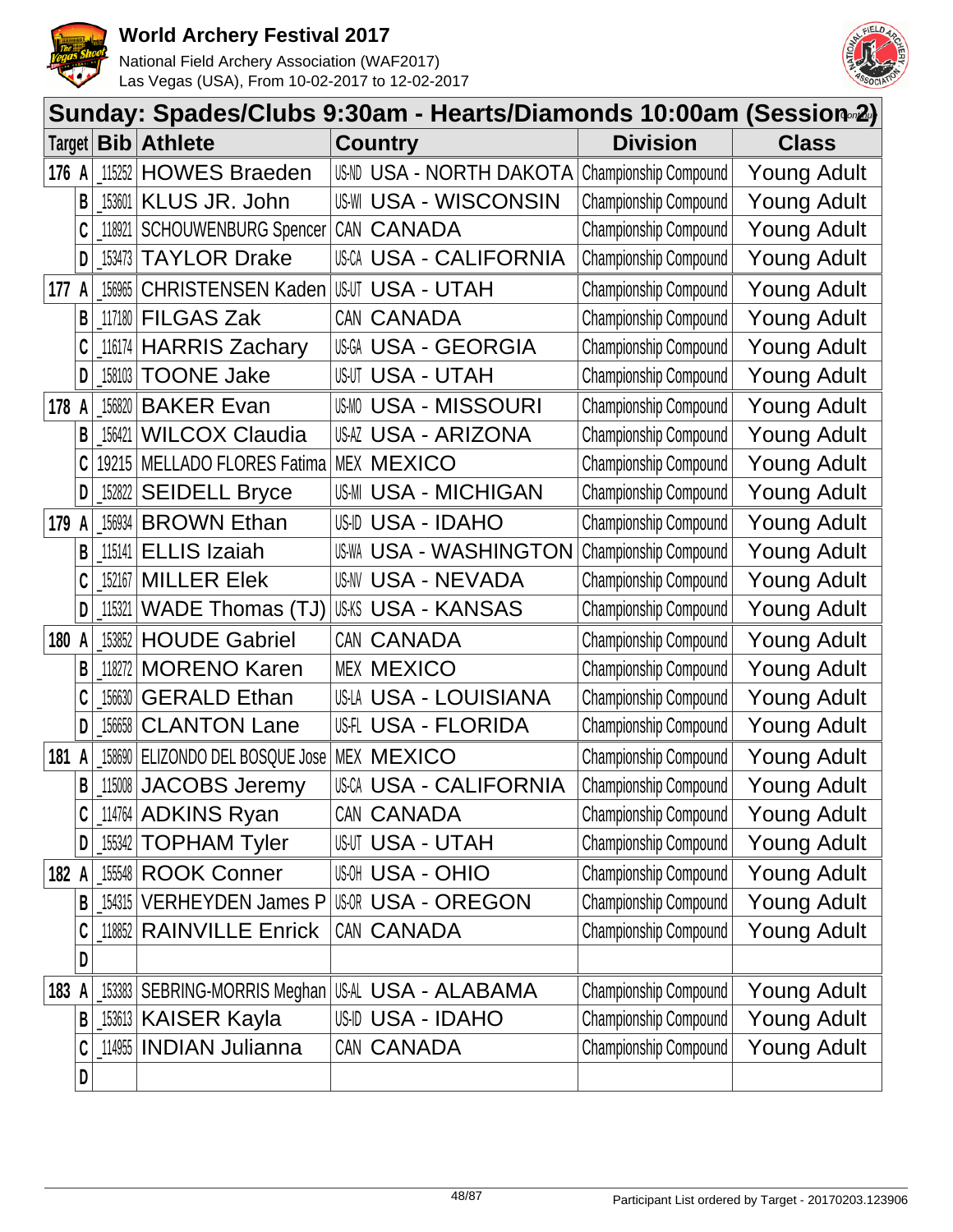# World Archery Festival 2017

National Field Archery Association (WAF2017)
Las Vegas (USA), From 10-02-2017 to 12-02-2017

## Sunday: Spades/Clubs 9:30am - Hearts/Diamonds 10:00am (Session 2)

| Target | | Bib | Athlete | Country | Division | Class |
|---|---|---|---|---|---|---|
| 176 | A | _115252 | HOWES Braeden | US-ND USA - NORTH DAKOTA | Championship Compound | Young Adult |
| | B | _153601 | KLUS JR. John | US-WI USA - WISCONSIN | Championship Compound | Young Adult |
| | C | _118921 | SCHOUWENBURG Spencer | CAN CANADA | Championship Compound | Young Adult |
| | D | _153473 | TAYLOR Drake | US-CA USA - CALIFORNIA | Championship Compound | Young Adult |
| 177 | A | _156965 | CHRISTENSEN Kaden | US-UT USA - UTAH | Championship Compound | Young Adult |
| | B | _117180 | FILGAS Zak | CAN CANADA | Championship Compound | Young Adult |
| | C | _116174 | HARRIS Zachary | US-GA USA - GEORGIA | Championship Compound | Young Adult |
| | D | _158103 | TOONE Jake | US-UT USA - UTAH | Championship Compound | Young Adult |
| 178 | A | _156820 | BAKER Evan | US-MO USA - MISSOURI | Championship Compound | Young Adult |
| | B | _156421 | WILCOX Claudia | US-AZ USA - ARIZONA | Championship Compound | Young Adult |
| | C | 19215 | MELLADO FLORES Fatima | MEX MEXICO | Championship Compound | Young Adult |
| | D | _152822 | SEIDELL Bryce | US-MI USA - MICHIGAN | Championship Compound | Young Adult |
| 179 | A | _156934 | BROWN Ethan | US-ID USA - IDAHO | Championship Compound | Young Adult |
| | B | _115141 | ELLIS Izaiah | US-WA USA - WASHINGTON | Championship Compound | Young Adult |
| | C | _152167 | MILLER Elek | US-NV USA - NEVADA | Championship Compound | Young Adult |
| | D | _115321 | WADE Thomas (TJ) | US-KS USA - KANSAS | Championship Compound | Young Adult |
| 180 | A | _153852 | HOUDE Gabriel | CAN CANADA | Championship Compound | Young Adult |
| | B | _118272 | MORENO Karen | MEX MEXICO | Championship Compound | Young Adult |
| | C | _156630 | GERALD Ethan | US-LA USA - LOUISIANA | Championship Compound | Young Adult |
| | D | _156658 | CLANTON Lane | US-FL USA - FLORIDA | Championship Compound | Young Adult |
| 181 | A | _158690 | ELIZONDO DEL BOSQUE Jose | MEX MEXICO | Championship Compound | Young Adult |
| | B | _115008 | JACOBS Jeremy | US-CA USA - CALIFORNIA | Championship Compound | Young Adult |
| | C | _114764 | ADKINS Ryan | CAN CANADA | Championship Compound | Young Adult |
| | D | _155342 | TOPHAM Tyler | US-UT USA - UTAH | Championship Compound | Young Adult |
| 182 | A | _155548 | ROOK Conner | US-OH USA - OHIO | Championship Compound | Young Adult |
| | B | _154315 | VERHEYDEN James P | US-OR USA - OREGON | Championship Compound | Young Adult |
| | C | _118852 | RAINVILLE Enrick | CAN CANADA | Championship Compound | Young Adult |
| | D | | | | | |
| 183 | A | _153383 | SEBRING-MORRIS Meghan | US-AL USA - ALABAMA | Championship Compound | Young Adult |
| | B | _153613 | KAISER Kayla | US-ID USA - IDAHO | Championship Compound | Young Adult |
| | C | _114955 | INDIAN Julianna | CAN CANADA | Championship Compound | Young Adult |
| | D | | | | | |

Participant List ordered by Target - 20170203.123906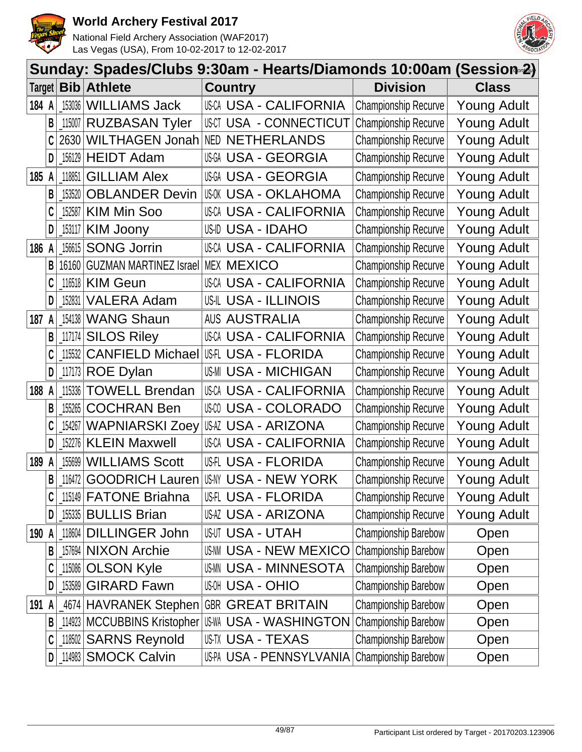# World Archery Festival 2017

National Field Archery Association (WAF2017)
Las Vegas (USA), From 10-02-2017 to 12-02-2017

## Sunday: Spades/Clubs 9:30am - Hearts/Diamonds 10:00am (Session 2)

| Target | | Bib | Athlete | Country | | Division | Class |
|---|---|---|---|---|---|---|---|
| 184 | A | _153036 | WILLIAMS Jack | US-CA | USA - CALIFORNIA | Championship Recurve | Young Adult |
| | B | _115007 | RUZBASAN Tyler | US-CT | USA - CONNECTICUT | Championship Recurve | Young Adult |
| | C | 2630 | WILTHAGEN Jonah | NED | NETHERLANDS | Championship Recurve | Young Adult |
| | D | _156129 | HEIDT Adam | US-GA | USA - GEORGIA | Championship Recurve | Young Adult |
| 185 | A | _118851 | GILLIAM Alex | US-GA | USA - GEORGIA | Championship Recurve | Young Adult |
| | B | _153520 | OBLANDER Devin | US-OK | USA - OKLAHOMA | Championship Recurve | Young Adult |
| | C | _152587 | KIM Min Soo | US-CA | USA - CALIFORNIA | Championship Recurve | Young Adult |
| | D | _153117 | KIM Joony | US-ID | USA - IDAHO | Championship Recurve | Young Adult |
| 186 | A | _156615 | SONG Jorrin | US-CA | USA - CALIFORNIA | Championship Recurve | Young Adult |
| | B | 16160 | GUZMAN MARTINEZ Israel | MEX | MEXICO | Championship Recurve | Young Adult |
| | C | _116518 | KIM Geun | US-CA | USA - CALIFORNIA | Championship Recurve | Young Adult |
| | D | _152831 | VALERA Adam | US-IL | USA - ILLINOIS | Championship Recurve | Young Adult |
| 187 | A | _154138 | WANG Shaun | AUS | AUSTRALIA | Championship Recurve | Young Adult |
| | B | _117174 | SILOS Riley | US-CA | USA - CALIFORNIA | Championship Recurve | Young Adult |
| | C | _115532 | CANFIELD Michael | US-FL | USA - FLORIDA | Championship Recurve | Young Adult |
| | D | _117173 | ROE Dylan | US-MI | USA - MICHIGAN | Championship Recurve | Young Adult |
| 188 | A | _115336 | TOWELL Brendan | US-CA | USA - CALIFORNIA | Championship Recurve | Young Adult |
| | B | _155265 | COCHRAN Ben | US-CO | USA - COLORADO | Championship Recurve | Young Adult |
| | C | _154267 | WAPNIARSKI Zoey | US-AZ | USA - ARIZONA | Championship Recurve | Young Adult |
| | D | _152276 | KLEIN Maxwell | US-CA | USA - CALIFORNIA | Championship Recurve | Young Adult |
| 189 | A | _155699 | WILLIAMS Scott | US-FL | USA - FLORIDA | Championship Recurve | Young Adult |
| | B | _116472 | GOODRICH Lauren | US-NY | USA - NEW YORK | Championship Recurve | Young Adult |
| | C | _115149 | FATONE Briahna | US-FL | USA - FLORIDA | Championship Recurve | Young Adult |
| | D | _155335 | BULLIS Brian | US-AZ | USA - ARIZONA | Championship Recurve | Young Adult |
| 190 | A | _118604 | DILLINGER John | US-UT | USA - UTAH | Championship Barebow | Open |
| | B | _157694 | NIXON Archie | US-NM | USA - NEW MEXICO | Championship Barebow | Open |
| | C | _115086 | OLSON Kyle | US-MN | USA - MINNESOTA | Championship Barebow | Open |
| | D | _153589 | GIRARD Fawn | US-OH | USA - OHIO | Championship Barebow | Open |
| 191 | A | _4674 | HAVRANEK Stephen | GBR | GREAT BRITAIN | Championship Barebow | Open |
| | B | _114923 | MCCUBBINS Kristopher | US-WA | USA - WASHINGTON | Championship Barebow | Open |
| | C | _118502 | SARNS Reynold | US-TX | USA - TEXAS | Championship Barebow | Open |
| | D | _114983 | SMOCK Calvin | US-PA | USA - PENNSYLVANIA | Championship Barebow | Open |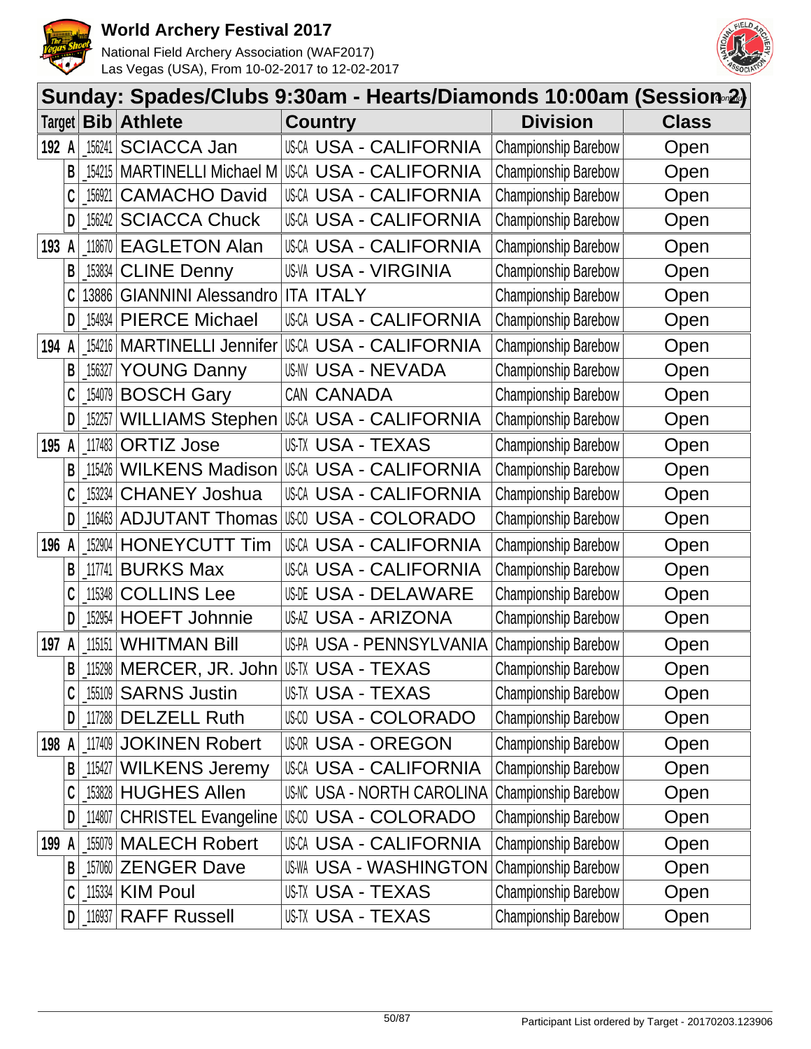# World Archery Festival 2017

National Field Archery Association (WAF2017)
Las Vegas (USA), From 10-02-2017 to 12-02-2017

## Sunday: Spades/Clubs 9:30am - Hearts/Diamonds 10:00am (Session 2)

| Target | | Bib | Athlete | Country | | Division | Class |
|---|---|---|---|---|---|---|---|
| 192 | A | _156241 | SCIACCA Jan | US-CA | USA - CALIFORNIA | Championship Barebow | Open |
| | B | _154215 | MARTINELLI Michael M | US-CA | USA - CALIFORNIA | Championship Barebow | Open |
| | C | _156921 | CAMACHO David | US-CA | USA - CALIFORNIA | Championship Barebow | Open |
| | D | _156242 | SCIACCA Chuck | US-CA | USA - CALIFORNIA | Championship Barebow | Open |
| 193 | A | _118670 | EAGLETON Alan | US-CA | USA - CALIFORNIA | Championship Barebow | Open |
| | B | _153834 | CLINE Denny | US-VA | USA - VIRGINIA | Championship Barebow | Open |
| | C | 13886 | GIANNINI Alessandro | ITA | ITALY | Championship Barebow | Open |
| | D | _154934 | PIERCE Michael | US-CA | USA - CALIFORNIA | Championship Barebow | Open |
| 194 | A | _154216 | MARTINELLI Jennifer | US-CA | USA - CALIFORNIA | Championship Barebow | Open |
| | B | _156327 | YOUNG Danny | US-NV | USA - NEVADA | Championship Barebow | Open |
| | C | _154079 | BOSCH Gary | CAN | CANADA | Championship Barebow | Open |
| | D | _152257 | WILLIAMS Stephen | US-CA | USA - CALIFORNIA | Championship Barebow | Open |
| 195 | A | _117483 | ORTIZ Jose | US-TX | USA - TEXAS | Championship Barebow | Open |
| | B | _115426 | WILKENS Madison | US-CA | USA - CALIFORNIA | Championship Barebow | Open |
| | C | _153234 | CHANEY Joshua | US-CA | USA - CALIFORNIA | Championship Barebow | Open |
| | D | _116463 | ADJUTANT Thomas | US-CO | USA - COLORADO | Championship Barebow | Open |
| 196 | A | _152904 | HONEYCUTT Tim | US-CA | USA - CALIFORNIA | Championship Barebow | Open |
| | B | _117741 | BURKS Max | US-CA | USA - CALIFORNIA | Championship Barebow | Open |
| | C | _115348 | COLLINS Lee | US-DE | USA - DELAWARE | Championship Barebow | Open |
| | D | _152954 | HOEFT Johnnie | US-AZ | USA - ARIZONA | Championship Barebow | Open |
| 197 | A | _115151 | WHITMAN Bill | US-PA | USA - PENNSYLVANIA | Championship Barebow | Open |
| | B | _115298 | MERCER, JR. John | US-TX | USA - TEXAS | Championship Barebow | Open |
| | C | _155109 | SARNS Justin | US-TX | USA - TEXAS | Championship Barebow | Open |
| | D | _117288 | DELZELL Ruth | US-CO | USA - COLORADO | Championship Barebow | Open |
| 198 | A | _117409 | JOKINEN Robert | US-OR | USA - OREGON | Championship Barebow | Open |
| | B | _115427 | WILKENS Jeremy | US-CA | USA - CALIFORNIA | Championship Barebow | Open |
| | C | _153828 | HUGHES Allen | US-NC | USA - NORTH CAROLINA | Championship Barebow | Open |
| | D | _114807 | CHRISTEL Evangeline | US-CO | USA - COLORADO | Championship Barebow | Open |
| 199 | A | _155079 | MALECH Robert | US-CA | USA - CALIFORNIA | Championship Barebow | Open |
| | B | _157060 | ZENGER Dave | US-WA | USA - WASHINGTON | Championship Barebow | Open |
| | C | _115334 | KIM Poul | US-TX | USA - TEXAS | Championship Barebow | Open |
| | D | _116937 | RAFF Russell | US-TX | USA - TEXAS | Championship Barebow | Open |

Participant List ordered by Target - 20170203.123906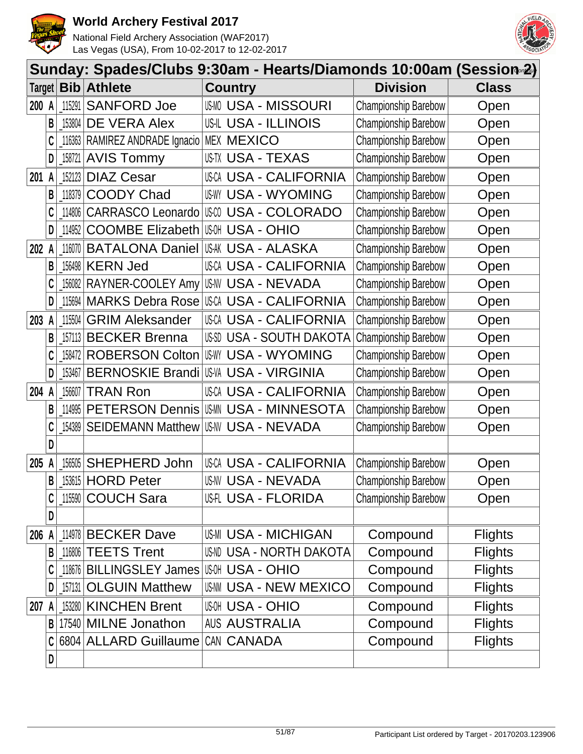# World Archery Festival 2017

National Field Archery Association (WAF2017)
Las Vegas (USA), From 10-02-2017 to 12-02-2017

## Sunday: Spades/Clubs 9:30am - Hearts/Diamonds 10:00am (Session 2)

| Target | | Bib | Athlete | Country | Division | Class |
|---|---|---|---|---|---|---|
| 200 | A | 115291 | SANFORD Joe | US-MO USA - MISSOURI | Championship Barebow | Open |
| | B | 153804 | DE VERA Alex | US-IL USA - ILLINOIS | Championship Barebow | Open |
| | C | 116363 | RAMIREZ ANDRADE Ignacio | MEX MEXICO | Championship Barebow | Open |
| | D | 158721 | AVIS Tommy | US-TX USA - TEXAS | Championship Barebow | Open |
| 201 | A | 152123 | DIAZ Cesar | US-CA USA - CALIFORNIA | Championship Barebow | Open |
| | B | 118379 | COODY Chad | US-WY USA - WYOMING | Championship Barebow | Open |
| | C | 114806 | CARRASCO Leonardo | US-CO USA - COLORADO | Championship Barebow | Open |
| | D | 114952 | COOMBE Elizabeth | US-OH USA - OHIO | Championship Barebow | Open |
| 202 | A | 116070 | BATALONA Daniel | US-AK USA - ALASKA | Championship Barebow | Open |
| | B | 156498 | KERN Jed | US-CA USA - CALIFORNIA | Championship Barebow | Open |
| | C | 156082 | RAYNER-COOLEY Amy | US-NV USA - NEVADA | Championship Barebow | Open |
| | D | 115694 | MARKS Debra Rose | US-CA USA - CALIFORNIA | Championship Barebow | Open |
| 203 | A | 115504 | GRIM Aleksander | US-CA USA - CALIFORNIA | Championship Barebow | Open |
| | B | 157113 | BECKER Brenna | US-SD USA - SOUTH DAKOTA | Championship Barebow | Open |
| | C | 158472 | ROBERSON Colton | US-WY USA - WYOMING | Championship Barebow | Open |
| | D | 153467 | BERNOSKIE Brandi | US-VA USA - VIRGINIA | Championship Barebow | Open |
| 204 | A | 156607 | TRAN Ron | US-CA USA - CALIFORNIA | Championship Barebow | Open |
| | B | 114995 | PETERSON Dennis | US-MN USA - MINNESOTA | Championship Barebow | Open |
| | C | 154389 | SEIDEMANN Matthew | US-NV USA - NEVADA | Championship Barebow | Open |
| | D | | | | | |
| 205 | A | 156505 | SHEPHERD John | US-CA USA - CALIFORNIA | Championship Barebow | Open |
| | B | 153615 | HORD Peter | US-NV USA - NEVADA | Championship Barebow | Open |
| | C | 115590 | COUCH Sara | US-FL USA - FLORIDA | Championship Barebow | Open |
| | D | | | | | |
| 206 | A | 114978 | BECKER Dave | US-MI USA - MICHIGAN | Compound | Flights |
| | B | 116806 | TEETS Trent | US-ND USA - NORTH DAKOTA | Compound | Flights |
| | C | 118676 | BILLINGSLEY James | US-OH USA - OHIO | Compound | Flights |
| | D | 157131 | OLGUIN Matthew | US-NM USA - NEW MEXICO | Compound | Flights |
| 207 | A | 153280 | KINCHEN Brent | US-OH USA - OHIO | Compound | Flights |
| | B | 17540 | MILNE Jonathon | AUS AUSTRALIA | Compound | Flights |
| | C | 6804 | ALLARD Guillaume | CAN CANADA | Compound | Flights |
| | D | | | | | |

Participant List ordered by Target - 20170203.123906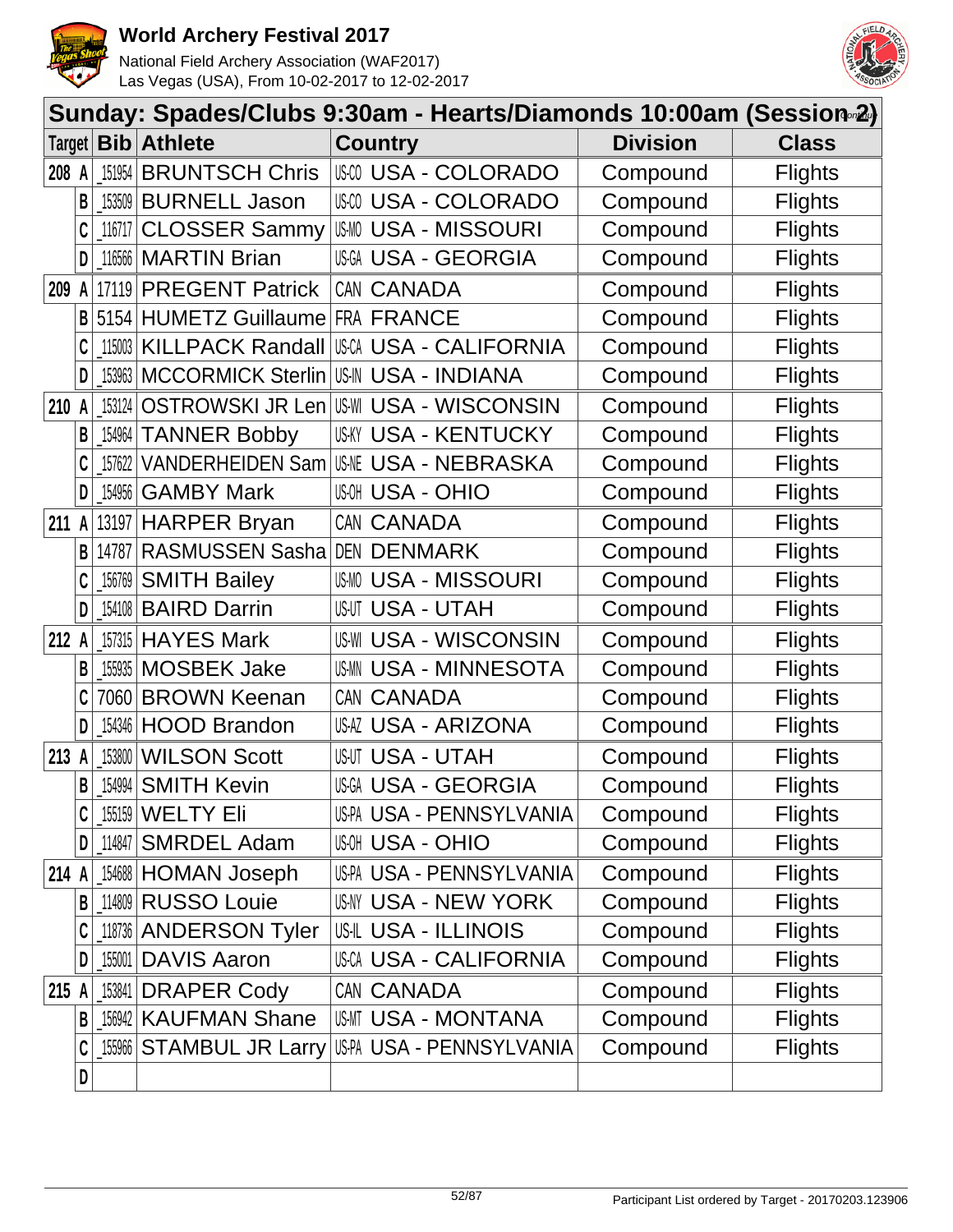# World Archery Festival 2017

National Field Archery Association (WAF2017)
Las Vegas (USA), From 10-02-2017 to 12-02-2017

## Sunday: Spades/Clubs 9:30am - Hearts/Diamonds 10:00am (Session 2)

| Target | | Bib | Athlete | Country | | Division | Class |
|---|---|---|---|---|---|---|---|
| 208 | A | _151954 | BRUNTSCH Chris | US-CO | USA - COLORADO | Compound | Flights |
| | B | _153509 | BURNELL Jason | US-CO | USA - COLORADO | Compound | Flights |
| | C | _116717 | CLOSSER Sammy | US-MO | USA - MISSOURI | Compound | Flights |
| | D | _116566 | MARTIN Brian | US-GA | USA - GEORGIA | Compound | Flights |
| 209 | A | 17119 | PREGENT Patrick | CAN | CANADA | Compound | Flights |
| | B | 5154 | HUMETZ Guillaume | FRA | FRANCE | Compound | Flights |
| | C | _115003 | KILLPACK Randall | US-CA | USA - CALIFORNIA | Compound | Flights |
| | D | _153963 | MCCORMICK Sterlin | US-IN | USA - INDIANA | Compound | Flights |
| 210 | A | _153124 | OSTROWSKI JR Len | US-WI | USA - WISCONSIN | Compound | Flights |
| | B | _154964 | TANNER Bobby | US-KY | USA - KENTUCKY | Compound | Flights |
| | C | _157622 | VANDERHEIDEN Sam | US-NE | USA - NEBRASKA | Compound | Flights |
| | D | _154956 | GAMBY Mark | US-OH | USA - OHIO | Compound | Flights |
| 211 | A | 13197 | HARPER Bryan | CAN | CANADA | Compound | Flights |
| | B | 14787 | RASMUSSEN Sasha | DEN | DENMARK | Compound | Flights |
| | C | _156769 | SMITH Bailey | US-MO | USA - MISSOURI | Compound | Flights |
| | D | _154108 | BAIRD Darrin | US-UT | USA - UTAH | Compound | Flights |
| 212 | A | _157315 | HAYES Mark | US-WI | USA - WISCONSIN | Compound | Flights |
| | B | _155935 | MOSBEK Jake | US-MN | USA - MINNESOTA | Compound | Flights |
| | C | 7060 | BROWN Keenan | CAN | CANADA | Compound | Flights |
| | D | _154346 | HOOD Brandon | US-AZ | USA - ARIZONA | Compound | Flights |
| 213 | A | _153800 | WILSON Scott | US-UT | USA - UTAH | Compound | Flights |
| | B | _154994 | SMITH Kevin | US-GA | USA - GEORGIA | Compound | Flights |
| | C | _155159 | WELTY Eli | US-PA | USA - PENNSYLVANIA | Compound | Flights |
| | D | _114847 | SMRDEL Adam | US-OH | USA - OHIO | Compound | Flights |
| 214 | A | _154688 | HOMAN Joseph | US-PA | USA - PENNSYLVANIA | Compound | Flights |
| | B | _114809 | RUSSO Louie | US-NY | USA - NEW YORK | Compound | Flights |
| | C | _118736 | ANDERSON Tyler | US-IL | USA - ILLINOIS | Compound | Flights |
| | D | _155001 | DAVIS Aaron | US-CA | USA - CALIFORNIA | Compound | Flights |
| 215 | A | _153841 | DRAPER Cody | CAN | CANADA | Compound | Flights |
| | B | _156942 | KAUFMAN Shane | US-MT | USA - MONTANA | Compound | Flights |
| | C | _155966 | STAMBUL JR Larry | US-PA | USA - PENNSYLVANIA | Compound | Flights |
| | D | | | | | | |

Participant List ordered by Target - 20170203.123906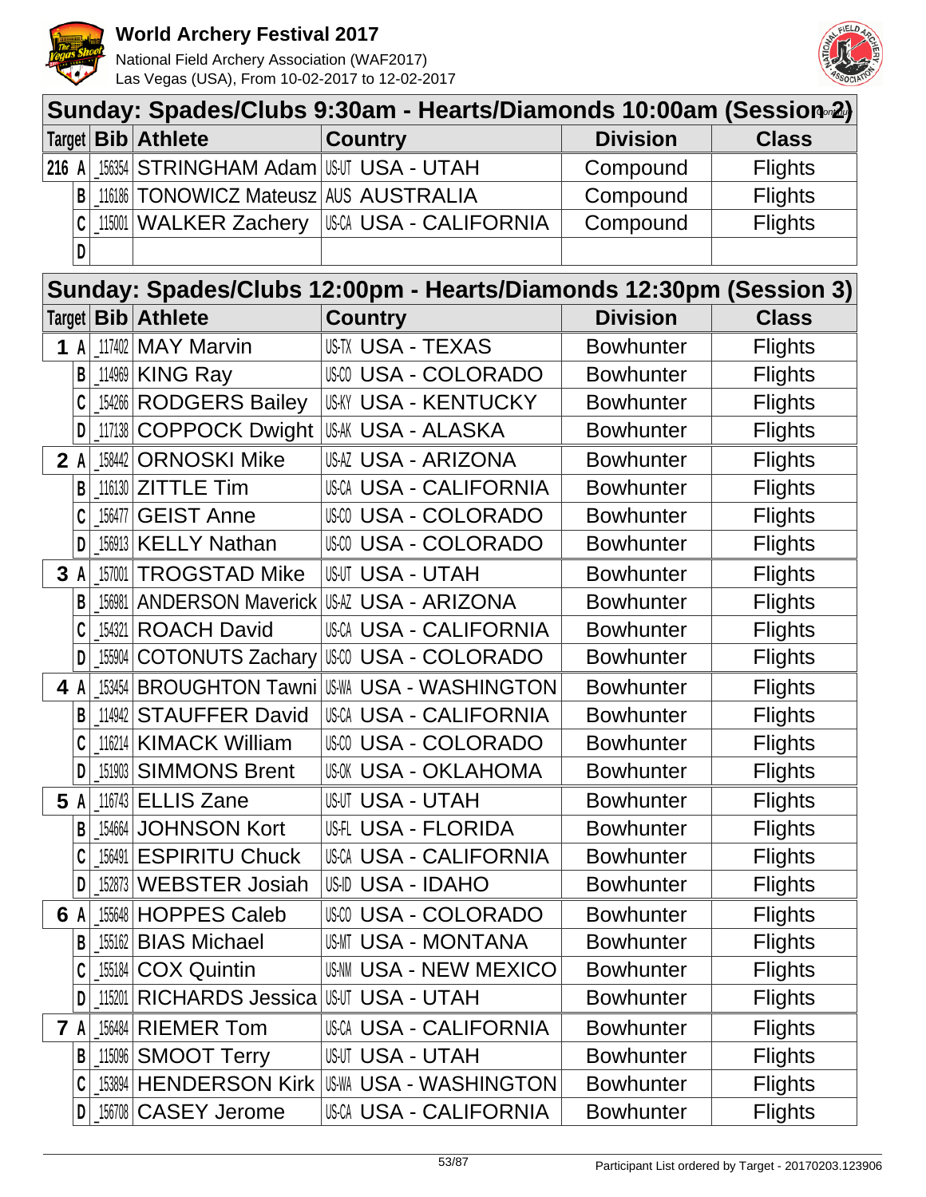# World Archery Festival 2017

National Field Archery Association (WAF2017)
Las Vegas (USA), From 10-02-2017 to 12-02-2017

## Sunday: Spades/Clubs 9:30am - Hearts/Diamonds 10:00am (Session 2) (continued)

| Target | Bib | Athlete | Country | Division | Class |
|---|---|---|---|---|---|
| 216 A | 156354 | STRINGHAM Adam | US-UT USA - UTAH | Compound | Flights |
| B | 116186 | TONOWICZ Mateusz | AUS AUSTRALIA | Compound | Flights |
| C | 115001 | WALKER Zachery | US-CA USA - CALIFORNIA | Compound | Flights |
| D | | | | | |

## Sunday: Spades/Clubs 12:00pm - Hearts/Diamonds 12:30pm (Session 3)

| Target | Bib | Athlete | Country | Division | Class |
|---|---|---|---|---|---|
| 1 A | 117402 | MAY Marvin | US-TX USA - TEXAS | Bowhunter | Flights |
| B | 114969 | KING Ray | US-CO USA - COLORADO | Bowhunter | Flights |
| C | 154266 | RODGERS Bailey | US-KY USA - KENTUCKY | Bowhunter | Flights |
| D | 117138 | COPPOCK Dwight | US-AK USA - ALASKA | Bowhunter | Flights |
| 2 A | 158442 | ORNOSKI Mike | US-AZ USA - ARIZONA | Bowhunter | Flights |
| B | 116130 | ZITTLE Tim | US-CA USA - CALIFORNIA | Bowhunter | Flights |
| C | 156477 | GEIST Anne | US-CO USA - COLORADO | Bowhunter | Flights |
| D | 156913 | KELLY Nathan | US-CO USA - COLORADO | Bowhunter | Flights |
| 3 A | 157001 | TROGSTAD Mike | US-UT USA - UTAH | Bowhunter | Flights |
| B | 156981 | ANDERSON Maverick | US-AZ USA - ARIZONA | Bowhunter | Flights |
| C | 154321 | ROACH David | US-CA USA - CALIFORNIA | Bowhunter | Flights |
| D | 155904 | COTONUTS Zachary | US-CO USA - COLORADO | Bowhunter | Flights |
| 4 A | 153454 | BROUGHTON Tawni | US-WA USA - WASHINGTON | Bowhunter | Flights |
| B | 114942 | STAUFFER David | US-CA USA - CALIFORNIA | Bowhunter | Flights |
| C | 116214 | KIMACK William | US-CO USA - COLORADO | Bowhunter | Flights |
| D | 151903 | SIMMONS Brent | US-OK USA - OKLAHOMA | Bowhunter | Flights |
| 5 A | 116743 | ELLIS Zane | US-UT USA - UTAH | Bowhunter | Flights |
| B | 154664 | JOHNSON Kort | US-FL USA - FLORIDA | Bowhunter | Flights |
| C | 156491 | ESPIRITU Chuck | US-CA USA - CALIFORNIA | Bowhunter | Flights |
| D | 152873 | WEBSTER Josiah | US-ID USA - IDAHO | Bowhunter | Flights |
| 6 A | 155648 | HOPPES Caleb | US-CO USA - COLORADO | Bowhunter | Flights |
| B | 155162 | BIAS Michael | US-MT USA - MONTANA | Bowhunter | Flights |
| C | 155184 | COX Quintin | US-NM USA - NEW MEXICO | Bowhunter | Flights |
| D | 115201 | RICHARDS Jessica | US-UT USA - UTAH | Bowhunter | Flights |
| 7 A | 156484 | RIEMER Tom | US-CA USA - CALIFORNIA | Bowhunter | Flights |
| B | 115096 | SMOOT Terry | US-UT USA - UTAH | Bowhunter | Flights |
| C | 153894 | HENDERSON Kirk | US-WA USA - WASHINGTON | Bowhunter | Flights |
| D | 156708 | CASEY Jerome | US-CA USA - CALIFORNIA | Bowhunter | Flights |

Participant List ordered by Target - 20170203.123906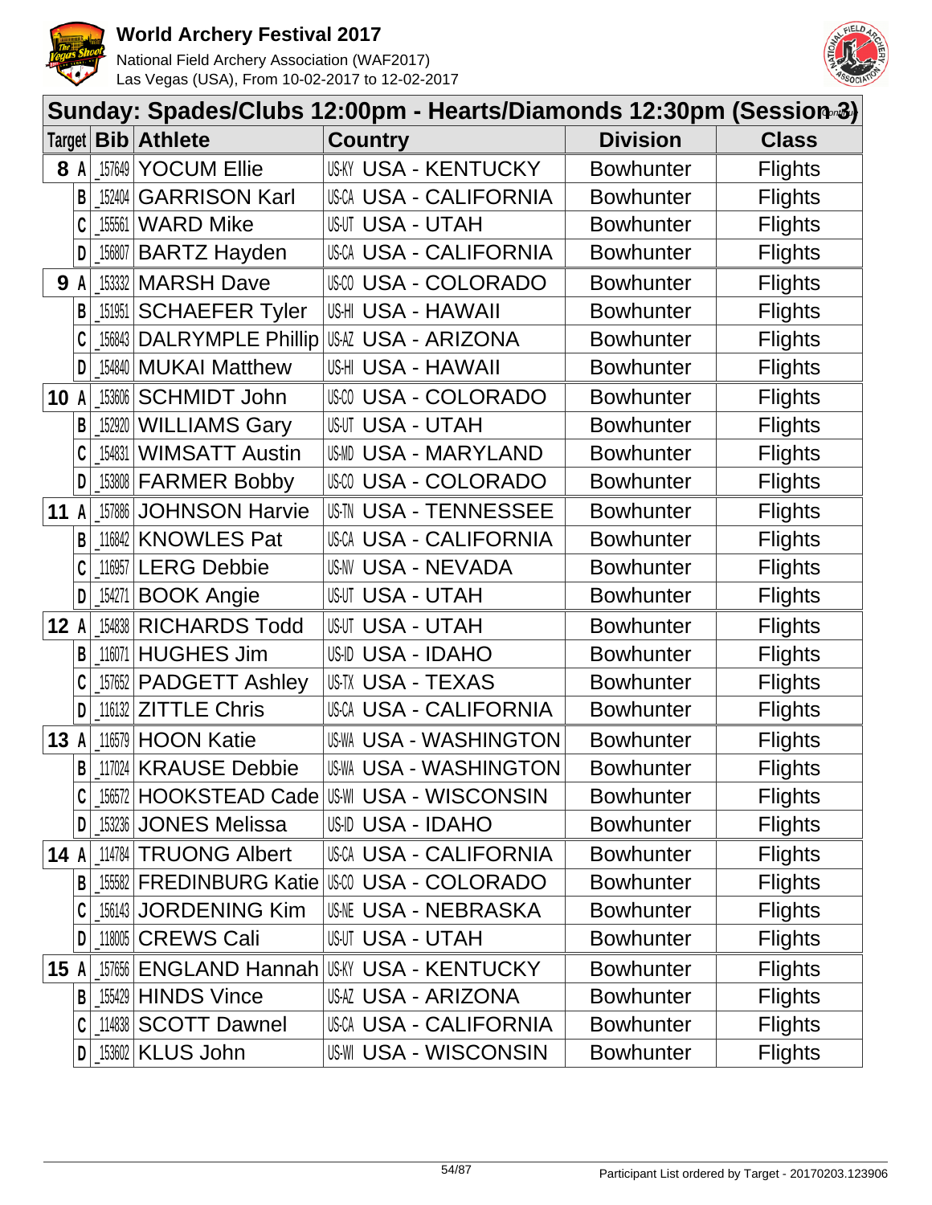# World Archery Festival 2017

National Field Archery Association (WAF2017)
Las Vegas (USA), From 10-02-2017 to 12-02-2017

## Sunday: Spades/Clubs 12:00pm - Hearts/Diamonds 12:30pm (Session 3) (cont'd)

| Target | | Bib | Athlete | Country | Division | Class |
|---|---|---|---|---|---|---|
| 8 | A | 157649 | YOCUM Ellie | US-KY USA - KENTUCKY | Bowhunter | Flights |
| | B | 152404 | GARRISON Karl | US-CA USA - CALIFORNIA | Bowhunter | Flights |
| | C | 155561 | WARD Mike | US-UT USA - UTAH | Bowhunter | Flights |
| | D | 156807 | BARTZ Hayden | US-CA USA - CALIFORNIA | Bowhunter | Flights |
| 9 | A | 153332 | MARSH Dave | US-CO USA - COLORADO | Bowhunter | Flights |
| | B | 151951 | SCHAEFER Tyler | US-HI USA - HAWAII | Bowhunter | Flights |
| | C | 156843 | DALRYMPLE Phillip | US-AZ USA - ARIZONA | Bowhunter | Flights |
| | D | 154840 | MUKAI Matthew | US-HI USA - HAWAII | Bowhunter | Flights |
| 10 | A | 153606 | SCHMIDT John | US-CO USA - COLORADO | Bowhunter | Flights |
| | B | 152920 | WILLIAMS Gary | US-UT USA - UTAH | Bowhunter | Flights |
| | C | 154831 | WIMSATT Austin | US-MD USA - MARYLAND | Bowhunter | Flights |
| | D | 153808 | FARMER Bobby | US-CO USA - COLORADO | Bowhunter | Flights |
| 11 | A | 157886 | JOHNSON Harvie | US-TN USA - TENNESSEE | Bowhunter | Flights |
| | B | 116842 | KNOWLES Pat | US-CA USA - CALIFORNIA | Bowhunter | Flights |
| | C | 116957 | LERG Debbie | US-NV USA - NEVADA | Bowhunter | Flights |
| | D | 154271 | BOOK Angie | US-UT USA - UTAH | Bowhunter | Flights |
| 12 | A | 154838 | RICHARDS Todd | US-UT USA - UTAH | Bowhunter | Flights |
| | B | 116071 | HUGHES Jim | US-ID USA - IDAHO | Bowhunter | Flights |
| | C | 157652 | PADGETT Ashley | US-TX USA - TEXAS | Bowhunter | Flights |
| | D | 116132 | ZITTLE Chris | US-CA USA - CALIFORNIA | Bowhunter | Flights |
| 13 | A | 116579 | HOON Katie | US-WA USA - WASHINGTON | Bowhunter | Flights |
| | B | 117024 | KRAUSE Debbie | US-WA USA - WASHINGTON | Bowhunter | Flights |
| | C | 156572 | HOOKSTEAD Cade | US-WI USA - WISCONSIN | Bowhunter | Flights |
| | D | 153236 | JONES Melissa | US-ID USA - IDAHO | Bowhunter | Flights |
| 14 | A | 114784 | TRUONG Albert | US-CA USA - CALIFORNIA | Bowhunter | Flights |
| | B | 155582 | FREDINBURG Katie | US-CO USA - COLORADO | Bowhunter | Flights |
| | C | 156143 | JORDENING Kim | US-NE USA - NEBRASKA | Bowhunter | Flights |
| | D | 118005 | CREWS Cali | US-UT USA - UTAH | Bowhunter | Flights |
| 15 | A | 157656 | ENGLAND Hannah | US-KY USA - KENTUCKY | Bowhunter | Flights |
| | B | 155429 | HINDS Vince | US-AZ USA - ARIZONA | Bowhunter | Flights |
| | C | 114838 | SCOTT Dawnel | US-CA USA - CALIFORNIA | Bowhunter | Flights |
| | D | 153602 | KLUS John | US-WI USA - WISCONSIN | Bowhunter | Flights |

Participant List ordered by Target - 20170203.123906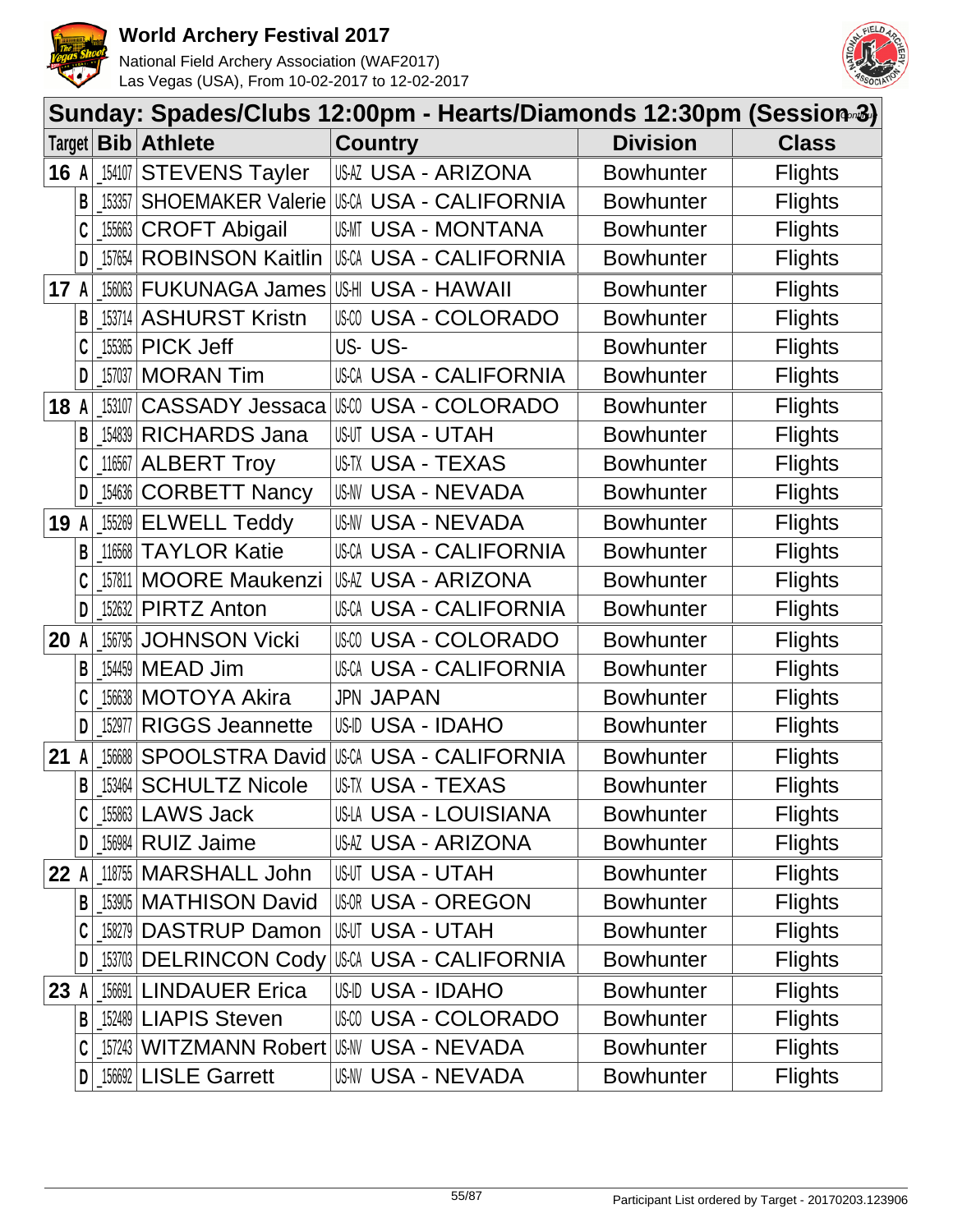# World Archery Festival 2017

National Field Archery Association (WAF2017)
Las Vegas (USA), From 10-02-2017 to 12-02-2017

## Sunday: Spades/Clubs 12:00pm - Hearts/Diamonds 12:30pm (Session 3)

| Target | Bib | Athlete | Country | Division | Class |
|---|---|---|---|---|---|
| 16 A | _154107 | STEVENS Tayler | US-AZ USA - ARIZONA | Bowhunter | Flights |
| B | _153357 | SHOEMAKER Valerie | US-CA USA - CALIFORNIA | Bowhunter | Flights |
| C | _155663 | CROFT Abigail | US-MT USA - MONTANA | Bowhunter | Flights |
| D | _157654 | ROBINSON Kaitlin | US-CA USA - CALIFORNIA | Bowhunter | Flights |
| 17 A | _156063 | FUKUNAGA James | US-HI USA - HAWAII | Bowhunter | Flights |
| B | _153714 | ASHURST Kristn | US-CO USA - COLORADO | Bowhunter | Flights |
| C | _155365 | PICK Jeff | US- US- | Bowhunter | Flights |
| D | _157037 | MORAN Tim | US-CA USA - CALIFORNIA | Bowhunter | Flights |
| 18 A | _153107 | CASSADY Jessaca | US-CO USA - COLORADO | Bowhunter | Flights |
| B | _154839 | RICHARDS Jana | US-UT USA - UTAH | Bowhunter | Flights |
| C | _116567 | ALBERT Troy | US-TX USA - TEXAS | Bowhunter | Flights |
| D | _154636 | CORBETT Nancy | US-NV USA - NEVADA | Bowhunter | Flights |
| 19 A | _155269 | ELWELL Teddy | US-NV USA - NEVADA | Bowhunter | Flights |
| B | _116568 | TAYLOR Katie | US-CA USA - CALIFORNIA | Bowhunter | Flights |
| C | _157811 | MOORE Maukenzi | US-AZ USA - ARIZONA | Bowhunter | Flights |
| D | _152632 | PIRTZ Anton | US-CA USA - CALIFORNIA | Bowhunter | Flights |
| 20 A | _156795 | JOHNSON Vicki | US-CO USA - COLORADO | Bowhunter | Flights |
| B | _154459 | MEAD Jim | US-CA USA - CALIFORNIA | Bowhunter | Flights |
| C | _156638 | MOTOYA Akira | JPN JAPAN | Bowhunter | Flights |
| D | _152977 | RIGGS Jeannette | US-ID USA - IDAHO | Bowhunter | Flights |
| 21 A | _156688 | SPOOLSTRA David | US-CA USA - CALIFORNIA | Bowhunter | Flights |
| B | _153464 | SCHULTZ Nicole | US-TX USA - TEXAS | Bowhunter | Flights |
| C | _155863 | LAWS Jack | US-LA USA - LOUISIANA | Bowhunter | Flights |
| D | _156984 | RUIZ Jaime | US-AZ USA - ARIZONA | Bowhunter | Flights |
| 22 A | _118755 | MARSHALL John | US-UT USA - UTAH | Bowhunter | Flights |
| B | _153905 | MATHISON David | US-OR USA - OREGON | Bowhunter | Flights |
| C | _158279 | DASTRUP Damon | US-UT USA - UTAH | Bowhunter | Flights |
| D | _153703 | DELRINCON Cody | US-CA USA - CALIFORNIA | Bowhunter | Flights |
| 23 A | _156691 | LINDAUER Erica | US-ID USA - IDAHO | Bowhunter | Flights |
| B | _152489 | LIAPIS Steven | US-CO USA - COLORADO | Bowhunter | Flights |
| C | _157243 | WITZMANN Robert | US-NV USA - NEVADA | Bowhunter | Flights |
| D | _156692 | LISLE Garrett | US-NV USA - NEVADA | Bowhunter | Flights |

Participant List ordered by Target - 20170203.123906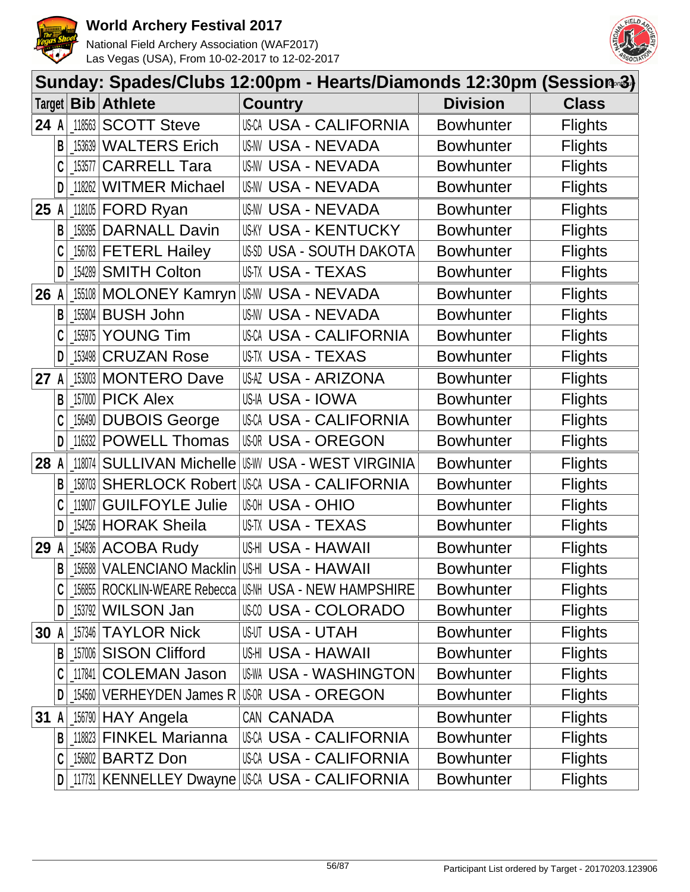# World Archery Festival 2017

National Field Archery Association (WAF2017)
Las Vegas (USA), From 10-02-2017 to 12-02-2017

## Sunday: Spades/Clubs 12:00pm - Hearts/Diamonds 12:30pm (Session 3)

| Target | Bib | Athlete | Country | Division | Class |
|---|---|---|---|---|---|
| 24 A | 118563 | SCOTT Steve | US-CA USA - CALIFORNIA | Bowhunter | Flights |
| B | 153639 | WALTERS Erich | US-NV USA - NEVADA | Bowhunter | Flights |
| C | 153577 | CARRELL Tara | US-NV USA - NEVADA | Bowhunter | Flights |
| D | 118262 | WITMER Michael | US-NV USA - NEVADA | Bowhunter | Flights |
| 25 A | 118105 | FORD Ryan | US-NV USA - NEVADA | Bowhunter | Flights |
| B | 158395 | DARNALL Davin | US-KY USA - KENTUCKY | Bowhunter | Flights |
| C | 156783 | FETERL Hailey | US-SD USA - SOUTH DAKOTA | Bowhunter | Flights |
| D | 154289 | SMITH Colton | US-TX USA - TEXAS | Bowhunter | Flights |
| 26 A | 155108 | MOLONEY Kamryn | US-NV USA - NEVADA | Bowhunter | Flights |
| B | 155804 | BUSH John | US-NV USA - NEVADA | Bowhunter | Flights |
| C | 155975 | YOUNG Tim | US-CA USA - CALIFORNIA | Bowhunter | Flights |
| D | 153498 | CRUZAN Rose | US-TX USA - TEXAS | Bowhunter | Flights |
| 27 A | 153003 | MONTERO Dave | US-AZ USA - ARIZONA | Bowhunter | Flights |
| B | 157000 | PICK Alex | US-IA USA - IOWA | Bowhunter | Flights |
| C | 156490 | DUBOIS George | US-CA USA - CALIFORNIA | Bowhunter | Flights |
| D | 116332 | POWELL Thomas | US-OR USA - OREGON | Bowhunter | Flights |
| 28 A | 118074 | SULLIVAN Michelle | US-WV USA - WEST VIRGINIA | Bowhunter | Flights |
| B | 158703 | SHERLOCK Robert | US-CA USA - CALIFORNIA | Bowhunter | Flights |
| C | 119007 | GUILFOYLE Julie | US-OH USA - OHIO | Bowhunter | Flights |
| D | 154256 | HORAK Sheila | US-TX USA - TEXAS | Bowhunter | Flights |
| 29 A | 154836 | ACOBA Rudy | US-HI USA - HAWAII | Bowhunter | Flights |
| B | 156588 | VALENCIANO Macklin | US-HI USA - HAWAII | Bowhunter | Flights |
| C | 156855 | ROCKLIN-WEARE Rebecca | US-NH USA - NEW HAMPSHIRE | Bowhunter | Flights |
| D | 153792 | WILSON Jan | US-CO USA - COLORADO | Bowhunter | Flights |
| 30 A | 157346 | TAYLOR Nick | US-UT USA - UTAH | Bowhunter | Flights |
| B | 157006 | SISON Clifford | US-HI USA - HAWAII | Bowhunter | Flights |
| C | 117841 | COLEMAN Jason | US-WA USA - WASHINGTON | Bowhunter | Flights |
| D | 154560 | VERHEYDEN James R | US-OR USA - OREGON | Bowhunter | Flights |
| 31 A | 156790 | HAY Angela | CAN CANADA | Bowhunter | Flights |
| B | 118823 | FINKEL Marianna | US-CA USA - CALIFORNIA | Bowhunter | Flights |
| C | 156802 | BARTZ Don | US-CA USA - CALIFORNIA | Bowhunter | Flights |
| D | 117731 | KENNELLEY Dwayne | US-CA USA - CALIFORNIA | Bowhunter | Flights |

Participant List ordered by Target - 20170203.123906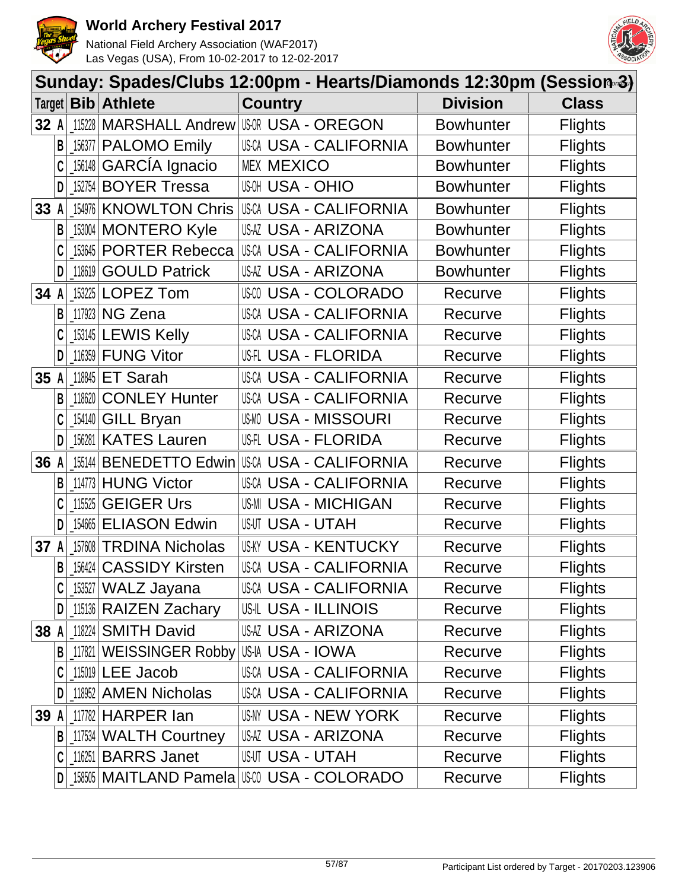# World Archery Festival 2017

National Field Archery Association (WAF2017)
Las Vegas (USA), From 10-02-2017 to 12-02-2017

## Sunday: Spades/Clubs 12:00pm - Hearts/Diamonds 12:30pm (Session 3)

| Target | Bib | Athlete | Country | Division | Class |
|---|---|---|---|---|---|
| 32 A | 115228 | MARSHALL Andrew | US-OR USA - OREGON | Bowhunter | Flights |
| B | 156377 | PALOMO Emily | US-CA USA - CALIFORNIA | Bowhunter | Flights |
| C | 156148 | GARCÍA Ignacio | MEX MEXICO | Bowhunter | Flights |
| D | 152754 | BOYER Tressa | US-OH USA - OHIO | Bowhunter | Flights |
| 33 A | 154976 | KNOWLTON Chris | US-CA USA - CALIFORNIA | Bowhunter | Flights |
| B | 153004 | MONTERO Kyle | US-AZ USA - ARIZONA | Bowhunter | Flights |
| C | 153645 | PORTER Rebecca | US-CA USA - CALIFORNIA | Bowhunter | Flights |
| D | 118619 | GOULD Patrick | US-AZ USA - ARIZONA | Bowhunter | Flights |
| 34 A | 153225 | LOPEZ Tom | US-CO USA - COLORADO | Recurve | Flights |
| B | 117923 | NG Zena | US-CA USA - CALIFORNIA | Recurve | Flights |
| C | 153145 | LEWIS Kelly | US-CA USA - CALIFORNIA | Recurve | Flights |
| D | 116359 | FUNG Vitor | US-FL USA - FLORIDA | Recurve | Flights |
| 35 A | 118845 | ET Sarah | US-CA USA - CALIFORNIA | Recurve | Flights |
| B | 118620 | CONLEY Hunter | US-CA USA - CALIFORNIA | Recurve | Flights |
| C | 154140 | GILL Bryan | US-MO USA - MISSOURI | Recurve | Flights |
| D | 156281 | KATES Lauren | US-FL USA - FLORIDA | Recurve | Flights |
| 36 A | 155144 | BENEDETTO Edwin | US-CA USA - CALIFORNIA | Recurve | Flights |
| B | 114773 | HUNG Victor | US-CA USA - CALIFORNIA | Recurve | Flights |
| C | 115525 | GEIGER Urs | US-MI USA - MICHIGAN | Recurve | Flights |
| D | 154665 | ELIASON Edwin | US-UT USA - UTAH | Recurve | Flights |
| 37 A | 157608 | TRDINA Nicholas | US-KY USA - KENTUCKY | Recurve | Flights |
| B | 156424 | CASSIDY Kirsten | US-CA USA - CALIFORNIA | Recurve | Flights |
| C | 153527 | WALZ Jayana | US-CA USA - CALIFORNIA | Recurve | Flights |
| D | 115136 | RAIZEN Zachary | US-IL USA - ILLINOIS | Recurve | Flights |
| 38 A | 118224 | SMITH David | US-AZ USA - ARIZONA | Recurve | Flights |
| B | 117821 | WEISSINGER Robby | US-IA USA - IOWA | Recurve | Flights |
| C | 115019 | LEE Jacob | US-CA USA - CALIFORNIA | Recurve | Flights |
| D | 118952 | AMEN Nicholas | US-CA USA - CALIFORNIA | Recurve | Flights |
| 39 A | 117782 | HARPER Ian | US-NY USA - NEW YORK | Recurve | Flights |
| B | 117534 | WALTH Courtney | US-AZ USA - ARIZONA | Recurve | Flights |
| C | 116251 | BARRS Janet | US-UT USA - UTAH | Recurve | Flights |
| D | 158505 | MAITLAND Pamela | US-CO USA - COLORADO | Recurve | Flights |

Participant List ordered by Target - 20170203.123906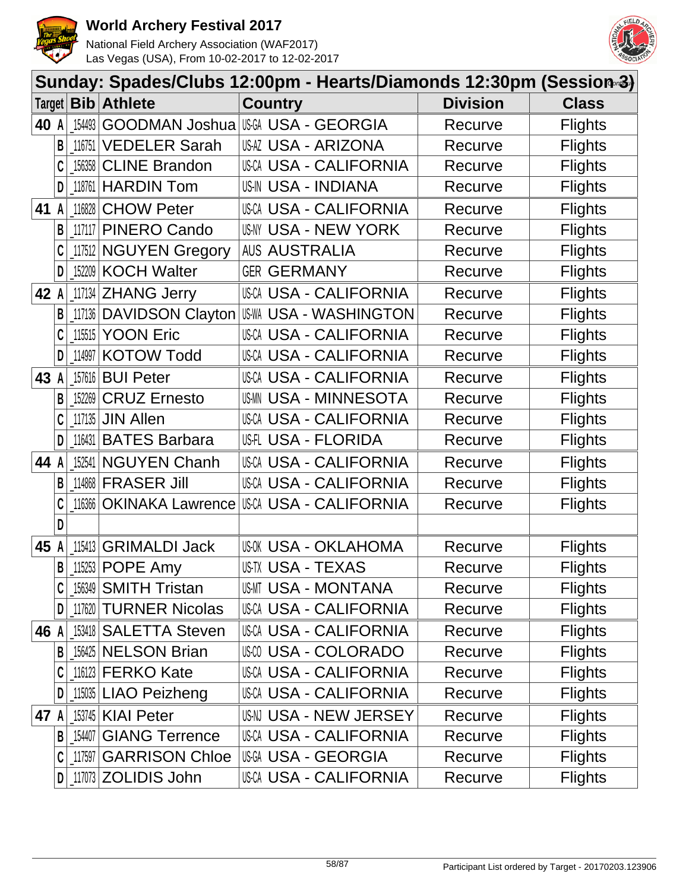## Sunday: Spades/Clubs 12:00pm - Hearts/Diamonds 12:30pm (Session 3)

| Target | | Bib | Athlete | Country | Division | Class |
|---|---|---|---|---|---|---|
| 40 | A | 154493 | GOODMAN Joshua | US-GA USA - GEORGIA | Recurve | Flights |
| | B | 116751 | VEDELER Sarah | US-AZ USA - ARIZONA | Recurve | Flights |
| | C | 156358 | CLINE Brandon | US-CA USA - CALIFORNIA | Recurve | Flights |
| | D | 118761 | HARDIN Tom | US-IN USA - INDIANA | Recurve | Flights |
| 41 | A | 116828 | CHOW Peter | US-CA USA - CALIFORNIA | Recurve | Flights |
| | B | 117117 | PINERO Cando | US-NY USA - NEW YORK | Recurve | Flights |
| | C | 117512 | NGUYEN Gregory | AUS AUSTRALIA | Recurve | Flights |
| | D | 152209 | KOCH Walter | GER GERMANY | Recurve | Flights |
| 42 | A | 117134 | ZHANG Jerry | US-CA USA - CALIFORNIA | Recurve | Flights |
| | B | 117136 | DAVIDSON Clayton | US-WA USA - WASHINGTON | Recurve | Flights |
| | C | 115515 | YOON Eric | US-CA USA - CALIFORNIA | Recurve | Flights |
| | D | 114997 | KOTOW Todd | US-CA USA - CALIFORNIA | Recurve | Flights |
| 43 | A | 157616 | BUI Peter | US-CA USA - CALIFORNIA | Recurve | Flights |
| | B | 152269 | CRUZ Ernesto | US-MN USA - MINNESOTA | Recurve | Flights |
| | C | 117135 | JIN Allen | US-CA USA - CALIFORNIA | Recurve | Flights |
| | D | 116431 | BATES Barbara | US-FL USA - FLORIDA | Recurve | Flights |
| 44 | A | 152541 | NGUYEN Chanh | US-CA USA - CALIFORNIA | Recurve | Flights |
| | B | 114868 | FRASER Jill | US-CA USA - CALIFORNIA | Recurve | Flights |
| | C | 116366 | OKINAKA Lawrence | US-CA USA - CALIFORNIA | Recurve | Flights |
| | D | | | | | |
| 45 | A | 115413 | GRIMALDI Jack | US-OK USA - OKLAHOMA | Recurve | Flights |
| | B | 115253 | POPE Amy | US-TX USA - TEXAS | Recurve | Flights |
| | C | 156349 | SMITH Tristan | US-MT USA - MONTANA | Recurve | Flights |
| | D | 117620 | TURNER Nicolas | US-CA USA - CALIFORNIA | Recurve | Flights |
| 46 | A | 153418 | SALETTA Steven | US-CA USA - CALIFORNIA | Recurve | Flights |
| | B | 156425 | NELSON Brian | US-CO USA - COLORADO | Recurve | Flights |
| | C | 116123 | FERKO Kate | US-CA USA - CALIFORNIA | Recurve | Flights |
| | D | 115035 | LIAO Peizheng | US-CA USA - CALIFORNIA | Recurve | Flights |
| 47 | A | 153745 | KIAI Peter | US-NJ USA - NEW JERSEY | Recurve | Flights |
| | B | 154407 | GIANG Terrence | US-CA USA - CALIFORNIA | Recurve | Flights |
| | C | 117597 | GARRISON Chloe | US-GA USA - GEORGIA | Recurve | Flights |
| | D | 117073 | ZOLIDIS John | US-CA USA - CALIFORNIA | Recurve | Flights |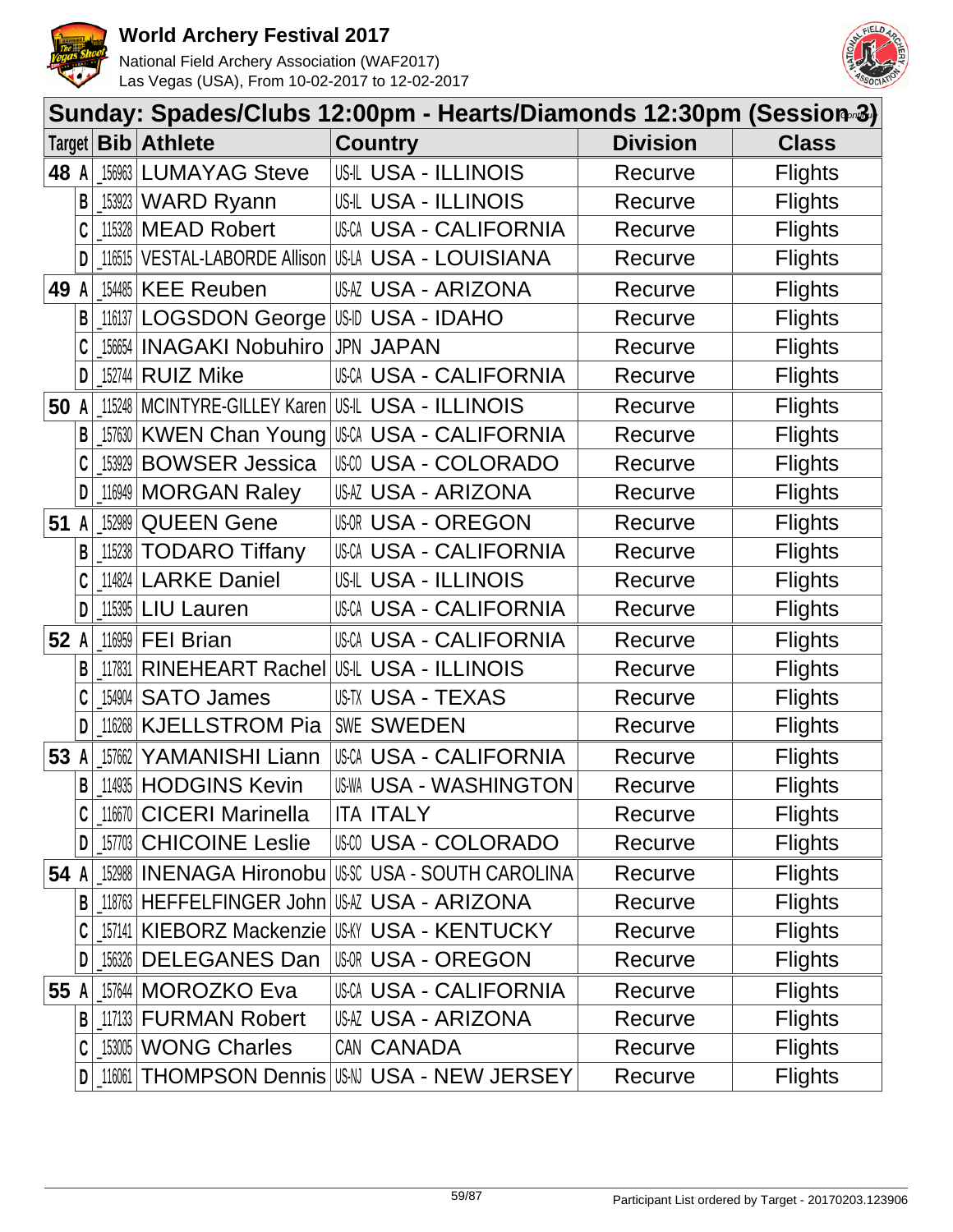# World Archery Festival 2017

National Field Archery Association (WAF2017)
Las Vegas (USA), From 10-02-2017 to 12-02-2017

## Sunday: Spades/Clubs 12:00pm - Hearts/Diamonds 12:30pm (Session 3)

| Target | Bib | Athlete | Country | Division | Class |
|---|---|---|---|---|---|
| 48 A | _156963 | LUMAYAG Steve | US-IL USA - ILLINOIS | Recurve | Flights |
| B | _153923 | WARD Ryann | US-IL USA - ILLINOIS | Recurve | Flights |
| C | _115328 | MEAD Robert | US-CA USA - CALIFORNIA | Recurve | Flights |
| D | _116515 | VESTAL-LABORDE Allison | US-LA USA - LOUISIANA | Recurve | Flights |
| 49 A | _154485 | KEE Reuben | US-AZ USA - ARIZONA | Recurve | Flights |
| B | _116137 | LOGSDON George | US-ID USA - IDAHO | Recurve | Flights |
| C | _156654 | INAGAKI Nobuhiro | JPN JAPAN | Recurve | Flights |
| D | _152744 | RUIZ Mike | US-CA USA - CALIFORNIA | Recurve | Flights |
| 50 A | _115248 | MCINTYRE-GILLEY Karen | US-IL USA - ILLINOIS | Recurve | Flights |
| B | _157630 | KWEN Chan Young | US-CA USA - CALIFORNIA | Recurve | Flights |
| C | _153929 | BOWSER Jessica | US-CO USA - COLORADO | Recurve | Flights |
| D | _116949 | MORGAN Raley | US-AZ USA - ARIZONA | Recurve | Flights |
| 51 A | _152989 | QUEEN Gene | US-OR USA - OREGON | Recurve | Flights |
| B | _115238 | TODARO Tiffany | US-CA USA - CALIFORNIA | Recurve | Flights |
| C | _114824 | LARKE Daniel | US-IL USA - ILLINOIS | Recurve | Flights |
| D | _115395 | LIU Lauren | US-CA USA - CALIFORNIA | Recurve | Flights |
| 52 A | _116959 | FEI Brian | US-CA USA - CALIFORNIA | Recurve | Flights |
| B | _117831 | RINEHEART Rachel | US-IL USA - ILLINOIS | Recurve | Flights |
| C | _154904 | SATO James | US-TX USA - TEXAS | Recurve | Flights |
| D | _116268 | KJELLSTROM Pia | SWE SWEDEN | Recurve | Flights |
| 53 A | _157662 | YAMANISHI Liann | US-CA USA - CALIFORNIA | Recurve | Flights |
| B | _114935 | HODGINS Kevin | US-WA USA - WASHINGTON | Recurve | Flights |
| C | _116670 | CICERI Marinella | ITA ITALY | Recurve | Flights |
| D | _157703 | CHICOINE Leslie | US-CO USA - COLORADO | Recurve | Flights |
| 54 A | _152988 | INENAGA Hironobu | US-SC USA - SOUTH CAROLINA | Recurve | Flights |
| B | _118763 | HEFFELFINGER John | US-AZ USA - ARIZONA | Recurve | Flights |
| C | _157141 | KIEBORZ Mackenzie | US-KY USA - KENTUCKY | Recurve | Flights |
| D | _156326 | DELEGANES Dan | US-OR USA - OREGON | Recurve | Flights |
| 55 A | _157644 | MOROZKO Eva | US-CA USA - CALIFORNIA | Recurve | Flights |
| B | _117133 | FURMAN Robert | US-AZ USA - ARIZONA | Recurve | Flights |
| C | _153005 | WONG Charles | CAN CANADA | Recurve | Flights |
| D | _116061 | THOMPSON Dennis | US-NJ USA - NEW JERSEY | Recurve | Flights |

Participant List ordered by Target - 20170203.123906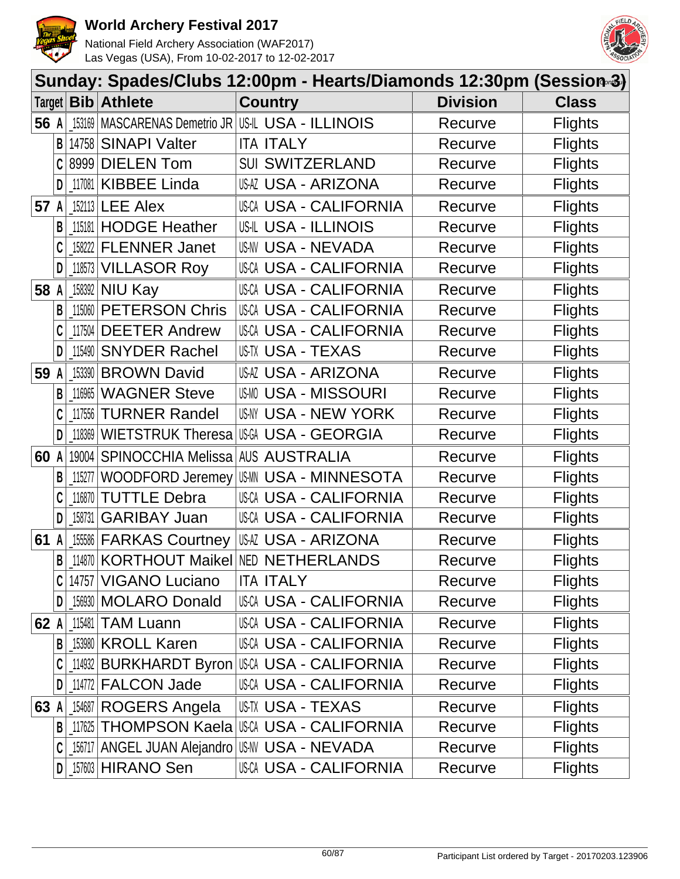# World Archery Festival 2017

National Field Archery Association (WAF2017)
Las Vegas (USA), From 10-02-2017 to 12-02-2017

## Sunday: Spades/Clubs 12:00pm - Hearts/Diamonds 12:30pm (Session 3)

| Target | | Bib | Athlete | Country | | Division | Class |
|---|---|---|---|---|---|---|---|
| 56 | A | _153169 | MASCARENAS Demetrio JR | US-IL | USA - ILLINOIS | Recurve | Flights |
| | B | 14758 | SINAPI Valter | ITA | ITALY | Recurve | Flights |
| | C | 8999 | DIELEN Tom | SUI | SWITZERLAND | Recurve | Flights |
| | D | _117081 | KIBBEE Linda | US-AZ | USA - ARIZONA | Recurve | Flights |
| 57 | A | _152113 | LEE Alex | US-CA | USA - CALIFORNIA | Recurve | Flights |
| | B | _115181 | HODGE Heather | US-IL | USA - ILLINOIS | Recurve | Flights |
| | C | _158222 | FLENNER Janet | US-NV | USA - NEVADA | Recurve | Flights |
| | D | _118573 | VILLASOR Roy | US-CA | USA - CALIFORNIA | Recurve | Flights |
| 58 | A | _158392 | NIU Kay | US-CA | USA - CALIFORNIA | Recurve | Flights |
| | B | _115060 | PETERSON Chris | US-CA | USA - CALIFORNIA | Recurve | Flights |
| | C | _117504 | DEETER Andrew | US-CA | USA - CALIFORNIA | Recurve | Flights |
| | D | _115490 | SNYDER Rachel | US-TX | USA - TEXAS | Recurve | Flights |
| 59 | A | _153390 | BROWN David | US-AZ | USA - ARIZONA | Recurve | Flights |
| | B | _116965 | WAGNER Steve | US-MO | USA - MISSOURI | Recurve | Flights |
| | C | _117556 | TURNER Randel | US-NY | USA - NEW YORK | Recurve | Flights |
| | D | _118369 | WIETSTRUK Theresa | US-GA | USA - GEORGIA | Recurve | Flights |
| 60 | A | 19004 | SPINOCCHIA Melissa | AUS | AUSTRALIA | Recurve | Flights |
| | B | _115277 | WOODFORD Jeremey | US-MN | USA - MINNESOTA | Recurve | Flights |
| | C | _116870 | TUTTLE Debra | US-CA | USA - CALIFORNIA | Recurve | Flights |
| | D | _158731 | GARIBAY Juan | US-CA | USA - CALIFORNIA | Recurve | Flights |
| 61 | A | _155586 | FARKAS Courtney | US-AZ | USA - ARIZONA | Recurve | Flights |
| | B | _114870 | KORTHOUT Maikel | NED | NETHERLANDS | Recurve | Flights |
| | C | 14757 | VIGANO Luciano | ITA | ITALY | Recurve | Flights |
| | D | _156930 | MOLARO Donald | US-CA | USA - CALIFORNIA | Recurve | Flights |
| 62 | A | _115481 | TAM Luann | US-CA | USA - CALIFORNIA | Recurve | Flights |
| | B | _153980 | KROLL Karen | US-CA | USA - CALIFORNIA | Recurve | Flights |
| | C | _114932 | BURKHARDT Byron | US-CA | USA - CALIFORNIA | Recurve | Flights |
| | D | _114772 | FALCON Jade | US-CA | USA - CALIFORNIA | Recurve | Flights |
| 63 | A | _154687 | ROGERS Angela | US-TX | USA - TEXAS | Recurve | Flights |
| | B | _117625 | THOMPSON Kaela | US-CA | USA - CALIFORNIA | Recurve | Flights |
| | C | _156717 | ANGEL JUAN Alejandro | US-NV | USA - NEVADA | Recurve | Flights |
| | D | _157603 | HIRANO Sen | US-CA | USA - CALIFORNIA | Recurve | Flights |

Participant List ordered by Target - 20170203.123906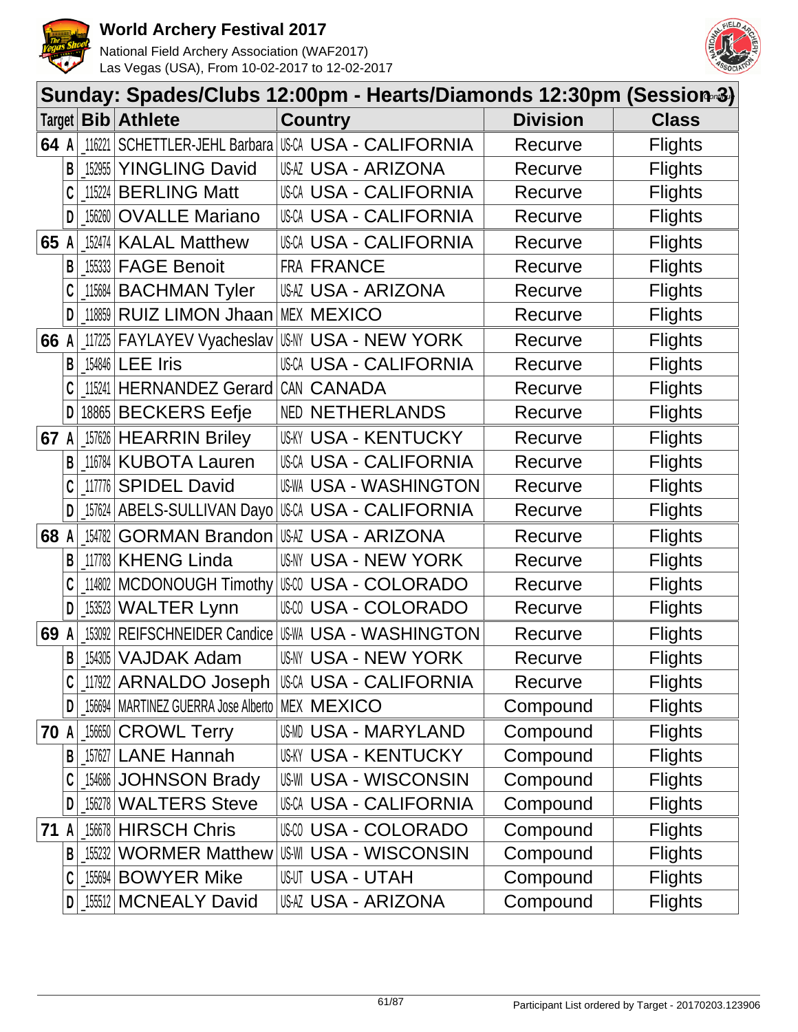# World Archery Festival 2017

National Field Archery Association (WAF2017)
Las Vegas (USA), From 10-02-2017 to 12-02-2017

## Sunday: Spades/Clubs 12:00pm - Hearts/Diamonds 12:30pm (Session 3)

| Target | Bib | Athlete | Country | Division | Class |
|---|---|---|---|---|---|
| 64 A | _116221 | SCHETTLER-JEHL Barbara | US-CA USA - CALIFORNIA | Recurve | Flights |
| B | _152955 | YINGLING David | US-AZ USA - ARIZONA | Recurve | Flights |
| C | _115224 | BERLING Matt | US-CA USA - CALIFORNIA | Recurve | Flights |
| D | _156260 | OVALLE Mariano | US-CA USA - CALIFORNIA | Recurve | Flights |
| 65 A | _152474 | KALAL Matthew | US-CA USA - CALIFORNIA | Recurve | Flights |
| B | _155333 | FAGE Benoit | FRA FRANCE | Recurve | Flights |
| C | _115684 | BACHMAN Tyler | US-AZ USA - ARIZONA | Recurve | Flights |
| D | _118859 | RUIZ LIMON Jhaan | MEX MEXICO | Recurve | Flights |
| 66 A | _117225 | FAYLAYEV Vyacheslav | US-NY USA - NEW YORK | Recurve | Flights |
| B | _154846 | LEE Iris | US-CA USA - CALIFORNIA | Recurve | Flights |
| C | _115241 | HERNANDEZ Gerard | CAN CANADA | Recurve | Flights |
| D | 18865 | BECKERS Eefje | NED NETHERLANDS | Recurve | Flights |
| 67 A | _157626 | HEARRIN Briley | US-KY USA - KENTUCKY | Recurve | Flights |
| B | _116784 | KUBOTA Lauren | US-CA USA - CALIFORNIA | Recurve | Flights |
| C | _117776 | SPIDEL David | US-WA USA - WASHINGTON | Recurve | Flights |
| D | _157624 | ABELS-SULLIVAN Dayo | US-CA USA - CALIFORNIA | Recurve | Flights |
| 68 A | _154782 | GORMAN Brandon | US-AZ USA - ARIZONA | Recurve | Flights |
| B | _117783 | KHENG Linda | US-NY USA - NEW YORK | Recurve | Flights |
| C | _114802 | MCDONOUGH Timothy | US-CO USA - COLORADO | Recurve | Flights |
| D | _153523 | WALTER Lynn | US-CO USA - COLORADO | Recurve | Flights |
| 69 A | _153092 | REIFSCHNEIDER Candice | US-WA USA - WASHINGTON | Recurve | Flights |
| B | _154305 | VAJDAK Adam | US-NY USA - NEW YORK | Recurve | Flights |
| C | _117922 | ARNALDO Joseph | US-CA USA - CALIFORNIA | Recurve | Flights |
| D | _156694 | MARTINEZ GUERRA Jose Alberto | MEX MEXICO | Compound | Flights |
| 70 A | _156650 | CROWL Terry | US-MD USA - MARYLAND | Compound | Flights |
| B | _157627 | LANE Hannah | US-KY USA - KENTUCKY | Compound | Flights |
| C | _154686 | JOHNSON Brady | US-WI USA - WISCONSIN | Compound | Flights |
| D | _156278 | WALTERS Steve | US-CA USA - CALIFORNIA | Compound | Flights |
| 71 A | _156678 | HIRSCH Chris | US-CO USA - COLORADO | Compound | Flights |
| B | _155232 | WORMER Matthew | US-WI USA - WISCONSIN | Compound | Flights |
| C | _155694 | BOWYER Mike | US-UT USA - UTAH | Compound | Flights |
| D | _155512 | MCNEALY David | US-AZ USA - ARIZONA | Compound | Flights |

Participant List ordered by Target - 20170203.123906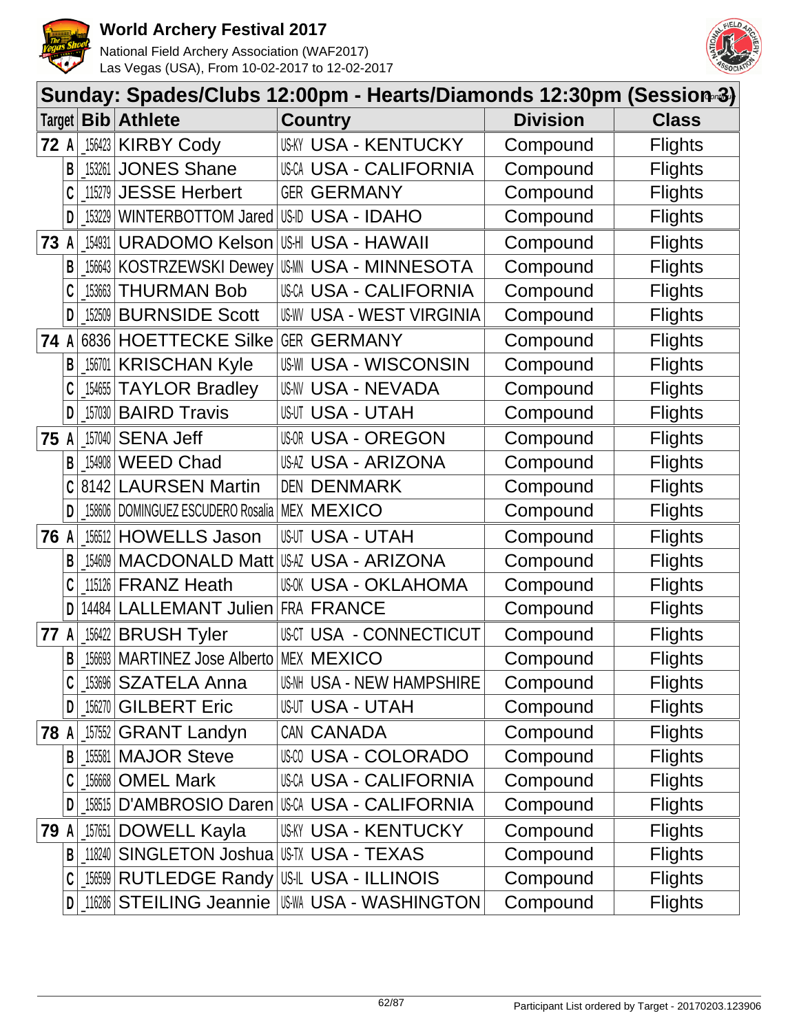# World Archery Festival 2017

National Field Archery Association (WAF2017)
Las Vegas (USA), From 10-02-2017 to 12-02-2017

## Sunday: Spades/Clubs 12:00pm - Hearts/Diamonds 12:30pm (Session 3)

| Target | | Bib | Athlete | Country | | Division | Class |
|---|---|---|---|---|---|---|---|
| 72 | A | _156423 | KIRBY Cody | US-KY | USA - KENTUCKY | Compound | Flights |
| | B | _153261 | JONES Shane | US-CA | USA - CALIFORNIA | Compound | Flights |
| | C | _115279 | JESSE Herbert | GER | GERMANY | Compound | Flights |
| | D | _153229 | WINTERBOTTOM Jared | US-ID | USA - IDAHO | Compound | Flights |
| 73 | A | _154931 | URADOMO Kelson | US-HI | USA - HAWAII | Compound | Flights |
| | B | _156643 | KOSTRZEWSKI Dewey | US-MN | USA - MINNESOTA | Compound | Flights |
| | C | _153663 | THURMAN Bob | US-CA | USA - CALIFORNIA | Compound | Flights |
| | D | _152509 | BURNSIDE Scott | US-WV | USA - WEST VIRGINIA | Compound | Flights |
| 74 | A | 6836 | HOETTECKE Silke | GER | GERMANY | Compound | Flights |
| | B | _156701 | KRISCHAN Kyle | US-WI | USA - WISCONSIN | Compound | Flights |
| | C | _154655 | TAYLOR Bradley | US-NV | USA - NEVADA | Compound | Flights |
| | D | _157030 | BAIRD Travis | US-UT | USA - UTAH | Compound | Flights |
| 75 | A | _157040 | SENA Jeff | US-OR | USA - OREGON | Compound | Flights |
| | B | _154908 | WEED Chad | US-AZ | USA - ARIZONA | Compound | Flights |
| | C | 8142 | LAURSEN Martin | DEN | DENMARK | Compound | Flights |
| | D | _158606 | DOMINGUEZ ESCUDERO Rosalia | MEX | MEXICO | Compound | Flights |
| 76 | A | _156512 | HOWELLS Jason | US-UT | USA - UTAH | Compound | Flights |
| | B | _154609 | MACDONALD Matt | US-AZ | USA - ARIZONA | Compound | Flights |
| | C | _115126 | FRANZ Heath | US-OK | USA - OKLAHOMA | Compound | Flights |
| | D | 14484 | LALLEMANT Julien | FRA | FRANCE | Compound | Flights |
| 77 | A | _156422 | BRUSH Tyler | US-CT | USA - CONNECTICUT | Compound | Flights |
| | B | _156693 | MARTINEZ Jose Alberto | MEX | MEXICO | Compound | Flights |
| | C | _153696 | SZATELA Anna | US-NH | USA - NEW HAMPSHIRE | Compound | Flights |
| | D | _156270 | GILBERT Eric | US-UT | USA - UTAH | Compound | Flights |
| 78 | A | _157552 | GRANT Landyn | CAN | CANADA | Compound | Flights |
| | B | _155581 | MAJOR Steve | US-CO | USA - COLORADO | Compound | Flights |
| | C | _156668 | OMEL Mark | US-CA | USA - CALIFORNIA | Compound | Flights |
| | D | _158515 | D'AMBROSIO Daren | US-CA | USA - CALIFORNIA | Compound | Flights |
| 79 | A | _157651 | DOWELL Kayla | US-KY | USA - KENTUCKY | Compound | Flights |
| | B | _118240 | SINGLETON Joshua | US-TX | USA - TEXAS | Compound | Flights |
| | C | _156599 | RUTLEDGE Randy | US-IL | USA - ILLINOIS | Compound | Flights |
| | D | _116286 | STEILING Jeannie | US-WA | USA - WASHINGTON | Compound | Flights |

Participant List ordered by Target - 20170203.123906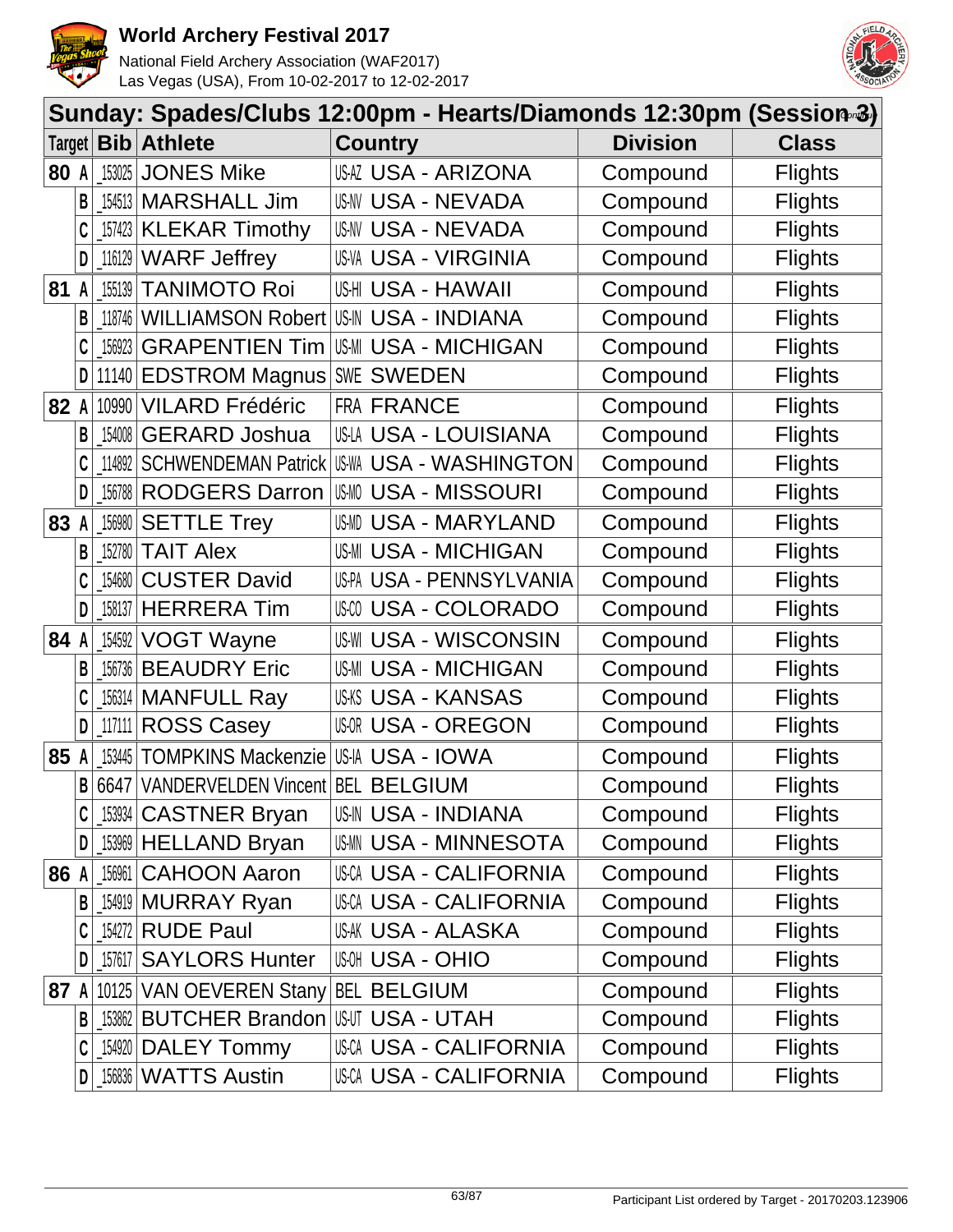# World Archery Festival 2017

National Field Archery Association (WAF2017)
Las Vegas (USA), From 10-02-2017 to 12-02-2017

## Sunday: Spades/Clubs 12:00pm - Hearts/Diamonds 12:30pm (Session 3)

| Target | | Bib | Athlete | Country | Division | Class |
|---|---|---|---|---|---|---|
| 80 | A | _153025 | JONES Mike | US-AZ USA - ARIZONA | Compound | Flights |
| | B | _154513 | MARSHALL Jim | US-NV USA - NEVADA | Compound | Flights |
| | C | _157423 | KLEKAR Timothy | US-NV USA - NEVADA | Compound | Flights |
| | D | _116129 | WARF Jeffrey | US-VA USA - VIRGINIA | Compound | Flights |
| 81 | A | _155139 | TANIMOTO Roi | US-HI USA - HAWAII | Compound | Flights |
| | B | _118746 | WILLIAMSON Robert | US-IN USA - INDIANA | Compound | Flights |
| | C | _156923 | GRAPENTIEN Tim | US-MI USA - MICHIGAN | Compound | Flights |
| | D | 11140 | EDSTROM Magnus | SWE SWEDEN | Compound | Flights |
| 82 | A | 10990 | VILARD Frédéric | FRA FRANCE | Compound | Flights |
| | B | _154008 | GERARD Joshua | US-LA USA - LOUISIANA | Compound | Flights |
| | C | _114892 | SCHWENDEMAN Patrick | US-WA USA - WASHINGTON | Compound | Flights |
| | D | _156788 | RODGERS Darron | US-MO USA - MISSOURI | Compound | Flights |
| 83 | A | _156980 | SETTLE Trey | US-MD USA - MARYLAND | Compound | Flights |
| | B | _152780 | TAIT Alex | US-MI USA - MICHIGAN | Compound | Flights |
| | C | _154680 | CUSTER David | US-PA USA - PENNSYLVANIA | Compound | Flights |
| | D | _158137 | HERRERA Tim | US-CO USA - COLORADO | Compound | Flights |
| 84 | A | _154592 | VOGT Wayne | US-WI USA - WISCONSIN | Compound | Flights |
| | B | _156736 | BEAUDRY Eric | US-MI USA - MICHIGAN | Compound | Flights |
| | C | _156314 | MANFULL Ray | US-KS USA - KANSAS | Compound | Flights |
| | D | _117111 | ROSS Casey | US-OR USA - OREGON | Compound | Flights |
| 85 | A | _153445 | TOMPKINS Mackenzie | US-IA USA - IOWA | Compound | Flights |
| | B | 6647 | VANDERVELDEN Vincent | BEL BELGIUM | Compound | Flights |
| | C | _153934 | CASTNER Bryan | US-IN USA - INDIANA | Compound | Flights |
| | D | _153969 | HELLAND Bryan | US-MN USA - MINNESOTA | Compound | Flights |
| 86 | A | _156961 | CAHOON Aaron | US-CA USA - CALIFORNIA | Compound | Flights |
| | B | _154919 | MURRAY Ryan | US-CA USA - CALIFORNIA | Compound | Flights |
| | C | _154272 | RUDE Paul | US-AK USA - ALASKA | Compound | Flights |
| | D | _157617 | SAYLORS Hunter | US-OH USA - OHIO | Compound | Flights |
| 87 | A | 10125 | VAN OEVEREN Stany | BEL BELGIUM | Compound | Flights |
| | B | _153862 | BUTCHER Brandon | US-UT USA - UTAH | Compound | Flights |
| | C | _154920 | DALEY Tommy | US-CA USA - CALIFORNIA | Compound | Flights |
| | D | _156836 | WATTS Austin | US-CA USA - CALIFORNIA | Compound | Flights |

Participant List ordered by Target - 20170203.123906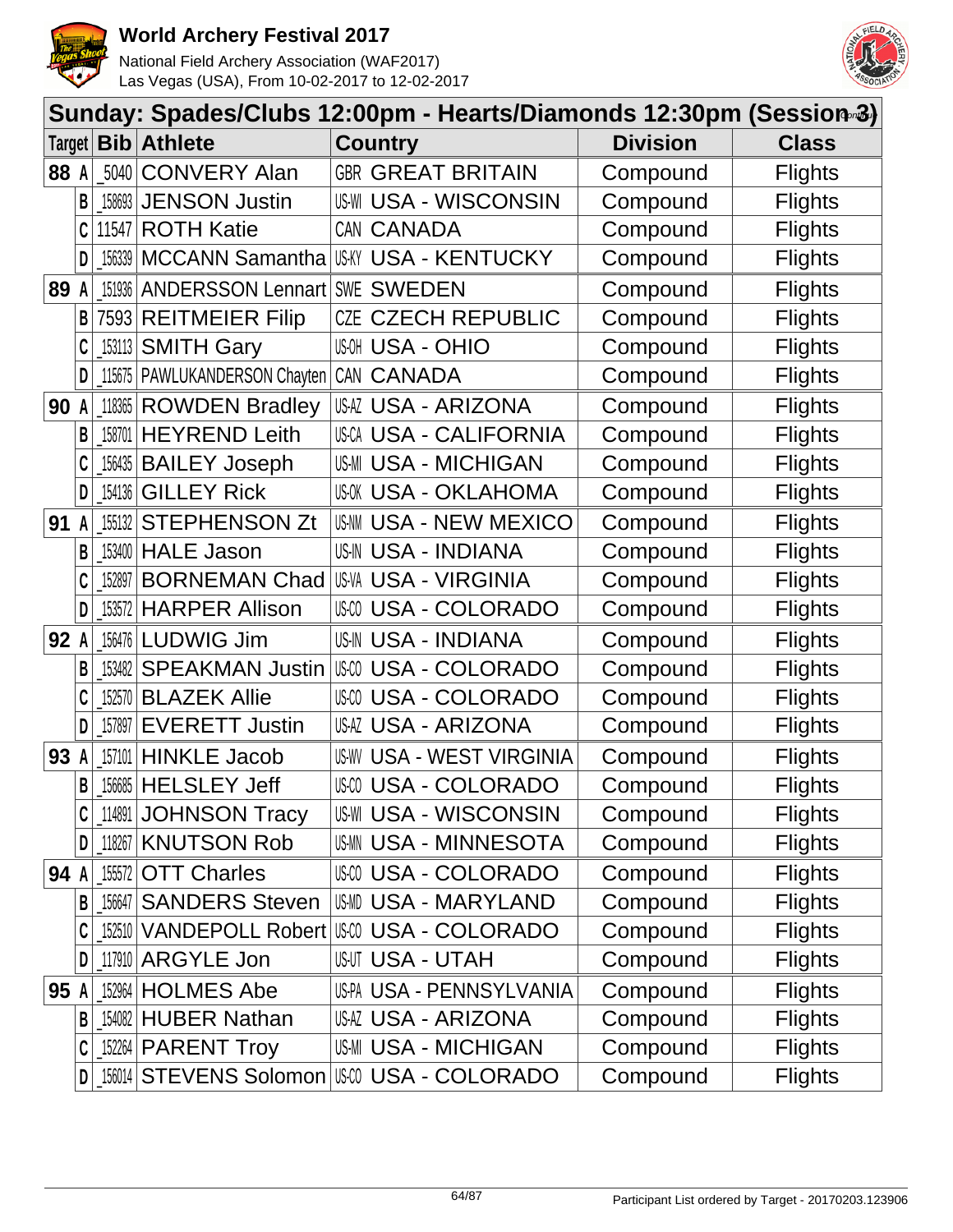# World Archery Festival 2017

National Field Archery Association (WAF2017)
Las Vegas (USA), From 10-02-2017 to 12-02-2017

## Sunday: Spades/Clubs 12:00pm - Hearts/Diamonds 12:30pm (Session 3)

| Target | | Bib | Athlete | Country | | Division | Class |
|---|---|---|---|---|---|---|---|
| 88 | A | _5040 | CONVERY Alan | GBR | GREAT BRITAIN | Compound | Flights |
| | B | _158693 | JENSON Justin | US-WI | USA - WISCONSIN | Compound | Flights |
| | C | 11547 | ROTH Katie | CAN | CANADA | Compound | Flights |
| | D | _156339 | MCCANN Samantha | US-KY | USA - KENTUCKY | Compound | Flights |
| 89 | A | _151936 | ANDERSSON Lennart | SWE | SWEDEN | Compound | Flights |
| | B | 7593 | REITMEIER Filip | CZE | CZECH REPUBLIC | Compound | Flights |
| | C | _153113 | SMITH Gary | US-OH | USA - OHIO | Compound | Flights |
| | D | _115675 | PAWLUKANDERSON Chayten | CAN | CANADA | Compound | Flights |
| 90 | A | _118365 | ROWDEN Bradley | US-AZ | USA - ARIZONA | Compound | Flights |
| | B | _158701 | HEYREND Leith | US-CA | USA - CALIFORNIA | Compound | Flights |
| | C | _156435 | BAILEY Joseph | US-MI | USA - MICHIGAN | Compound | Flights |
| | D | _154136 | GILLEY Rick | US-OK | USA - OKLAHOMA | Compound | Flights |
| 91 | A | _155132 | STEPHENSON Zt | US-NM | USA - NEW MEXICO | Compound | Flights |
| | B | _153400 | HALE Jason | US-IN | USA - INDIANA | Compound | Flights |
| | C | _152897 | BORNEMAN Chad | US-VA | USA - VIRGINIA | Compound | Flights |
| | D | _153572 | HARPER Allison | US-CO | USA - COLORADO | Compound | Flights |
| 92 | A | _156476 | LUDWIG Jim | US-IN | USA - INDIANA | Compound | Flights |
| | B | _153482 | SPEAKMAN Justin | US-CO | USA - COLORADO | Compound | Flights |
| | C | _152570 | BLAZEK Allie | US-CO | USA - COLORADO | Compound | Flights |
| | D | _157897 | EVERETT Justin | US-AZ | USA - ARIZONA | Compound | Flights |
| 93 | A | _157101 | HINKLE Jacob | US-WV | USA - WEST VIRGINIA | Compound | Flights |
| | B | _156685 | HELSLEY Jeff | US-CO | USA - COLORADO | Compound | Flights |
| | C | _114891 | JOHNSON Tracy | US-WI | USA - WISCONSIN | Compound | Flights |
| | D | _118267 | KNUTSON Rob | US-MN | USA - MINNESOTA | Compound | Flights |
| 94 | A | _155572 | OTT Charles | US-CO | USA - COLORADO | Compound | Flights |
| | B | _156647 | SANDERS Steven | US-MD | USA - MARYLAND | Compound | Flights |
| | C | _152510 | VANDEPOLL Robert | US-CO | USA - COLORADO | Compound | Flights |
| | D | _117910 | ARGYLE Jon | US-UT | USA - UTAH | Compound | Flights |
| 95 | A | _152964 | HOLMES Abe | US-PA | USA - PENNSYLVANIA | Compound | Flights |
| | B | _154082 | HUBER Nathan | US-AZ | USA - ARIZONA | Compound | Flights |
| | C | _152264 | PARENT Troy | US-MI | USA - MICHIGAN | Compound | Flights |
| | D | _156014 | STEVENS Solomon | US-CO | USA - COLORADO | Compound | Flights |

Participant List ordered by Target - 20170203.123906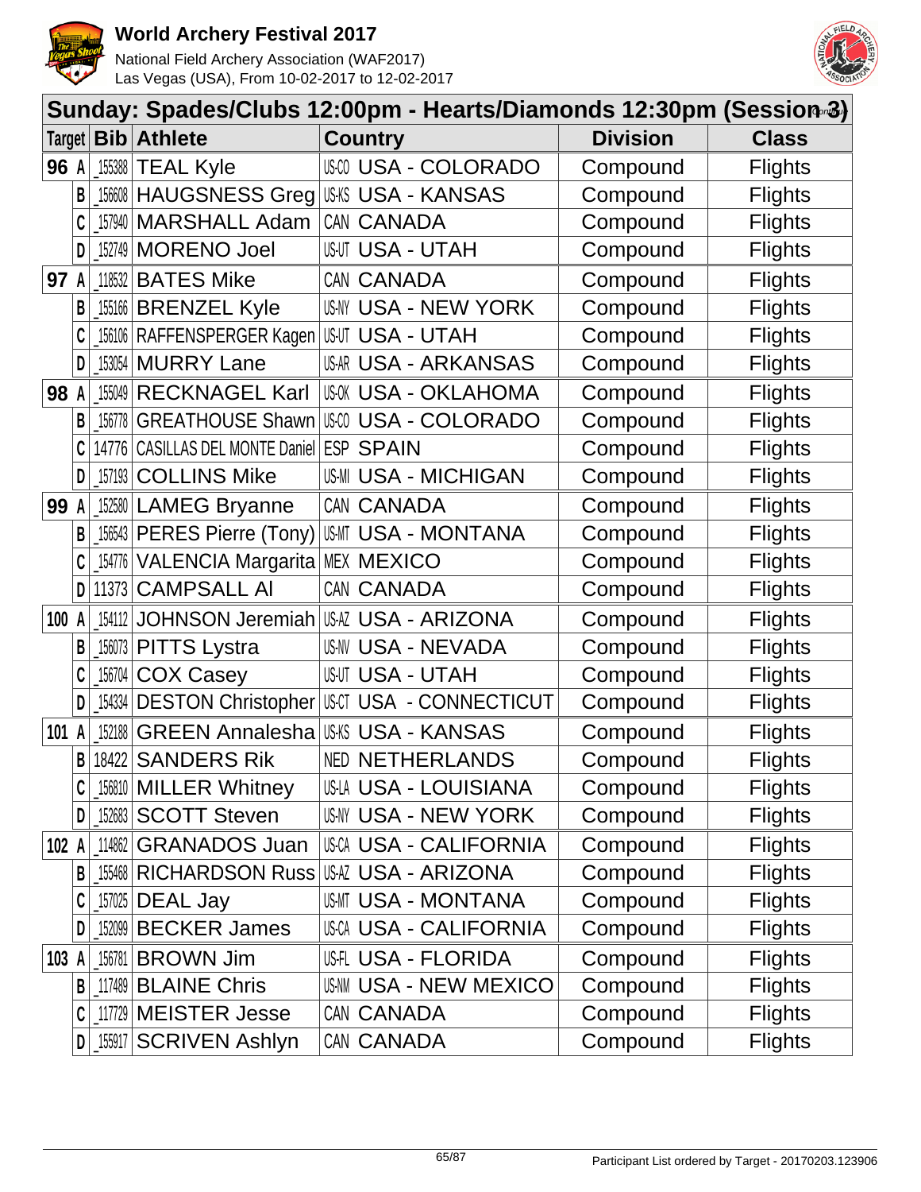# World Archery Festival 2017

National Field Archery Association (WAF2017)
Las Vegas (USA), From 10-02-2017 to 12-02-2017

## Sunday: Spades/Clubs 12:00pm - Hearts/Diamonds 12:30pm (Session 3) (cont'd)

| Target | | Bib | Athlete | Country | | Division | Class |
|---|---|---|---|---|---|---|---|
| 96 | A | _155388 | TEAL Kyle | US-CO | USA - COLORADO | Compound | Flights |
| | B | _156608 | HAUGSNESS Greg | US-KS | USA - KANSAS | Compound | Flights |
| | C | _157940 | MARSHALL Adam | CAN | CANADA | Compound | Flights |
| | D | _152749 | MORENO Joel | US-UT | USA - UTAH | Compound | Flights |
| 97 | A | _118532 | BATES Mike | CAN | CANADA | Compound | Flights |
| | B | _155166 | BRENZEL Kyle | US-NY | USA - NEW YORK | Compound | Flights |
| | C | _156106 | RAFFENSPERGER Kagen | US-UT | USA - UTAH | Compound | Flights |
| | D | _153054 | MURRY Lane | US-AR | USA - ARKANSAS | Compound | Flights |
| 98 | A | _155049 | RECKNAGEL Karl | US-OK | USA - OKLAHOMA | Compound | Flights |
| | B | _156778 | GREATHOUSE Shawn | US-CO | USA - COLORADO | Compound | Flights |
| | C | 14776 | CASILLAS DEL MONTE Daniel | ESP | SPAIN | Compound | Flights |
| | D | _157193 | COLLINS Mike | US-MI | USA - MICHIGAN | Compound | Flights |
| 99 | A | _152580 | LAMEG Bryanne | CAN | CANADA | Compound | Flights |
| | B | _156543 | PERES Pierre (Tony) | US-MT | USA - MONTANA | Compound | Flights |
| | C | _154776 | VALENCIA Margarita | MEX | MEXICO | Compound | Flights |
| | D | 11373 | CAMPSALL Al | CAN | CANADA | Compound | Flights |
| 100 | A | _154112 | JOHNSON Jeremiah | US-AZ | USA - ARIZONA | Compound | Flights |
| | B | _156073 | PITTS Lystra | US-NV | USA - NEVADA | Compound | Flights |
| | C | _156704 | COX Casey | US-UT | USA - UTAH | Compound | Flights |
| | D | _154334 | DESTON Christopher | US-CT | USA - CONNECTICUT | Compound | Flights |
| 101 | A | _152188 | GREEN Annalesha | US-KS | USA - KANSAS | Compound | Flights |
| | B | 18422 | SANDERS Rik | NED | NETHERLANDS | Compound | Flights |
| | C | _156810 | MILLER Whitney | US-LA | USA - LOUISIANA | Compound | Flights |
| | D | _152683 | SCOTT Steven | US-NY | USA - NEW YORK | Compound | Flights |
| 102 | A | _114862 | GRANADOS Juan | US-CA | USA - CALIFORNIA | Compound | Flights |
| | B | _155468 | RICHARDSON Russ | US-AZ | USA - ARIZONA | Compound | Flights |
| | C | _157025 | DEAL Jay | US-MT | USA - MONTANA | Compound | Flights |
| | D | _152099 | BECKER James | US-CA | USA - CALIFORNIA | Compound | Flights |
| 103 | A | _156781 | BROWN Jim | US-FL | USA - FLORIDA | Compound | Flights |
| | B | _117489 | BLAINE Chris | US-NM | USA - NEW MEXICO | Compound | Flights |
| | C | _117729 | MEISTER Jesse | CAN | CANADA | Compound | Flights |
| | D | _155917 | SCRIVEN Ashlyn | CAN | CANADA | Compound | Flights |

Participant List ordered by Target - 20170203.123906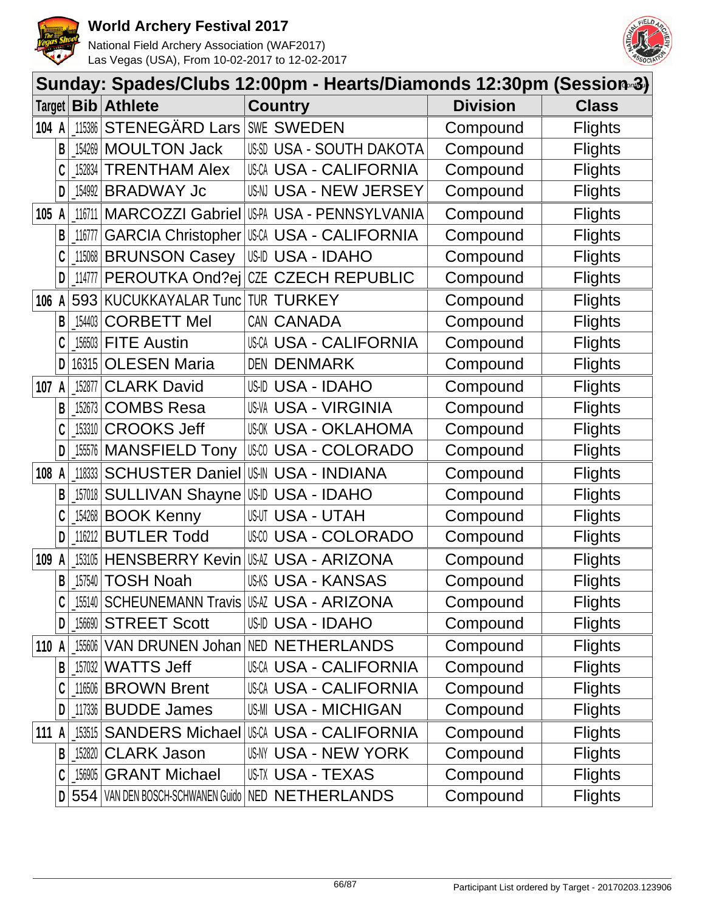# World Archery Festival 2017

National Field Archery Association (WAF2017)
Las Vegas (USA), From 10-02-2017 to 12-02-2017

## Sunday: Spades/Clubs 12:00pm - Hearts/Diamonds 12:30pm (Session 3)

| Target | | Bib | Athlete | Country | | Division | Class |
|---|---|---|---|---|---|---|---|
| 104 | A | _115386 | STENEGÄRD Lars | SWE | SWEDEN | Compound | Flights |
| | B | _154269 | MOULTON Jack | US-SD | USA - SOUTH DAKOTA | Compound | Flights |
| | C | _152834 | TRENTHAM Alex | US-CA | USA - CALIFORNIA | Compound | Flights |
| | D | _154992 | BRADWAY Jc | US-NJ | USA - NEW JERSEY | Compound | Flights |
| 105 | A | _116711 | MARCOZZI Gabriel | US-PA | USA - PENNSYLVANIA | Compound | Flights |
| | B | _116777 | GARCIA Christopher | US-CA | USA - CALIFORNIA | Compound | Flights |
| | C | _115068 | BRUNSON Casey | US-ID | USA - IDAHO | Compound | Flights |
| | D | _114777 | PEROUTKA Ond?ej | CZE | CZECH REPUBLIC | Compound | Flights |
| 106 | A | 593 | KUCUKKAYALAR Tunc | TUR | TURKEY | Compound | Flights |
| | B | _154403 | CORBETT Mel | CAN | CANADA | Compound | Flights |
| | C | _156503 | FITE Austin | US-CA | USA - CALIFORNIA | Compound | Flights |
| | D | 16315 | OLESEN Maria | DEN | DENMARK | Compound | Flights |
| 107 | A | _152877 | CLARK David | US-ID | USA - IDAHO | Compound | Flights |
| | B | _152673 | COMBS Resa | US-VA | USA - VIRGINIA | Compound | Flights |
| | C | _153310 | CROOKS Jeff | US-OK | USA - OKLAHOMA | Compound | Flights |
| | D | _155576 | MANSFIELD Tony | US-CO | USA - COLORADO | Compound | Flights |
| 108 | A | _118333 | SCHUSTER Daniel | US-IN | USA - INDIANA | Compound | Flights |
| | B | _157018 | SULLIVAN Shayne | US-ID | USA - IDAHO | Compound | Flights |
| | C | _154268 | BOOK Kenny | US-UT | USA - UTAH | Compound | Flights |
| | D | _116212 | BUTLER Todd | US-CO | USA - COLORADO | Compound | Flights |
| 109 | A | _153105 | HENSBERRY Kevin | US-AZ | USA - ARIZONA | Compound | Flights |
| | B | _157540 | TOSH Noah | US-KS | USA - KANSAS | Compound | Flights |
| | C | _155140 | SCHEUNEMANN Travis | US-AZ | USA - ARIZONA | Compound | Flights |
| | D | _156690 | STREET Scott | US-ID | USA - IDAHO | Compound | Flights |
| 110 | A | _155606 | VAN DRUNEN Johan | NED | NETHERLANDS | Compound | Flights |
| | B | _157032 | WATTS Jeff | US-CA | USA - CALIFORNIA | Compound | Flights |
| | C | _116506 | BROWN Brent | US-CA | USA - CALIFORNIA | Compound | Flights |
| | D | _117336 | BUDDE James | US-MI | USA - MICHIGAN | Compound | Flights |
| 111 | A | _153515 | SANDERS Michael | US-CA | USA - CALIFORNIA | Compound | Flights |
| | B | _152820 | CLARK Jason | US-NY | USA - NEW YORK | Compound | Flights |
| | C | _156905 | GRANT Michael | US-TX | USA - TEXAS | Compound | Flights |
| | D | 554 | VAN DEN BOSCH-SCHWANEN Guido | NED | NETHERLANDS | Compound | Flights |

Participant List ordered by Target - 20170203.123906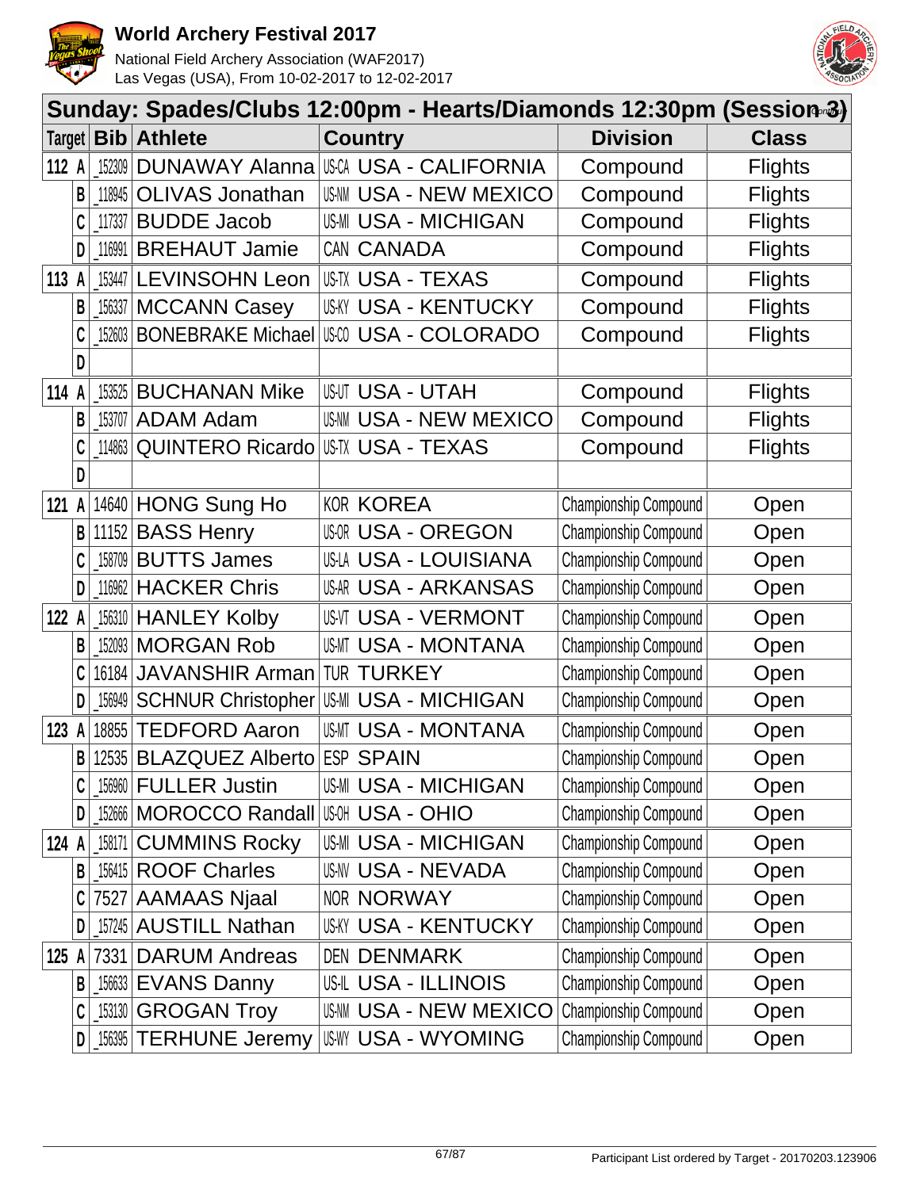# World Archery Festival 2017

National Field Archery Association (WAF2017)
Las Vegas (USA), From 10-02-2017 to 12-02-2017

## Sunday: Spades/Clubs 12:00pm - Hearts/Diamonds 12:30pm (Session 3) (cont'd)

| Target | | Bib | Athlete | Country | | Division | Class |
|---|---|---|---|---|---|---|---|
| 112 | A | 152309 | DUNAWAY Alanna | US-CA | USA - CALIFORNIA | Compound | Flights |
| | B | 118945 | OLIVAS Jonathan | US-NM | USA - NEW MEXICO | Compound | Flights |
| | C | 117337 | BUDDE Jacob | US-MI | USA - MICHIGAN | Compound | Flights |
| | D | 116991 | BREHAUT Jamie | CAN | CANADA | Compound | Flights |
| 113 | A | 153447 | LEVINSOHN Leon | US-TX | USA - TEXAS | Compound | Flights |
| | B | 156337 | MCCANN Casey | US-KY | USA - KENTUCKY | Compound | Flights |
| | C | 152603 | BONEBRAKE Michael | US-CO | USA - COLORADO | Compound | Flights |
| | D | | | | | | |
| 114 | A | 153525 | BUCHANAN Mike | US-UT | USA - UTAH | Compound | Flights |
| | B | 153707 | ADAM Adam | US-NM | USA - NEW MEXICO | Compound | Flights |
| | C | 114863 | QUINTERO Ricardo | US-TX | USA - TEXAS | Compound | Flights |
| | D | | | | | | |
| 121 | A | 14640 | HONG Sung Ho | KOR | KOREA | Championship Compound | Open |
| | B | 11152 | BASS Henry | US-OR | USA - OREGON | Championship Compound | Open |
| | C | 158709 | BUTTS James | US-LA | USA - LOUISIANA | Championship Compound | Open |
| | D | 116962 | HACKER Chris | US-AR | USA - ARKANSAS | Championship Compound | Open |
| 122 | A | 156310 | HANLEY Kolby | US-VT | USA - VERMONT | Championship Compound | Open |
| | B | 152093 | MORGAN Rob | US-MT | USA - MONTANA | Championship Compound | Open |
| | C | 16184 | JAVANSHIR Arman | TUR | TURKEY | Championship Compound | Open |
| | D | 156949 | SCHNUR Christopher | US-MI | USA - MICHIGAN | Championship Compound | Open |
| 123 | A | 18855 | TEDFORD Aaron | US-MT | USA - MONTANA | Championship Compound | Open |
| | B | 12535 | BLAZQUEZ Alberto | ESP | SPAIN | Championship Compound | Open |
| | C | 156960 | FULLER Justin | US-MI | USA - MICHIGAN | Championship Compound | Open |
| | D | 152666 | MOROCCO Randall | US-OH | USA - OHIO | Championship Compound | Open |
| 124 | A | 158171 | CUMMINS Rocky | US-MI | USA - MICHIGAN | Championship Compound | Open |
| | B | 156415 | ROOF Charles | US-NV | USA - NEVADA | Championship Compound | Open |
| | C | 7527 | AAMAAS Njaal | NOR | NORWAY | Championship Compound | Open |
| | D | 157245 | AUSTILL Nathan | US-KY | USA - KENTUCKY | Championship Compound | Open |
| 125 | A | 7331 | DARUM Andreas | DEN | DENMARK | Championship Compound | Open |
| | B | 156633 | EVANS Danny | US-IL | USA - ILLINOIS | Championship Compound | Open |
| | C | 153130 | GROGAN Troy | US-NM | USA - NEW MEXICO | Championship Compound | Open |
| | D | 156395 | TERHUNE Jeremy | US-WY | USA - WYOMING | Championship Compound | Open |

Participant List ordered by Target - 20170203.123906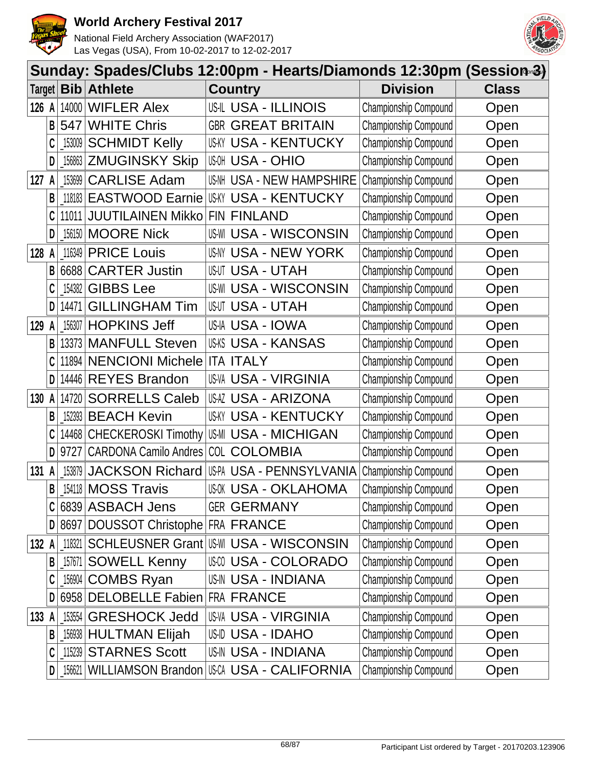## Sunday: Spades/Clubs 12:00pm - Hearts/Diamonds 12:30pm (Session 3)

| Target | | Bib | Athlete | Country | Division | Class |
|---|---|---|---|---|---|---|
| 126 | A | 14000 | WIFLER Alex | US-IL USA - ILLINOIS | Championship Compound | Open |
| | B | 547 | WHITE Chris | GBR GREAT BRITAIN | Championship Compound | Open |
| | C | 153009 | SCHMIDT Kelly | US-KY USA - KENTUCKY | Championship Compound | Open |
| | D | 156863 | ZMUGINSKY Skip | US-OH USA - OHIO | Championship Compound | Open |
| 127 | A | 153699 | CARLISE Adam | US-NH USA - NEW HAMPSHIRE | Championship Compound | Open |
| | B | 118183 | EASTWOOD Earnie | US-KY USA - KENTUCKY | Championship Compound | Open |
| | C | 11011 | JUUTILAINEN Mikko | FIN FINLAND | Championship Compound | Open |
| | D | 156150 | MOORE Nick | US-WI USA - WISCONSIN | Championship Compound | Open |
| 128 | A | 116349 | PRICE Louis | US-NY USA - NEW YORK | Championship Compound | Open |
| | B | 6688 | CARTER Justin | US-UT USA - UTAH | Championship Compound | Open |
| | C | 154382 | GIBBS Lee | US-WI USA - WISCONSIN | Championship Compound | Open |
| | D | 14471 | GILLINGHAM Tim | US-UT USA - UTAH | Championship Compound | Open |
| 129 | A | 156307 | HOPKINS Jeff | US-IA USA - IOWA | Championship Compound | Open |
| | B | 13373 | MANFULL Steven | US-KS USA - KANSAS | Championship Compound | Open |
| | C | 11894 | NENCIONI Michele | ITA ITALY | Championship Compound | Open |
| | D | 14446 | REYES Brandon | US-VA USA - VIRGINIA | Championship Compound | Open |
| 130 | A | 14720 | SORRELLS Caleb | US-AZ USA - ARIZONA | Championship Compound | Open |
| | B | 152393 | BEACH Kevin | US-KY USA - KENTUCKY | Championship Compound | Open |
| | C | 14468 | CHECKEROSKI Timothy | US-MI USA - MICHIGAN | Championship Compound | Open |
| | D | 9727 | CARDONA Camilo Andres | COL COLOMBIA | Championship Compound | Open |
| 131 | A | 153879 | JACKSON Richard | US-PA USA - PENNSYLVANIA | Championship Compound | Open |
| | B | 154118 | MOSS Travis | US-OK USA - OKLAHOMA | Championship Compound | Open |
| | C | 6839 | ASBACH Jens | GER GERMANY | Championship Compound | Open |
| | D | 8697 | DOUSSOT Christophe | FRA FRANCE | Championship Compound | Open |
| 132 | A | 118321 | SCHLEUSNER Grant | US-WI USA - WISCONSIN | Championship Compound | Open |
| | B | 157671 | SOWELL Kenny | US-CO USA - COLORADO | Championship Compound | Open |
| | C | 156904 | COMBS Ryan | US-IN USA - INDIANA | Championship Compound | Open |
| | D | 6958 | DELOBELLE Fabien | FRA FRANCE | Championship Compound | Open |
| 133 | A | 153554 | GRESHOCK Jedd | US-VA USA - VIRGINIA | Championship Compound | Open |
| | B | 156938 | HULTMAN Elijah | US-ID USA - IDAHO | Championship Compound | Open |
| | C | 115239 | STARNES Scott | US-IN USA - INDIANA | Championship Compound | Open |
| | D | 156621 | WILLIAMSON Brandon | US-CA USA - CALIFORNIA | Championship Compound | Open |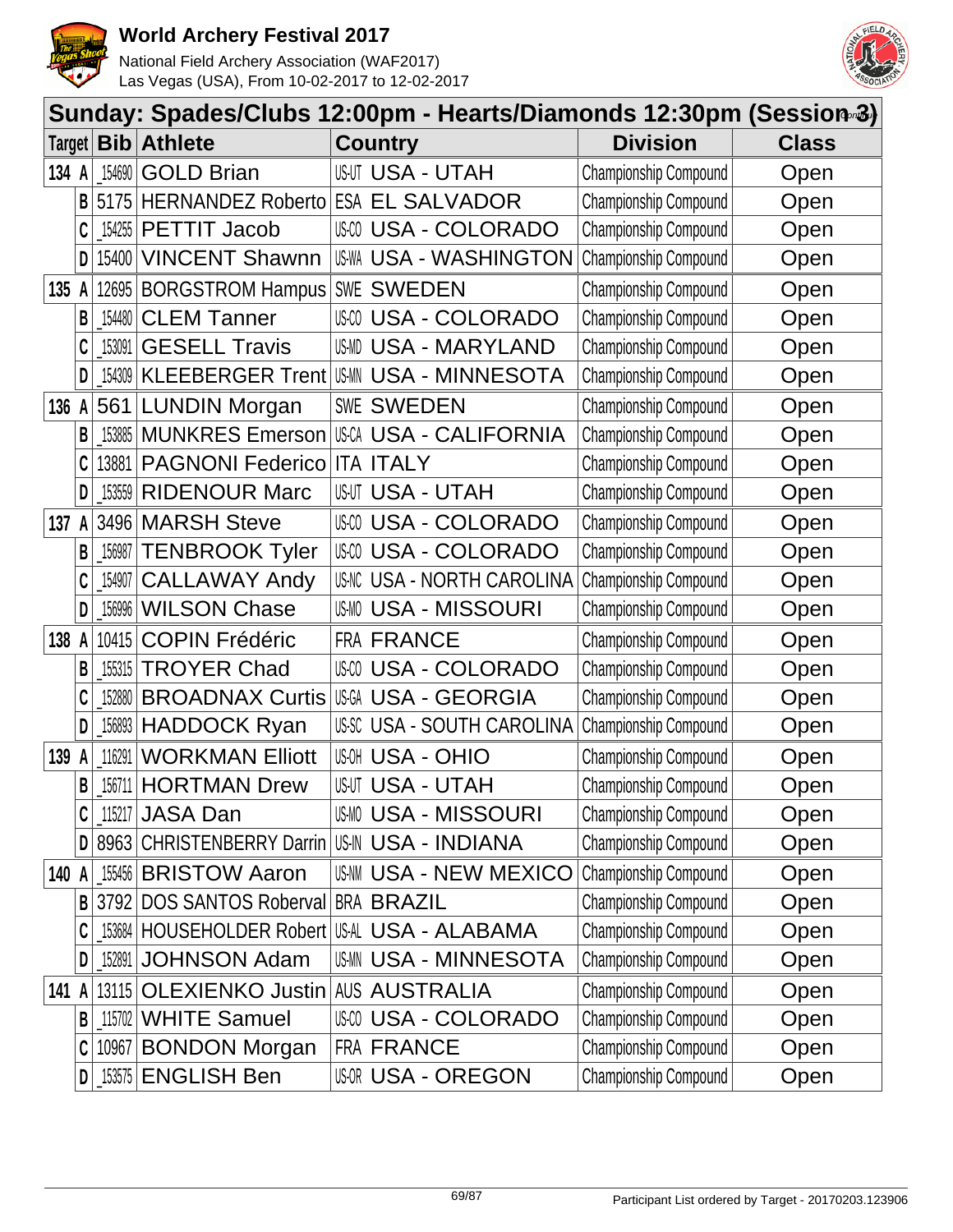# World Archery Festival 2017

National Field Archery Association (WAF2017)
Las Vegas (USA), From 10-02-2017 to 12-02-2017

## Sunday: Spades/Clubs 12:00pm - Hearts/Diamonds 12:30pm (Session 3)

| Target | Bib | Athlete | Country | Division | Class |
|---|---|---|---|---|---|
| 134 A | _154690 | GOLD Brian | US-UT USA - UTAH | Championship Compound | Open |
| B | 5175 | HERNANDEZ Roberto | ESA EL SALVADOR | Championship Compound | Open |
| C | _154255 | PETTIT Jacob | US-CO USA - COLORADO | Championship Compound | Open |
| D | 15400 | VINCENT Shawnn | US-WA USA - WASHINGTON | Championship Compound | Open |
| 135 A | 12695 | BORGSTROM Hampus | SWE SWEDEN | Championship Compound | Open |
| B | _154480 | CLEM Tanner | US-CO USA - COLORADO | Championship Compound | Open |
| C | _153091 | GESELL Travis | US-MD USA - MARYLAND | Championship Compound | Open |
| D | _154309 | KLEEBERGER Trent | US-MN USA - MINNESOTA | Championship Compound | Open |
| 136 A | 561 | LUNDIN Morgan | SWE SWEDEN | Championship Compound | Open |
| B | _153885 | MUNKRES Emerson | US-CA USA - CALIFORNIA | Championship Compound | Open |
| C | 13881 | PAGNONI Federico | ITA ITALY | Championship Compound | Open |
| D | _153559 | RIDENOUR Marc | US-UT USA - UTAH | Championship Compound | Open |
| 137 A | 3496 | MARSH Steve | US-CO USA - COLORADO | Championship Compound | Open |
| B | _156987 | TENBROOK Tyler | US-CO USA - COLORADO | Championship Compound | Open |
| C | _154907 | CALLAWAY Andy | US-NC USA - NORTH CAROLINA | Championship Compound | Open |
| D | _156996 | WILSON Chase | US-MO USA - MISSOURI | Championship Compound | Open |
| 138 A | 10415 | COPIN Frédéric | FRA FRANCE | Championship Compound | Open |
| B | _155315 | TROYER Chad | US-CO USA - COLORADO | Championship Compound | Open |
| C | _152880 | BROADNAX Curtis | US-GA USA - GEORGIA | Championship Compound | Open |
| D | _156893 | HADDOCK Ryan | US-SC USA - SOUTH CAROLINA | Championship Compound | Open |
| 139 A | _116291 | WORKMAN Elliott | US-OH USA - OHIO | Championship Compound | Open |
| B | _156711 | HORTMAN Drew | US-UT USA - UTAH | Championship Compound | Open |
| C | _115217 | JASA Dan | US-MO USA - MISSOURI | Championship Compound | Open |
| D | 8963 | CHRISTENBERRY Darrin | US-IN USA - INDIANA | Championship Compound | Open |
| 140 A | _155456 | BRISTOW Aaron | US-NM USA - NEW MEXICO | Championship Compound | Open |
| B | 3792 | DOS SANTOS Roberval | BRA BRAZIL | Championship Compound | Open |
| C | _153684 | HOUSEHOLDER Robert | US-AL USA - ALABAMA | Championship Compound | Open |
| D | _152891 | JOHNSON Adam | US-MN USA - MINNESOTA | Championship Compound | Open |
| 141 A | 13115 | OLEXIENKO Justin | AUS AUSTRALIA | Championship Compound | Open |
| B | _115702 | WHITE Samuel | US-CO USA - COLORADO | Championship Compound | Open |
| C | 10967 | BONDON Morgan | FRA FRANCE | Championship Compound | Open |
| D | _153575 | ENGLISH Ben | US-OR USA - OREGON | Championship Compound | Open |

Participant List ordered by Target - 20170203.123906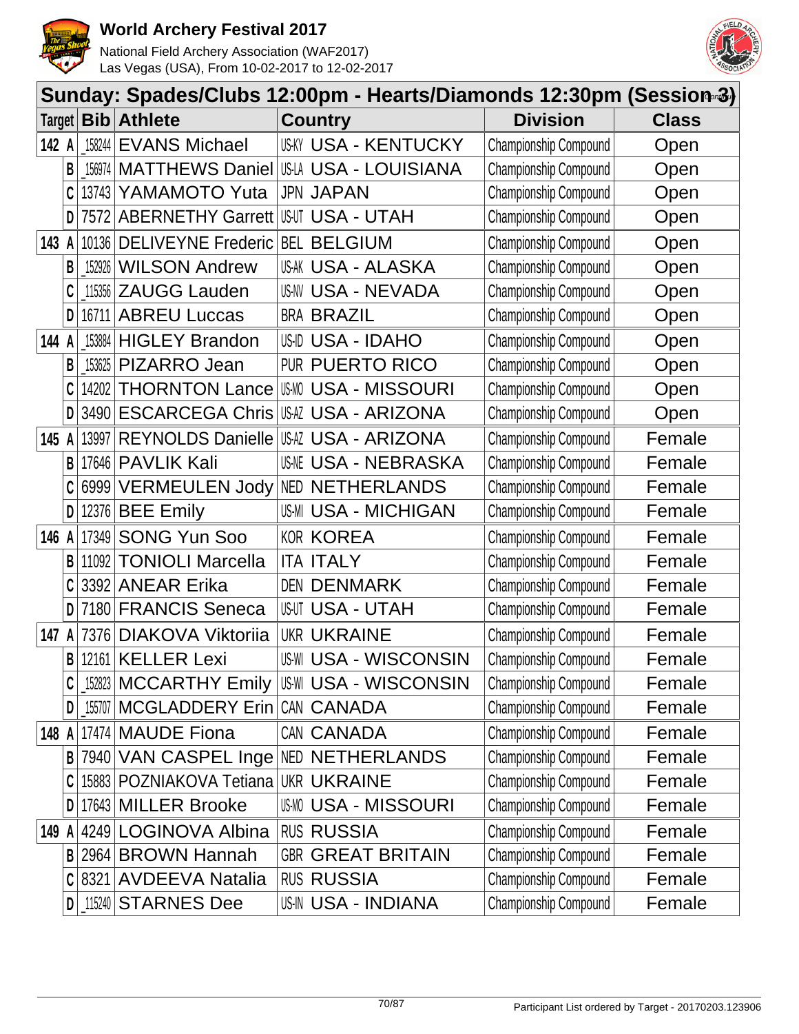# World Archery Festival 2017

National Field Archery Association (WAF2017)
Las Vegas (USA), From 10-02-2017 to 12-02-2017

## Sunday: Spades/Clubs 12:00pm - Hearts/Diamonds 12:30pm (Session 3) (continued)

| Target | Bib | Athlete | Country | Division | Class |
|---|---|---|---|---|---|
| 142 A | _158244 | EVANS Michael | US-KY USA - KENTUCKY | Championship Compound | Open |
| B | _156974 | MATTHEWS Daniel | US-LA USA - LOUISIANA | Championship Compound | Open |
| C | 13743 | YAMAMOTO Yuta | JPN JAPAN | Championship Compound | Open |
| D | 7572 | ABERNETHY Garrett | US-UT USA - UTAH | Championship Compound | Open |
| 143 A | 10136 | DELIVEYNE Frederic | BEL BELGIUM | Championship Compound | Open |
| B | _152926 | WILSON Andrew | US-AK USA - ALASKA | Championship Compound | Open |
| C | _115356 | ZAUGG Lauden | US-NV USA - NEVADA | Championship Compound | Open |
| D | 16711 | ABREU Luccas | BRA BRAZIL | Championship Compound | Open |
| 144 A | _153884 | HIGLEY Brandon | US-ID USA - IDAHO | Championship Compound | Open |
| B | _153625 | PIZARRO Jean | PUR PUERTO RICO | Championship Compound | Open |
| C | 14202 | THORNTON Lance | US-MO USA - MISSOURI | Championship Compound | Open |
| D | 3490 | ESCARCEGA Chris | US-AZ USA - ARIZONA | Championship Compound | Open |
| 145 A | 13997 | REYNOLDS Danielle | US-AZ USA - ARIZONA | Championship Compound | Female |
| B | 17646 | PAVLIK Kali | US-NE USA - NEBRASKA | Championship Compound | Female |
| C | 6999 | VERMEULEN Jody | NED NETHERLANDS | Championship Compound | Female |
| D | 12376 | BEE Emily | US-MI USA - MICHIGAN | Championship Compound | Female |
| 146 A | 17349 | SONG Yun Soo | KOR KOREA | Championship Compound | Female |
| B | 11092 | TONIOLI Marcella | ITA ITALY | Championship Compound | Female |
| C | 3392 | ANEAR Erika | DEN DENMARK | Championship Compound | Female |
| D | 7180 | FRANCIS Seneca | US-UT USA - UTAH | Championship Compound | Female |
| 147 A | 7376 | DIAKOVA Viktoriia | UKR UKRAINE | Championship Compound | Female |
| B | 12161 | KELLER Lexi | US-WI USA - WISCONSIN | Championship Compound | Female |
| C | _152823 | MCCARTHY Emily | US-WI USA - WISCONSIN | Championship Compound | Female |
| D | _155707 | MCGLADDERY Erin | CAN CANADA | Championship Compound | Female |
| 148 A | 17474 | MAUDE Fiona | CAN CANADA | Championship Compound | Female |
| B | 7940 | VAN CASPEL Inge | NED NETHERLANDS | Championship Compound | Female |
| C | 15883 | POZNIAKOVA Tetiana | UKR UKRAINE | Championship Compound | Female |
| D | 17643 | MILLER Brooke | US-MO USA - MISSOURI | Championship Compound | Female |
| 149 A | 4249 | LOGINOVA Albina | RUS RUSSIA | Championship Compound | Female |
| B | 2964 | BROWN Hannah | GBR GREAT BRITAIN | Championship Compound | Female |
| C | 8321 | AVDEEVA Natalia | RUS RUSSIA | Championship Compound | Female |
| D | _115240 | STARNES Dee | US-IN USA - INDIANA | Championship Compound | Female |

Participant List ordered by Target - 20170203.123906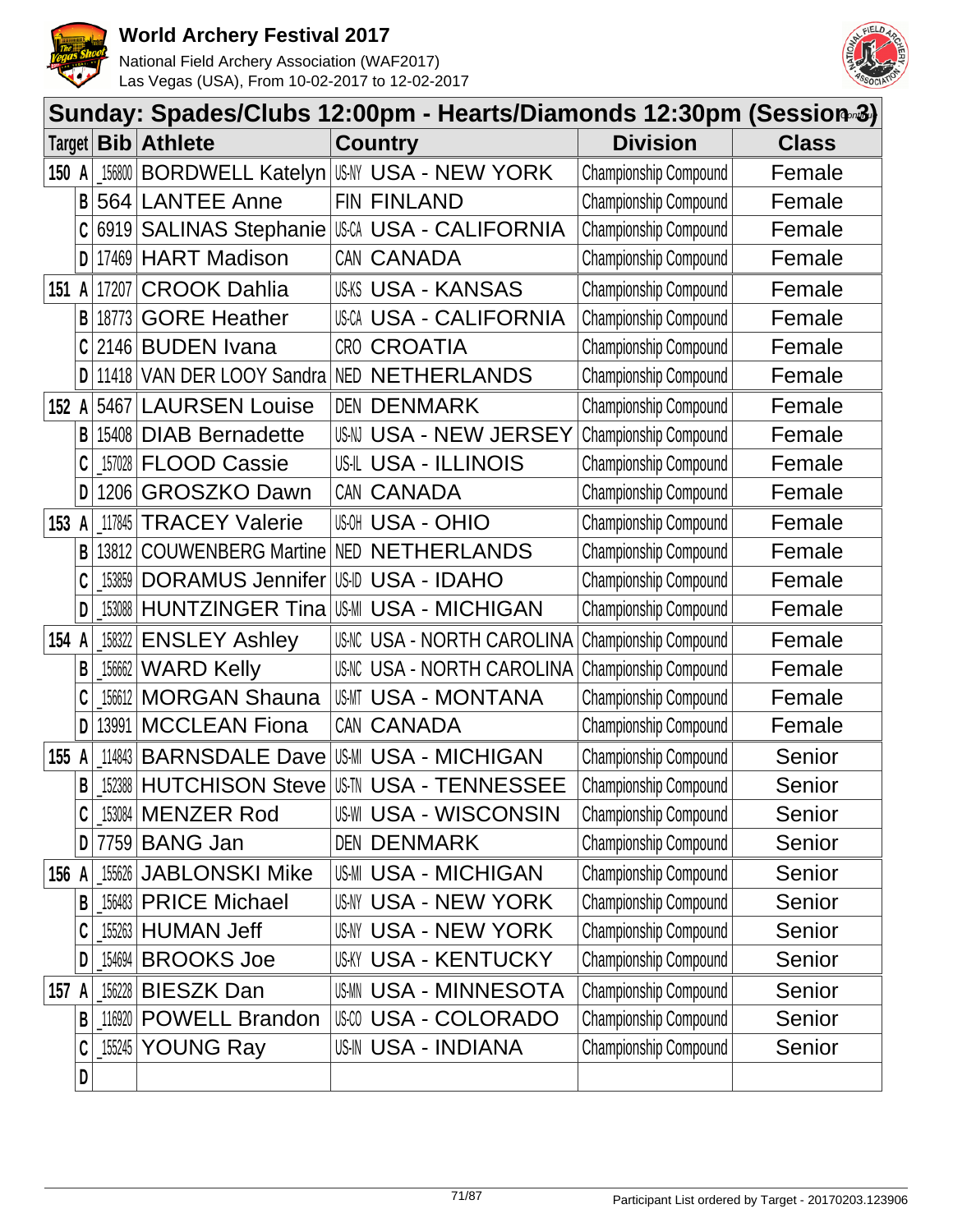## Sunday: Spades/Clubs 12:00pm - Hearts/Diamonds 12:30pm (Session 3)

| Target | | Bib | Athlete | Country | | Division | Class |
|---|---|---|---|---|---|---|---|
| 150 | A | _156800 | BORDWELL Katelyn | US-NY | USA - NEW YORK | Championship Compound | Female |
| | B | 564 | LANTEE Anne | FIN | FINLAND | Championship Compound | Female |
| | C | 6919 | SALINAS Stephanie | US-CA | USA - CALIFORNIA | Championship Compound | Female |
| | D | 17469 | HART Madison | CAN | CANADA | Championship Compound | Female |
| 151 | A | 17207 | CROOK Dahlia | US-KS | USA - KANSAS | Championship Compound | Female |
| | B | 18773 | GORE Heather | US-CA | USA - CALIFORNIA | Championship Compound | Female |
| | C | 2146 | BUDEN Ivana | CRO | CROATIA | Championship Compound | Female |
| | D | 11418 | VAN DER LOOY Sandra | NED | NETHERLANDS | Championship Compound | Female |
| 152 | A | 5467 | LAURSEN Louise | DEN | DENMARK | Championship Compound | Female |
| | B | 15408 | DIAB Bernadette | US-NJ | USA - NEW JERSEY | Championship Compound | Female |
| | C | _157028 | FLOOD Cassie | US-IL | USA - ILLINOIS | Championship Compound | Female |
| | D | 1206 | GROSZKO Dawn | CAN | CANADA | Championship Compound | Female |
| 153 | A | _117845 | TRACEY Valerie | US-OH | USA - OHIO | Championship Compound | Female |
| | B | 13812 | COUWENBERG Martine | NED | NETHERLANDS | Championship Compound | Female |
| | C | _153859 | DORAMUS Jennifer | US-ID | USA - IDAHO | Championship Compound | Female |
| | D | _153088 | HUNTZINGER Tina | US-MI | USA - MICHIGAN | Championship Compound | Female |
| 154 | A | _158322 | ENSLEY Ashley | US-NC | USA - NORTH CAROLINA | Championship Compound | Female |
| | B | _156662 | WARD Kelly | US-NC | USA - NORTH CAROLINA | Championship Compound | Female |
| | C | _156612 | MORGAN Shauna | US-MT | USA - MONTANA | Championship Compound | Female |
| | D | 13991 | MCCLEAN Fiona | CAN | CANADA | Championship Compound | Female |
| 155 | A | _114843 | BARNSDALE Dave | US-MI | USA - MICHIGAN | Championship Compound | Senior |
| | B | _152388 | HUTCHISON Steve | US-TN | USA - TENNESSEE | Championship Compound | Senior |
| | C | _153084 | MENZER Rod | US-WI | USA - WISCONSIN | Championship Compound | Senior |
| | D | 7759 | BANG Jan | DEN | DENMARK | Championship Compound | Senior |
| 156 | A | _155626 | JABLONSKI Mike | US-MI | USA - MICHIGAN | Championship Compound | Senior |
| | B | _156483 | PRICE Michael | US-NY | USA - NEW YORK | Championship Compound | Senior |
| | C | _155263 | HUMAN Jeff | US-NY | USA - NEW YORK | Championship Compound | Senior |
| | D | _154694 | BROOKS Joe | US-KY | USA - KENTUCKY | Championship Compound | Senior |
| 157 | A | _156228 | BIESZK Dan | US-MN | USA - MINNESOTA | Championship Compound | Senior |
| | B | _116920 | POWELL Brandon | US-CO | USA - COLORADO | Championship Compound | Senior |
| | C | _155245 | YOUNG Ray | US-IN | USA - INDIANA | Championship Compound | Senior |
| | D | | | | | | |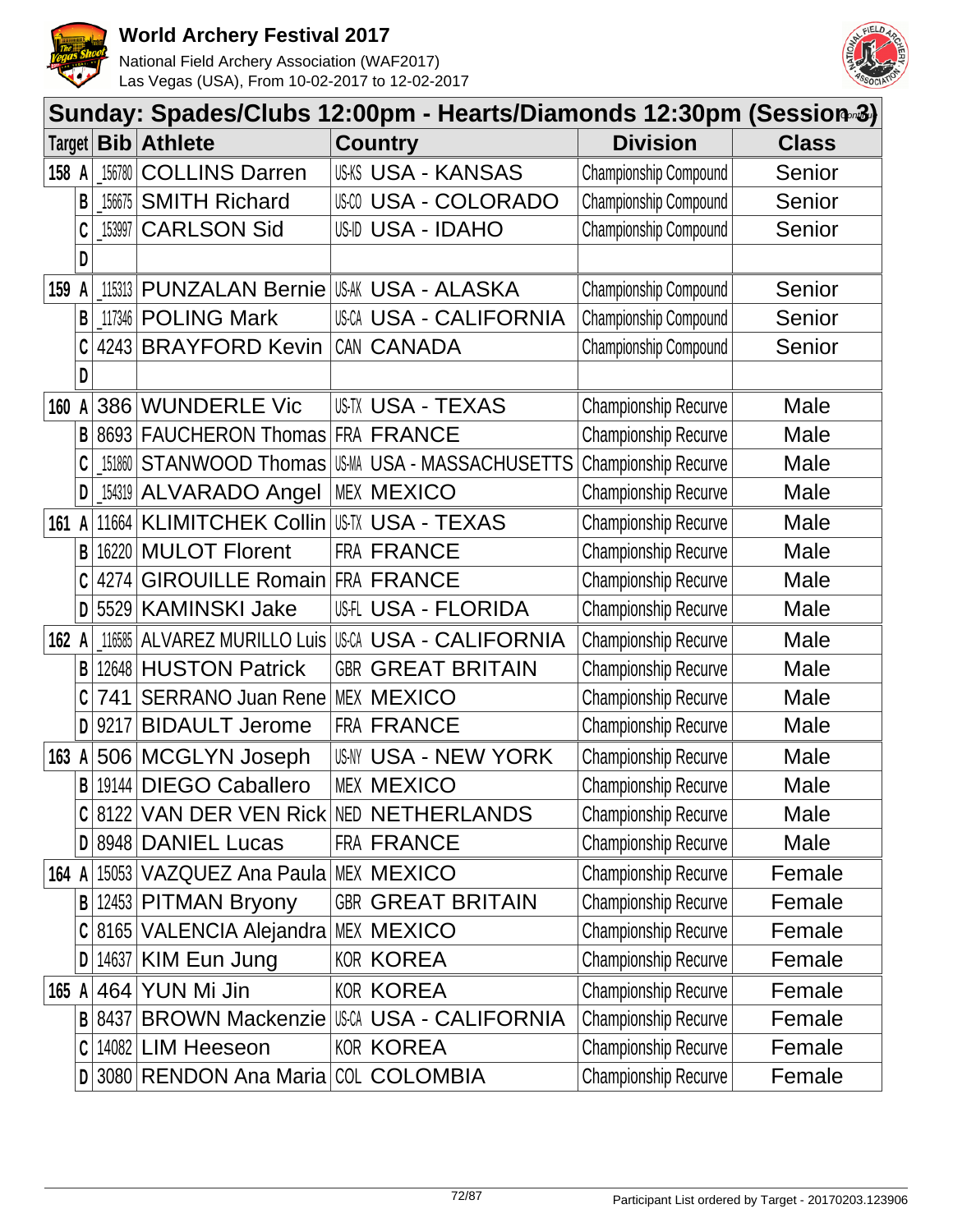# World Archery Festival 2017

National Field Archery Association (WAF2017)
Las Vegas (USA), From 10-02-2017 to 12-02-2017

## Sunday: Spades/Clubs 12:00pm - Hearts/Diamonds 12:30pm (Session 3)

| Target | | Bib | Athlete | Country | | Division | Class |
|---|---|---|---|---|---|---|---|
| 158 | A | _156780 | COLLINS Darren | US-KS | USA - KANSAS | Championship Compound | Senior |
| | B | _156675 | SMITH Richard | US-CO | USA - COLORADO | Championship Compound | Senior |
| | C | _153997 | CARLSON Sid | US-ID | USA - IDAHO | Championship Compound | Senior |
| | D | | | | | | |
| 159 | A | _115313 | PUNZALAN Bernie | US-AK | USA - ALASKA | Championship Compound | Senior |
| | B | _117346 | POLING Mark | US-CA | USA - CALIFORNIA | Championship Compound | Senior |
| | C | 4243 | BRAYFORD Kevin | CAN | CANADA | Championship Compound | Senior |
| | D | | | | | | |
| 160 | A | 386 | WUNDERLE Vic | US-TX | USA - TEXAS | Championship Recurve | Male |
| | B | 8693 | FAUCHERON Thomas | FRA | FRANCE | Championship Recurve | Male |
| | C | _151860 | STANWOOD Thomas | US-MA | USA - MASSACHUSETTS | Championship Recurve | Male |
| | D | _154319 | ALVARADO Angel | MEX | MEXICO | Championship Recurve | Male |
| 161 | A | 11664 | KLIMITCHEK Collin | US-TX | USA - TEXAS | Championship Recurve | Male |
| | B | 16220 | MULOT Florent | FRA | FRANCE | Championship Recurve | Male |
| | C | 4274 | GIROUILLE Romain | FRA | FRANCE | Championship Recurve | Male |
| | D | 5529 | KAMINSKI Jake | US-FL | USA - FLORIDA | Championship Recurve | Male |
| 162 | A | _116585 | ALVAREZ MURILLO Luis | US-CA | USA - CALIFORNIA | Championship Recurve | Male |
| | B | 12648 | HUSTON Patrick | GBR | GREAT BRITAIN | Championship Recurve | Male |
| | C | 741 | SERRANO Juan Rene | MEX | MEXICO | Championship Recurve | Male |
| | D | 9217 | BIDAULT Jerome | FRA | FRANCE | Championship Recurve | Male |
| 163 | A | 506 | MCGLYN Joseph | US-NY | USA - NEW YORK | Championship Recurve | Male |
| | B | 19144 | DIEGO Caballero | MEX | MEXICO | Championship Recurve | Male |
| | C | 8122 | VAN DER VEN Rick | NED | NETHERLANDS | Championship Recurve | Male |
| | D | 8948 | DANIEL Lucas | FRA | FRANCE | Championship Recurve | Male |
| 164 | A | 15053 | VAZQUEZ Ana Paula | MEX | MEXICO | Championship Recurve | Female |
| | B | 12453 | PITMAN Bryony | GBR | GREAT BRITAIN | Championship Recurve | Female |
| | C | 8165 | VALENCIA Alejandra | MEX | MEXICO | Championship Recurve | Female |
| | D | 14637 | KIM Eun Jung | KOR | KOREA | Championship Recurve | Female |
| 165 | A | 464 | YUN Mi Jin | KOR | KOREA | Championship Recurve | Female |
| | B | 8437 | BROWN Mackenzie | US-CA | USA - CALIFORNIA | Championship Recurve | Female |
| | C | 14082 | LIM Heeseon | KOR | KOREA | Championship Recurve | Female |
| | D | 3080 | RENDON Ana Maria | COL | COLOMBIA | Championship Recurve | Female |

Participant List ordered by Target - 20170203.123906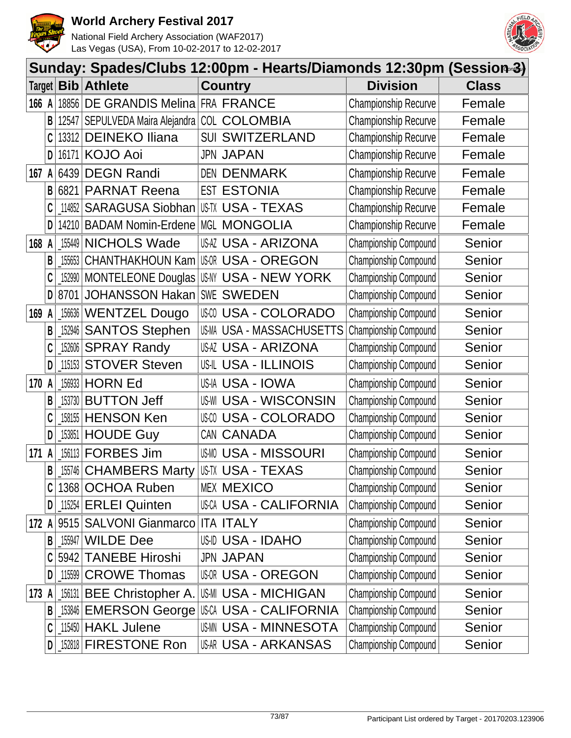## Sunday: Spades/Clubs 12:00pm - Hearts/Diamonds 12:30pm (Session 3)

| Target | Bib | Athlete | Country | Division | Class |
|---|---|---|---|---|---|
| 166 A | 18856 | DE GRANDIS Melina | FRA FRANCE | Championship Recurve | Female |
| B | 12547 | SEPULVEDA Maira Alejandra | COL COLOMBIA | Championship Recurve | Female |
| C | 13312 | DEINEKO Iliana | SUI SWITZERLAND | Championship Recurve | Female |
| D | 16171 | KOJO Aoi | JPN JAPAN | Championship Recurve | Female |
| 167 A | 6439 | DEGN Randi | DEN DENMARK | Championship Recurve | Female |
| B | 6821 | PARNAT Reena | EST ESTONIA | Championship Recurve | Female |
| C | _114852 | SARAGUSA Siobhan | US-TX USA - TEXAS | Championship Recurve | Female |
| D | 14210 | BADAM Nomin-Erdene | MGL MONGOLIA | Championship Recurve | Female |
| 168 A | _155449 | NICHOLS Wade | US-AZ USA - ARIZONA | Championship Compound | Senior |
| B | _155653 | CHANTHAKHOUN Kam | US-OR USA - OREGON | Championship Compound | Senior |
| C | _152990 | MONTELEONE Douglas | US-NY USA - NEW YORK | Championship Compound | Senior |
| D | 8701 | JOHANSSON Hakan | SWE SWEDEN | Championship Compound | Senior |
| 169 A | _156636 | WENTZEL Dougo | US-CO USA - COLORADO | Championship Compound | Senior |
| B | _152946 | SANTOS Stephen | US-MA USA - MASSACHUSETTS | Championship Compound | Senior |
| C | _152606 | SPRAY Randy | US-AZ USA - ARIZONA | Championship Compound | Senior |
| D | _115153 | STOVER Steven | US-IL USA - ILLINOIS | Championship Compound | Senior |
| 170 A | _156933 | HORN Ed | US-IA USA - IOWA | Championship Compound | Senior |
| B | _153730 | BUTTON Jeff | US-WI USA - WISCONSIN | Championship Compound | Senior |
| C | _158155 | HENSON Ken | US-CO USA - COLORADO | Championship Compound | Senior |
| D | _153851 | HOUDE Guy | CAN CANADA | Championship Compound | Senior |
| 171 A | _156113 | FORBES Jim | US-MO USA - MISSOURI | Championship Compound | Senior |
| B | _155746 | CHAMBERS Marty | US-TX USA - TEXAS | Championship Compound | Senior |
| C | 1368 | OCHOA Ruben | MEX MEXICO | Championship Compound | Senior |
| D | _115254 | ERLEI Quinten | US-CA USA - CALIFORNIA | Championship Compound | Senior |
| 172 A | 9515 | SALVONI Gianmarco | ITA ITALY | Championship Compound | Senior |
| B | _155947 | WILDE Dee | US-ID USA - IDAHO | Championship Compound | Senior |
| C | 5942 | TANEBE Hiroshi | JPN JAPAN | Championship Compound | Senior |
| D | _115599 | CROWE Thomas | US-OR USA - OREGON | Championship Compound | Senior |
| 173 A | _156131 | BEE Christopher A. | US-MI USA - MICHIGAN | Championship Compound | Senior |
| B | _153846 | EMERSON George | US-CA USA - CALIFORNIA | Championship Compound | Senior |
| C | _115450 | HAKL Julene | US-MN USA - MINNESOTA | Championship Compound | Senior |
| D | _152818 | FIRESTONE Ron | US-AR USA - ARKANSAS | Championship Compound | Senior |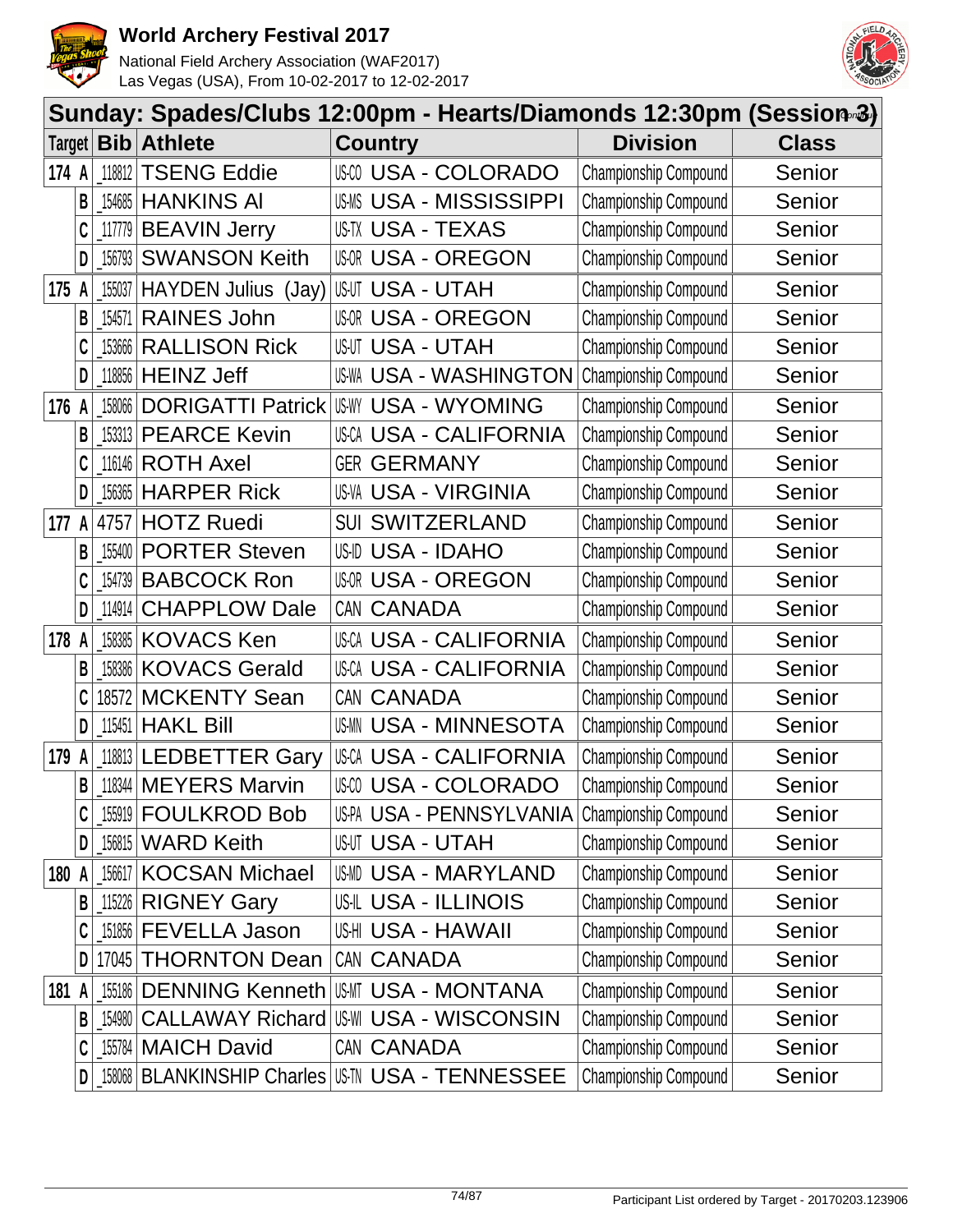# World Archery Festival 2017

National Field Archery Association (WAF2017)
Las Vegas (USA), From 10-02-2017 to 12-02-2017

## Sunday: Spades/Clubs 12:00pm - Hearts/Diamonds 12:30pm (Session 3)

| Target | Bib | Athlete | Country | Division | Class |
|---|---|---|---|---|---|
| 174 A | _118812 | TSENG Eddie | US-CO USA - COLORADO | Championship Compound | Senior |
| B | _154685 | HANKINS Al | US-MS USA - MISSISSIPPI | Championship Compound | Senior |
| C | _117779 | BEAVIN Jerry | US-TX USA - TEXAS | Championship Compound | Senior |
| D | _156793 | SWANSON Keith | US-OR USA - OREGON | Championship Compound | Senior |
| 175 A | _155037 | HAYDEN Julius (Jay) | US-UT USA - UTAH | Championship Compound | Senior |
| B | _154571 | RAINES John | US-OR USA - OREGON | Championship Compound | Senior |
| C | _153666 | RALLISON Rick | US-UT USA - UTAH | Championship Compound | Senior |
| D | _118856 | HEINZ Jeff | US-WA USA - WASHINGTON | Championship Compound | Senior |
| 176 A | _158066 | DORIGATTI Patrick | US-WY USA - WYOMING | Championship Compound | Senior |
| B | _153313 | PEARCE Kevin | US-CA USA - CALIFORNIA | Championship Compound | Senior |
| C | _116146 | ROTH Axel | GER GERMANY | Championship Compound | Senior |
| D | _156365 | HARPER Rick | US-VA USA - VIRGINIA | Championship Compound | Senior |
| 177 A | 4757 | HOTZ Ruedi | SUI SWITZERLAND | Championship Compound | Senior |
| B | _155400 | PORTER Steven | US-ID USA - IDAHO | Championship Compound | Senior |
| C | _154739 | BABCOCK Ron | US-OR USA - OREGON | Championship Compound | Senior |
| D | _114914 | CHAPPLOW Dale | CAN CANADA | Championship Compound | Senior |
| 178 A | _158385 | KOVACS Ken | US-CA USA - CALIFORNIA | Championship Compound | Senior |
| B | _158386 | KOVACS Gerald | US-CA USA - CALIFORNIA | Championship Compound | Senior |
| C | 18572 | MCKENTY Sean | CAN CANADA | Championship Compound | Senior |
| D | _115451 | HAKL Bill | US-MN USA - MINNESOTA | Championship Compound | Senior |
| 179 A | _118813 | LEDBETTER Gary | US-CA USA - CALIFORNIA | Championship Compound | Senior |
| B | _118344 | MEYERS Marvin | US-CO USA - COLORADO | Championship Compound | Senior |
| C | _155919 | FOULKROD Bob | US-PA USA - PENNSYLVANIA | Championship Compound | Senior |
| D | _156815 | WARD Keith | US-UT USA - UTAH | Championship Compound | Senior |
| 180 A | _156617 | KOCSAN Michael | US-MD USA - MARYLAND | Championship Compound | Senior |
| B | _115226 | RIGNEY Gary | US-IL USA - ILLINOIS | Championship Compound | Senior |
| C | _151856 | FEVELLA Jason | US-HI USA - HAWAII | Championship Compound | Senior |
| D | 17045 | THORNTON Dean | CAN CANADA | Championship Compound | Senior |
| 181 A | _155186 | DENNING Kenneth | US-MT USA - MONTANA | Championship Compound | Senior |
| B | _154980 | CALLAWAY Richard | US-WI USA - WISCONSIN | Championship Compound | Senior |
| C | _155784 | MAICH David | CAN CANADA | Championship Compound | Senior |
| D | _158068 | BLANKINSHIP Charles | US-TN USA - TENNESSEE | Championship Compound | Senior |

Participant List ordered by Target - 20170203.123906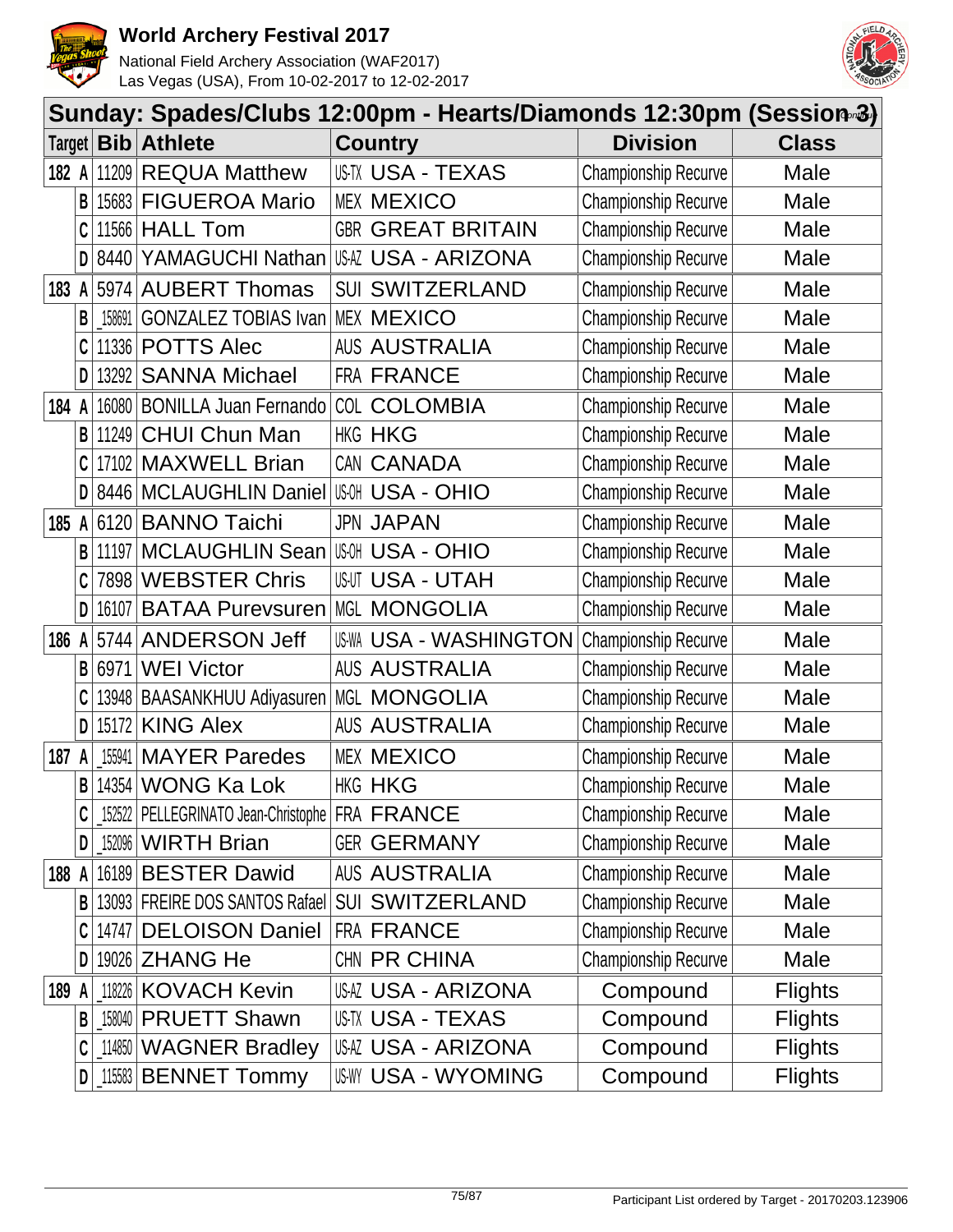# World Archery Festival 2017

National Field Archery Association (WAF2017)
Las Vegas (USA), From 10-02-2017 to 12-02-2017

## Sunday: Spades/Clubs 12:00pm - Hearts/Diamonds 12:30pm (Session 3)

| Target | | Bib | Athlete | Country | | Division | Class |
|---|---|---|---|---|---|---|---|
| 182 | A | 11209 | REQUA Matthew | US-TX | USA - TEXAS | Championship Recurve | Male |
| | B | 15683 | FIGUEROA Mario | MEX | MEXICO | Championship Recurve | Male |
| | C | 11566 | HALL Tom | GBR | GREAT BRITAIN | Championship Recurve | Male |
| | D | 8440 | YAMAGUCHI Nathan | US-AZ | USA - ARIZONA | Championship Recurve | Male |
| 183 | A | 5974 | AUBERT Thomas | SUI | SWITZERLAND | Championship Recurve | Male |
| | B | _158691 | GONZALEZ TOBIAS Ivan | MEX | MEXICO | Championship Recurve | Male |
| | C | 11336 | POTTS Alec | AUS | AUSTRALIA | Championship Recurve | Male |
| | D | 13292 | SANNA Michael | FRA | FRANCE | Championship Recurve | Male |
| 184 | A | 16080 | BONILLA Juan Fernando | COL | COLOMBIA | Championship Recurve | Male |
| | B | 11249 | CHUI Chun Man | HKG | HKG | Championship Recurve | Male |
| | C | 17102 | MAXWELL Brian | CAN | CANADA | Championship Recurve | Male |
| | D | 8446 | MCLAUGHLIN Daniel | US-OH | USA - OHIO | Championship Recurve | Male |
| 185 | A | 6120 | BANNO Taichi | JPN | JAPAN | Championship Recurve | Male |
| | B | 11197 | MCLAUGHLIN Sean | US-OH | USA - OHIO | Championship Recurve | Male |
| | C | 7898 | WEBSTER Chris | US-UT | USA - UTAH | Championship Recurve | Male |
| | D | 16107 | BATAA Purevsuren | MGL | MONGOLIA | Championship Recurve | Male |
| 186 | A | 5744 | ANDERSON Jeff | US-WA | USA - WASHINGTON | Championship Recurve | Male |
| | B | 6971 | WEI Victor | AUS | AUSTRALIA | Championship Recurve | Male |
| | C | 13948 | BAASANKHUU Adiyasuren | MGL | MONGOLIA | Championship Recurve | Male |
| | D | 15172 | KING Alex | AUS | AUSTRALIA | Championship Recurve | Male |
| 187 | A | _155941 | MAYER Paredes | MEX | MEXICO | Championship Recurve | Male |
| | B | 14354 | WONG Ka Lok | HKG | HKG | Championship Recurve | Male |
| | C | _152522 | PELLEGRINATO Jean-Christophe | FRA | FRANCE | Championship Recurve | Male |
| | D | _152096 | WIRTH Brian | GER | GERMANY | Championship Recurve | Male |
| 188 | A | 16189 | BESTER Dawid | AUS | AUSTRALIA | Championship Recurve | Male |
| | B | 13093 | FREIRE DOS SANTOS Rafael | SUI | SWITZERLAND | Championship Recurve | Male |
| | C | 14747 | DELOISON Daniel | FRA | FRANCE | Championship Recurve | Male |
| | D | 19026 | ZHANG He | CHN | PR CHINA | Championship Recurve | Male |
| 189 | A | _118226 | KOVACH Kevin | US-AZ | USA - ARIZONA | Compound | Flights |
| | B | _158040 | PRUETT Shawn | US-TX | USA - TEXAS | Compound | Flights |
| | C | _114850 | WAGNER Bradley | US-AZ | USA - ARIZONA | Compound | Flights |
| | D | _115583 | BENNET Tommy | US-WY | USA - WYOMING | Compound | Flights |

Participant List ordered by Target - 20170203.123906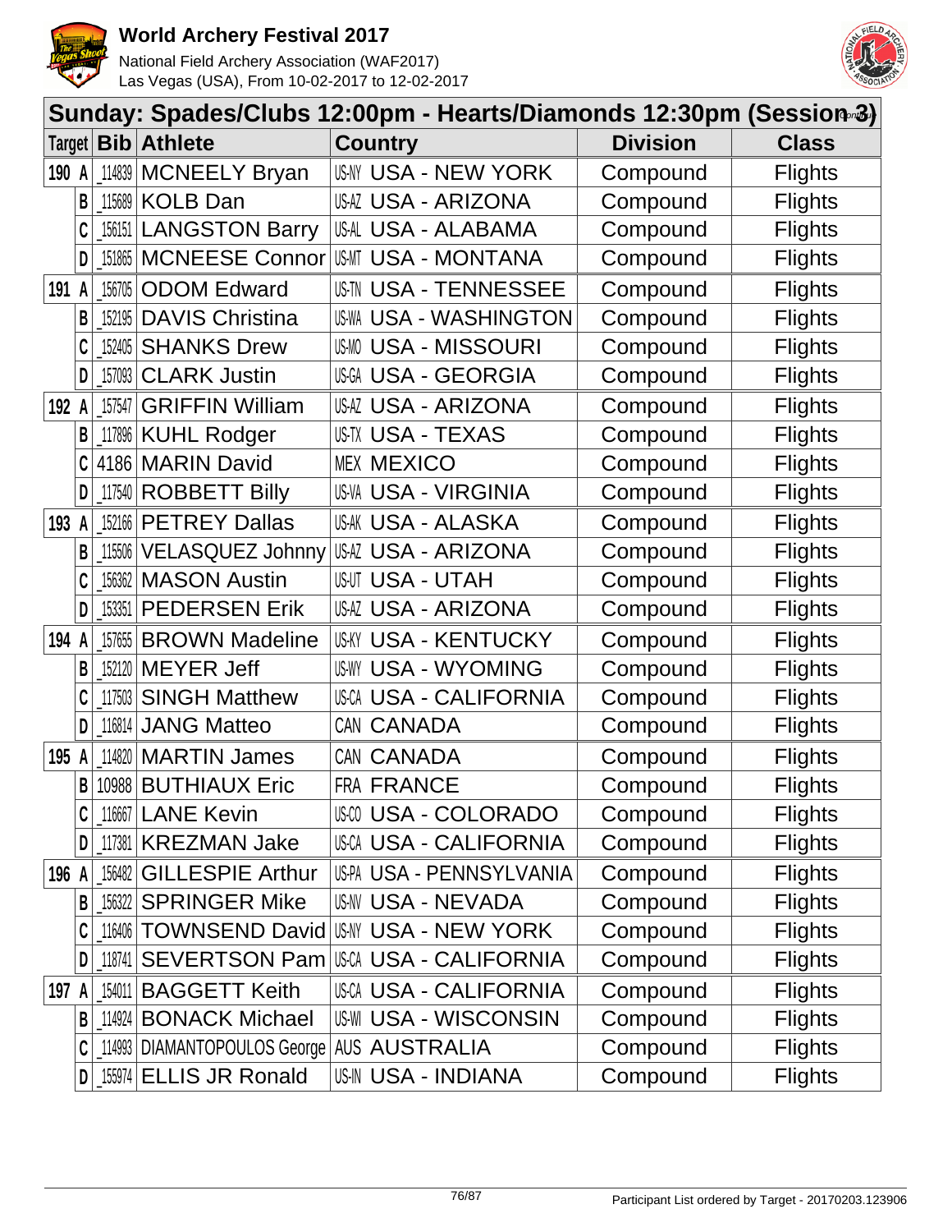# World Archery Festival 2017

National Field Archery Association (WAF2017)
Las Vegas (USA), From 10-02-2017 to 12-02-2017

## Sunday: Spades/Clubs 12:00pm - Hearts/Diamonds 12:30pm (Session 3)

| Target | | Bib | Athlete | Country | Division | Class |
|---|---|---|---|---|---|---|
| 190 | A | _114839 | MCNEELY Bryan | US-NY USA - NEW YORK | Compound | Flights |
| | B | _115689 | KOLB Dan | US-AZ USA - ARIZONA | Compound | Flights |
| | C | _156151 | LANGSTON Barry | US-AL USA - ALABAMA | Compound | Flights |
| | D | _151865 | MCNEESE Connor | US-MT USA - MONTANA | Compound | Flights |
| 191 | A | _156705 | ODOM Edward | US-TN USA - TENNESSEE | Compound | Flights |
| | B | _152195 | DAVIS Christina | US-WA USA - WASHINGTON | Compound | Flights |
| | C | _152405 | SHANKS Drew | US-MO USA - MISSOURI | Compound | Flights |
| | D | _157093 | CLARK Justin | US-GA USA - GEORGIA | Compound | Flights |
| 192 | A | _157547 | GRIFFIN William | US-AZ USA - ARIZONA | Compound | Flights |
| | B | _117896 | KUHL Rodger | US-TX USA - TEXAS | Compound | Flights |
| | C | 4186 | MARIN David | MEX MEXICO | Compound | Flights |
| | D | _117540 | ROBBETT Billy | US-VA USA - VIRGINIA | Compound | Flights |
| 193 | A | _152166 | PETREY Dallas | US-AK USA - ALASKA | Compound | Flights |
| | B | _115506 | VELASQUEZ Johnny | US-AZ USA - ARIZONA | Compound | Flights |
| | C | _156362 | MASON Austin | US-UT USA - UTAH | Compound | Flights |
| | D | _153351 | PEDERSEN Erik | US-AZ USA - ARIZONA | Compound | Flights |
| 194 | A | _157655 | BROWN Madeline | US-KY USA - KENTUCKY | Compound | Flights |
| | B | _152120 | MEYER Jeff | US-WY USA - WYOMING | Compound | Flights |
| | C | _117503 | SINGH Matthew | US-CA USA - CALIFORNIA | Compound | Flights |
| | D | _116814 | JANG Matteo | CAN CANADA | Compound | Flights |
| 195 | A | _114820 | MARTIN James | CAN CANADA | Compound | Flights |
| | B | 10988 | BUTHIAUX Eric | FRA FRANCE | Compound | Flights |
| | C | _116667 | LANE Kevin | US-CO USA - COLORADO | Compound | Flights |
| | D | _117381 | KREZMAN Jake | US-CA USA - CALIFORNIA | Compound | Flights |
| 196 | A | _156482 | GILLESPIE Arthur | US-PA USA - PENNSYLVANIA | Compound | Flights |
| | B | _156322 | SPRINGER Mike | US-NV USA - NEVADA | Compound | Flights |
| | C | _116406 | TOWNSEND David | US-NY USA - NEW YORK | Compound | Flights |
| | D | _118741 | SEVERTSON Pam | US-CA USA - CALIFORNIA | Compound | Flights |
| 197 | A | _154011 | BAGGETT Keith | US-CA USA - CALIFORNIA | Compound | Flights |
| | B | _114924 | BONACK Michael | US-WI USA - WISCONSIN | Compound | Flights |
| | C | _114993 | DIAMANTOPOULOS George | AUS AUSTRALIA | Compound | Flights |
| | D | _155974 | ELLIS JR Ronald | US-IN USA - INDIANA | Compound | Flights |

Participant List ordered by Target - 20170203.123906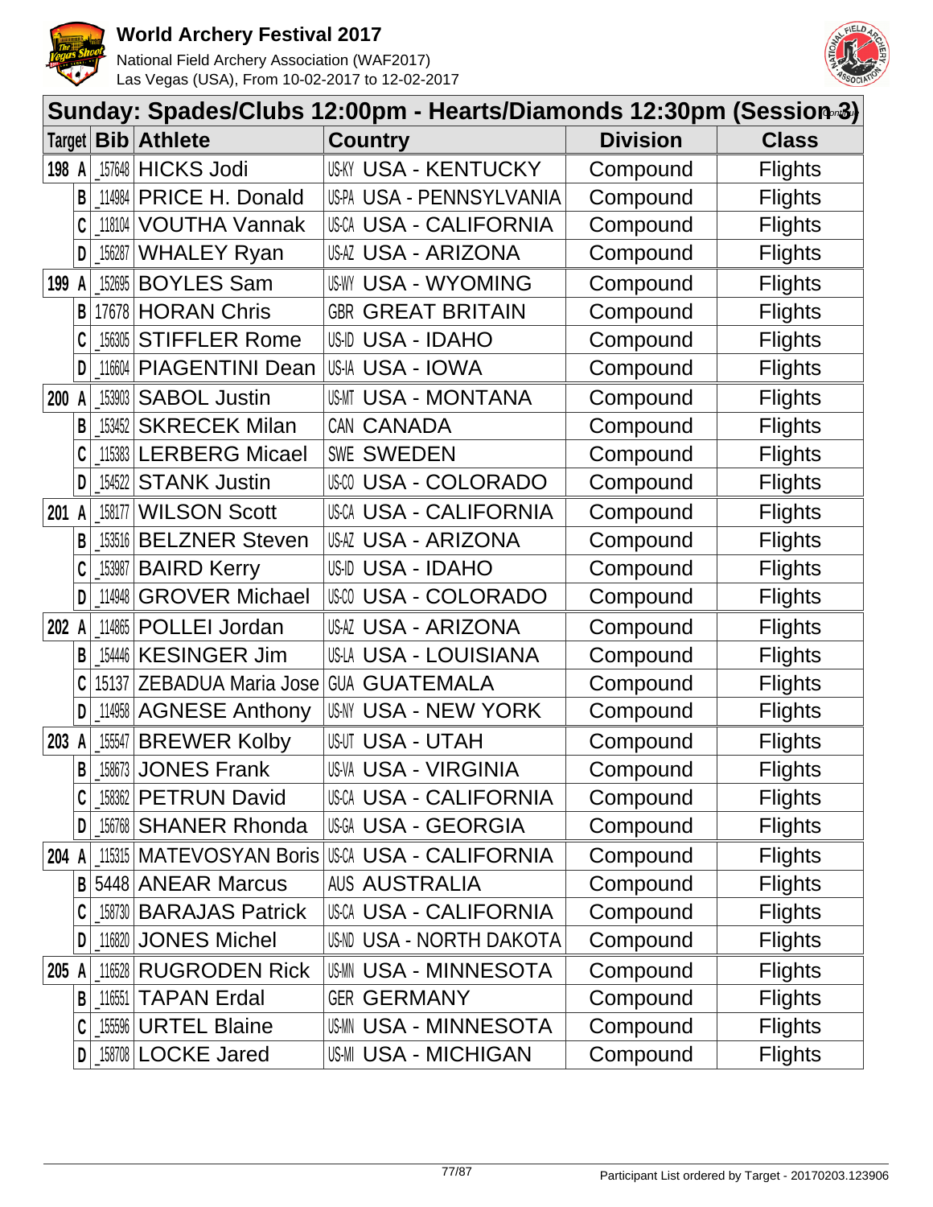# World Archery Festival 2017

National Field Archery Association (WAF2017)
Las Vegas (USA), From 10-02-2017 to 12-02-2017

## Sunday: Spades/Clubs 12:00pm - Hearts/Diamonds 12:30pm (Session 3)

| Target | | Bib | Athlete | Country | | Division | Class |
|---|---|---|---|---|---|---|---|
| 198 | A | _157648 | HICKS Jodi | US-KY | USA - KENTUCKY | Compound | Flights |
| | B | _114984 | PRICE H. Donald | US-PA | USA - PENNSYLVANIA | Compound | Flights |
| | C | _118104 | VOUTHA Vannak | US-CA | USA - CALIFORNIA | Compound | Flights |
| | D | _156287 | WHALEY Ryan | US-AZ | USA - ARIZONA | Compound | Flights |
| 199 | A | _152695 | BOYLES Sam | US-WY | USA - WYOMING | Compound | Flights |
| | B | 17678 | HORAN Chris | GBR | GREAT BRITAIN | Compound | Flights |
| | C | _156305 | STIFFLER Rome | US-ID | USA - IDAHO | Compound | Flights |
| | D | _116604 | PIAGENTINI Dean | US-IA | USA - IOWA | Compound | Flights |
| 200 | A | _153903 | SABOL Justin | US-MT | USA - MONTANA | Compound | Flights |
| | B | _153452 | SKRECEK Milan | CAN | CANADA | Compound | Flights |
| | C | _115383 | LERBERG Micael | SWE | SWEDEN | Compound | Flights |
| | D | _154522 | STANK Justin | US-CO | USA - COLORADO | Compound | Flights |
| 201 | A | _158177 | WILSON Scott | US-CA | USA - CALIFORNIA | Compound | Flights |
| | B | _153516 | BELZNER Steven | US-AZ | USA - ARIZONA | Compound | Flights |
| | C | _153987 | BAIRD Kerry | US-ID | USA - IDAHO | Compound | Flights |
| | D | _114948 | GROVER Michael | US-CO | USA - COLORADO | Compound | Flights |
| 202 | A | _114865 | POLLEI Jordan | US-AZ | USA - ARIZONA | Compound | Flights |
| | B | _154446 | KESINGER Jim | US-LA | USA - LOUISIANA | Compound | Flights |
| | C | 15137 | ZEBADUA Maria Jose | GUA | GUATEMALA | Compound | Flights |
| | D | _114958 | AGNESE Anthony | US-NY | USA - NEW YORK | Compound | Flights |
| 203 | A | _155547 | BREWER Kolby | US-UT | USA - UTAH | Compound | Flights |
| | B | _158673 | JONES Frank | US-VA | USA - VIRGINIA | Compound | Flights |
| | C | _158362 | PETRUN David | US-CA | USA - CALIFORNIA | Compound | Flights |
| | D | _156768 | SHANER Rhonda | US-GA | USA - GEORGIA | Compound | Flights |
| 204 | A | _115315 | MATEVOSYAN Boris | US-CA | USA - CALIFORNIA | Compound | Flights |
| | B | 5448 | ANEAR Marcus | AUS | AUSTRALIA | Compound | Flights |
| | C | _158730 | BARAJAS Patrick | US-CA | USA - CALIFORNIA | Compound | Flights |
| | D | _116820 | JONES Michel | US-ND | USA - NORTH DAKOTA | Compound | Flights |
| 205 | A | _116528 | RUGRODEN Rick | US-MN | USA - MINNESOTA | Compound | Flights |
| | B | _116551 | TAPAN Erdal | GER | GERMANY | Compound | Flights |
| | C | _155596 | URTEL Blaine | US-MN | USA - MINNESOTA | Compound | Flights |
| | D | _158708 | LOCKE Jared | US-MI | USA - MICHIGAN | Compound | Flights |

Participant List ordered by Target - 20170203.123906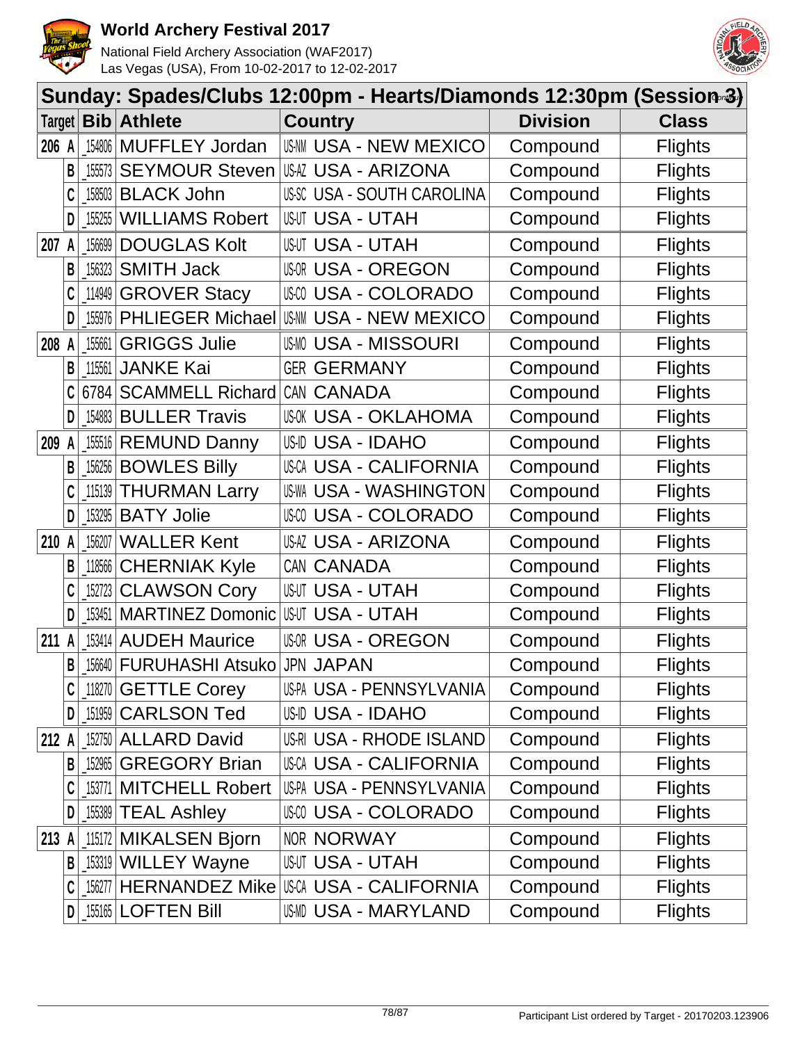# World Archery Festival 2017

National Field Archery Association (WAF2017)
Las Vegas (USA), From 10-02-2017 to 12-02-2017

## Sunday: Spades/Clubs 12:00pm - Hearts/Diamonds 12:30pm (Session 3)

| Target | | Bib | Athlete | Country | | Division | Class |
|---|---|---|---|---|---|---|---|
| 206 | A | 154806 | MUFFLEY Jordan | US-NM | USA - NEW MEXICO | Compound | Flights |
| | B | 155573 | SEYMOUR Steven | US-AZ | USA - ARIZONA | Compound | Flights |
| | C | 158503 | BLACK John | US-SC | USA - SOUTH CAROLINA | Compound | Flights |
| | D | 155255 | WILLIAMS Robert | US-UT | USA - UTAH | Compound | Flights |
| 207 | A | 156699 | DOUGLAS Kolt | US-UT | USA - UTAH | Compound | Flights |
| | B | 156323 | SMITH Jack | US-OR | USA - OREGON | Compound | Flights |
| | C | 114949 | GROVER Stacy | US-CO | USA - COLORADO | Compound | Flights |
| | D | 155976 | PHLIEGER Michael | US-NM | USA - NEW MEXICO | Compound | Flights |
| 208 | A | 155661 | GRIGGS Julie | US-MO | USA - MISSOURI | Compound | Flights |
| | B | 115561 | JANKE Kai | GER | GERMANY | Compound | Flights |
| | C | 6784 | SCAMMELL Richard | CAN | CANADA | Compound | Flights |
| | D | 154883 | BULLER Travis | US-OK | USA - OKLAHOMA | Compound | Flights |
| 209 | A | 155516 | REMUND Danny | US-ID | USA - IDAHO | Compound | Flights |
| | B | 156256 | BOWLES Billy | US-CA | USA - CALIFORNIA | Compound | Flights |
| | C | 115139 | THURMAN Larry | US-WA | USA - WASHINGTON | Compound | Flights |
| | D | 153295 | BATY Jolie | US-CO | USA - COLORADO | Compound | Flights |
| 210 | A | 156207 | WALLER Kent | US-AZ | USA - ARIZONA | Compound | Flights |
| | B | 118566 | CHERNIAK Kyle | CAN | CANADA | Compound | Flights |
| | C | 152723 | CLAWSON Cory | US-UT | USA - UTAH | Compound | Flights |
| | D | 153451 | MARTINEZ Domonic | US-UT | USA - UTAH | Compound | Flights |
| 211 | A | 153414 | AUDEH Maurice | US-OR | USA - OREGON | Compound | Flights |
| | B | 156640 | FURUHASHI Atsuko | JPN | JAPAN | Compound | Flights |
| | C | 118270 | GETTLE Corey | US-PA | USA - PENNSYLVANIA | Compound | Flights |
| | D | 151959 | CARLSON Ted | US-ID | USA - IDAHO | Compound | Flights |
| 212 | A | 152750 | ALLARD David | US-RI | USA - RHODE ISLAND | Compound | Flights |
| | B | 152965 | GREGORY Brian | US-CA | USA - CALIFORNIA | Compound | Flights |
| | C | 153771 | MITCHELL Robert | US-PA | USA - PENNSYLVANIA | Compound | Flights |
| | D | 155389 | TEAL Ashley | US-CO | USA - COLORADO | Compound | Flights |
| 213 | A | 115172 | MIKALSEN Bjorn | NOR | NORWAY | Compound | Flights |
| | B | 153319 | WILLEY Wayne | US-UT | USA - UTAH | Compound | Flights |
| | C | 156277 | HERNANDEZ Mike | US-CA | USA - CALIFORNIA | Compound | Flights |
| | D | 155165 | LOFTEN Bill | US-MD | USA - MARYLAND | Compound | Flights |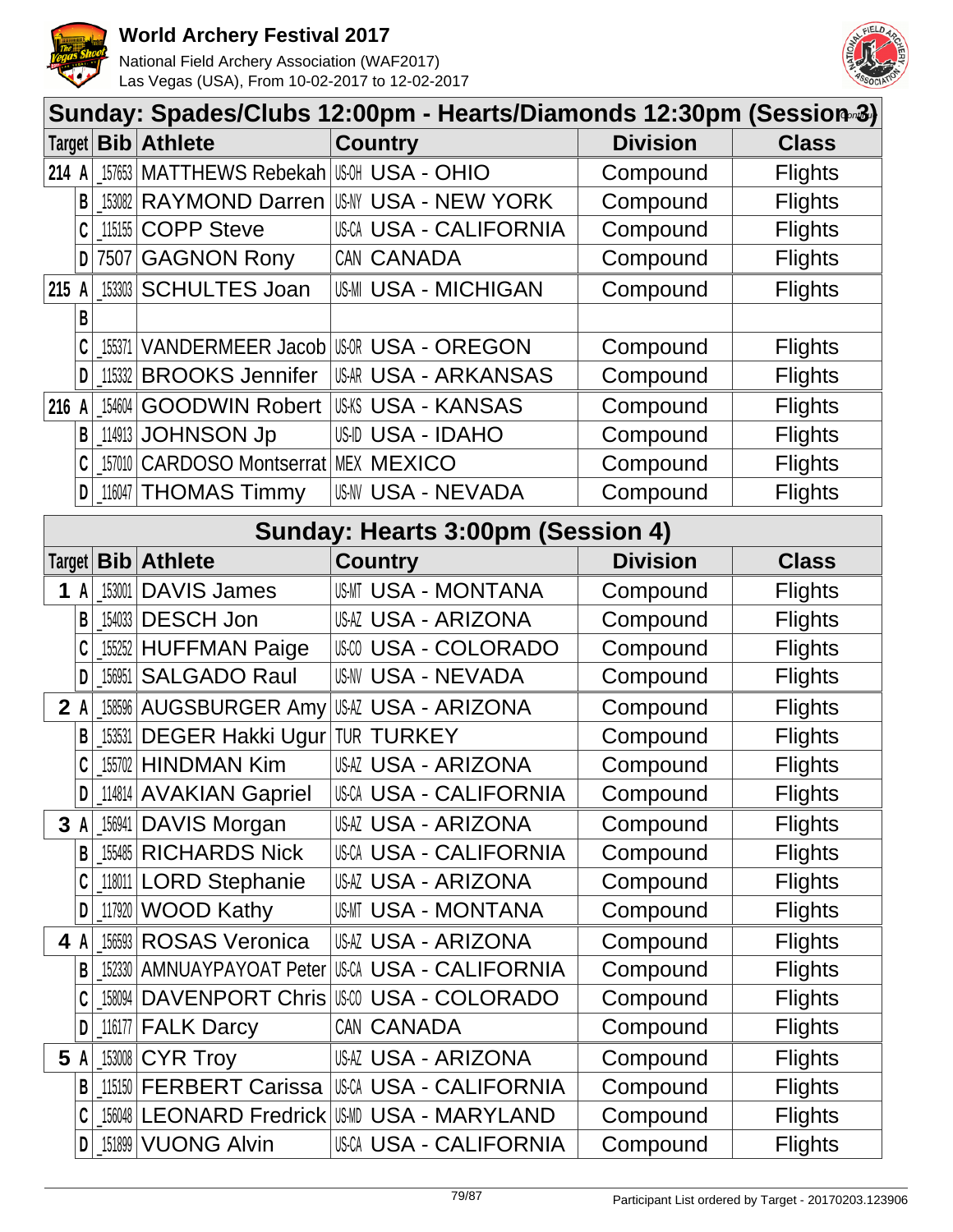# World Archery Festival 2017

National Field Archery Association (WAF2017)
Las Vegas (USA), From 10-02-2017 to 12-02-2017

## Sunday: Spades/Clubs 12:00pm - Hearts/Diamonds 12:30pm (Session 3) (cont'd)

| Target | | Bib | Athlete | Country | Division | Class |
|---|---|---|---|---|---|---|
| 214 | A | _157653 | MATTHEWS Rebekah | US-OH USA - OHIO | Compound | Flights |
| | B | _153082 | RAYMOND Darren | US-NY USA - NEW YORK | Compound | Flights |
| | C | _115155 | COPP Steve | US-CA USA - CALIFORNIA | Compound | Flights |
| | D | 7507 | GAGNON Rony | CAN CANADA | Compound | Flights |
| 215 | A | _153303 | SCHULTES Joan | US-MI USA - MICHIGAN | Compound | Flights |
| | B | | | | | |
| | C | _155371 | VANDERMEER Jacob | US-OR USA - OREGON | Compound | Flights |
| | D | _115332 | BROOKS Jennifer | US-AR USA - ARKANSAS | Compound | Flights |
| 216 | A | _154604 | GOODWIN Robert | US-KS USA - KANSAS | Compound | Flights |
| | B | _114913 | JOHNSON Jp | US-ID USA - IDAHO | Compound | Flights |
| | C | _157010 | CARDOSO Montserrat | MEX MEXICO | Compound | Flights |
| | D | _116047 | THOMAS Timmy | US-NV USA - NEVADA | Compound | Flights |

## Sunday: Hearts 3:00pm (Session 4)

| Target | | Bib | Athlete | Country | Division | Class |
|---|---|---|---|---|---|---|
| 1 | A | _153001 | DAVIS James | US-MT USA - MONTANA | Compound | Flights |
| | B | _154033 | DESCH Jon | US-AZ USA - ARIZONA | Compound | Flights |
| | C | _155252 | HUFFMAN Paige | US-CO USA - COLORADO | Compound | Flights |
| | D | _156951 | SALGADO Raul | US-NV USA - NEVADA | Compound | Flights |
| 2 | A | _158596 | AUGSBURGER Amy | US-AZ USA - ARIZONA | Compound | Flights |
| | B | _153531 | DEGER Hakki Ugur | TUR TURKEY | Compound | Flights |
| | C | _155702 | HINDMAN Kim | US-AZ USA - ARIZONA | Compound | Flights |
| | D | _114814 | AVAKIAN Gapriel | US-CA USA - CALIFORNIA | Compound | Flights |
| 3 | A | _156941 | DAVIS Morgan | US-AZ USA - ARIZONA | Compound | Flights |
| | B | _155485 | RICHARDS Nick | US-CA USA - CALIFORNIA | Compound | Flights |
| | C | _118011 | LORD Stephanie | US-AZ USA - ARIZONA | Compound | Flights |
| | D | _117920 | WOOD Kathy | US-MT USA - MONTANA | Compound | Flights |
| 4 | A | _156593 | ROSAS Veronica | US-AZ USA - ARIZONA | Compound | Flights |
| | B | _152330 | AMNUAYPAYOAT Peter | US-CA USA - CALIFORNIA | Compound | Flights |
| | C | _158094 | DAVENPORT Chris | US-CO USA - COLORADO | Compound | Flights |
| | D | _116177 | FALK Darcy | CAN CANADA | Compound | Flights |
| 5 | A | _153008 | CYR Troy | US-AZ USA - ARIZONA | Compound | Flights |
| | B | _115150 | FERBERT Carissa | US-CA USA - CALIFORNIA | Compound | Flights |
| | C | _156048 | LEONARD Fredrick | US-MD USA - MARYLAND | Compound | Flights |
| | D | _151899 | VUONG Alvin | US-CA USA - CALIFORNIA | Compound | Flights |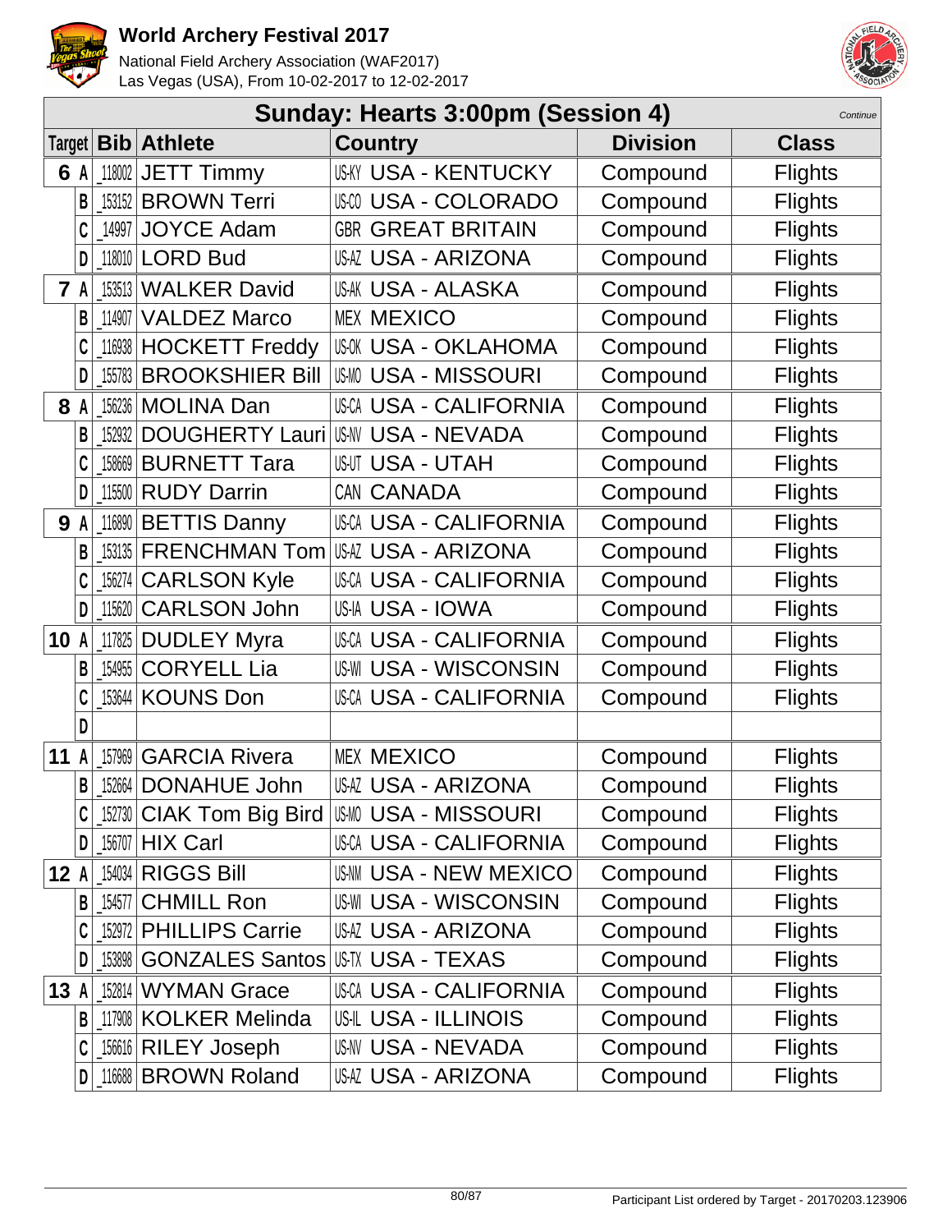# World Archery Festival 2017

National Field Archery Association (WAF2017)
Las Vegas (USA), From 10-02-2017 to 12-02-2017

## Sunday: Hearts 3:00pm (Session 4)

Continue

| Target | | Bib | Athlete | Country | Division | Class |
|---|---|---|---|---|---|---|
| 6 | A | _118002 | JETT Timmy | US-KY USA - KENTUCKY | Compound | Flights |
| | B | _153152 | BROWN Terri | US-CO USA - COLORADO | Compound | Flights |
| | C | _14997 | JOYCE Adam | GBR GREAT BRITAIN | Compound | Flights |
| | D | _118010 | LORD Bud | US-AZ USA - ARIZONA | Compound | Flights |
| 7 | A | _153513 | WALKER David | US-AK USA - ALASKA | Compound | Flights |
| | B | _114907 | VALDEZ Marco | MEX MEXICO | Compound | Flights |
| | C | _116938 | HOCKETT Freddy | US-OK USA - OKLAHOMA | Compound | Flights |
| | D | _155783 | BROOKSHIER Bill | US-MO USA - MISSOURI | Compound | Flights |
| 8 | A | _156236 | MOLINA Dan | US-CA USA - CALIFORNIA | Compound | Flights |
| | B | _152932 | DOUGHERTY Lauri | US-NV USA - NEVADA | Compound | Flights |
| | C | _158669 | BURNETT Tara | US-UT USA - UTAH | Compound | Flights |
| | D | _115500 | RUDY Darrin | CAN CANADA | Compound | Flights |
| 9 | A | _116890 | BETTIS Danny | US-CA USA - CALIFORNIA | Compound | Flights |
| | B | _153135 | FRENCHMAN Tom | US-AZ USA - ARIZONA | Compound | Flights |
| | C | _156274 | CARLSON Kyle | US-CA USA - CALIFORNIA | Compound | Flights |
| | D | _115620 | CARLSON John | US-IA USA - IOWA | Compound | Flights |
| 10 | A | _117825 | DUDLEY Myra | US-CA USA - CALIFORNIA | Compound | Flights |
| | B | _154955 | CORYELL Lia | US-WI USA - WISCONSIN | Compound | Flights |
| | C | _153644 | KOUNS Don | US-CA USA - CALIFORNIA | Compound | Flights |
| | D | | | | | |
| 11 | A | _157969 | GARCIA Rivera | MEX MEXICO | Compound | Flights |
| | B | _152664 | DONAHUE John | US-AZ USA - ARIZONA | Compound | Flights |
| | C | _152730 | CIAK Tom Big Bird | US-MO USA - MISSOURI | Compound | Flights |
| | D | _156707 | HIX Carl | US-CA USA - CALIFORNIA | Compound | Flights |
| 12 | A | _154034 | RIGGS Bill | US-NM USA - NEW MEXICO | Compound | Flights |
| | B | _154577 | CHMILL Ron | US-WI USA - WISCONSIN | Compound | Flights |
| | C | _152972 | PHILLIPS Carrie | US-AZ USA - ARIZONA | Compound | Flights |
| | D | _153898 | GONZALES Santos | US-TX USA - TEXAS | Compound | Flights |
| 13 | A | _152814 | WYMAN Grace | US-CA USA - CALIFORNIA | Compound | Flights |
| | B | _117908 | KOLKER Melinda | US-IL USA - ILLINOIS | Compound | Flights |
| | C | _156616 | RILEY Joseph | US-NV USA - NEVADA | Compound | Flights |
| | D | _116688 | BROWN Roland | US-AZ USA - ARIZONA | Compound | Flights |

Participant List ordered by Target - 20170203.123906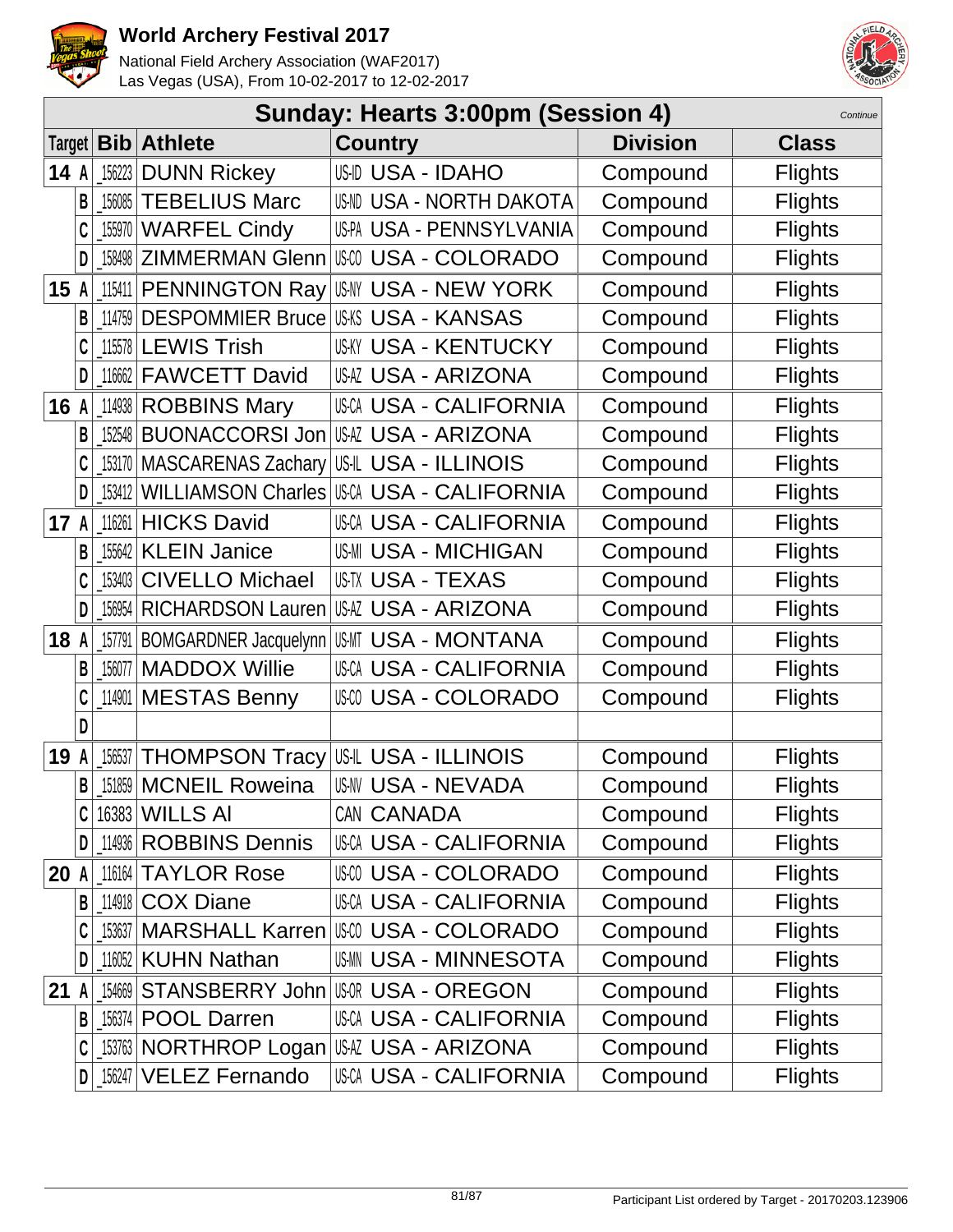# World Archery Festival 2017

National Field Archery Association (WAF2017)
Las Vegas (USA), From 10-02-2017 to 12-02-2017

## Sunday: Hearts 3:00pm (Session 4)

*Continue*

| Target | Bib | Athlete | Country | Division | Class |
|---|---|---|---|---|---|
| 14 A | _156223 | DUNN Rickey | US-ID USA - IDAHO | Compound | Flights |
| B | _156085 | TEBELIUS Marc | US-ND USA - NORTH DAKOTA | Compound | Flights |
| C | _155970 | WARFEL Cindy | US-PA USA - PENNSYLVANIA | Compound | Flights |
| D | _158498 | ZIMMERMAN Glenn | US-CO USA - COLORADO | Compound | Flights |
| 15 A | _115411 | PENNINGTON Ray | US-NY USA - NEW YORK | Compound | Flights |
| B | _114759 | DESPOMMIER Bruce | US-KS USA - KANSAS | Compound | Flights |
| C | _115578 | LEWIS Trish | US-KY USA - KENTUCKY | Compound | Flights |
| D | _116662 | FAWCETT David | US-AZ USA - ARIZONA | Compound | Flights |
| 16 A | _114938 | ROBBINS Mary | US-CA USA - CALIFORNIA | Compound | Flights |
| B | _152548 | BUONACCORSI Jon | US-AZ USA - ARIZONA | Compound | Flights |
| C | _153170 | MASCARENAS Zachary | US-IL USA - ILLINOIS | Compound | Flights |
| D | _153412 | WILLIAMSON Charles | US-CA USA - CALIFORNIA | Compound | Flights |
| 17 A | _116261 | HICKS David | US-CA USA - CALIFORNIA | Compound | Flights |
| B | _155642 | KLEIN Janice | US-MI USA - MICHIGAN | Compound | Flights |
| C | _153403 | CIVELLO Michael | US-TX USA - TEXAS | Compound | Flights |
| D | _156954 | RICHARDSON Lauren | US-AZ USA - ARIZONA | Compound | Flights |
| 18 A | _157791 | BOMGARDNER Jacquelynn | US-MT USA - MONTANA | Compound | Flights |
| B | _156077 | MADDOX Willie | US-CA USA - CALIFORNIA | Compound | Flights |
| C | _114901 | MESTAS Benny | US-CO USA - COLORADO | Compound | Flights |
| D | | | | | |
| 19 A | _156537 | THOMPSON Tracy | US-IL USA - ILLINOIS | Compound | Flights |
| B | _151859 | MCNEIL Roweina | US-NV USA - NEVADA | Compound | Flights |
| C | 16383 | WILLS Al | CAN CANADA | Compound | Flights |
| D | _114936 | ROBBINS Dennis | US-CA USA - CALIFORNIA | Compound | Flights |
| 20 A | _116164 | TAYLOR Rose | US-CO USA - COLORADO | Compound | Flights |
| B | _114918 | COX Diane | US-CA USA - CALIFORNIA | Compound | Flights |
| C | _153637 | MARSHALL Karren | US-CO USA - COLORADO | Compound | Flights |
| D | _116052 | KUHN Nathan | US-MN USA - MINNESOTA | Compound | Flights |
| 21 A | _154669 | STANSBERRY John | US-OR USA - OREGON | Compound | Flights |
| B | _156374 | POOL Darren | US-CA USA - CALIFORNIA | Compound | Flights |
| C | _153763 | NORTHROP Logan | US-AZ USA - ARIZONA | Compound | Flights |
| D | _156247 | VELEZ Fernando | US-CA USA - CALIFORNIA | Compound | Flights |

Participant List ordered by Target - 20170203.123906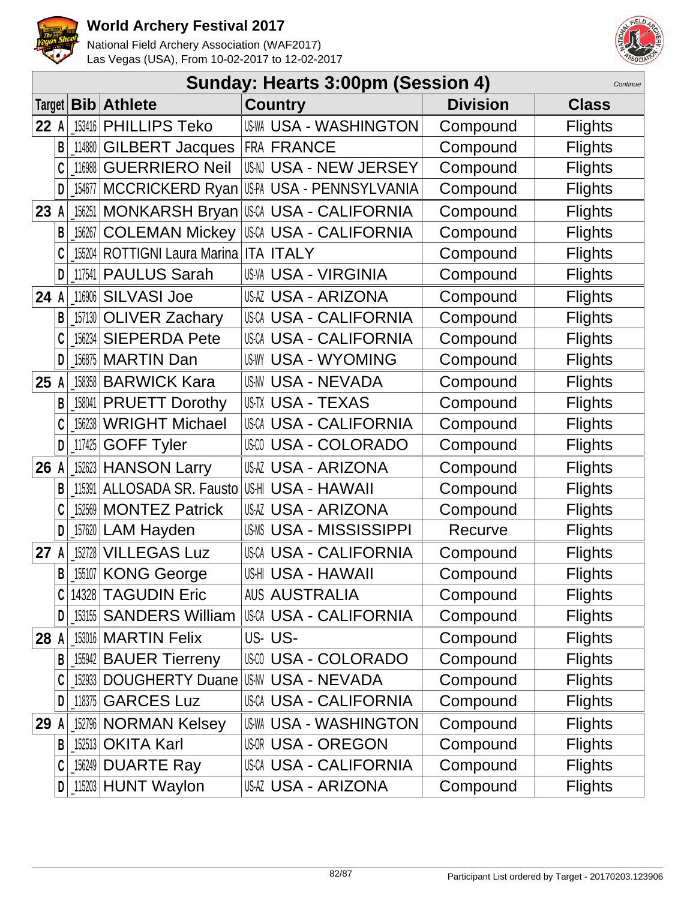# World Archery Festival 2017

National Field Archery Association (WAF2017)
Las Vegas (USA), From 10-02-2017 to 12-02-2017

## Sunday: Hearts 3:00pm (Session 4)

*Continue*

| Target | | Bib | Athlete | Country | | Division | Class |
|---|---|---|---|---|---|---|---|
| 22 | A | _153416 | PHILLIPS Teko | US-WA | USA - WASHINGTON | Compound | Flights |
| | B | _114880 | GILBERT Jacques | FRA | FRANCE | Compound | Flights |
| | C | _116988 | GUERRIERO Neil | US-NJ | USA - NEW JERSEY | Compound | Flights |
| | D | _154677 | MCCRICKERD Ryan | US-PA | USA - PENNSYLVANIA | Compound | Flights |
| 23 | A | _156251 | MONKARSH Bryan | US-CA | USA - CALIFORNIA | Compound | Flights |
| | B | _156267 | COLEMAN Mickey | US-CA | USA - CALIFORNIA | Compound | Flights |
| | C | _155204 | ROTTIGNI Laura Marina | ITA | ITALY | Compound | Flights |
| | D | _117541 | PAULUS Sarah | US-VA | USA - VIRGINIA | Compound | Flights |
| 24 | A | _116906 | SILVASI Joe | US-AZ | USA - ARIZONA | Compound | Flights |
| | B | _157130 | OLIVER Zachary | US-CA | USA - CALIFORNIA | Compound | Flights |
| | C | _156234 | SIEPERDA Pete | US-CA | USA - CALIFORNIA | Compound | Flights |
| | D | _156875 | MARTIN Dan | US-WY | USA - WYOMING | Compound | Flights |
| 25 | A | _158358 | BARWICK Kara | US-NV | USA - NEVADA | Compound | Flights |
| | B | _158041 | PRUETT Dorothy | US-TX | USA - TEXAS | Compound | Flights |
| | C | _156238 | WRIGHT Michael | US-CA | USA - CALIFORNIA | Compound | Flights |
| | D | _117425 | GOFF Tyler | US-CO | USA - COLORADO | Compound | Flights |
| 26 | A | _152623 | HANSON Larry | US-AZ | USA - ARIZONA | Compound | Flights |
| | B | _115391 | ALLOSADA SR. Fausto | US-HI | USA - HAWAII | Compound | Flights |
| | C | _152569 | MONTEZ Patrick | US-AZ | USA - ARIZONA | Compound | Flights |
| | D | _157620 | LAM Hayden | US-MS | USA - MISSISSIPPI | Recurve | Flights |
| 27 | A | _152728 | VILLEGAS Luz | US-CA | USA - CALIFORNIA | Compound | Flights |
| | B | _155107 | KONG George | US-HI | USA - HAWAII | Compound | Flights |
| | C | 14328 | TAGUDIN Eric | AUS | AUSTRALIA | Compound | Flights |
| | D | _153155 | SANDERS William | US-CA | USA - CALIFORNIA | Compound | Flights |
| 28 | A | _153016 | MARTIN Felix | US- | US- | Compound | Flights |
| | B | _155942 | BAUER Tierreny | US-CO | USA - COLORADO | Compound | Flights |
| | C | _152933 | DOUGHERTY Duane | US-NV | USA - NEVADA | Compound | Flights |
| | D | _118375 | GARCES Luz | US-CA | USA - CALIFORNIA | Compound | Flights |
| 29 | A | _152796 | NORMAN Kelsey | US-WA | USA - WASHINGTON | Compound | Flights |
| | B | _152513 | OKITA Karl | US-OR | USA - OREGON | Compound | Flights |
| | C | _156249 | DUARTE Ray | US-CA | USA - CALIFORNIA | Compound | Flights |
| | D | _115203 | HUNT Waylon | US-AZ | USA - ARIZONA | Compound | Flights |

Participant List ordered by Target - 20170203.123906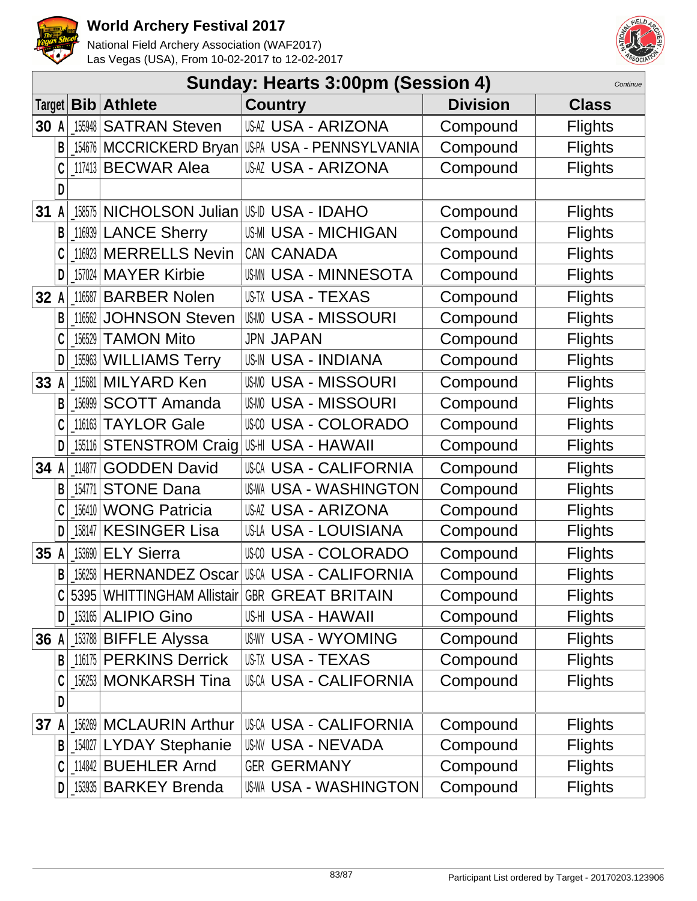# World Archery Festival 2017

National Field Archery Association (WAF2017)
Las Vegas (USA), From 10-02-2017 to 12-02-2017

## Sunday: Hearts 3:00pm (Session 4)

*Continue*

| Target | | Bib | Athlete | Country | Division | Class |
|---|---|---|---|---|---|---|
| 30 | A | _155948 | SATRAN Steven | US-AZ USA - ARIZONA | Compound | Flights |
| | B | _154676 | MCCRICKERD Bryan | US-PA USA - PENNSYLVANIA | Compound | Flights |
| | C | _117413 | BECWAR Alea | US-AZ USA - ARIZONA | Compound | Flights |
| | D | | | | | |
| 31 | A | _158575 | NICHOLSON Julian | US-ID USA - IDAHO | Compound | Flights |
| | B | _116939 | LANCE Sherry | US-MI USA - MICHIGAN | Compound | Flights |
| | C | _116923 | MERRELLS Nevin | CAN CANADA | Compound | Flights |
| | D | _157024 | MAYER Kirbie | US-MN USA - MINNESOTA | Compound | Flights |
| 32 | A | _116587 | BARBER Nolen | US-TX USA - TEXAS | Compound | Flights |
| | B | _116562 | JOHNSON Steven | US-MO USA - MISSOURI | Compound | Flights |
| | C | _156529 | TAMON Mito | JPN JAPAN | Compound | Flights |
| | D | _155963 | WILLIAMS Terry | US-IN USA - INDIANA | Compound | Flights |
| 33 | A | _115681 | MILYARD Ken | US-MO USA - MISSOURI | Compound | Flights |
| | B | _156999 | SCOTT Amanda | US-MO USA - MISSOURI | Compound | Flights |
| | C | _116163 | TAYLOR Gale | US-CO USA - COLORADO | Compound | Flights |
| | D | _155116 | STENSTROM Craig | US-HI USA - HAWAII | Compound | Flights |
| 34 | A | _114877 | GODDEN David | US-CA USA - CALIFORNIA | Compound | Flights |
| | B | _154771 | STONE Dana | US-WA USA - WASHINGTON | Compound | Flights |
| | C | _156410 | WONG Patricia | US-AZ USA - ARIZONA | Compound | Flights |
| | D | _158147 | KESINGER Lisa | US-LA USA - LOUISIANA | Compound | Flights |
| 35 | A | _153690 | ELY Sierra | US-CO USA - COLORADO | Compound | Flights |
| | B | _156258 | HERNANDEZ Oscar | US-CA USA - CALIFORNIA | Compound | Flights |
| | C | 5395 | WHITTINGHAM Allistair | GBR GREAT BRITAIN | Compound | Flights |
| | D | _153165 | ALIPIO Gino | US-HI USA - HAWAII | Compound | Flights |
| 36 | A | _153788 | BIFFLE Alyssa | US-WY USA - WYOMING | Compound | Flights |
| | B | _116175 | PERKINS Derrick | US-TX USA - TEXAS | Compound | Flights |
| | C | _156253 | MONKARSH Tina | US-CA USA - CALIFORNIA | Compound | Flights |
| | D | | | | | |
| 37 | A | _156269 | MCLAURIN Arthur | US-CA USA - CALIFORNIA | Compound | Flights |
| | B | _154027 | LYDAY Stephanie | US-NV USA - NEVADA | Compound | Flights |
| | C | _114842 | BUEHLER Arnd | GER GERMANY | Compound | Flights |
| | D | _153935 | BARKEY Brenda | US-WA USA - WASHINGTON | Compound | Flights |

Participant List ordered by Target - 20170203.123906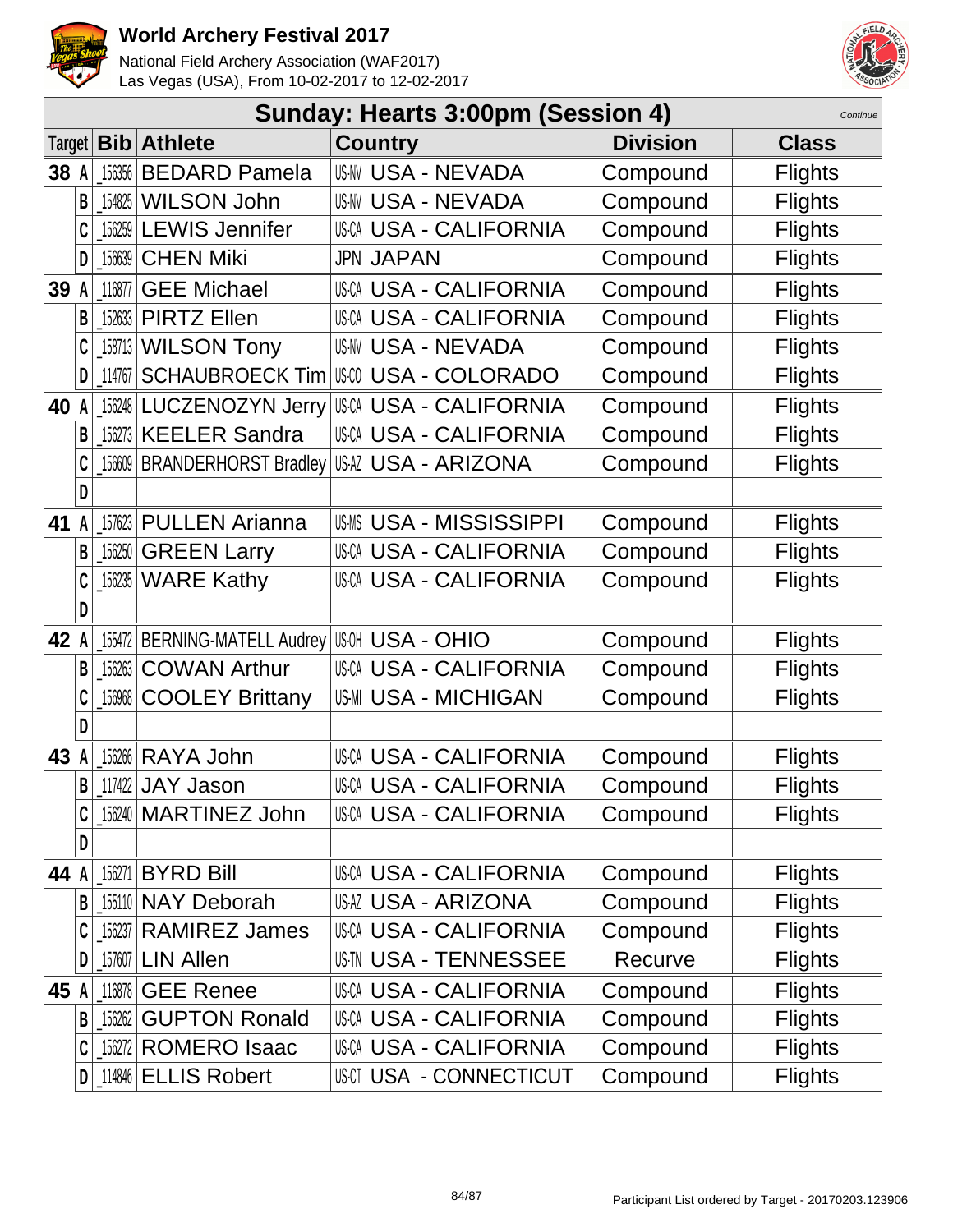# World Archery Festival 2017

National Field Archery Association (WAF2017)
Las Vegas (USA), From 10-02-2017 to 12-02-2017

## Sunday: Hearts 3:00pm (Session 4)

*Continue*

| Target | | Bib | Athlete | Country | Division | Class |
|---|---|---|---|---|---|---|
| 38 | A | 156356 | BEDARD Pamela | US-NV USA - NEVADA | Compound | Flights |
| | B | 154825 | WILSON John | US-NV USA - NEVADA | Compound | Flights |
| | C | 156259 | LEWIS Jennifer | US-CA USA - CALIFORNIA | Compound | Flights |
| | D | 156639 | CHEN Miki | JPN JAPAN | Compound | Flights |
| 39 | A | 116877 | GEE Michael | US-CA USA - CALIFORNIA | Compound | Flights |
| | B | 152633 | PIRTZ Ellen | US-CA USA - CALIFORNIA | Compound | Flights |
| | C | 158713 | WILSON Tony | US-NV USA - NEVADA | Compound | Flights |
| | D | 114767 | SCHAUBROECK Tim | US-CO USA - COLORADO | Compound | Flights |
| 40 | A | 156248 | LUCZENOZYN Jerry | US-CA USA - CALIFORNIA | Compound | Flights |
| | B | 156273 | KEELER Sandra | US-CA USA - CALIFORNIA | Compound | Flights |
| | C | 156609 | BRANDERHORST Bradley | US-AZ USA - ARIZONA | Compound | Flights |
| | D | | | | | |
| 41 | A | 157623 | PULLEN Arianna | US-MS USA - MISSISSIPPI | Compound | Flights |
| | B | 156250 | GREEN Larry | US-CA USA - CALIFORNIA | Compound | Flights |
| | C | 156235 | WARE Kathy | US-CA USA - CALIFORNIA | Compound | Flights |
| | D | | | | | |
| 42 | A | 155472 | BERNING-MATELL Audrey | US-OH USA - OHIO | Compound | Flights |
| | B | 156263 | COWAN Arthur | US-CA USA - CALIFORNIA | Compound | Flights |
| | C | 156968 | COOLEY Brittany | US-MI USA - MICHIGAN | Compound | Flights |
| | D | | | | | |
| 43 | A | 156266 | RAYA John | US-CA USA - CALIFORNIA | Compound | Flights |
| | B | 117422 | JAY Jason | US-CA USA - CALIFORNIA | Compound | Flights |
| | C | 156240 | MARTINEZ John | US-CA USA - CALIFORNIA | Compound | Flights |
| | D | | | | | |
| 44 | A | 156271 | BYRD Bill | US-CA USA - CALIFORNIA | Compound | Flights |
| | B | 155110 | NAY Deborah | US-AZ USA - ARIZONA | Compound | Flights |
| | C | 156237 | RAMIREZ James | US-CA USA - CALIFORNIA | Compound | Flights |
| | D | 157607 | LIN Allen | US-TN USA - TENNESSEE | Recurve | Flights |
| 45 | A | 116878 | GEE Renee | US-CA USA - CALIFORNIA | Compound | Flights |
| | B | 156262 | GUPTON Ronald | US-CA USA - CALIFORNIA | Compound | Flights |
| | C | 156272 | ROMERO Isaac | US-CA USA - CALIFORNIA | Compound | Flights |
| | D | 114846 | ELLIS Robert | US-CT USA - CONNECTICUT | Compound | Flights |

Participant List ordered by Target - 20170203.123906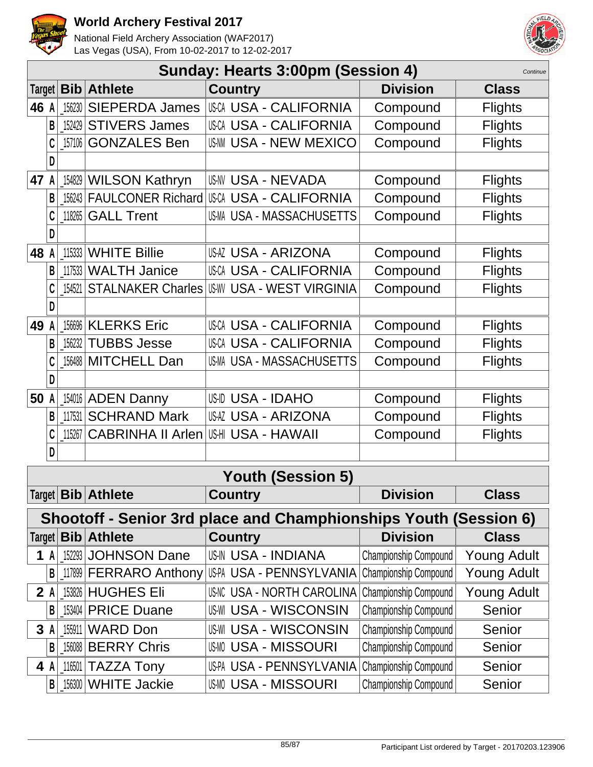# World Archery Festival 2017

National Field Archery Association (WAF2017)
Las Vegas (USA), From 10-02-2017 to 12-02-2017

## Sunday: Hearts 3:00pm (Session 4)

*Continue*

| Target | | Bib | Athlete | Country | Division | Class |
|---|---|---|---|---|---|---|
| 46 | A | 156230 | SIEPERDA James | US-CA USA - CALIFORNIA | Compound | Flights |
| | B | 152429 | STIVERS James | US-CA USA - CALIFORNIA | Compound | Flights |
| | C | 157106 | GONZALES Ben | US-NM USA - NEW MEXICO | Compound | Flights |
| | D | | | | | |
| 47 | A | 154829 | WILSON Kathryn | US-NV USA - NEVADA | Compound | Flights |
| | B | 156243 | FAULCONER Richard | US-CA USA - CALIFORNIA | Compound | Flights |
| | C | 118265 | GALL Trent | US-MA USA - MASSACHUSETTS | Compound | Flights |
| | D | | | | | |
| 48 | A | 115333 | WHITE Billie | US-AZ USA - ARIZONA | Compound | Flights |
| | B | 117533 | WALTH Janice | US-CA USA - CALIFORNIA | Compound | Flights |
| | C | 154521 | STALNAKER Charles | US-WV USA - WEST VIRGINIA | Compound | Flights |
| | D | | | | | |
| 49 | A | 156696 | KLERKS Eric | US-CA USA - CALIFORNIA | Compound | Flights |
| | B | 156232 | TUBBS Jesse | US-CA USA - CALIFORNIA | Compound | Flights |
| | C | 156488 | MITCHELL Dan | US-MA USA - MASSACHUSETTS | Compound | Flights |
| | D | | | | | |
| 50 | A | 154016 | ADEN Danny | US-ID USA - IDAHO | Compound | Flights |
| | B | 117531 | SCHRAND Mark | US-AZ USA - ARIZONA | Compound | Flights |
| | C | 115267 | CABRINHA II Arlen | US-HI USA - HAWAII | Compound | Flights |
| | D | | | | | |

## Youth (Session 5)

| Target | | Bib | Athlete | Country | Division | Class |
|---|---|---|---|---|---|---|

## Shootoff - Senior 3rd place and Championships Youth (Session 6)

| Target | | Bib | Athlete | Country | Division | Class |
|---|---|---|---|---|---|---|
| 1 | A | 152293 | JOHNSON Dane | US-IN USA - INDIANA | Championship Compound | Young Adult |
| | B | 117899 | FERRARO Anthony | US-PA USA - PENNSYLVANIA | Championship Compound | Young Adult |
| 2 | A | 153826 | HUGHES Eli | US-NC USA - NORTH CAROLINA | Championship Compound | Young Adult |
| | B | 153404 | PRICE Duane | US-WI USA - WISCONSIN | Championship Compound | Senior |
| 3 | A | 155911 | WARD Don | US-WI USA - WISCONSIN | Championship Compound | Senior |
| | B | 156088 | BERRY Chris | US-MO USA - MISSOURI | Championship Compound | Senior |
| 4 | A | 116501 | TAZZA Tony | US-PA USA - PENNSYLVANIA | Championship Compound | Senior |
| | B | 156300 | WHITE Jackie | US-MO USA - MISSOURI | Championship Compound | Senior |

Participant List ordered by Target - 20170203.123906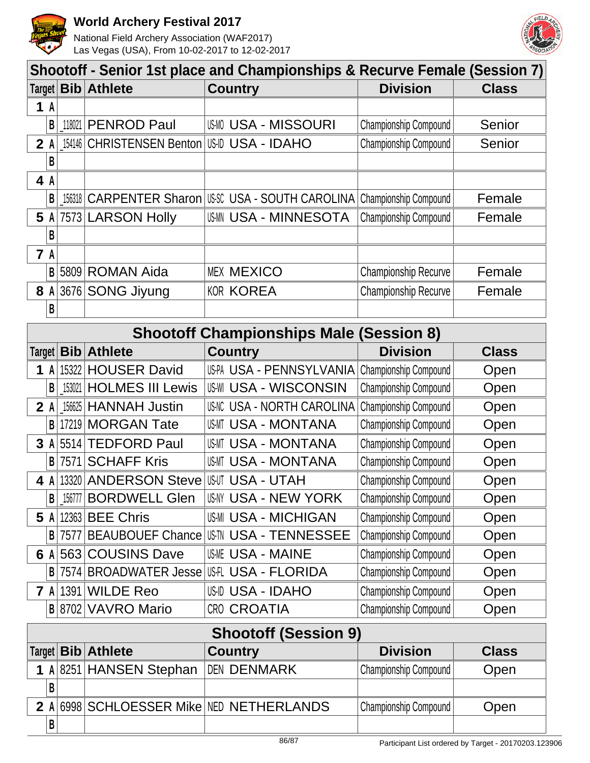## Shootoff - Senior 1st place and Championships & Recurve Female (Session 7)

| Target | | Bib | Athlete | Country | | Division | Class |
|---|---|---|---|---|---|---|---|
| 1 | A | | | | | | |
| | B | _118021 | PENROD Paul | US-MO | USA - MISSOURI | Championship Compound | Senior |
| 2 | A | _154146 | CHRISTENSEN Benton | US-ID | USA - IDAHO | Championship Compound | Senior |
| | B | | | | | | |
| 4 | A | | | | | | |
| | B | _156318 | CARPENTER Sharon | US-SC | USA - SOUTH CAROLINA | Championship Compound | Female |
| 5 | A | 7573 | LARSON Holly | US-MN | USA - MINNESOTA | Championship Compound | Female |
| | B | | | | | | |
| 7 | A | | | | | | |
| | B | 5809 | ROMAN Aida | MEX | MEXICO | Championship Recurve | Female |
| 8 | A | 3676 | SONG Jiyung | KOR | KOREA | Championship Recurve | Female |
| | B | | | | | | |

## Shootoff Championships Male (Session 8)

| Target | | Bib | Athlete | Country | | Division | Class |
|---|---|---|---|---|---|---|---|
| 1 | A | 15322 | HOUSER David | US-PA | USA - PENNSYLVANIA | Championship Compound | Open |
| | B | _153021 | HOLMES III Lewis | US-WI | USA - WISCONSIN | Championship Compound | Open |
| 2 | A | _156625 | HANNAH Justin | US-NC | USA - NORTH CAROLINA | Championship Compound | Open |
| | B | 17219 | MORGAN Tate | US-MT | USA - MONTANA | Championship Compound | Open |
| 3 | A | 5514 | TEDFORD Paul | US-MT | USA - MONTANA | Championship Compound | Open |
| | B | 7571 | SCHAFF Kris | US-MT | USA - MONTANA | Championship Compound | Open |
| 4 | A | 13320 | ANDERSON Steve | US-UT | USA - UTAH | Championship Compound | Open |
| | B | _156777 | BORDWELL Glen | US-NY | USA - NEW YORK | Championship Compound | Open |
| 5 | A | 12363 | BEE Chris | US-MI | USA - MICHIGAN | Championship Compound | Open |
| | B | 7577 | BEAUBOUEF Chance | US-TN | USA - TENNESSEE | Championship Compound | Open |
| 6 | A | 563 | COUSINS Dave | US-ME | USA - MAINE | Championship Compound | Open |
| | B | 7574 | BROADWATER Jesse | US-FL | USA - FLORIDA | Championship Compound | Open |
| 7 | A | 1391 | WILDE Reo | US-ID | USA - IDAHO | Championship Compound | Open |
| | B | 8702 | VAVRO Mario | CRO | CROATIA | Championship Compound | Open |

## Shootoff (Session 9)

| Target | | Bib | Athlete | Country | | Division | Class |
|---|---|---|---|---|---|---|---|
| 1 | A | 8251 | HANSEN Stephan | DEN | DENMARK | Championship Compound | Open |
| | B | | | | | | |
| 2 | A | 6998 | SCHLOESSER Mike | NED | NETHERLANDS | Championship Compound | Open |
| | B | | | | | | |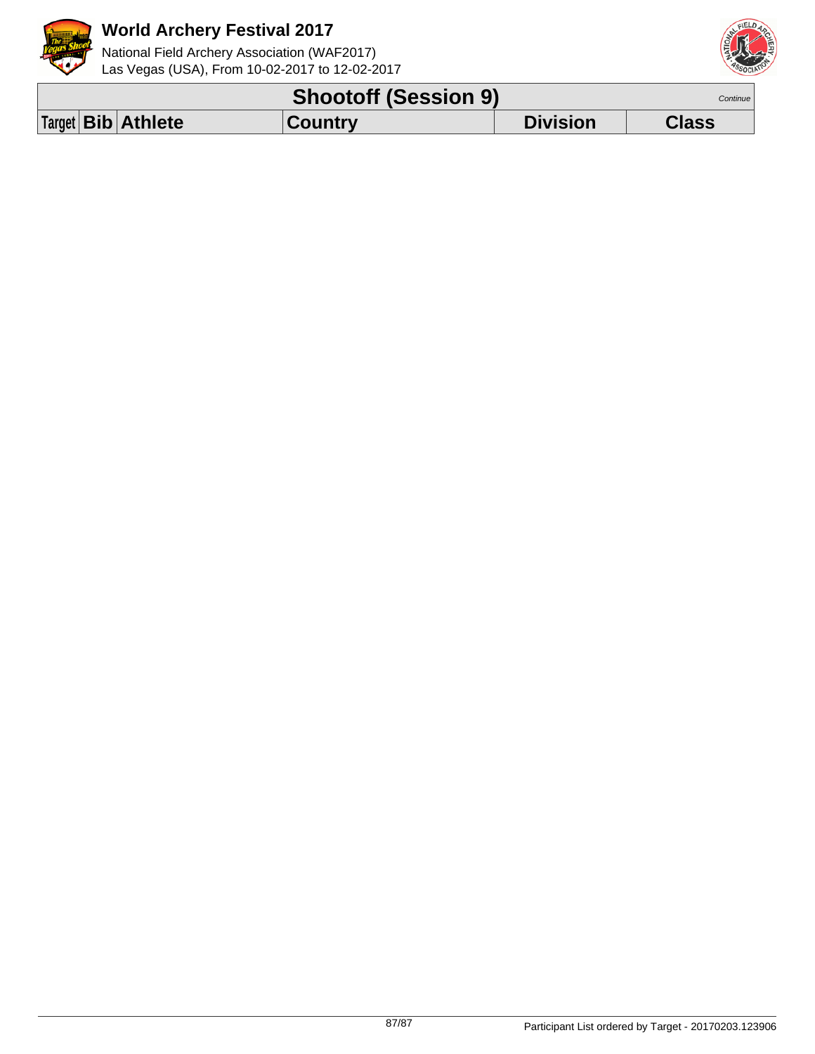## Shootoff (Session 9)

*Continue*

| Target | Bib | Athlete | Country | Division | Class |
|---|---|---|---|---|---|